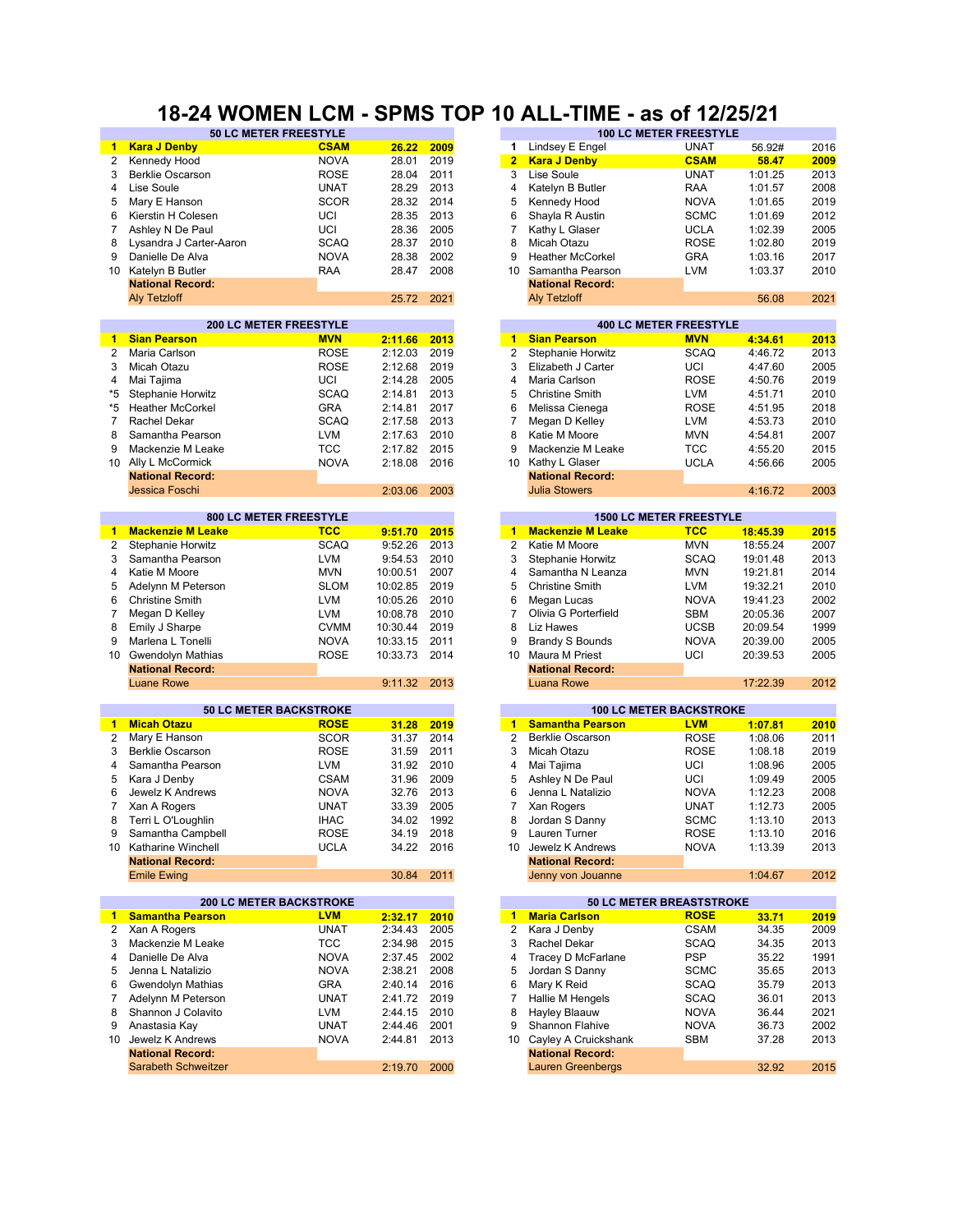# 18-24 WOMEN LCM - SPMS TOP 10 ALL-TIME - as of 12/25/21

## 50 LC METER FREESTYLE

| | Name | Club | Time | Year |
|---|---|---|---|---|
| **1** | **Kara J Denby** | **CSAM** | **26.22** | **2009** |
| 2 | Kennedy Hood | NOVA | 28.01 | 2019 |
| 3 | Berklie Oscarson | ROSE | 28.04 | 2011 |
| 4 | Lise Soule | UNAT | 28.29 | 2013 |
| 5 | Mary E Hanson | SCOR | 28.32 | 2014 |
| 6 | Kierstin H Colesen | UCI | 28.35 | 2013 |
| 7 | Ashley N De Paul | UCI | 28.36 | 2005 |
| 8 | Lysandra J Carter-Aaron | SCAQ | 28.37 | 2010 |
| 9 | Danielle De Alva | NOVA | 28.38 | 2002 |
| 10 | Katelyn B Butler | RAA | 28.47 | 2008 |
| | **National Record:** | | | |
| | Aly Tetzloff | | 25.72 | 2021 |

## 100 LC METER FREESTYLE

| | Name | Club | Time | Year |
|---|---|---|---|---|
| 1 | Lindsey E Engel | UNAT | 56.92# | 2016 |
| **2** | **Kara J Denby** | **CSAM** | **58.47** | **2009** |
| 3 | Lise Soule | UNAT | 1:01.25 | 2013 |
| 4 | Katelyn B Butler | RAA | 1:01.57 | 2008 |
| 5 | Kennedy Hood | NOVA | 1:01.65 | 2019 |
| 6 | Shayla R Austin | SCMC | 1:01.69 | 2012 |
| 7 | Kathy L Glaser | UCLA | 1:02.39 | 2005 |
| 8 | Micah Otazu | ROSE | 1:02.80 | 2019 |
| 9 | Heather McCorkel | GRA | 1:03.16 | 2017 |
| 10 | Samantha Pearson | LVM | 1:03.37 | 2010 |
| | **National Record:** | | | |
| | Aly Tetzloff | | 56.08 | 2021 |

## 200 LC METER FREESTYLE

| | Name | Club | Time | Year |
|---|---|---|---|---|
| **1** | **Sian Pearson** | **MVN** | **2:11.66** | **2013** |
| 2 | Maria Carlson | ROSE | 2:12.03 | 2019 |
| 3 | Micah Otazu | ROSE | 2:12.68 | 2019 |
| 4 | Mai Tajima | UCI | 2:14.28 | 2005 |
| *5 | Stephanie Horwitz | SCAQ | 2:14.81 | 2013 |
| *5 | Heather McCorkel | GRA | 2:14.81 | 2017 |
| 7 | Rachel Dekar | SCAQ | 2:17.58 | 2013 |
| 8 | Samantha Pearson | LVM | 2:17.63 | 2010 |
| 9 | Mackenzie M Leake | TCC | 2:17.82 | 2015 |
| 10 | Ally L McCormick | NOVA | 2:18.08 | 2016 |
| | **National Record:** | | | |
| | Jessica Foschi | | 2:03.06 | 2003 |

## 400 LC METER FREESTYLE

| | Name | Club | Time | Year |
|---|---|---|---|---|
| **1** | **Sian Pearson** | **MVN** | **4:34.61** | **2013** |
| 2 | Stephanie Horwitz | SCAQ | 4:46.72 | 2013 |
| 3 | Elizabeth J Carter | UCI | 4:47.60 | 2005 |
| 4 | Maria Carlson | ROSE | 4:50.76 | 2019 |
| 5 | Christine Smith | LVM | 4:51.71 | 2010 |
| 6 | Melissa Cienega | ROSE | 4:51.95 | 2018 |
| 7 | Megan D Kelley | LVM | 4:53.73 | 2010 |
| 8 | Katie M Moore | MVN | 4:54.81 | 2007 |
| 9 | Mackenzie M Leake | TCC | 4:55.20 | 2015 |
| 10 | Kathy L Glaser | UCLA | 4:56.66 | 2005 |
| | **National Record:** | | | |
| | Julia Stowers | | 4:16.72 | 2003 |

## 800 LC METER FREESTYLE

| | Name | Club | Time | Year |
|---|---|---|---|---|
| **1** | **Mackenzie M Leake** | **TCC** | **9:51.70** | **2015** |
| 2 | Stephanie Horwitz | SCAQ | 9:52.26 | 2013 |
| 3 | Samantha Pearson | LVM | 9:54.53 | 2010 |
| 4 | Katie M Moore | MVN | 10:00.51 | 2007 |
| 5 | Adelynn M Peterson | SLOM | 10:02.85 | 2019 |
| 6 | Christine Smith | LVM | 10:05.26 | 2010 |
| 7 | Megan D Kelley | LVM | 10:08.78 | 2010 |
| 8 | Emily J Sharpe | CVMM | 10:30.44 | 2019 |
| 9 | Marlena L Tonelli | NOVA | 10:33.15 | 2011 |
| 10 | Gwendolyn Mathias | ROSE | 10:33.73 | 2014 |
| | **National Record:** | | | |
| | Luane Rowe | | 9:11.32 | 2013 |

## 1500 LC METER FREESTYLE

| | Name | Club | Time | Year |
|---|---|---|---|---|
| **1** | **Mackenzie M Leake** | **TCC** | **18:45.39** | **2015** |
| 2 | Katie M Moore | MVN | 18:55.24 | 2007 |
| 3 | Stephanie Horwitz | SCAQ | 19:01.48 | 2013 |
| 4 | Samantha N Leanza | MVN | 19:21.81 | 2014 |
| 5 | Christine Smith | LVM | 19:32.21 | 2010 |
| 6 | Megan Lucas | NOVA | 19:41.23 | 2002 |
| 7 | Olivia G Porterfield | SBM | 20:05.36 | 2007 |
| 8 | Liz Hawes | UCSB | 20:09.54 | 1999 |
| 9 | Brandy S Bounds | NOVA | 20:39.00 | 2005 |
| 10 | Maura M Priest | UCI | 20:39.53 | 2005 |
| | **National Record:** | | | |
| | Luana Rowe | | 17:22.39 | 2012 |

## 50 LC METER BACKSTROKE

| | Name | Club | Time | Year |
|---|---|---|---|---|
| **1** | **Micah Otazu** | **ROSE** | **31.28** | **2019** |
| 2 | Mary E Hanson | SCOR | 31.37 | 2014 |
| 3 | Berklie Oscarson | ROSE | 31.59 | 2011 |
| 4 | Samantha Pearson | LVM | 31.92 | 2010 |
| 5 | Kara J Denby | CSAM | 31.96 | 2009 |
| 6 | Jewelz K Andrews | NOVA | 32.76 | 2013 |
| 7 | Xan A Rogers | UNAT | 33.39 | 2005 |
| 8 | Terri L O'Loughlin | IHAC | 34.02 | 1992 |
| 9 | Samantha Campbell | ROSE | 34.19 | 2018 |
| 10 | Katharine Winchell | UCLA | 34.22 | 2016 |
| | **National Record:** | | | |
| | Emile Ewing | | 30.84 | 2011 |

## 100 LC METER BACKSTROKE

| | Name | Club | Time | Year |
|---|---|---|---|---|
| **1** | **Samantha Pearson** | **LVM** | **1:07.81** | **2010** |
| 2 | Berklie Oscarson | ROSE | 1:08.06 | 2011 |
| 3 | Micah Otazu | ROSE | 1:08.18 | 2019 |
| 4 | Mai Tajima | UCI | 1:08.96 | 2005 |
| 5 | Ashley N De Paul | UCI | 1:09.49 | 2005 |
| 6 | Jenna L Natalizio | NOVA | 1:12.23 | 2008 |
| 7 | Xan Rogers | UNAT | 1:12.73 | 2005 |
| 8 | Jordan S Danny | SCMC | 1:13.10 | 2013 |
| 9 | Lauren Turner | ROSE | 1:13.10 | 2016 |
| 10 | Jewelz K Andrews | NOVA | 1:13.39 | 2013 |
| | **National Record:** | | | |
| | Jenny von Jouanne | | 1:04.67 | 2012 |

## 200 LC METER BACKSTROKE

| | Name | Club | Time | Year |
|---|---|---|---|---|
| **1** | **Samantha Pearson** | **LVM** | **2:32.17** | **2010** |
| 2 | Xan A Rogers | UNAT | 2:34.43 | 2005 |
| 3 | Mackenzie M Leake | TCC | 2:34.98 | 2015 |
| 4 | Danielle De Alva | NOVA | 2:37.45 | 2002 |
| 5 | Jenna L Natalizio | NOVA | 2:38.21 | 2008 |
| 6 | Gwendolyn Mathias | GRA | 2:40.14 | 2016 |
| 7 | Adelynn M Peterson | UNAT | 2:41.72 | 2019 |
| 8 | Shannon J Colavito | LVM | 2:44.15 | 2010 |
| 9 | Anastasia Kay | UNAT | 2:44.46 | 2001 |
| 10 | Jewelz K Andrews | NOVA | 2:44.81 | 2013 |
| | **National Record:** | | | |
| | Sarabeth Schweitzer | | 2:19.70 | 2000 |

## 50 LC METER BREASTSTROKE

| | Name | Club | Time | Year |
|---|---|---|---|---|
| **1** | **Maria Carlson** | **ROSE** | **33.71** | **2019** |
| 2 | Kara J Denby | CSAM | 34.35 | 2009 |
| 3 | Rachel Dekar | SCAQ | 34.35 | 2013 |
| 4 | Tracey D McFarlane | PSP | 35.22 | 1991 |
| 5 | Jordan S Danny | SCMC | 35.65 | 2013 |
| 6 | Mary K Reid | SCAQ | 35.79 | 2013 |
| 7 | Hallie M Hengels | SCAQ | 36.01 | 2013 |
| 8 | Hayley Blaauw | NOVA | 36.44 | 2021 |
| 9 | Shannon Flahive | NOVA | 36.73 | 2002 |
| 10 | Cayley A Cruickshank | SBM | 37.28 | 2013 |
| | **National Record:** | | | |
| | Lauren Greenbergs | | 32.92 | 2015 |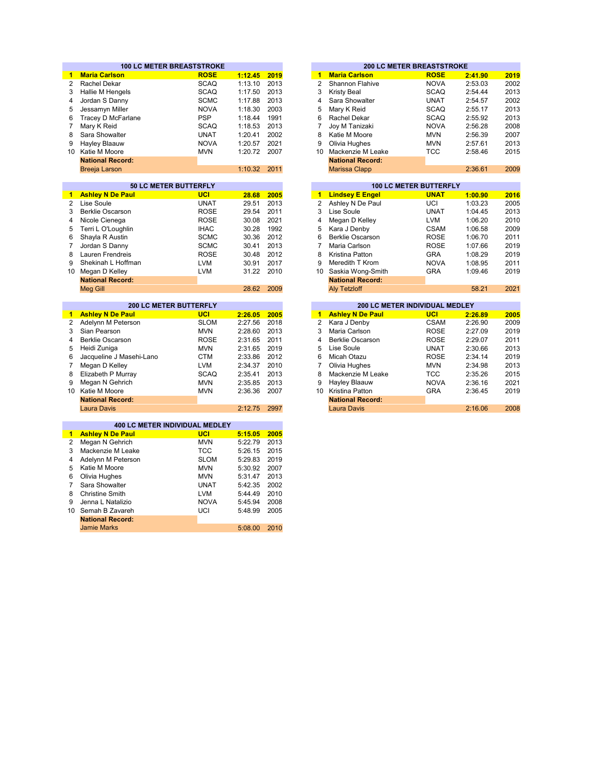## 100 LC METER BREASTSTROKE

| | Name | Team | Time | Year |
|---|---|---|---|---|
| **1** | **Maria Carlson** | **ROSE** | **1:12.45** | **2019** |
| 2 | Rachel Dekar | SCAQ | 1:13.10 | 2013 |
| 3 | Hallie M Hengels | SCAQ | 1:17.50 | 2013 |
| 4 | Jordan S Danny | SCMC | 1:17.88 | 2013 |
| 5 | Jessamyn Miller | NOVA | 1:18.30 | 2003 |
| 6 | Tracey D McFarlane | PSP | 1:18.44 | 1991 |
| 7 | Mary K Reid | SCAQ | 1:18.53 | 2013 |
| 8 | Sara Showalter | UNAT | 1:20.41 | 2002 |
| 9 | Hayley Blaauw | NOVA | 1:20.57 | 2021 |
| 10 | Katie M Moore | MVN | 1:20.72 | 2007 |
| | **National Record:** | | | |
| | Breeja Larson | | 1:10.32 | 2011 |

## 200 LC METER BREASTSTROKE

| | Name | Team | Time | Year |
|---|---|---|---|---|
| **1** | **Maria Carlson** | **ROSE** | **2:41.90** | **2019** |
| 2 | Shannon Flahive | NOVA | 2:53.03 | 2002 |
| 3 | Kristy Beal | SCAQ | 2:54.44 | 2013 |
| 4 | Sara Showalter | UNAT | 2:54.57 | 2002 |
| 5 | Mary K Reid | SCAQ | 2:55.17 | 2013 |
| 6 | Rachel Dekar | SCAQ | 2:55.92 | 2013 |
| 7 | Joy M Tanizaki | NOVA | 2:56.28 | 2008 |
| 8 | Katie M Moore | MVN | 2:56.39 | 2007 |
| 9 | Olivia Hughes | MVN | 2:57.61 | 2013 |
| 10 | Mackenzie M Leake | TCC | 2:58.46 | 2015 |
| | **National Record:** | | | |
| | Marissa Clapp | | 2:36.61 | 2009 |

## 50 LC METER BUTTERFLY

| | Name | Team | Time | Year |
|---|---|---|---|---|
| **1** | **Ashley N De Paul** | **UCI** | **28.68** | **2005** |
| 2 | Lise Soule | UNAT | 29.51 | 2013 |
| 3 | Berklie Oscarson | ROSE | 29.54 | 2011 |
| 4 | Nicole Cienega | ROSE | 30.08 | 2021 |
| 5 | Terri L O'Loughlin | IHAC | 30.28 | 1992 |
| 6 | Shayla R Austin | SCMC | 30.36 | 2012 |
| 7 | Jordan S Danny | SCMC | 30.41 | 2013 |
| 8 | Lauren Frendreis | ROSE | 30.48 | 2012 |
| 9 | Shekinah L Hoffman | LVM | 30.91 | 2017 |
| 10 | Megan D Kelley | LVM | 31.22 | 2010 |
| | **National Record:** | | | |
| | Meg Gill | | 28.62 | 2009 |

## 100 LC METER BUTTERFLY

| | Name | Team | Time | Year |
|---|---|---|---|---|
| **1** | **Lindsey E Engel** | **UNAT** | **1:00.90** | **2016** |
| 2 | Ashley N De Paul | UCI | 1:03.23 | 2005 |
| 3 | Lise Soule | UNAT | 1:04.45 | 2013 |
| 4 | Megan D Kelley | LVM | 1:06.20 | 2010 |
| 5 | Kara J Denby | CSAM | 1:06.58 | 2009 |
| 6 | Berklie Oscarson | ROSE | 1:06.70 | 2011 |
| 7 | Maria Carlson | ROSE | 1:07.66 | 2019 |
| 8 | Kristina Patton | GRA | 1:08.29 | 2019 |
| 9 | Meredith T Krom | NOVA | 1:08.95 | 2011 |
| 10 | Saskia Wong-Smith | GRA | 1:09.46 | 2019 |
| | **National Record:** | | | |
| | Aly Tetzloff | | 58.21 | 2021 |

## 200 LC METER BUTTERFLY

| | Name | Team | Time | Year |
|---|---|---|---|---|
| **1** | **Ashley N De Paul** | **UCI** | **2:26.05** | **2005** |
| 2 | Adelynn M Peterson | SLOM | 2:27.56 | 2018 |
| 3 | Sian Pearson | MVN | 2:28.60 | 2013 |
| 4 | Berklie Oscarson | ROSE | 2:31.65 | 2011 |
| 5 | Heidi Zuniga | MVN | 2:31.65 | 2019 |
| 6 | Jacqueline J Masehi-Lano | CTM | 2:33.86 | 2012 |
| 7 | Megan D Kelley | LVM | 2:34.37 | 2010 |
| 8 | Elizabeth P Murray | SCAQ | 2:35.41 | 2013 |
| 9 | Megan N Gehrich | MVN | 2:35.85 | 2013 |
| 10 | Katie M Moore | MVN | 2:36.36 | 2007 |
| | **National Record:** | | | |
| | Laura Davis | | 2:12.75 | 2997 |

## 200 LC METER INDIVIDUAL MEDLEY

| | Name | Team | Time | Year |
|---|---|---|---|---|
| **1** | **Ashley N De Paul** | **UCI** | **2:26.89** | **2005** |
| 2 | Kara J Denby | CSAM | 2:26.90 | 2009 |
| 3 | Maria Carlson | ROSE | 2:27.09 | 2019 |
| 4 | Berklie Oscarson | ROSE | 2:29.07 | 2011 |
| 5 | Lise Soule | UNAT | 2:30.66 | 2013 |
| 6 | Micah Otazu | ROSE | 2:34.14 | 2019 |
| 7 | Olivia Hughes | MVN | 2:34.98 | 2013 |
| 8 | Mackenzie M Leake | TCC | 2:35.26 | 2015 |
| 9 | Hayley Blaauw | NOVA | 2:36.16 | 2021 |
| 10 | Kristina Patton | GRA | 2:36.45 | 2019 |
| | **National Record:** | | | |
| | Laura Davis | | 2:16.06 | 2008 |

## 400 LC METER INDIVIDUAL MEDLEY

| | Name | Team | Time | Year |
|---|---|---|---|---|
| **1** | **Ashley N De Paul** | **UCI** | **5:15.05** | **2005** |
| 2 | Megan N Gehrich | MVN | 5:22.79 | 2013 |
| 3 | Mackenzie M Leake | TCC | 5:26.15 | 2015 |
| 4 | Adelynn M Peterson | SLOM | 5:29.83 | 2019 |
| 5 | Katie M Moore | MVN | 5:30.92 | 2007 |
| 6 | Olivia Hughes | MVN | 5:31.47 | 2013 |
| 7 | Sara Showalter | UNAT | 5:42.35 | 2002 |
| 8 | Christine Smith | LVM | 5:44.49 | 2010 |
| 9 | Jenna L Natalizio | NOVA | 5:45.94 | 2008 |
| 10 | Semah B Zavareh | UCI | 5:48.99 | 2005 |
| | **National Record:** | | | |
| | Jamie Marks | | 5:08.00 | 2010 |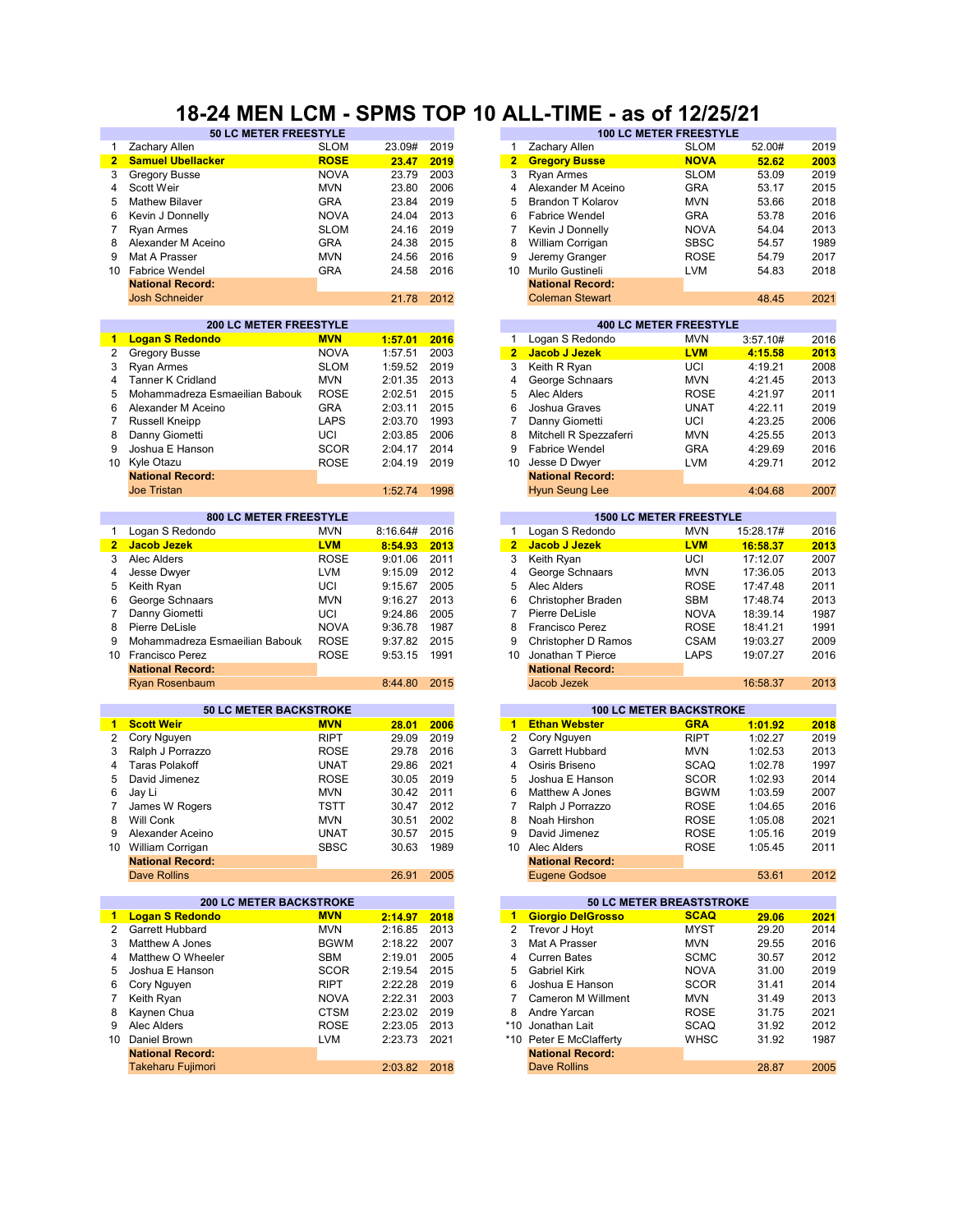# 18-24 MEN LCM - SPMS TOP 10 ALL-TIME - as of 12/25/21

## 50 LC METER FREESTYLE

| | Name | Club | Time | Year |
|---|---|---|---|---|
| 1 | Zachary Allen | SLOM | 23.09# | 2019 |
| **2** | **Samuel Ubellacker** | **ROSE** | **23.47** | **2019** |
| 3 | Gregory Busse | NOVA | 23.79 | 2003 |
| 4 | Scott Weir | MVN | 23.80 | 2006 |
| 5 | Mathew Bilaver | GRA | 23.84 | 2019 |
| 6 | Kevin J Donnelly | NOVA | 24.04 | 2013 |
| 7 | Ryan Armes | SLOM | 24.16 | 2019 |
| 8 | Alexander M Aceino | GRA | 24.38 | 2015 |
| 9 | Mat A Prasser | MVN | 24.56 | 2016 |
| 10 | Fabrice Wendel | GRA | 24.58 | 2016 |
| | **National Record:** | | | |
| | Josh Schneider | | 21.78 | 2012 |

## 100 LC METER FREESTYLE

| | Name | Club | Time | Year |
|---|---|---|---|---|
| 1 | Zachary Allen | SLOM | 52.00# | 2019 |
| **2** | **Gregory Busse** | **NOVA** | **52.62** | **2003** |
| 3 | Ryan Armes | SLOM | 53.09 | 2019 |
| 4 | Alexander M Aceino | GRA | 53.17 | 2015 |
| 5 | Brandon T Kolarov | MVN | 53.66 | 2018 |
| 6 | Fabrice Wendel | GRA | 53.78 | 2016 |
| 7 | Kevin J Donnelly | NOVA | 54.04 | 2013 |
| 8 | William Corrigan | SBSC | 54.57 | 1989 |
| 9 | Jeremy Granger | ROSE | 54.79 | 2017 |
| 10 | Murilo Gustineli | LVM | 54.83 | 2018 |
| | **National Record:** | | | |
| | Coleman Stewart | | 48.45 | 2021 |

## 200 LC METER FREESTYLE

| | Name | Club | Time | Year |
|---|---|---|---|---|
| **1** | **Logan S Redondo** | **MVN** | **1:57.01** | **2016** |
| 2 | Gregory Busse | NOVA | 1:57.51 | 2003 |
| 3 | Ryan Armes | SLOM | 1:59.52 | 2019 |
| 4 | Tanner K Cridland | MVN | 2:01.35 | 2013 |
| 5 | Mohammadreza Esmaeilian Babouk | ROSE | 2:02.51 | 2015 |
| 6 | Alexander M Aceino | GRA | 2:03.11 | 2015 |
| 7 | Russell Kneipp | LAPS | 2:03.70 | 1993 |
| 8 | Danny Giometti | UCI | 2:03.85 | 2006 |
| 9 | Joshua E Hanson | SCOR | 2:04.17 | 2014 |
| 10 | Kyle Otazu | ROSE | 2:04.19 | 2019 |
| | **National Record:** | | | |
| | Joe Tristan | | 1:52.74 | 1998 |

## 400 LC METER FREESTYLE

| | Name | Club | Time | Year |
|---|---|---|---|---|
| 1 | Logan S Redondo | MVN | 3:57.10# | 2016 |
| **2** | **Jacob J Jezek** | **LVM** | **4:15.58** | **2013** |
| 3 | Keith R Ryan | UCI | 4:19.21 | 2008 |
| 4 | George Schnaars | MVN | 4:21.45 | 2013 |
| 5 | Alec Alders | ROSE | 4:21.97 | 2011 |
| 6 | Joshua Graves | UNAT | 4:22.11 | 2019 |
| 7 | Danny Giometti | UCI | 4:23.25 | 2006 |
| 8 | Mitchell R Spezzaferri | MVN | 4:25.55 | 2013 |
| 9 | Fabrice Wendel | GRA | 4:29.69 | 2016 |
| 10 | Jesse D Dwyer | LVM | 4:29.71 | 2012 |
| | **National Record:** | | | |
| | Hyun Seung Lee | | 4:04.68 | 2007 |

## 800 LC METER FREESTYLE

| | Name | Club | Time | Year |
|---|---|---|---|---|
| 1 | Logan S Redondo | MVN | 8:16.64# | 2016 |
| **2** | **Jacob Jezek** | **LVM** | **8:54.93** | **2013** |
| 3 | Alec Alders | ROSE | 9:01.06 | 2011 |
| 4 | Jesse Dwyer | LVM | 9:15.09 | 2012 |
| 5 | Keith Ryan | UCI | 9:15.67 | 2005 |
| 6 | George Schnaars | MVN | 9:16.27 | 2013 |
| 7 | Danny Giometti | UCI | 9:24.86 | 2005 |
| 8 | Pierre DeLisle | NOVA | 9:36.78 | 1987 |
| 9 | Mohammadreza Esmaeilian Babouk | ROSE | 9:37.82 | 2015 |
| 10 | Francisco Perez | ROSE | 9:53.15 | 1991 |
| | **National Record:** | | | |
| | Ryan Rosenbaum | | 8:44.80 | 2015 |

## 1500 LC METER FREESTYLE

| | Name | Club | Time | Year |
|---|---|---|---|---|
| 1 | Logan S Redondo | MVN | 15:28.17# | 2016 |
| **2** | **Jacob J Jezek** | **LVM** | **16:58.37** | **2013** |
| 3 | Keith Ryan | UCI | 17:12.07 | 2007 |
| 4 | George Schnaars | MVN | 17:36.05 | 2013 |
| 5 | Alec Alders | ROSE | 17:47.48 | 2011 |
| 6 | Christopher Braden | SBM | 17:48.74 | 2013 |
| 7 | Pierre DeLisle | NOVA | 18:39.14 | 1987 |
| 8 | Francisco Perez | ROSE | 18:41.21 | 1991 |
| 9 | Christopher D Ramos | CSAM | 19:03.27 | 2009 |
| 10 | Jonathan T Pierce | LAPS | 19:07.27 | 2016 |
| | **National Record:** | | | |
| | Jacob Jezek | | 16:58.37 | 2013 |

## 50 LC METER BACKSTROKE

| | Name | Club | Time | Year |
|---|---|---|---|---|
| **1** | **Scott Weir** | **MVN** | **28.01** | **2006** |
| 2 | Cory Nguyen | RIPT | 29.09 | 2019 |
| 3 | Ralph J Porrazzo | ROSE | 29.78 | 2016 |
| 4 | Taras Polakoff | UNAT | 29.86 | 2021 |
| 5 | David Jimenez | ROSE | 30.05 | 2019 |
| 6 | Jay Li | MVN | 30.42 | 2011 |
| 7 | James W Rogers | TSTT | 30.47 | 2012 |
| 8 | Will Conk | MVN | 30.51 | 2002 |
| 9 | Alexander Aceino | UNAT | 30.57 | 2015 |
| 10 | William Corrigan | SBSC | 30.63 | 1989 |
| | **National Record:** | | | |
| | Dave Rollins | | 26.91 | 2005 |

## 100 LC METER BACKSTROKE

| | Name | Club | Time | Year |
|---|---|---|---|---|
| **1** | **Ethan Webster** | **GRA** | **1:01.92** | **2018** |
| 2 | Cory Nguyen | RIPT | 1:02.27 | 2019 |
| 3 | Garrett Hubbard | MVN | 1:02.53 | 2013 |
| 4 | Osiris Briseno | SCAQ | 1:02.78 | 1997 |
| 5 | Joshua E Hanson | SCOR | 1:02.93 | 2014 |
| 6 | Matthew A Jones | BGWM | 1:03.59 | 2007 |
| 7 | Ralph J Porrazzo | ROSE | 1:04.65 | 2016 |
| 8 | Noah Hirshon | ROSE | 1:05.08 | 2021 |
| 9 | David Jimenez | ROSE | 1:05.16 | 2019 |
| 10 | Alec Alders | ROSE | 1:05.45 | 2011 |
| | **National Record:** | | | |
| | Eugene Godsoe | | 53.61 | 2012 |

## 200 LC METER BACKSTROKE

| | Name | Club | Time | Year |
|---|---|---|---|---|
| **1** | **Logan S Redondo** | **MVN** | **2:14.97** | **2018** |
| 2 | Garrett Hubbard | MVN | 2:16.85 | 2013 |
| 3 | Matthew A Jones | BGWM | 2:18.22 | 2007 |
| 4 | Matthew O Wheeler | SBM | 2:19.01 | 2005 |
| 5 | Joshua E Hanson | SCOR | 2:19.54 | 2015 |
| 6 | Cory Nguyen | RIPT | 2:22.28 | 2019 |
| 7 | Keith Ryan | NOVA | 2:22.31 | 2003 |
| 8 | Kaynen Chua | CTSM | 2:23.02 | 2019 |
| 9 | Alec Alders | ROSE | 2:23.05 | 2013 |
| 10 | Daniel Brown | LVM | 2:23.73 | 2021 |
| | **National Record:** | | | |
| | Takeharu Fujimori | | 2:03.82 | 2018 |

## 50 LC METER BREASTSTROKE

| | Name | Club | Time | Year |
|---|---|---|---|---|
| **1** | **Giorgio DelGrosso** | **SCAQ** | **29.06** | **2021** |
| 2 | Trevor J Hoyt | MYST | 29.20 | 2014 |
| 3 | Mat A Prasser | MVN | 29.55 | 2016 |
| 4 | Curren Bates | SCMC | 30.57 | 2012 |
| 5 | Gabriel Kirk | NOVA | 31.00 | 2019 |
| 6 | Joshua E Hanson | SCOR | 31.41 | 2014 |
| 7 | Cameron M Willment | MVN | 31.49 | 2013 |
| 8 | Andrew Yarcan | ROSE | 31.75 | 2021 |
| *10 | Jonathan Lait | SCAQ | 31.92 | 2012 |
| *10 | Peter E McClafferty | WHSC | 31.92 | 1987 |
| | **National Record:** | | | |
| | Dave Rollins | | 28.87 | 2005 |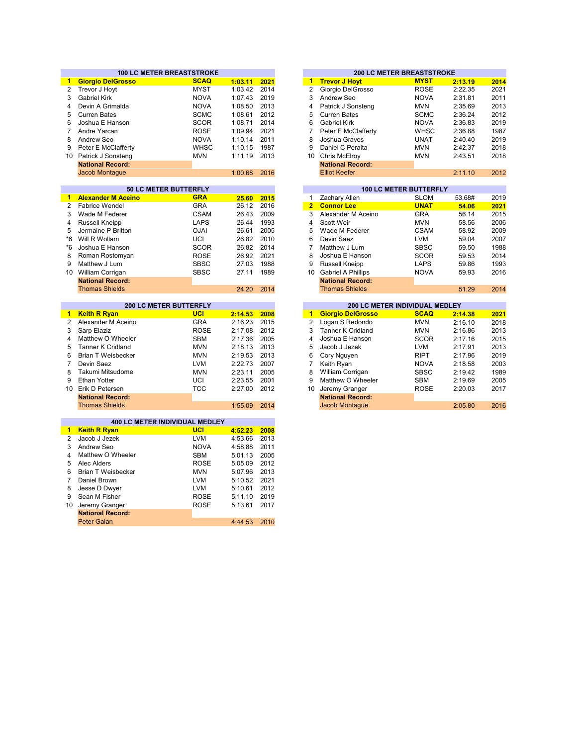## 100 LC METER BREASTSTROKE

| Rank | Name | Team | Time | Year |
|---|---|---|---|---|
| **1** | **Giorgio DelGrosso** | **SCAQ** | **1:03.11** | **2021** |
| 2 | Trevor J Hoyt | MYST | 1:03.42 | 2014 |
| 3 | Gabriel Kirk | NOVA | 1:07.43 | 2019 |
| 4 | Devin A Grimalda | NOVA | 1:08.50 | 2013 |
| 5 | Curren Bates | SCMC | 1:08.61 | 2012 |
| 6 | Joshua E Hanson | SCOR | 1:08.71 | 2014 |
| 7 | Andre Yarcan | ROSE | 1:09.94 | 2021 |
| 8 | Andrew Seo | NOVA | 1:10.14 | 2011 |
| 9 | Peter E McClafferty | WHSC | 1:10.15 | 1987 |
| 10 | Patrick J Sonsteng | MVN | 1:11.19 | 2013 |
| | **National Record:** | | | |
| | Jacob Montague | | 1:00.68 | 2016 |

## 200 LC METER BREASTSTROKE

| Rank | Name | Team | Time | Year |
|---|---|---|---|---|
| **1** | **Trevor J Hoyt** | **MYST** | **2:13.19** | **2014** |
| 2 | Giorgio DelGrosso | ROSE | 2:22.35 | 2021 |
| 3 | Andrew Seo | NOVA | 2:31.81 | 2011 |
| 4 | Patrick J Sonsteng | MVN | 2:35.69 | 2013 |
| 5 | Curren Bates | SCMC | 2:36.24 | 2012 |
| 6 | Gabriel Kirk | NOVA | 2:36.83 | 2019 |
| 7 | Peter E McClafferty | WHSC | 2:36.88 | 1987 |
| 8 | Joshua Graves | UNAT | 2:40.40 | 2019 |
| 9 | Daniel C Peralta | MVN | 2:42.37 | 2018 |
| 10 | Chris McElroy | MVN | 2:43.51 | 2018 |
| | **National Record:** | | | |
| | Elliot Keefer | | 2:11.10 | 2012 |

## 50 LC METER BUTTERFLY

| Rank | Name | Team | Time | Year |
|---|---|---|---|---|
| **1** | **Alexander M Aceino** | **GRA** | **25.60** | **2015** |
| 2 | Fabrice Wendel | GRA | 26.12 | 2016 |
| 3 | Wade M Federer | CSAM | 26.43 | 2009 |
| 4 | Russell Kneipp | LAPS | 26.44 | 1993 |
| 5 | Jermaine P Britton | OJAI | 26.61 | 2005 |
| *6 | Will R Wollam | UCI | 26.82 | 2010 |
| *6 | Joshua E Hanson | SCOR | 26.82 | 2014 |
| 8 | Roman Rostomyan | ROSE | 26.92 | 2021 |
| 9 | Matthew J Lum | SBSC | 27.03 | 1988 |
| 10 | William Corrigan | SBSC | 27.11 | 1989 |
| | **National Record:** | | | |
| | Thomas Shields | | 24.20 | 2014 |

## 100 LC METER BUTTERFLY

| Rank | Name | Team | Time | Year |
|---|---|---|---|---|
| 1 | Zachary Allen | SLOM | 53.68# | 2019 |
| **2** | **Connor Lee** | **UNAT** | **54.06** | **2021** |
| 3 | Alexander M Aceino | GRA | 56.14 | 2015 |
| 4 | Scott Weir | MVN | 58.56 | 2006 |
| 5 | Wade M Federer | CSAM | 58.92 | 2009 |
| 6 | Devin Saez | LVM | 59.04 | 2007 |
| 7 | Matthew J Lum | SBSC | 59.50 | 1988 |
| 8 | Joshua E Hanson | SCOR | 59.53 | 2014 |
| 9 | Russell Kneipp | LAPS | 59.86 | 1993 |
| 10 | Gabriel A Phillips | NOVA | 59.93 | 2016 |
| | **National Record:** | | | |
| | Thomas Shields | | 51.29 | 2014 |

## 200 LC METER BUTTERFLY

| Rank | Name | Team | Time | Year |
|---|---|---|---|---|
| **1** | **Keith R Ryan** | **UCI** | **2:14.53** | **2008** |
| 2 | Alexander M Aceino | GRA | 2:16.23 | 2015 |
| 3 | Sarp Elaziz | ROSE | 2:17.08 | 2012 |
| 4 | Matthew O Wheeler | SBM | 2:17.36 | 2005 |
| 5 | Tanner K Cridland | MVN | 2:18.13 | 2013 |
| 6 | Brian T Weisbecker | MVN | 2:19.53 | 2013 |
| 7 | Devin Saez | LVM | 2:22.73 | 2007 |
| 8 | Takumi Mitsudome | MVN | 2:23.11 | 2005 |
| 9 | Ethan Yotter | UCI | 2:23.55 | 2001 |
| 10 | Erik D Petersen | TCC | 2:27.00 | 2012 |
| | **National Record:** | | | |
| | Thomas Shields | | 1:55.09 | 2014 |

## 200 LC METER INDIVIDUAL MEDLEY

| Rank | Name | Team | Time | Year |
|---|---|---|---|---|
| **1** | **Giorgio DelGrosso** | **SCAQ** | **2:14.38** | **2021** |
| 2 | Logan S Redondo | MVN | 2:16.10 | 2018 |
| 3 | Tanner K Cridland | MVN | 2:16.86 | 2013 |
| 4 | Joshua E Hanson | SCOR | 2:17.16 | 2015 |
| 5 | Jacob J Jezek | LVM | 2:17.91 | 2013 |
| 6 | Cory Nguyen | RIPT | 2:17.96 | 2019 |
| 7 | Keith Ryan | NOVA | 2:18.58 | 2003 |
| 8 | William Corrigan | SBSC | 2:19.42 | 1989 |
| 9 | Matthew O Wheeler | SBM | 2:19.69 | 2005 |
| 10 | Jeremy Granger | ROSE | 2:20.03 | 2017 |
| | **National Record:** | | | |
| | Jacob Montague | | 2:05.80 | 2016 |

## 400 LC METER INDIVIDUAL MEDLEY

| Rank | Name | Team | Time | Year |
|---|---|---|---|---|
| **1** | **Keith R Ryan** | **UCI** | **4:52.23** | **2008** |
| 2 | Jacob J Jezek | LVM | 4:53.66 | 2013 |
| 3 | Andrew Seo | NOVA | 4:58.88 | 2011 |
| 4 | Matthew O Wheeler | SBM | 5:01.13 | 2005 |
| 5 | Alec Alders | ROSE | 5:05.09 | 2012 |
| 6 | Brian T Weisbecker | MVN | 5:07.96 | 2013 |
| 7 | Daniel Brown | LVM | 5:10.52 | 2021 |
| 8 | Jesse D Dwyer | LVM | 5:10.61 | 2012 |
| 9 | Sean M Fisher | ROSE | 5:11.10 | 2019 |
| 10 | Jeremy Granger | ROSE | 5:13.61 | 2017 |
| | **National Record:** | | | |
| | Peter Galan | | 4:44.53 | 2010 |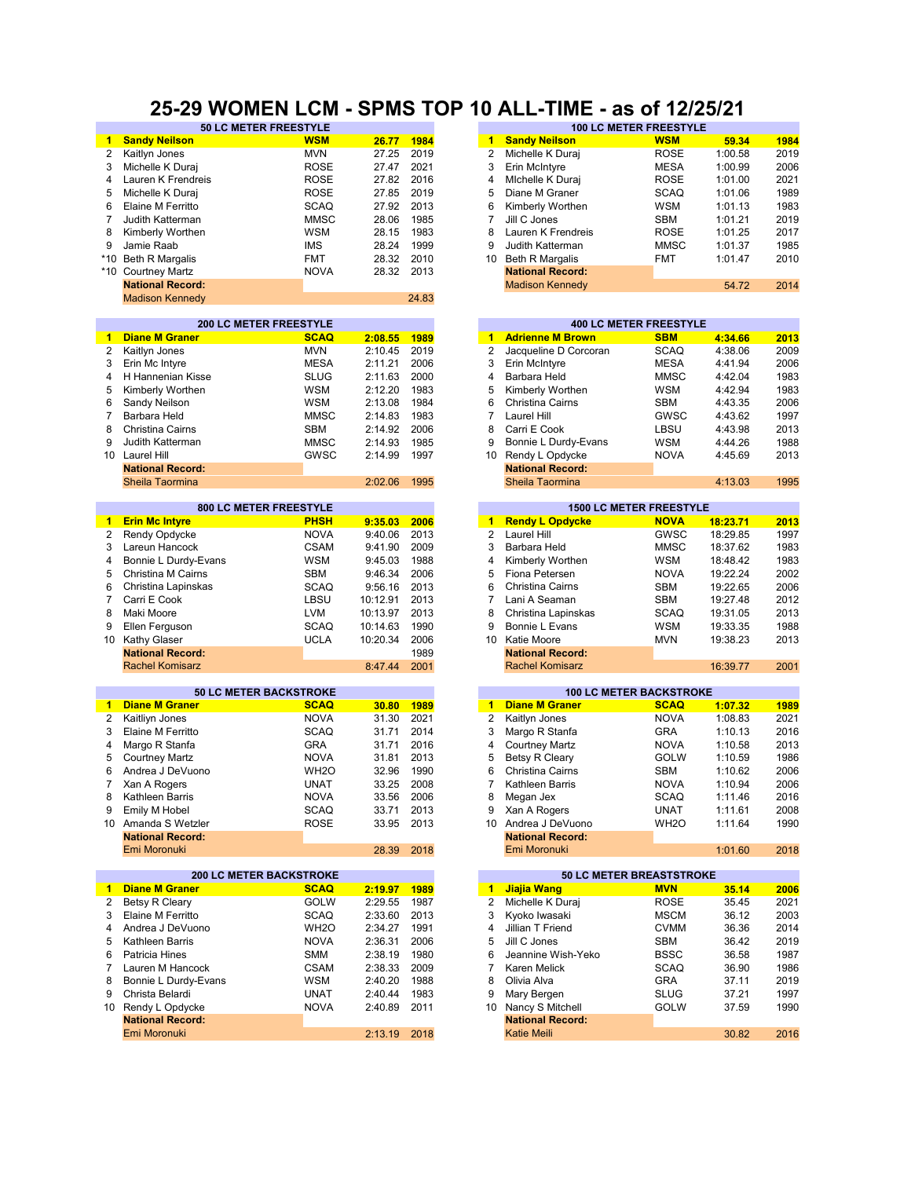# 25-29 WOMEN LCM - SPMS TOP 10 ALL-TIME - as of 12/25/21

## 50 LC METER FREESTYLE

| | Name | Club | Time | Year |
|---|---|---|---|---|
| **1** | **Sandy Neilson** | **WSM** | **26.77** | **1984** |
| 2 | Kaitlyn Jones | MVN | 27.25 | 2019 |
| 3 | Michelle K Duraj | ROSE | 27.47 | 2021 |
| 4 | Lauren K Frendreis | ROSE | 27.82 | 2016 |
| 5 | Michelle K Duraj | ROSE | 27.85 | 2019 |
| 6 | Elaine M Ferritto | SCAQ | 27.92 | 2013 |
| 7 | Judith Katterman | MMSC | 28.06 | 1985 |
| 8 | Kimberly Worthen | WSM | 28.15 | 1983 |
| 9 | Jamie Raab | IMS | 28.24 | 1999 |
| *10 | Beth R Margalis | FMT | 28.32 | 2010 |
| *10 | Courtney Martz | NOVA | 28.32 | 2013 |
| | **National Record:** | | | |
| | Madison Kennedy | | | 24.83 |

## 100 LC METER FREESTYLE

| | Name | Club | Time | Year |
|---|---|---|---|---|
| **1** | **Sandy Neilson** | **WSM** | **59.34** | **1984** |
| 2 | Michelle K Duraj | ROSE | 1:00.58 | 2019 |
| 3 | Erin McIntyre | MESA | 1:00.99 | 2006 |
| 4 | MIchelle K Duraj | ROSE | 1:01.00 | 2021 |
| 5 | Diane M Graner | SCAQ | 1:01.06 | 1989 |
| 6 | Kimberly Worthen | WSM | 1:01.13 | 1983 |
| 7 | Jill C Jones | SBM | 1:01.21 | 2019 |
| 8 | Lauren K Frendreis | ROSE | 1:01.25 | 2017 |
| 9 | Judith Katterman | MMSC | 1:01.37 | 1985 |
| 10 | Beth R Margalis | FMT | 1:01.47 | 2010 |
| | **National Record:** | | | |
| | Madison Kennedy | | 54.72 | 2014 |

## 200 LC METER FREESTYLE

| | Name | Club | Time | Year |
|---|---|---|---|---|
| **1** | **Diane M Graner** | **SCAQ** | **2:08.55** | **1989** |
| 2 | Kaitlyn Jones | MVN | 2:10.45 | 2019 |
| 3 | Erin Mc Intyre | MESA | 2:11.21 | 2006 |
| 4 | H Hannenian Kisse | SLUG | 2:11.63 | 2000 |
| 5 | Kimberly Worthen | WSM | 2:12.20 | 1983 |
| 6 | Sandy Neilson | WSM | 2:13.08 | 1984 |
| 7 | Barbara Held | MMSC | 2:14.83 | 1983 |
| 8 | Christina Cairns | SBM | 2:14.92 | 2006 |
| 9 | Judith Katterman | MMSC | 2:14.93 | 1985 |
| 10 | Laurel Hill | GWSC | 2:14.99 | 1997 |
| | **National Record:** | | | |
| | Sheila Taormina | | 2:02.06 | 1995 |

## 400 LC METER FREESTYLE

| | Name | Club | Time | Year |
|---|---|---|---|---|
| **1** | **Adrienne M Brown** | **SBM** | **4:34.66** | **2013** |
| 2 | Jacqueline D Corcoran | SCAQ | 4:38.06 | 2009 |
| 3 | Erin McIntyre | MESA | 4:41.94 | 2006 |
| 4 | Barbara Held | MMSC | 4:42.04 | 1983 |
| 5 | Kimberly Worthen | WSM | 4:42.94 | 1983 |
| 6 | Christina Cairns | SBM | 4:43.35 | 2006 |
| 7 | Laurel Hill | GWSC | 4:43.62 | 1997 |
| 8 | Carri E Cook | LBSU | 4:43.98 | 2013 |
| 9 | Bonnie L Durdy-Evans | WSM | 4:44.26 | 1988 |
| 10 | Rendy L Opdycke | NOVA | 4:45.69 | 2013 |
| | **National Record:** | | | |
| | Sheila Taormina | | 4:13.03 | 1995 |

## 800 LC METER FREESTYLE

| | Name | Club | Time | Year |
|---|---|---|---|---|
| **1** | **Erin Mc Intyre** | **PHSH** | **9:35.03** | **2006** |
| 2 | Rendy Opdycke | NOVA | 9:40.06 | 2013 |
| 3 | Lareun Hancock | CSAM | 9:41.90 | 2009 |
| 4 | Bonnie L Durdy-Evans | WSM | 9:45.03 | 1988 |
| 5 | Christina M Cairns | SBM | 9:46.34 | 2006 |
| 6 | Christina Lapinskas | SCAQ | 9:56.16 | 2013 |
| 7 | Carri E Cook | LBSU | 10:12.91 | 2013 |
| 8 | Maki Moore | LVM | 10:13.97 | 2013 |
| 9 | Ellen Ferguson | SCAQ | 10:14.63 | 1990 |
| 10 | Kathy Glaser | UCLA | 10:20.34 | 2006 |
| | **National Record:** | | | 1989 |
| | Rachel Komisarz | | 8:47.44 | 2001 |

## 1500 LC METER FREESTYLE

| | Name | Club | Time | Year |
|---|---|---|---|---|
| **1** | **Rendy L Opdycke** | **NOVA** | **18:23.71** | **2013** |
| 2 | Laurel Hill | GWSC | 18:29.85 | 1997 |
| 3 | Barbara Held | MMSC | 18:37.62 | 1983 |
| 4 | Kimberly Worthen | WSM | 18:48.42 | 1983 |
| 5 | Fiona Petersen | NOVA | 19:22.24 | 2002 |
| 6 | Christina Cairns | SBM | 19:22.65 | 2006 |
| 7 | Lani A Seaman | SBM | 19:27.48 | 2012 |
| 8 | Christina Lapinskas | SCAQ | 19:31.05 | 2013 |
| 9 | Bonnie L Evans | WSM | 19:33.35 | 1988 |
| 10 | Katie Moore | MVN | 19:38.23 | 2013 |
| | **National Record:** | | | |
| | Rachel Komisarz | | 16:39.77 | 2001 |

## 50 LC METER BACKSTROKE

| | Name | Club | Time | Year |
|---|---|---|---|---|
| **1** | **Diane M Graner** | **SCAQ** | **30.80** | **1989** |
| 2 | Kaitlyn Jones | NOVA | 31.30 | 2021 |
| 3 | Elaine M Ferritto | SCAQ | 31.71 | 2014 |
| 4 | Margo R Stanfa | GRA | 31.71 | 2016 |
| 5 | Courtney Martz | NOVA | 31.81 | 2013 |
| 6 | Andrea J DeVuono | WH2O | 32.96 | 1990 |
| 7 | Xan A Rogers | UNAT | 33.25 | 2008 |
| 8 | Kathleen Barris | NOVA | 33.56 | 2006 |
| 9 | Emily M Hobel | SCAQ | 33.71 | 2013 |
| 10 | Amanda S Wetzler | ROSE | 33.95 | 2013 |
| | **National Record:** | | | |
| | Emi Moronuki | | 28.39 | 2018 |

## 100 LC METER BACKSTROKE

| | Name | Club | Time | Year |
|---|---|---|---|---|
| **1** | **Diane M Graner** | **SCAQ** | **1:07.32** | **1989** |
| 2 | Kaitlyn Jones | NOVA | 1:08.83 | 2021 |
| 3 | Margo R Stanfa | GRA | 1:10.13 | 2016 |
| 4 | Courtney Martz | NOVA | 1:10.58 | 2013 |
| 5 | Betsy R Cleary | GOLW | 1:10.59 | 1986 |
| 6 | Christina Cairns | SBM | 1:10.62 | 2006 |
| 7 | Kathleen Barris | NOVA | 1:10.94 | 2006 |
| 8 | Megan Jex | SCAQ | 1:11.46 | 2016 |
| 9 | Xan A Rogers | UNAT | 1:11.61 | 2008 |
| 10 | Andrea J DeVuono | WH2O | 1:11.64 | 1990 |
| | **National Record:** | | | |
| | Emi Moronuki | | 1:01.60 | 2018 |

## 200 LC METER BACKSTROKE

| | Name | Club | Time | Year |
|---|---|---|---|---|
| **1** | **Diane M Graner** | **SCAQ** | **2:19.97** | **1989** |
| 2 | Betsy R Cleary | GOLW | 2:29.55 | 1987 |
| 3 | Elaine M Ferritto | SCAQ | 2:33.60 | 2013 |
| 4 | Andrea J DeVuono | WH2O | 2:34.27 | 1991 |
| 5 | Kathleen Barris | NOVA | 2:36.31 | 2006 |
| 6 | Patricia Hines | SMM | 2:38.19 | 1980 |
| 7 | Lauren M Hancock | CSAM | 2:38.33 | 2009 |
| 8 | Bonnie L Durdy-Evans | WSM | 2:40.20 | 1988 |
| 9 | Christa Belardi | UNAT | 2:40.44 | 1983 |
| 10 | Rendy L Opdycke | NOVA | 2:40.89 | 2011 |
| | **National Record:** | | | |
| | Emi Moronuki | | 2:13.19 | 2018 |

## 50 LC METER BREASTSTROKE

| | Name | Club | Time | Year |
|---|---|---|---|---|
| **1** | **Jiajia Wang** | **MVN** | **35.14** | **2006** |
| 2 | Michelle K Duraj | ROSE | 35.45 | 2021 |
| 3 | Kyoko Iwasaki | MSCM | 36.12 | 2003 |
| 4 | Jillian T Friend | CVMM | 36.36 | 2014 |
| 5 | Jill C Jones | SBM | 36.42 | 2019 |
| 6 | Jeannine Wish-Yeko | BSSC | 36.58 | 1987 |
| 7 | Karen Melick | SCAQ | 36.90 | 1986 |
| 8 | Olivia Alva | GRA | 37.11 | 2019 |
| 9 | Mary Bergen | SLUG | 37.21 | 1997 |
| 10 | Nancy S Mitchell | GOLW | 37.59 | 1990 |
| | **National Record:** | | | |
| | Katie Meili | | 30.82 | 2016 |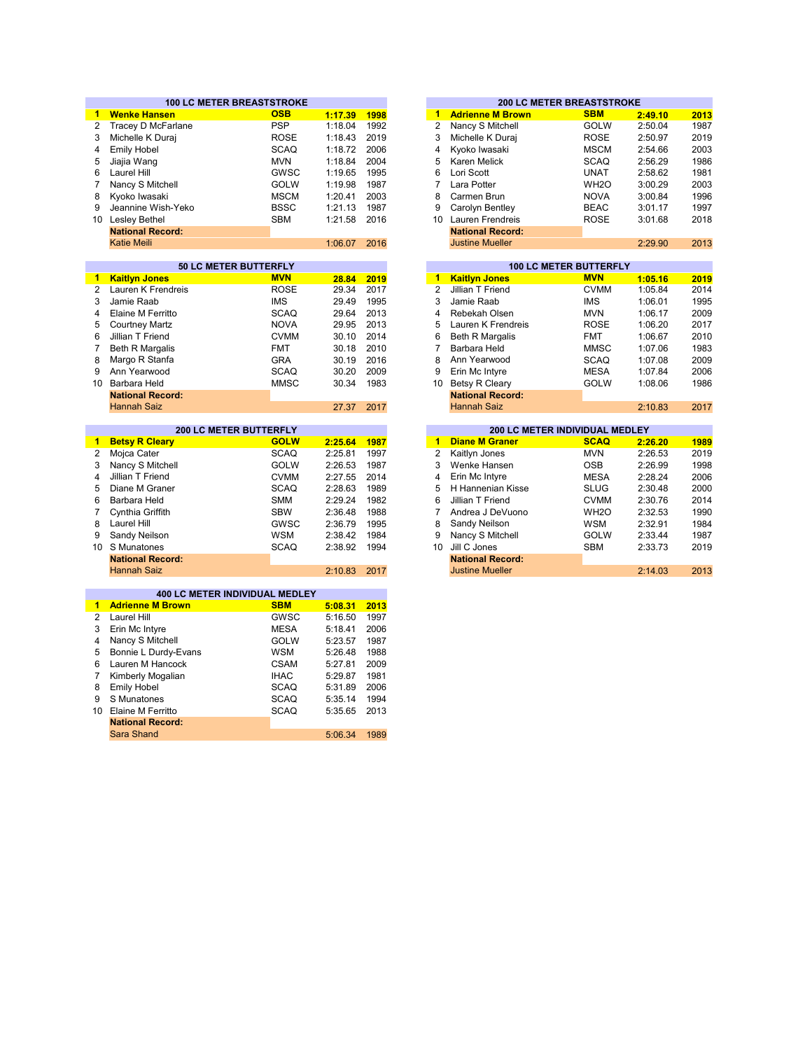## 100 LC METER BREASTSTROKE

| Rank | Name | Club | Time | Year |
|---|---|---|---|---|
| **1** | **Wenke Hansen** | **OSB** | **1:17.39** | **1998** |
| 2 | Tracey D McFarlane | PSP | 1:18.04 | 1992 |
| 3 | Michelle K Duraj | ROSE | 1:18.43 | 2019 |
| 4 | Emily Hobel | SCAQ | 1:18.72 | 2006 |
| 5 | Jiajia Wang | MVN | 1:18.84 | 2004 |
| 6 | Laurel Hill | GWSC | 1:19.65 | 1995 |
| 7 | Nancy S Mitchell | GOLW | 1:19.98 | 1987 |
| 8 | Kyoko Iwasaki | MSCM | 1:20.41 | 2003 |
| 9 | Jeannine Wish-Yeko | BSSC | 1:21.13 | 1987 |
| 10 | Lesley Bethel | SBM | 1:21.58 | 2016 |
| | **National Record:** | | | |
| | Katie Meili | | 1:06.07 | 2016 |

## 200 LC METER BREASTSTROKE

| Rank | Name | Club | Time | Year |
|---|---|---|---|---|
| **1** | **Adrienne M Brown** | **SBM** | **2:49.10** | **2013** |
| 2 | Nancy S Mitchell | GOLW | 2:50.04 | 1987 |
| 3 | Michelle K Duraj | ROSE | 2:50.97 | 2019 |
| 4 | Kyoko Iwasaki | MSCM | 2:54.66 | 2003 |
| 5 | Karen Melick | SCAQ | 2:56.29 | 1986 |
| 6 | Lori Scott | UNAT | 2:58.62 | 1981 |
| 7 | Lara Potter | WH2O | 3:00.29 | 2003 |
| 8 | Carmen Brun | NOVA | 3:00.84 | 1996 |
| 9 | Carolyn Bentley | BEAC | 3:01.17 | 1997 |
| 10 | Lauren Frendreis | ROSE | 3:01.68 | 2018 |
| | **National Record:** | | | |
| | Justine Mueller | | 2:29.90 | 2013 |

## 50 LC METER BUTTERFLY

| Rank | Name | Club | Time | Year |
|---|---|---|---|---|
| **1** | **Kaitlyn Jones** | **MVN** | **28.84** | **2019** |
| 2 | Lauren K Frendreis | ROSE | 29.34 | 2017 |
| 3 | Jamie Raab | IMS | 29.49 | 1995 |
| 4 | Elaine M Ferritto | SCAQ | 29.64 | 2013 |
| 5 | Courtney Martz | NOVA | 29.95 | 2013 |
| 6 | Jillian T Friend | CVMM | 30.10 | 2014 |
| 7 | Beth R Margalis | FMT | 30.18 | 2010 |
| 8 | Margo R Stanfa | GRA | 30.19 | 2016 |
| 9 | Ann Yearwood | SCAQ | 30.20 | 2009 |
| 10 | Barbara Held | MMSC | 30.34 | 1983 |
| | **National Record:** | | | |
| | Hannah Saiz | | 27.37 | 2017 |

## 100 LC METER BUTTERFLY

| Rank | Name | Club | Time | Year |
|---|---|---|---|---|
| **1** | **Kaitlyn Jones** | **MVN** | **1:05.16** | **2019** |
| 2 | Jillian T Friend | CVMM | 1:05.84 | 2014 |
| 3 | Jamie Raab | IMS | 1:06.01 | 1995 |
| 4 | Rebekah Olsen | MVN | 1:06.17 | 2009 |
| 5 | Lauren K Frendreis | ROSE | 1:06.20 | 2017 |
| 6 | Beth R Margalis | FMT | 1:06.67 | 2010 |
| 7 | Barbara Held | MMSC | 1:07.06 | 1983 |
| 8 | Ann Yearwood | SCAQ | 1:07.08 | 2009 |
| 9 | Erin Mc Intyre | MESA | 1:07.84 | 2006 |
| 10 | Betsy R Cleary | GOLW | 1:08.06 | 1986 |
| | **National Record:** | | | |
| | Hannah Saiz | | 2:10.83 | 2017 |

## 200 LC METER BUTTERFLY

| Rank | Name | Club | Time | Year |
|---|---|---|---|---|
| **1** | **Betsy R Cleary** | **GOLW** | **2:25.64** | **1987** |
| 2 | Mojca Cater | SCAQ | 2:25.81 | 1997 |
| 3 | Nancy S Mitchell | GOLW | 2:26.53 | 1987 |
| 4 | Jillian T Friend | CVMM | 2:27.55 | 2014 |
| 5 | Diane M Graner | SCAQ | 2:28.63 | 1989 |
| 6 | Barbara Held | SMM | 2:29.24 | 1982 |
| 7 | Cynthia Griffith | SBW | 2:36.48 | 1988 |
| 8 | Laurel Hill | GWSC | 2:36.79 | 1995 |
| 9 | Sandy Neilson | WSM | 2:38.42 | 1984 |
| 10 | S Munatones | SCAQ | 2:38.92 | 1994 |
| | **National Record:** | | | |
| | Hannah Saiz | | 2:10.83 | 2017 |

## 200 LC METER INDIVIDUAL MEDLEY

| Rank | Name | Club | Time | Year |
|---|---|---|---|---|
| **1** | **Diane M Graner** | **SCAQ** | **2:26.20** | **1989** |
| 2 | Kaitlyn Jones | MVN | 2:26.53 | 2019 |
| 3 | Wenke Hansen | OSB | 2:26.99 | 1998 |
| 4 | Erin Mc Intyre | MESA | 2:28.24 | 2006 |
| 5 | H Hannenian Kisse | SLUG | 2:30.48 | 2000 |
| 6 | Jillian T Friend | CVMM | 2:30.76 | 2014 |
| 7 | Andrea J DeVuono | WH2O | 2:32.53 | 1990 |
| 8 | Sandy Neilson | WSM | 2:32.91 | 1984 |
| 9 | Nancy S Mitchell | GOLW | 2:33.44 | 1987 |
| 10 | Jill C Jones | SBM | 2:33.73 | 2019 |
| | **National Record:** | | | |
| | Justine Mueller | | 2:14.03 | 2013 |

## 400 LC METER INDIVIDUAL MEDLEY

| Rank | Name | Club | Time | Year |
|---|---|---|---|---|
| **1** | **Adrienne M Brown** | **SBM** | **5:08.31** | **2013** |
| 2 | Laurel Hill | GWSC | 5:16.50 | 1997 |
| 3 | Erin Mc Intyre | MESA | 5:18.41 | 2006 |
| 4 | Nancy S Mitchell | GOLW | 5:23.57 | 1987 |
| 5 | Bonnie L Durdy-Evans | WSM | 5:26.48 | 1988 |
| 6 | Lauren M Hancock | CSAM | 5:27.81 | 2009 |
| 7 | Kimberly Mogalian | IHAC | 5:29.87 | 1981 |
| 8 | Emily Hobel | SCAQ | 5:31.89 | 2006 |
| 9 | S Munatones | SCAQ | 5:35.14 | 1994 |
| 10 | Elaine M Ferritto | SCAQ | 5:35.65 | 2013 |
| | **National Record:** | | | |
| | Sara Shand | | 5:06.34 | 1989 |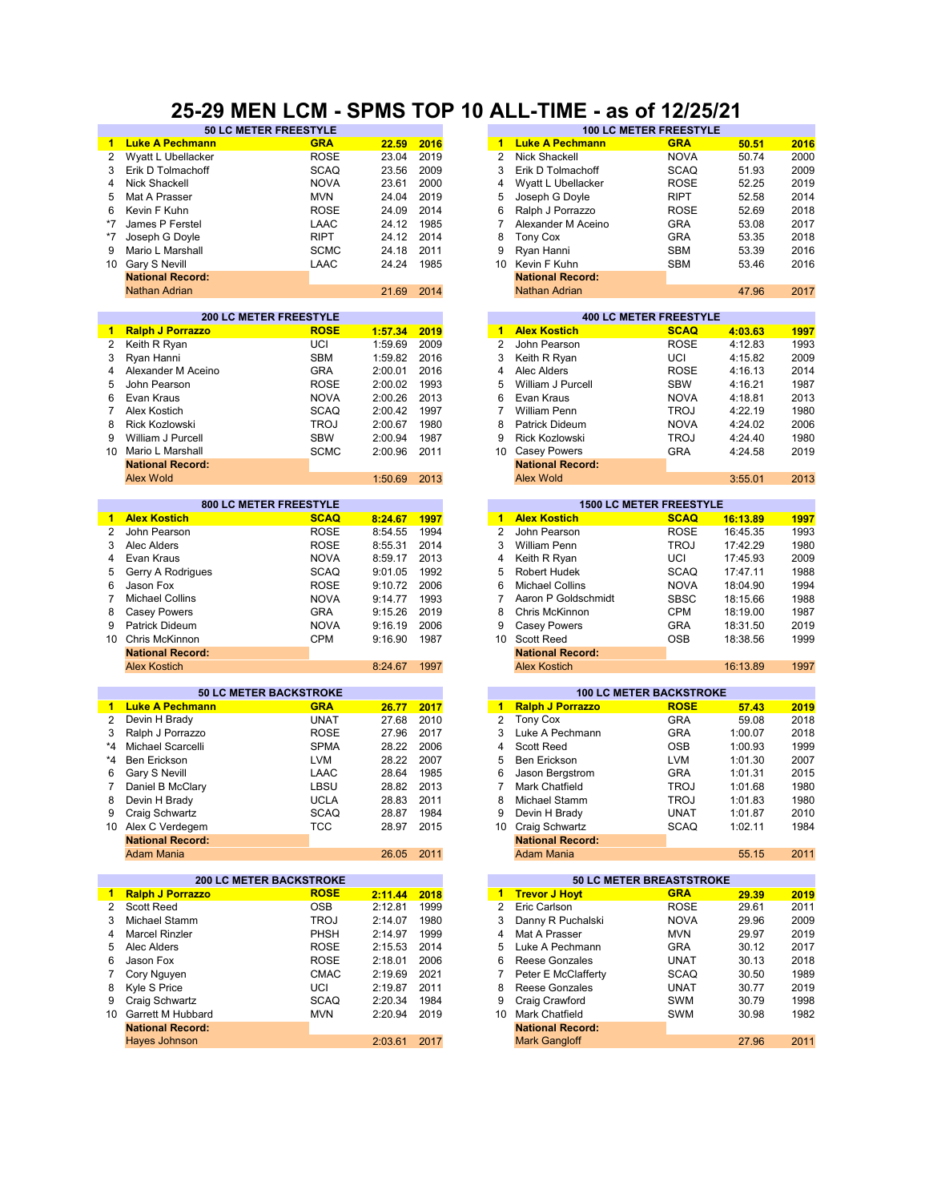# 25-29 MEN LCM - SPMS TOP 10 ALL-TIME - as of 12/25/21

| 50 LC METER FREESTYLE | | | | |
|---|---|---|---|---|
| 1 | **Luke A Pechmann** | **GRA** | **22.59** | **2016** |
| 2 | Wyatt L Ubellacker | ROSE | 23.04 | 2019 |
| 3 | Erik D Tolmachoff | SCAQ | 23.56 | 2009 |
| 4 | Nick Shackell | NOVA | 23.61 | 2000 |
| 5 | Mat A Prasser | MVN | 24.04 | 2019 |
| 6 | Kevin F Kuhn | ROSE | 24.09 | 2014 |
| *7 | James P Ferstel | LAAC | 24.12 | 1985 |
| *7 | Joseph G Doyle | RIPT | 24.12 | 2014 |
| 9 | Mario L Marshall | SCMC | 24.18 | 2011 |
| 10 | Gary S Nevill | LAAC | 24.24 | 1985 |
| | **National Record:** | | | |
| | Nathan Adrian | | 21.69 | 2014 |

| 100 LC METER FREESTYLE | | | | |
|---|---|---|---|---|
| 1 | **Luke A Pechmann** | **GRA** | **50.51** | **2016** |
| 2 | Nick Shackell | NOVA | 50.74 | 2000 |
| 3 | Erik D Tolmachoff | SCAQ | 51.93 | 2009 |
| 4 | Wyatt L Ubellacker | ROSE | 52.25 | 2019 |
| 5 | Joseph G Doyle | RIPT | 52.58 | 2014 |
| 6 | Ralph J Porrazzo | ROSE | 52.69 | 2018 |
| 7 | Alexander M Aceino | GRA | 53.08 | 2017 |
| 8 | Tony Cox | GRA | 53.35 | 2018 |
| 9 | Ryan Hanni | SBM | 53.39 | 2016 |
| 10 | Kevin F Kuhn | SBM | 53.46 | 2016 |
| | **National Record:** | | | |
| | Nathan Adrian | | 47.96 | 2017 |

| 200 LC METER FREESTYLE | | | | |
|---|---|---|---|---|
| 1 | **Ralph J Porrazzo** | **ROSE** | **1:57.34** | **2019** |
| 2 | Keith R Ryan | UCI | 1:59.69 | 2009 |
| 3 | Ryan Hanni | SBM | 1:59.82 | 2016 |
| 4 | Alexander M Aceino | GRA | 2:00.01 | 2016 |
| 5 | John Pearson | ROSE | 2:00.02 | 1993 |
| 6 | Evan Kraus | NOVA | 2:00.26 | 2013 |
| 7 | Alex Kostich | SCAQ | 2:00.42 | 1997 |
| 8 | Rick Kozlowski | TROJ | 2:00.67 | 1980 |
| 9 | William J Purcell | SBW | 2:00.94 | 1987 |
| 10 | Mario L Marshall | SCMC | 2:00.96 | 2011 |
| | **National Record:** | | | |
| | Alex Wold | | 1:50.69 | 2013 |

| 400 LC METER FREESTYLE | | | | |
|---|---|---|---|---|
| 1 | **Alex Kostich** | **SCAQ** | **4:03.63** | **1997** |
| 2 | John Pearson | ROSE | 4:12.83 | 1993 |
| 3 | Keith R Ryan | UCI | 4:15.82 | 2009 |
| 4 | Alec Alders | ROSE | 4:16.13 | 2014 |
| 5 | William J Purcell | SBW | 4:16.21 | 1987 |
| 6 | Evan Kraus | NOVA | 4:18.81 | 2013 |
| 7 | William Penn | TROJ | 4:22.19 | 1980 |
| 8 | Patrick Dideum | NOVA | 4:24.02 | 2006 |
| 9 | Rick Kozlowski | TROJ | 4:24.40 | 1980 |
| 10 | Casey Powers | GRA | 4:24.58 | 2019 |
| | **National Record:** | | | |
| | Alex Wold | | 3:55.01 | 2013 |

| 800 LC METER FREESTYLE | | | | |
|---|---|---|---|---|
| 1 | **Alex Kostich** | **SCAQ** | **8:24.67** | **1997** |
| 2 | John Pearson | ROSE | 8:54.55 | 1994 |
| 3 | Alec Alders | ROSE | 8:55.31 | 2014 |
| 4 | Evan Kraus | NOVA | 8:59.17 | 2013 |
| 5 | Gerry A Rodrigues | SCAQ | 9:01.05 | 1992 |
| 6 | Jason Fox | ROSE | 9:10.72 | 2006 |
| 7 | Michael Collins | NOVA | 9:14.77 | 1993 |
| 8 | Casey Powers | GRA | 9:15.26 | 2019 |
| 9 | Patrick Dideum | NOVA | 9:16.19 | 2006 |
| 10 | Chris McKinnon | CPM | 9:16.90 | 1987 |
| | **National Record:** | | | |
| | Alex Kostich | | 8:24.67 | 1997 |

| 1500 LC METER FREESTYLE | | | | |
|---|---|---|---|---|
| 1 | **Alex Kostich** | **SCAQ** | **16:13.89** | **1997** |
| 2 | John Pearson | ROSE | 16:45.35 | 1993 |
| 3 | William Penn | TROJ | 17:42.29 | 1980 |
| 4 | Keith R Ryan | UCI | 17:45.93 | 2009 |
| 5 | Robert Hudek | SCAQ | 17:47.11 | 1988 |
| 6 | Michael Collins | NOVA | 18:04.90 | 1994 |
| 7 | Aaron P Goldschmidt | SBSC | 18:15.66 | 1988 |
| 8 | Chris McKinnon | CPM | 18:19.00 | 1987 |
| 9 | Casey Powers | GRA | 18:31.50 | 2019 |
| 10 | Scott Reed | OSB | 18:38.56 | 1999 |
| | **National Record:** | | | |
| | Alex Kostich | | 16:13.89 | 1997 |

| 50 LC METER BACKSTROKE | | | | |
|---|---|---|---|---|
| 1 | **Luke A Pechmann** | **GRA** | **26.77** | **2017** |
| 2 | Devin H Brady | UNAT | 27.68 | 2010 |
| 3 | Ralph J Porrazzo | ROSE | 27.96 | 2017 |
| *4 | Michael Scarcelli | SPMA | 28.22 | 2006 |
| *4 | Ben Erickson | LVM | 28.22 | 2007 |
| 6 | Gary S Nevill | LAAC | 28.64 | 1985 |
| 7 | Daniel B McClary | LBSU | 28.82 | 2013 |
| 8 | Devin H Brady | UCLA | 28.83 | 2011 |
| 9 | Craig Schwartz | SCAQ | 28.87 | 1984 |
| 10 | Alex C Verdegem | TCC | 28.97 | 2015 |
| | **National Record:** | | | |
| | Adam Mania | | 26.05 | 2011 |

| 100 LC METER BACKSTROKE | | | | |
|---|---|---|---|---|
| 1 | **Ralph J Porrazzo** | **ROSE** | **57.43** | **2019** |
| 2 | Tony Cox | GRA | 59.08 | 2018 |
| 3 | Luke A Pechmann | GRA | 1:00.07 | 2018 |
| 4 | Scott Reed | OSB | 1:00.93 | 1999 |
| 5 | Ben Erickson | LVM | 1:01.30 | 2007 |
| 6 | Jason Bergstrom | GRA | 1:01.31 | 2015 |
| 7 | Mark Chatfield | TROJ | 1:01.68 | 1980 |
| 8 | Michael Stamm | TROJ | 1:01.83 | 1980 |
| 9 | Devin H Brady | UNAT | 1:01.87 | 2010 |
| 10 | Craig Schwartz | SCAQ | 1:02.11 | 1984 |
| | **National Record:** | | | |
| | Adam Mania | | 55.15 | 2011 |

| 200 LC METER BACKSTROKE | | | | |
|---|---|---|---|---|
| 1 | **Ralph J Porrazzo** | **ROSE** | **2:11.44** | **2018** |
| 2 | Scott Reed | OSB | 2:12.81 | 1999 |
| 3 | Michael Stamm | TROJ | 2:14.07 | 1980 |
| 4 | Marcel Rinzler | PHSH | 2:14.97 | 1999 |
| 5 | Alec Alders | ROSE | 2:15.53 | 2014 |
| 6 | Jason Fox | ROSE | 2:18.01 | 2006 |
| 7 | Cory Nguyen | CMAC | 2:19.69 | 2021 |
| 8 | Kyle S Price | UCI | 2:19.87 | 2011 |
| 9 | Craig Schwartz | SCAQ | 2:20.34 | 1984 |
| 10 | Garrett M Hubbard | MVN | 2:20.94 | 2019 |
| | **National Record:** | | | |
| | Hayes Johnson | | 2:03.61 | 2017 |

| 50 LC METER BREASTSTROKE | | | | |
|---|---|---|---|---|
| 1 | **Trevor J Hoyt** | **GRA** | **29.39** | **2019** |
| 2 | Eric Carlson | ROSE | 29.61 | 2011 |
| 3 | Danny R Puchalski | NOVA | 29.96 | 2009 |
| 4 | Mat A Prasser | MVN | 29.97 | 2019 |
| 5 | Luke A Pechmann | GRA | 30.12 | 2017 |
| 6 | Reese Gonzales | UNAT | 30.13 | 2018 |
| 7 | Peter E McClafferty | SCAQ | 30.50 | 1989 |
| 8 | Reese Gonzales | UNAT | 30.77 | 2019 |
| 9 | Craig Crawford | SWM | 30.79 | 1998 |
| 10 | Mark Chatfield | SWM | 30.98 | 1982 |
| | **National Record:** | | | |
| | Mark Gangloff | | 27.96 | 2011 |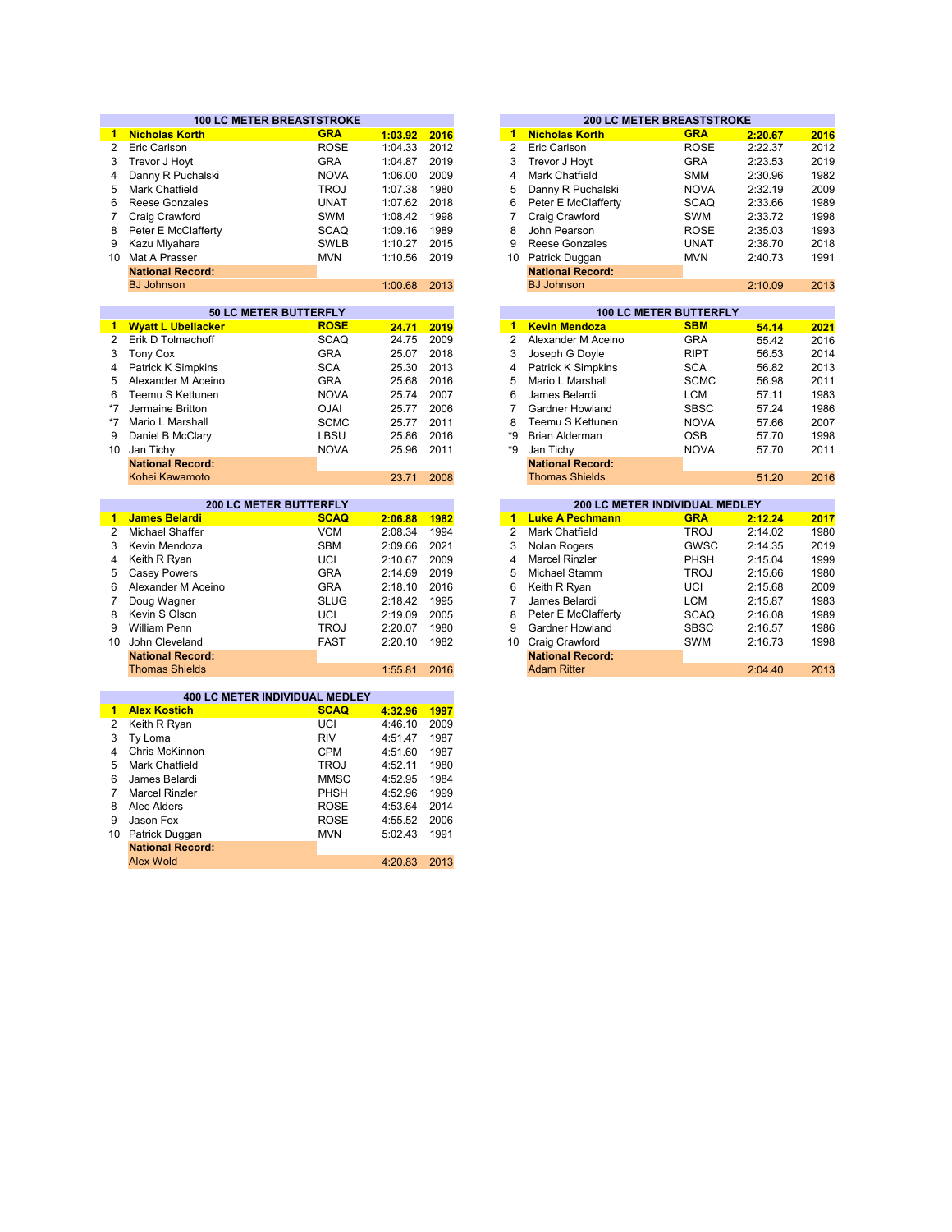## 100 LC METER BREASTSTROKE

| Rank | Name | Team | Time | Year |
|---|---|---|---|---|
| **1** | **Nicholas Korth** | **GRA** | **1:03.92** | **2016** |
| 2 | Eric Carlson | ROSE | 1:04.33 | 2012 |
| 3 | Trevor J Hoyt | GRA | 1:04.87 | 2019 |
| 4 | Danny R Puchalski | NOVA | 1:06.00 | 2009 |
| 5 | Mark Chatfield | TROJ | 1:07.38 | 1980 |
| 6 | Reese Gonzales | UNAT | 1:07.62 | 2018 |
| 7 | Craig Crawford | SWM | 1:08.42 | 1998 |
| 8 | Peter E McClafferty | SCAQ | 1:09.16 | 1989 |
| 9 | Kazu Miyahara | SWLB | 1:10.27 | 2015 |
| 10 | Mat A Prasser | MVN | 1:10.56 | 2019 |
| | **National Record:** | | | |
| | BJ Johnson | | 1:00.68 | 2013 |

## 200 LC METER BREASTSTROKE

| Rank | Name | Team | Time | Year |
|---|---|---|---|---|
| **1** | **Nicholas Korth** | **GRA** | **2:20.67** | **2016** |
| 2 | Eric Carlson | ROSE | 2:22.37 | 2012 |
| 3 | Trevor J Hoyt | GRA | 2:23.53 | 2019 |
| 4 | Mark Chatfield | SMM | 2:30.96 | 1982 |
| 5 | Danny R Puchalski | NOVA | 2:32.19 | 2009 |
| 6 | Peter E McClafferty | SCAQ | 2:33.66 | 1989 |
| 7 | Craig Crawford | SWM | 2:33.72 | 1998 |
| 8 | John Pearson | ROSE | 2:35.03 | 1993 |
| 9 | Reese Gonzales | UNAT | 2:38.70 | 2018 |
| 10 | Patrick Duggan | MVN | 2:40.73 | 1991 |
| | **National Record:** | | | |
| | BJ Johnson | | 2:10.09 | 2013 |

## 50 LC METER BUTTERFLY

| Rank | Name | Team | Time | Year |
|---|---|---|---|---|
| **1** | **Wyatt L Ubellacker** | **ROSE** | **24.71** | **2019** |
| 2 | Erik D Tolmachoff | SCAQ | 24.75 | 2009 |
| 3 | Tony Cox | GRA | 25.07 | 2018 |
| 4 | Patrick K Simpkins | SCA | 25.30 | 2013 |
| 5 | Alexander M Aceino | GRA | 25.68 | 2016 |
| 6 | Teemu S Kettunen | NOVA | 25.74 | 2007 |
| *7 | Jermaine Britton | OJAI | 25.77 | 2006 |
| *7 | Mario L Marshall | SCMC | 25.77 | 2011 |
| 9 | Daniel B McClary | LBSU | 25.86 | 2016 |
| 10 | Jan Tichy | NOVA | 25.96 | 2011 |
| | **National Record:** | | | |
| | Kohei Kawamoto | | 23.71 | 2008 |

## 100 LC METER BUTTERFLY

| Rank | Name | Team | Time | Year |
|---|---|---|---|---|
| **1** | **Kevin Mendoza** | **SBM** | **54.14** | **2021** |
| 2 | Alexander M Aceino | GRA | 55.42 | 2016 |
| 3 | Joseph G Doyle | RIPT | 56.53 | 2014 |
| 4 | Patrick K Simpkins | SCA | 56.82 | 2013 |
| 5 | Mario L Marshall | SCMC | 56.98 | 2011 |
| 6 | James Belardi | LCM | 57.11 | 1983 |
| 7 | Gardner Howland | SBSC | 57.24 | 1986 |
| 8 | Teemu S Kettunen | NOVA | 57.66 | 2007 |
| *9 | Brian Alderman | OSB | 57.70 | 1998 |
| *9 | Jan Tichy | NOVA | 57.70 | 2011 |
| | **National Record:** | | | |
| | Thomas Shields | | 51.20 | 2016 |

## 200 LC METER BUTTERFLY

| Rank | Name | Team | Time | Year |
|---|---|---|---|---|
| **1** | **James Belardi** | **SCAQ** | **2:06.88** | **1982** |
| 2 | Michael Shaffer | VCM | 2:08.34 | 1994 |
| 3 | Kevin Mendoza | SBM | 2:09.66 | 2021 |
| 4 | Keith R Ryan | UCI | 2:10.67 | 2009 |
| 5 | Casey Powers | GRA | 2:14.69 | 2019 |
| 6 | Alexander M Aceino | GRA | 2:18.10 | 2016 |
| 7 | Doug Wagner | SLUG | 2:18.42 | 1995 |
| 8 | Kevin S Olson | UCI | 2:19.09 | 2005 |
| 9 | William Penn | TROJ | 2:20.07 | 1980 |
| 10 | John Cleveland | FAST | 2:20.10 | 1982 |
| | **National Record:** | | | |
| | Thomas Shields | | 1:55.81 | 2016 |

## 200 LC METER INDIVIDUAL MEDLEY

| Rank | Name | Team | Time | Year |
|---|---|---|---|---|
| **1** | **Luke A Pechmann** | **GRA** | **2:12.24** | **2017** |
| 2 | Mark Chatfield | TROJ | 2:14.02 | 1980 |
| 3 | Nolan Rogers | GWSC | 2:14.35 | 2019 |
| 4 | Marcel Rinzler | PHSH | 2:15.04 | 1999 |
| 5 | Michael Stamm | TROJ | 2:15.66 | 1980 |
| 6 | Keith R Ryan | UCI | 2:15.68 | 2009 |
| 7 | James Belardi | LCM | 2:15.87 | 1983 |
| 8 | Peter E McClafferty | SCAQ | 2:16.08 | 1989 |
| 9 | Gardner Howland | SBSC | 2:16.57 | 1986 |
| 10 | Craig Crawford | SWM | 2:16.73 | 1998 |
| | **National Record:** | | | |
| | Adam Ritter | | 2:04.40 | 2013 |

## 400 LC METER INDIVIDUAL MEDLEY

| Rank | Name | Team | Time | Year |
|---|---|---|---|---|
| **1** | **Alex Kostich** | **SCAQ** | **4:32.96** | **1997** |
| 2 | Keith R Ryan | UCI | 4:46.10 | 2009 |
| 3 | Ty Loma | RIV | 4:51.47 | 1987 |
| 4 | Chris McKinnon | CPM | 4:51.60 | 1987 |
| 5 | Mark Chatfield | TROJ | 4:52.11 | 1980 |
| 6 | James Belardi | MMSC | 4:52.95 | 1984 |
| 7 | Marcel Rinzler | PHSH | 4:52.96 | 1999 |
| 8 | Alec Alders | ROSE | 4:53.64 | 2014 |
| 9 | Jason Fox | ROSE | 4:55.52 | 2006 |
| 10 | Patrick Duggan | MVN | 5:02.43 | 1991 |
| | **National Record:** | | | |
| | Alex Wold | | 4:20.83 | 2013 |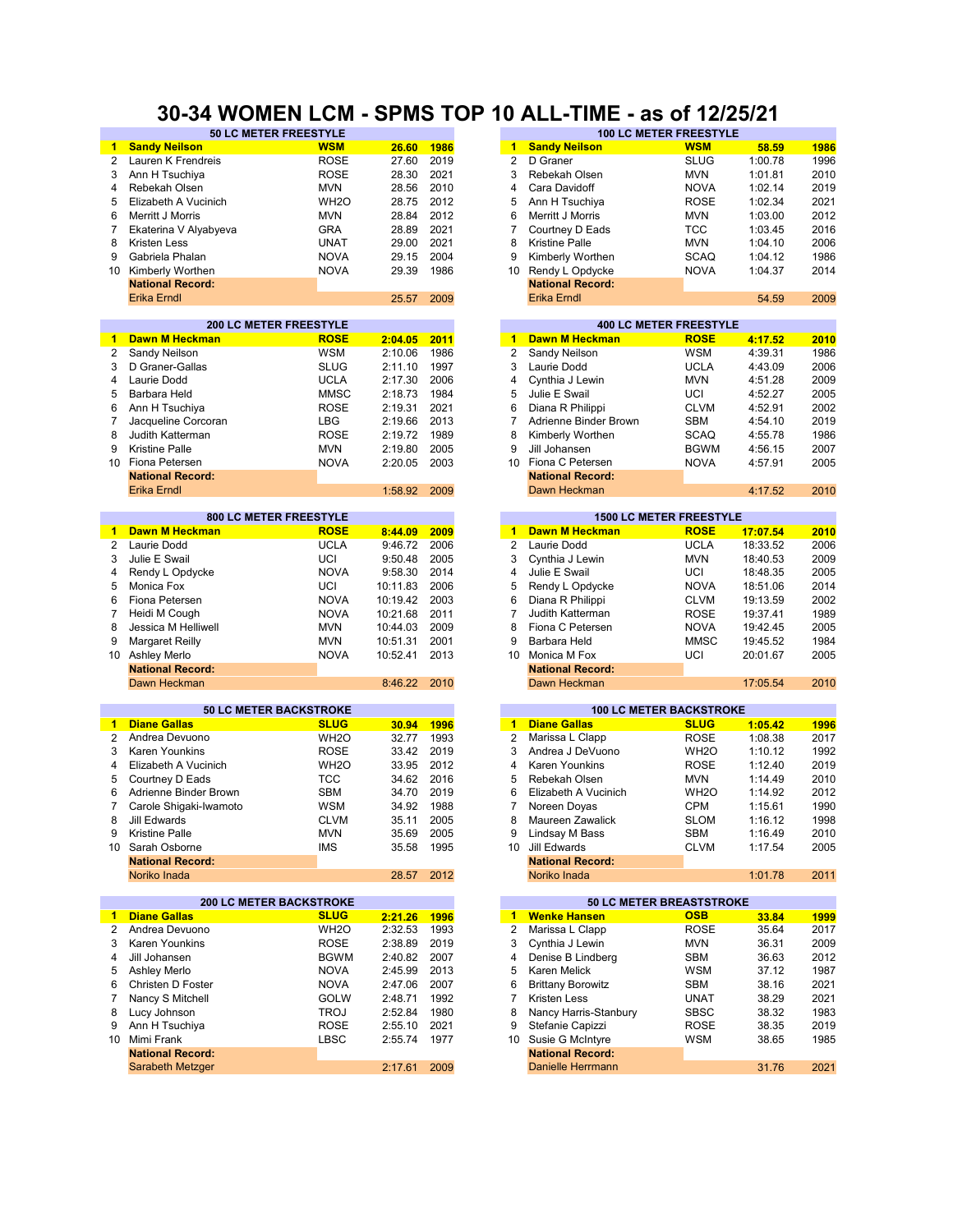# 30-34 WOMEN LCM - SPMS TOP 10 ALL-TIME - as of 12/25/21

## 50 LC METER FREESTYLE

| Rank | Name | Club | Time | Year |
|---|---|---|---|---|
| 1 | **Sandy Neilson** | **WSM** | **26.60** | **1986** |
| 2 | Lauren K Frendreis | ROSE | 27.60 | 2019 |
| 3 | Ann H Tsuchiya | ROSE | 28.30 | 2021 |
| 4 | Rebekah Olsen | MVN | 28.56 | 2010 |
| 5 | Elizabeth A Vucinich | WH2O | 28.75 | 2012 |
| 6 | Merritt J Morris | MVN | 28.84 | 2012 |
| 7 | Ekaterina V Alyabyeva | GRA | 28.89 | 2021 |
| 8 | Kristen Less | UNAT | 29.00 | 2021 |
| 9 | Gabriela Phalan | NOVA | 29.15 | 2004 |
| 10 | Kimberly Worthen | NOVA | 29.39 | 1986 |
| | **National Record:** | | | |
| | Erika Erndl | | 25.57 | 2009 |

## 100 LC METER FREESTYLE

| Rank | Name | Club | Time | Year |
|---|---|---|---|---|
| 1 | **Sandy Neilson** | **WSM** | **58.59** | **1986** |
| 2 | D Graner | SLUG | 1:00.78 | 1996 |
| 3 | Rebekah Olsen | MVN | 1:01.81 | 2010 |
| 4 | Cara Davidoff | NOVA | 1:02.14 | 2019 |
| 5 | Ann H Tsuchiya | ROSE | 1:02.34 | 2021 |
| 6 | Merritt J Morris | MVN | 1:03.00 | 2012 |
| 7 | Courtney D Eads | TCC | 1:03.45 | 2016 |
| 8 | Kristine Palle | MVN | 1:04.10 | 2006 |
| 9 | Kimberly Worthen | SCAQ | 1:04.12 | 1986 |
| 10 | Rendy L Opdycke | NOVA | 1:04.37 | 2014 |
| | **National Record:** | | | |
| | Erika Erndl | | 54.59 | 2009 |

## 200 LC METER FREESTYLE

| Rank | Name | Club | Time | Year |
|---|---|---|---|---|
| 1 | **Dawn M Heckman** | **ROSE** | **2:04.05** | **2011** |
| 2 | Sandy Neilson | WSM | 2:10.06 | 1986 |
| 3 | D Graner-Gallas | SLUG | 2:11.10 | 1997 |
| 4 | Laurie Dodd | UCLA | 2:17.30 | 2006 |
| 5 | Barbara Held | MMSC | 2:18.73 | 1984 |
| 6 | Ann H Tsuchiya | ROSE | 2:19.31 | 2021 |
| 7 | Jacqueline Corcoran | LBG | 2:19.66 | 2013 |
| 8 | Judith Katterman | ROSE | 2:19.72 | 1989 |
| 9 | Kristine Palle | MVN | 2:19.80 | 2005 |
| 10 | Fiona Petersen | NOVA | 2:20.05 | 2003 |
| | **National Record:** | | | |
| | Erika Erndl | | 1:58.92 | 2009 |

## 400 LC METER FREESTYLE

| Rank | Name | Club | Time | Year |
|---|---|---|---|---|
| 1 | **Dawn M Heckman** | **ROSE** | **4:17.52** | **2010** |
| 2 | Sandy Neilson | WSM | 4:39.31 | 1986 |
| 3 | Laurie Dodd | UCLA | 4:43.09 | 2006 |
| 4 | Cynthia J Lewin | MVN | 4:51.28 | 2009 |
| 5 | Julie E Swail | UCI | 4:52.27 | 2005 |
| 6 | Diana R Philippi | CLVM | 4:52.91 | 2002 |
| 7 | Adrienne Binder Brown | SBM | 4:54.10 | 2019 |
| 8 | Kimberly Worthen | SCAQ | 4:55.78 | 1986 |
| 9 | Jill Johansen | BGWM | 4:56.15 | 2007 |
| 10 | Fiona C Petersen | NOVA | 4:57.91 | 2005 |
| | **National Record:** | | | |
| | Dawn Heckman | | 4:17.52 | 2010 |

## 800 LC METER FREESTYLE

| Rank | Name | Club | Time | Year |
|---|---|---|---|---|
| 1 | **Dawn M Heckman** | **ROSE** | **8:44.09** | **2009** |
| 2 | Laurie Dodd | UCLA | 9:46.72 | 2006 |
| 3 | Julie E Swail | UCI | 9:50.48 | 2005 |
| 4 | Rendy L Opdycke | NOVA | 9:58.30 | 2014 |
| 5 | Monica Fox | UCI | 10:11.83 | 2006 |
| 6 | Fiona Petersen | NOVA | 10:19.42 | 2003 |
| 7 | Heidi M Cough | NOVA | 10:21.68 | 2011 |
| 8 | Jessica M Helliwell | MVN | 10:44.03 | 2009 |
| 9 | Margaret Reilly | MVN | 10:51.31 | 2001 |
| 10 | Ashley Merlo | NOVA | 10:52.41 | 2013 |
| | **National Record:** | | | |
| | Dawn Heckman | | 8:46.22 | 2010 |

## 1500 LC METER FREESTYLE

| Rank | Name | Club | Time | Year |
|---|---|---|---|---|
| 1 | **Dawn M Heckman** | **ROSE** | **17:07.54** | **2010** |
| 2 | Laurie Dodd | UCLA | 18:33.52 | 2006 |
| 3 | Cynthia J Lewin | MVN | 18:40.53 | 2009 |
| 4 | Julie E Swail | UCI | 18:48.35 | 2005 |
| 5 | Rendy L Opdycke | NOVA | 18:51.06 | 2014 |
| 6 | Diana R Philippi | CLVM | 19:13.59 | 2002 |
| 7 | Judith Katterman | ROSE | 19:37.41 | 1989 |
| 8 | Fiona C Petersen | NOVA | 19:42.45 | 2005 |
| 9 | Barbara Held | MMSC | 19:45.52 | 1984 |
| 10 | Monica M Fox | UCI | 20:01.67 | 2005 |
| | **National Record:** | | | |
| | Dawn Heckman | | 17:05.54 | 2010 |

## 50 LC METER BACKSTROKE

| Rank | Name | Club | Time | Year |
|---|---|---|---|---|
| 1 | **Diane Gallas** | **SLUG** | **30.94** | **1996** |
| 2 | Andrea Devuono | WH2O | 32.77 | 1993 |
| 3 | Karen Younkins | ROSE | 33.42 | 2019 |
| 4 | Elizabeth A Vucinich | WH2O | 33.95 | 2012 |
| 5 | Courtney D Eads | TCC | 34.62 | 2016 |
| 6 | Adrienne Binder Brown | SBM | 34.70 | 2019 |
| 7 | Carole Shigaki-Iwamoto | WSM | 34.92 | 1988 |
| 8 | Jill Edwards | CLVM | 35.11 | 2005 |
| 9 | Kristine Palle | MVN | 35.69 | 2005 |
| 10 | Sarah Osborne | IMS | 35.58 | 1995 |
| | **National Record:** | | | |
| | Noriko Inada | | 28.57 | 2012 |

## 100 LC METER BACKSTROKE

| Rank | Name | Club | Time | Year |
|---|---|---|---|---|
| 1 | **Diane Gallas** | **SLUG** | **1:05.42** | **1996** |
| 2 | Marissa L Clapp | ROSE | 1:08.38 | 2017 |
| 3 | Andrea J DeVuono | WH2O | 1:10.12 | 1992 |
| 4 | Karen Younkins | ROSE | 1:12.40 | 2019 |
| 5 | Rebekah Olsen | MVN | 1:14.49 | 2010 |
| 6 | Elizabeth A Vucinich | WH2O | 1:14.92 | 2012 |
| 7 | Noreen Doyas | CPM | 1:15.61 | 1990 |
| 8 | Maureen Zawalick | SLOM | 1:16.12 | 1998 |
| 9 | Lindsay M Bass | SBM | 1:16.49 | 2010 |
| 10 | Jill Edwards | CLVM | 1:17.54 | 2005 |
| | **National Record:** | | | |
| | Noriko Inada | | 1:01.78 | 2011 |

## 200 LC METER BACKSTROKE

| Rank | Name | Club | Time | Year |
|---|---|---|---|---|
| 1 | **Diane Gallas** | **SLUG** | **2:21.26** | **1996** |
| 2 | Andrea Devuono | WH2O | 2:32.53 | 1993 |
| 3 | Karen Younkins | ROSE | 2:38.89 | 2019 |
| 4 | Jill Johansen | BGWM | 2:40.82 | 2007 |
| 5 | Ashley Merlo | NOVA | 2:45.99 | 2013 |
| 6 | Christen D Foster | NOVA | 2:47.06 | 2007 |
| 7 | Nancy S Mitchell | GOLW | 2:48.71 | 1992 |
| 8 | Lucy Johnson | TROJ | 2:52.84 | 1980 |
| 9 | Ann H Tsuchiya | ROSE | 2:55.10 | 2021 |
| 10 | Mimi Frank | LBSC | 2:55.74 | 1977 |
| | **National Record:** | | | |
| | Sarabeth Metzger | | 2:17.61 | 2009 |

## 50 LC METER BREASTSTROKE

| Rank | Name | Club | Time | Year |
|---|---|---|---|---|
| 1 | **Wenke Hansen** | **OSB** | **33.84** | **1999** |
| 2 | Marissa L Clapp | ROSE | 35.64 | 2017 |
| 3 | Cynthia J Lewin | MVN | 36.31 | 2009 |
| 4 | Denise B Lindberg | SBM | 36.63 | 2012 |
| 5 | Karen Melick | WSM | 37.12 | 1987 |
| 6 | Brittany Borowitz | SBM | 38.16 | 2021 |
| 7 | Kristen Less | UNAT | 38.29 | 2021 |
| 8 | Nancy Harris-Stanbury | SBSC | 38.32 | 1983 |
| 9 | Stefanie Capizzi | ROSE | 38.35 | 2019 |
| 10 | Susie G McIntyre | WSM | 38.65 | 1985 |
| | **National Record:** | | | |
| | Danielle Herrmann | | 31.76 | 2021 |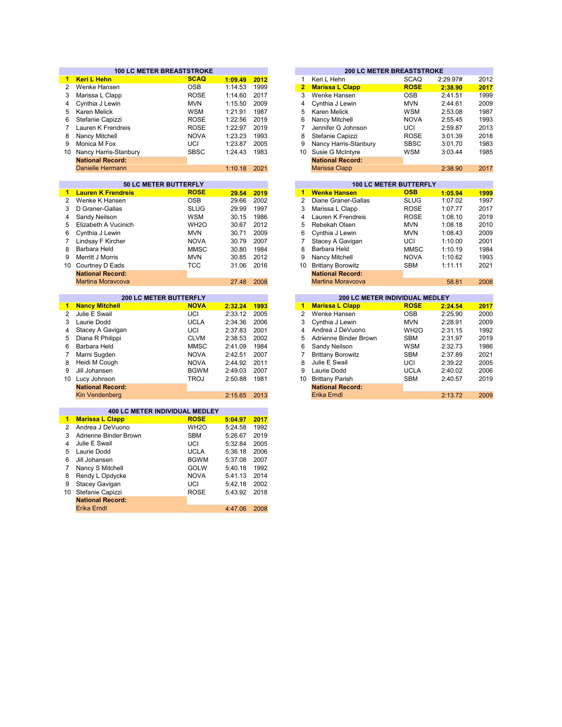| 100 LC METER BREASTSTROKE | | | | |
|---|---|---|---|---|
| **1** | **Keri L Hehn** | **SCAQ** | **1:09.49** | **2012** |
| 2 | Wenke Hansen | OSB | 1:14.53 | 1999 |
| 3 | Marissa L Clapp | ROSE | 1:14.60 | 2017 |
| 4 | Cynthia J Lewin | MVN | 1:15.50 | 2009 |
| 5 | Karen Melick | WSM | 1:21.91 | 1987 |
| 6 | Stefanie Capizzi | ROSE | 1:22.56 | 2019 |
| 7 | Lauren K Frendreis | ROSE | 1:22.97 | 2019 |
| 8 | Nancy Mitchell | NOVA | 1:23.23 | 1993 |
| 9 | Monica M Fox | UCI | 1:23.87 | 2005 |
| 10 | Nancy Harris-Stanbury | SBSC | 1:24.43 | 1983 |
| | **National Record:** | | | |
| | Danielle Hermann | | 1:10.18 | 2021 |

| 200 LC METER BREASTSTROKE | | | | |
|---|---|---|---|---|
| 1 | Keri L Hehn | SCAQ | 2:29.97# | 2012 |
| **2** | **Marissa L Clapp** | **ROSE** | **2:38.90** | **2017** |
| 3 | Wenke Hansen | OSB | 2:41.51 | 1999 |
| 4 | Cynthia J Lewin | MVN | 2:44.61 | 2009 |
| 5 | Karen Melick | WSM | 2:53.08 | 1987 |
| 6 | Nancy Mitchell | NOVA | 2:55.45 | 1993 |
| 7 | Jennifer G Johnson | UCI | 2:59.87 | 2013 |
| 8 | Stefanie Capizzi | ROSE | 3:01.39 | 2018 |
| 9 | Nancy Harris-Stanbury | SBSC | 3:01.70 | 1983 |
| 10 | Susie G McIntyre | WSM | 3:03.44 | 1985 |
| | **National Record:** | | | |
| | Marissa Clapp | | 2:38.90 | 2017 |

| 50 LC METER BUTTERFLY | | | | |
|---|---|---|---|---|
| **1** | **Lauren K Frendreis** | **ROSE** | **29.54** | **2019** |
| 2 | Wenke K Hansen | OSB | 29.66 | 2002 |
| 3 | D Graner-Gallas | SLUG | 29.99 | 1997 |
| 4 | Sandy Neilson | WSM | 30.15 | 1986 |
| 5 | Elizabeth A Vucinich | WH2O | 30.67 | 2012 |
| 6 | Cynthia J Lewin | MVN | 30.71 | 2009 |
| 7 | Lindsay F Kircher | NOVA | 30.79 | 2007 |
| 8 | Barbara Held | MMSC | 30.80 | 1984 |
| 9 | Merritt J Morris | MVN | 30.85 | 2012 |
| 10 | Courtney D Eads | TCC | 31.06 | 2016 |
| | **National Record:** | | | |
| | Martina Moravcova | | 27.48 | 2008 |

| 100 LC METER BUTTERFLY | | | | |
|---|---|---|---|---|
| **1** | **Wenke Hansen** | **OSB** | **1:05.94** | **1999** |
| 2 | Diane Graner-Gallas | SLUG | 1:07.02 | 1997 |
| 3 | Marissa L Clapp | ROSE | 1:07.77 | 2017 |
| 4 | Lauren K Frendreis | ROSE | 1:08.10 | 2019 |
| 5 | Rebekah Olsen | MVN | 1:08.18 | 2010 |
| 6 | Cynthia J Lewin | MVN | 1:08.43 | 2009 |
| 7 | Stacey A Gavigan | UCI | 1:10.00 | 2001 |
| 8 | Barbara Held | MMSC | 1:10.19 | 1984 |
| 9 | Nancy Mitchell | NOVA | 1:10.62 | 1993 |
| 10 | Brittany Borowitz | SBM | 1:11.11 | 2021 |
| | **National Record:** | | | |
| | Martina Moravcova | | 58.81 | 2008 |

| 200 LC METER BUTTERFLY | | | | |
|---|---|---|---|---|
| **1** | **Nancy Mitchell** | **NOVA** | **2:32.24** | **1993** |
| 2 | Julie E Swail | UCI | 2:33.12 | 2005 |
| 3 | Laurie Dodd | UCLA | 2:34.36 | 2006 |
| 4 | Stacey A Gavigan | UCI | 2:37.83 | 2001 |
| 5 | Diana R Philippi | CLVM | 2:38.53 | 2002 |
| 6 | Barbara Held | MMSC | 2:41.09 | 1984 |
| 7 | Marni Sugden | NOVA | 2:42.51 | 2007 |
| 8 | Heidi M Cough | NOVA | 2:44.92 | 2011 |
| 9 | Jill Johansen | BGWM | 2:49.03 | 2007 |
| 10 | Lucy Johnson | TROJ | 2:50.88 | 1981 |
| | **National Record:** | | | |
| | Kin Vendenberg | | 2:15.65 | 2013 |

| 200 LC METER INDIVIDUAL MEDLEY | | | | |
|---|---|---|---|---|
| **1** | **Marissa L Clapp** | **ROSE** | **2:24.54** | **2017** |
| 2 | Wenke Hansen | OSB | 2:25.90 | 2000 |
| 3 | Cynthia J Lewin | MVN | 2:28.91 | 2009 |
| 4 | Andrea J DeVuono | WH2O | 2:31.15 | 1992 |
| 5 | Adrienne Binder Brown | SBM | 2:31.97 | 2019 |
| 6 | Sandy Neilson | WSM | 2:32.73 | 1986 |
| 7 | Brittany Borowitz | SBM | 2:37.89 | 2021 |
| 8 | Julie E Swail | UCI | 2:39.22 | 2005 |
| 9 | Laurie Dodd | UCLA | 2:40.02 | 2006 |
| 10 | Brittany Parish | SBM | 2:40.57 | 2019 |
| | **National Record:** | | | |
| | Erika Erndl | | 2:13.72 | 2009 |

| 400 LC METER INDIVIDUAL MEDLEY | | | | |
|---|---|---|---|---|
| **1** | **Marissa L Clapp** | **ROSE** | **5:04.97** | **2017** |
| 2 | Andrea J DeVuono | WH2O | 5:24.58 | 1992 |
| 3 | Adrienne Binder Brown | SBM | 5:26.67 | 2019 |
| 4 | Julie E Swail | UCI | 5:32.84 | 2005 |
| 5 | Laurie Dodd | UCLA | 5:36.18 | 2006 |
| 6 | Jill Johansen | BGWM | 5:37.08 | 2007 |
| 7 | Nancy S Mitchell | GOLW | 5:40.18 | 1992 |
| 8 | Rendy L Opdycke | NOVA | 5:41.13 | 2014 |
| 9 | Stacey Gavigan | UCI | 5:42.18 | 2002 |
| 10 | Stefanie Capizzi | ROSE | 5:43.92 | 2018 |
| | **National Record:** | | | |
| | Erika Erndl | | 4:47.06 | 2008 |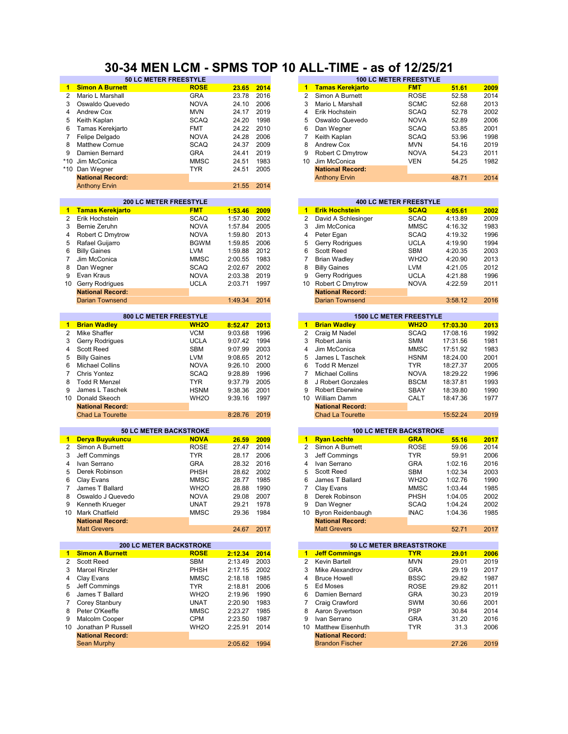# 30-34 MEN LCM - SPMS TOP 10 ALL-TIME - as of 12/25/21

## 50 LC METER FREESTYLE

| | Name | Club | Time | Year |
|---|---|---|---|---|
| **1** | **Simon A Burnett** | **ROSE** | **23.65** | **2014** |
| 2 | Mario L Marshall | GRA | 23.78 | 2016 |
| 3 | Oswaldo Quevedo | NOVA | 24.10 | 2006 |
| 4 | Andrew Cox | MVN | 24.17 | 2019 |
| 5 | Keith Kaplan | SCAQ | 24.20 | 1998 |
| 6 | Tamas Kerekjarto | FMT | 24.22 | 2010 |
| 7 | Felipe Delgado | NOVA | 24.28 | 2006 |
| 8 | Matthew Cornue | SCAQ | 24.37 | 2009 |
| 9 | Damien Bernard | GRA | 24.41 | 2019 |
| *10 | Jim McConica | MMSC | 24.51 | 1983 |
| *10 | Dan Wegner | TYR | 24.51 | 2005 |
| | **National Record:** | | | |
| | Anthony Ervin | | 21.55 | 2014 |

## 100 LC METER FREESTYLE

| | Name | Club | Time | Year |
|---|---|---|---|---|
| **1** | **Tamas Kerekjarto** | **FMT** | **51.61** | **2009** |
| 2 | Simon A Burnett | ROSE | 52.58 | 2014 |
| 3 | Mario L Marshall | SCMC | 52.68 | 2013 |
| 4 | Erik Hochstein | SCAQ | 52.78 | 2002 |
| 5 | Oswaldo Quevedo | NOVA | 52.89 | 2006 |
| 6 | Dan Wegner | SCAQ | 53.85 | 2001 |
| 7 | Keith Kaplan | SCAQ | 53.96 | 1998 |
| 8 | Andrew Cox | MVN | 54.16 | 2019 |
| 9 | Robert C Dmytrow | NOVA | 54.23 | 2011 |
| 10 | Jim McConica | VEN | 54.25 | 1982 |
| | **National Record:** | | | |
| | Anthony Ervin | | 48.71 | 2014 |

## 200 LC METER FREESTYLE

| | Name | Club | Time | Year |
|---|---|---|---|---|
| **1** | **Tamas Kerekjarto** | **FMT** | **1:53.46** | **2009** |
| 2 | Erik Hochstein | SCAQ | 1:57.30 | 2002 |
| 3 | Bernie Zeruhn | NOVA | 1:57.84 | 2005 |
| 4 | Robert C Dmytrow | NOVA | 1:59.80 | 2013 |
| 5 | Rafael Guijarro | BGWM | 1:59.85 | 2006 |
| 6 | Billy Gaines | LVM | 1:59.88 | 2012 |
| 7 | Jim McConica | MMSC | 2:00.55 | 1983 |
| 8 | Dan Wegner | SCAQ | 2:02.67 | 2002 |
| 9 | Evan Kraus | NOVA | 2:03.38 | 2019 |
| 10 | Gerry Rodrigues | UCLA | 2:03.71 | 1997 |
| | **National Record:** | | | |
| | Darian Townsend | | 1:49.34 | 2014 |

## 400 LC METER FREESTYLE

| | Name | Club | Time | Year |
|---|---|---|---|---|
| **1** | **Erik Hochstein** | **SCAQ** | **4:05.61** | **2002** |
| 2 | David A Schlesinger | SCAQ | 4:13.89 | 2009 |
| 3 | Jim McConica | MMSC | 4:16.32 | 1983 |
| 4 | Peter Egan | SCAQ | 4:19.32 | 1996 |
| 5 | Gerry Rodrigues | UCLA | 4:19.90 | 1994 |
| 6 | Scott Reed | SBM | 4:20.35 | 2003 |
| 7 | Brian Wadley | WH2O | 4:20.90 | 2013 |
| 8 | Billy Gaines | LVM | 4:21.05 | 2012 |
| 9 | Gerry Rodrigues | UCLA | 4:21.88 | 1996 |
| 10 | Robert C Dmytrow | NOVA | 4:22.59 | 2011 |
| | **National Record:** | | | |
| | Darian Townsend | | 3:58.12 | 2016 |

## 800 LC METER FREESTYLE

| | Name | Club | Time | Year |
|---|---|---|---|---|
| **1** | **Brian Wadley** | **WH2O** | **8:52.47** | **2013** |
| 2 | Mike Shaffer | VCM | 9:03.68 | 1996 |
| 3 | Gerry Rodrigues | UCLA | 9:07.42 | 1994 |
| 4 | Scott Reed | SBM | 9:07.99 | 2003 |
| 5 | Billy Gaines | LVM | 9:08.65 | 2012 |
| 6 | Michael Collins | NOVA | 9:26.10 | 2000 |
| 7 | Chris Yontez | SCAQ | 9:28.89 | 1996 |
| 8 | Todd R Menzel | TYR | 9:37.79 | 2005 |
| 9 | James L Taschek | HSNM | 9:38.36 | 2001 |
| 10 | Donald Skeoch | WH2O | 9:39.16 | 1997 |
| | **National Record:** | | | |
| | Chad La Tourette | | 8:28.76 | 2019 |

## 1500 LC METER FREESTYLE

| | Name | Club | Time | Year |
|---|---|---|---|---|
| **1** | **Brian Wadley** | **WH2O** | **17:03.30** | **2013** |
| 2 | Craig M Nadel | SCAQ | 17:08.16 | 1992 |
| 3 | Robert Janis | SMM | 17:31.56 | 1981 |
| 4 | Jim McConica | MMSC | 17:51.92 | 1983 |
| 5 | James L Taschek | HSNM | 18:24.00 | 2001 |
| 6 | Todd R Menzel | TYR | 18:27.37 | 2005 |
| 7 | Michael Collins | NOVA | 18:29.22 | 1996 |
| 8 | J Robert Gonzales | BSCM | 18:37.81 | 1993 |
| 9 | Robert Eberwine | SBAY | 18:39.80 | 1990 |
| 10 | William Damm | CALT | 18:47.36 | 1977 |
| | **National Record:** | | | |
| | Chad La Tourette | | 15:52.24 | 2019 |

## 50 LC METER BACKSTROKE

| | Name | Club | Time | Year |
|---|---|---|---|---|
| **1** | **Derya Buyukuncu** | **NOVA** | **26.59** | **2009** |
| 2 | Simon A Burnett | ROSE | 27.47 | 2014 |
| 3 | Jeff Commings | TYR | 28.17 | 2006 |
| 4 | Ivan Serrano | GRA | 28.32 | 2016 |
| 5 | Derek Robinson | PHSH | 28.62 | 2002 |
| 6 | Clay Evans | MMSC | 28.77 | 1985 |
| 7 | James T Ballard | WH2O | 28.88 | 1990 |
| 8 | Oswaldo J Quevedo | NOVA | 29.08 | 2007 |
| 9 | Kenneth Krueger | UNAT | 29.21 | 1978 |
| 10 | Mark Chatfield | MMSC | 29.36 | 1984 |
| | **National Record:** | | | |
| | Matt Grevers | | 24.67 | 2017 |

## 100 LC METER BACKSTROKE

| | Name | Club | Time | Year |
|---|---|---|---|---|
| **1** | **Ryan Lochte** | **GRA** | **55.16** | **2017** |
| 2 | Simon A Burnett | ROSE | 59.06 | 2014 |
| 3 | Jeff Commings | TYR | 59.91 | 2006 |
| 4 | Ivan Serrano | GRA | 1:02.16 | 2016 |
| 5 | Scott Reed | SBM | 1:02.34 | 2003 |
| 6 | James T Ballard | WH2O | 1:02.76 | 1990 |
| 7 | Clay Evans | MMSC | 1:03.44 | 1985 |
| 8 | Derek Robinson | PHSH | 1:04.05 | 2002 |
| 9 | Dan Wegner | SCAQ | 1:04.24 | 2002 |
| 10 | Byron Reidenbaugh | INAC | 1:04.36 | 1985 |
| | **National Record:** | | | |
| | Matt Grevers | | 52.71 | 2017 |

## 200 LC METER BACKSTROKE

| | Name | Club | Time | Year |
|---|---|---|---|---|
| **1** | **Simon A Burnett** | **ROSE** | **2:12.34** | **2014** |
| 2 | Scott Reed | SBM | 2:13.49 | 2003 |
| 3 | Marcel Rinzler | PHSH | 2:17.15 | 2002 |
| 4 | Clay Evans | MMSC | 2:18.18 | 1985 |
| 5 | Jeff Commings | TYR | 2:18.81 | 2006 |
| 6 | James T Ballard | WH2O | 2:19.96 | 1990 |
| 7 | Corey Stanbury | UNAT | 2:20.90 | 1983 |
| 8 | Peter O'Keeffe | MMSC | 2:23.27 | 1985 |
| 9 | Malcolm Cooper | CPM | 2:23.50 | 1987 |
| 10 | Jonathan P Russell | WH2O | 2:25.91 | 2014 |
| | **National Record:** | | | |
| | Sean Murphy | | 2:05.62 | 1994 |

## 50 LC METER BREASTSTROKE

| | Name | Club | Time | Year |
|---|---|---|---|---|
| **1** | **Jeff Commings** | **TYR** | **29.01** | **2006** |
| 2 | Kevin Bartell | MVN | 29.01 | 2019 |
| 3 | Mike Alexandrov | GRA | 29.19 | 2017 |
| 4 | Bruce Howell | BSSC | 29.82 | 1987 |
| 5 | Ed Moses | ROSE | 29.82 | 2011 |
| 6 | Damien Bernard | GRA | 30.23 | 2019 |
| 7 | Craig Crawford | SWM | 30.66 | 2001 |
| 8 | Aaron Syvertson | PSP | 30.84 | 2014 |
| 9 | Ivan Serrano | GRA | 31.20 | 2016 |
| 10 | Matthew Eisenhuth | TYR | 31.3 | 2006 |
| | **National Record:** | | | |
| | Brandon Fischer | | 27.26 | 2019 |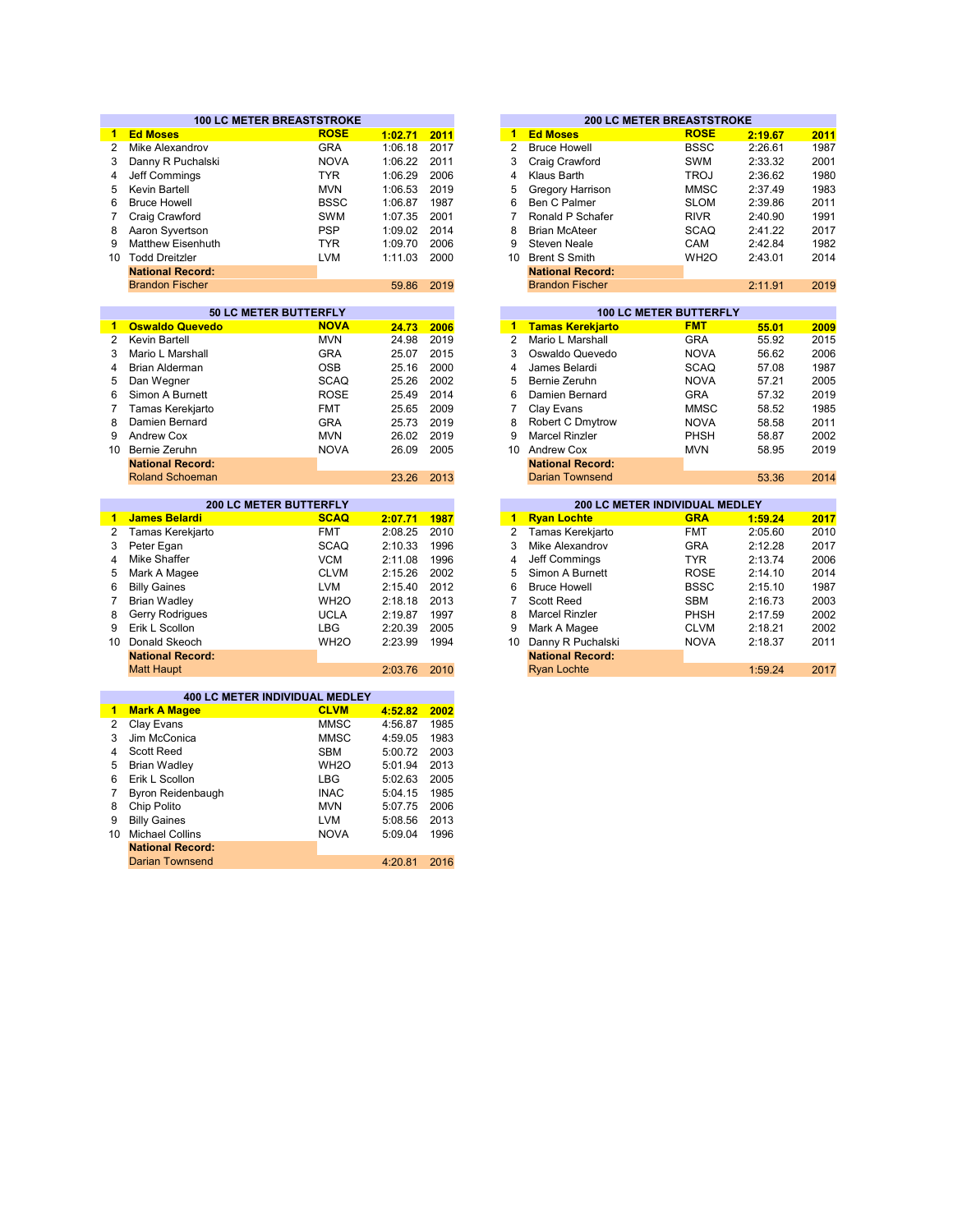## 100 LC METER BREASTSTROKE

| Rank | Name | Team | Time | Year |
|---|---|---|---|---|
| **1** | **Ed Moses** | **ROSE** | **1:02.71** | **2011** |
| 2 | Mike Alexandrov | GRA | 1:06.18 | 2017 |
| 3 | Danny R Puchalski | NOVA | 1:06.22 | 2011 |
| 4 | Jeff Commings | TYR | 1:06.29 | 2006 |
| 5 | Kevin Bartell | MVN | 1:06.53 | 2019 |
| 6 | Bruce Howell | BSSC | 1:06.87 | 1987 |
| 7 | Craig Crawford | SWM | 1:07.35 | 2001 |
| 8 | Aaron Syvertson | PSP | 1:09.02 | 2014 |
| 9 | Matthew Eisenhuth | TYR | 1:09.70 | 2006 |
| 10 | Todd Dreitzler | LVM | 1:11.03 | 2000 |
| | **National Record:** | | | |
| | Brandon Fischer | | 59.86 | 2019 |

## 200 LC METER BREASTSTROKE

| Rank | Name | Team | Time | Year |
|---|---|---|---|---|
| **1** | **Ed Moses** | **ROSE** | **2:19.67** | **2011** |
| 2 | Bruce Howell | BSSC | 2:26.61 | 1987 |
| 3 | Craig Crawford | SWM | 2:33.32 | 2001 |
| 4 | Klaus Barth | TROJ | 2:36.62 | 1980 |
| 5 | Gregory Harrison | MMSC | 2:37.49 | 1983 |
| 6 | Ben C Palmer | SLOM | 2:39.86 | 2011 |
| 7 | Ronald P Schafer | RIVR | 2:40.90 | 1991 |
| 8 | Brian McAteer | SCAQ | 2:41.22 | 2017 |
| 9 | Steven Neale | CAM | 2:42.84 | 1982 |
| 10 | Brent S Smith | WH2O | 2:43.01 | 2014 |
| | **National Record:** | | | |
| | Brandon Fischer | | 2:11.91 | 2019 |

## 50 LC METER BUTTERFLY

| Rank | Name | Team | Time | Year |
|---|---|---|---|---|
| **1** | **Oswaldo Quevedo** | **NOVA** | **24.73** | **2006** |
| 2 | Kevin Bartell | MVN | 24.98 | 2019 |
| 3 | Mario L Marshall | GRA | 25.07 | 2015 |
| 4 | Brian Alderman | OSB | 25.16 | 2000 |
| 5 | Dan Wegner | SCAQ | 25.26 | 2002 |
| 6 | Simon A Burnett | ROSE | 25.49 | 2014 |
| 7 | Tamas Kerekjarto | FMT | 25.65 | 2009 |
| 8 | Damien Bernard | GRA | 25.73 | 2019 |
| 9 | Andrew Cox | MVN | 26.02 | 2019 |
| 10 | Bernie Zeruhn | NOVA | 26.09 | 2005 |
| | **National Record:** | | | |
| | Roland Schoeman | | 23.26 | 2013 |

## 100 LC METER BUTTERFLY

| Rank | Name | Team | Time | Year |
|---|---|---|---|---|
| **1** | **Tamas Kerekjarto** | **FMT** | **55.01** | **2009** |
| 2 | Mario L Marshall | GRA | 55.92 | 2015 |
| 3 | Oswaldo Quevedo | NOVA | 56.62 | 2006 |
| 4 | James Belardi | SCAQ | 57.08 | 1987 |
| 5 | Bernie Zeruhn | NOVA | 57.21 | 2005 |
| 6 | Damien Bernard | GRA | 57.32 | 2019 |
| 7 | Clay Evans | MMSC | 58.52 | 1985 |
| 8 | Robert C Dmytrow | NOVA | 58.58 | 2011 |
| 9 | Marcel Rinzler | PHSH | 58.87 | 2002 |
| 10 | Andrew Cox | MVN | 58.95 | 2019 |
| | **National Record:** | | | |
| | Darian Townsend | | 53.36 | 2014 |

## 200 LC METER BUTTERFLY

| Rank | Name | Team | Time | Year |
|---|---|---|---|---|
| **1** | **James Belardi** | **SCAQ** | **2:07.71** | **1987** |
| 2 | Tamas Kerekjarto | FMT | 2:08.25 | 2010 |
| 3 | Peter Egan | SCAQ | 2:10.33 | 1996 |
| 4 | Mike Shaffer | VCM | 2:11.08 | 1996 |
| 5 | Mark A Magee | CLVM | 2:15.26 | 2002 |
| 6 | Billy Gaines | LVM | 2:15.40 | 2012 |
| 7 | Brian Wadley | WH2O | 2:18.18 | 2013 |
| 8 | Gerry Rodrigues | UCLA | 2:19.87 | 1997 |
| 9 | Erik L Scollon | LBG | 2:20.39 | 2005 |
| 10 | Donald Skeoch | WH2O | 2:23.99 | 1994 |
| | **National Record:** | | | |
| | Matt Haupt | | 2:03.76 | 2010 |

## 200 LC METER INDIVIDUAL MEDLEY

| Rank | Name | Team | Time | Year |
|---|---|---|---|---|
| **1** | **Ryan Lochte** | **GRA** | **1:59.24** | **2017** |
| 2 | Tamas Kerekjarto | FMT | 2:05.60 | 2010 |
| 3 | Mike Alexandrov | GRA | 2:12.28 | 2017 |
| 4 | Jeff Commings | TYR | 2:13.74 | 2006 |
| 5 | Simon A Burnett | ROSE | 2:14.10 | 2014 |
| 6 | Bruce Howell | BSSC | 2:15.10 | 1987 |
| 7 | Scott Reed | SBM | 2:16.73 | 2003 |
| 8 | Marcel Rinzler | PHSH | 2:17.59 | 2002 |
| 9 | Mark A Magee | CLVM | 2:18.21 | 2002 |
| 10 | Danny R Puchalski | NOVA | 2:18.37 | 2011 |
| | **National Record:** | | | |
| | Ryan Lochte | | 1:59.24 | 2017 |

## 400 LC METER INDIVIDUAL MEDLEY

| Rank | Name | Team | Time | Year |
|---|---|---|---|---|
| **1** | **Mark A Magee** | **CLVM** | **4:52.82** | **2002** |
| 2 | Clay Evans | MMSC | 4:56.87 | 1985 |
| 3 | Jim McConica | MMSC | 4:59.05 | 1983 |
| 4 | Scott Reed | SBM | 5:00.72 | 2003 |
| 5 | Brian Wadley | WH2O | 5:01.94 | 2013 |
| 6 | Erik L Scollon | LBG | 5:02.63 | 2005 |
| 7 | Byron Reidenbaugh | INAC | 5:04.15 | 1985 |
| 8 | Chip Polito | MVN | 5:07.75 | 2006 |
| 9 | Billy Gaines | LVM | 5:08.56 | 2013 |
| 10 | Michael Collins | NOVA | 5:09.04 | 1996 |
| | **National Record:** | | | |
| | Darian Townsend | | 4:20.81 | 2016 |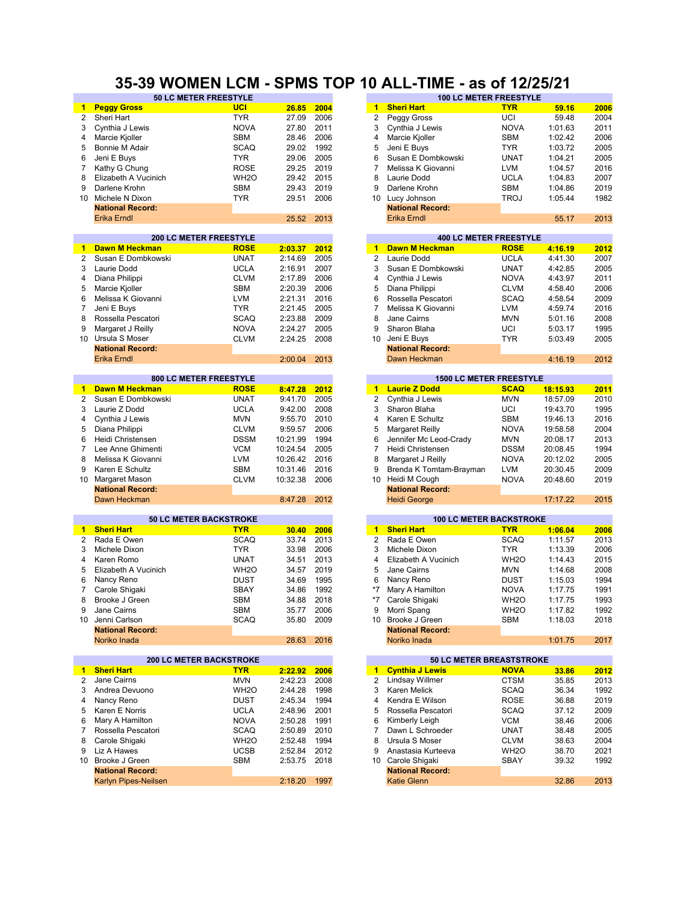# 35-39 WOMEN LCM - SPMS TOP 10 ALL-TIME - as of 12/25/21

## 50 LC METER FREESTYLE

| | Name | Club | Time | Year |
|---|---|---|---|---|
| **1** | **Peggy Gross** | **UCI** | **26.85** | **2004** |
| 2 | Sheri Hart | TYR | 27.09 | 2006 |
| 3 | Cynthia J Lewis | NOVA | 27.80 | 2011 |
| 4 | Marcie Kjoller | SBM | 28.46 | 2006 |
| 5 | Bonnie M Adair | SCAQ | 29.02 | 1992 |
| 6 | Jeni E Buys | TYR | 29.06 | 2005 |
| 7 | Kathy G Chung | ROSE | 29.25 | 2019 |
| 8 | Elizabeth A Vucinich | WH2O | 29.42 | 2015 |
| 9 | Darlene Krohn | SBM | 29.43 | 2019 |
| 10 | Michele N Dixon | TYR | 29.51 | 2006 |
| | **National Record:** | | | |
| | Erika Erndl | | 25.52 | 2013 |

## 100 LC METER FREESTYLE

| | Name | Club | Time | Year |
|---|---|---|---|---|
| **1** | **Sheri Hart** | **TYR** | **59.16** | **2006** |
| 2 | Peggy Gross | UCI | 59.48 | 2004 |
| 3 | Cynthia J Lewis | NOVA | 1:01.63 | 2011 |
| 4 | Marcie Kjoller | SBM | 1:02.42 | 2006 |
| 5 | Jeni E Buys | TYR | 1:03.72 | 2005 |
| 6 | Susan E Dombkowski | UNAT | 1:04.21 | 2005 |
| 7 | Melissa K Giovanni | LVM | 1:04.57 | 2016 |
| 8 | Laurie Dodd | UCLA | 1:04.83 | 2007 |
| 9 | Darlene Krohn | SBM | 1:04.86 | 2019 |
| 10 | Lucy Johnson | TROJ | 1:05.44 | 1982 |
| | **National Record:** | | | |
| | Erika Erndl | | 55.17 | 2013 |

## 200 LC METER FREESTYLE

| | Name | Club | Time | Year |
|---|---|---|---|---|
| **1** | **Dawn M Heckman** | **ROSE** | **2:03.37** | **2012** |
| 2 | Susan E Dombkowski | UNAT | 2:14.69 | 2005 |
| 3 | Laurie Dodd | UCLA | 2:16.91 | 2007 |
| 4 | Diana Philippi | CLVM | 2:17.89 | 2006 |
| 5 | Marcie Kjoller | SBM | 2:20.39 | 2006 |
| 6 | Melissa K Giovanni | LVM | 2:21.31 | 2016 |
| 7 | Jeni E Buys | TYR | 2:21.45 | 2005 |
| 8 | Rossella Pescatori | SCAQ | 2:23.88 | 2009 |
| 9 | Margaret J Reilly | NOVA | 2:24.27 | 2005 |
| 10 | Ursula S Moser | CLVM | 2:24.25 | 2008 |
| | **National Record:** | | | |
| | Erika Erndl | | 2:00.04 | 2013 |

## 400 LC METER FREESTYLE

| | Name | Club | Time | Year |
|---|---|---|---|---|
| **1** | **Dawn M Heckman** | **ROSE** | **4:16.19** | **2012** |
| 2 | Laurie Dodd | UCLA | 4:41.30 | 2007 |
| 3 | Susan E Dombkowski | UNAT | 4:42.85 | 2005 |
| 4 | Cynthia J Lewis | NOVA | 4:43.97 | 2011 |
| 5 | Diana Philippi | CLVM | 4:58.40 | 2006 |
| 6 | Rossella Pescatori | SCAQ | 4:58.54 | 2009 |
| 7 | Melissa K Giovanni | LVM | 4:59.74 | 2016 |
| 8 | Jane Cairns | MVN | 5:01.16 | 2008 |
| 9 | Sharon Blaha | UCI | 5:03.17 | 1995 |
| 10 | Jeni E Buys | TYR | 5:03.49 | 2005 |
| | **National Record:** | | | |
| | Dawn Heckman | | 4:16.19 | 2012 |

## 800 LC METER FREESTYLE

| | Name | Club | Time | Year |
|---|---|---|---|---|
| **1** | **Dawn M Heckman** | **ROSE** | **8:47.28** | **2012** |
| 2 | Susan E Dombkowski | UNAT | 9:41.70 | 2005 |
| 3 | Laurie Z Dodd | UCLA | 9:42.00 | 2008 |
| 4 | Cynthia J Lewis | MVN | 9:55.70 | 2010 |
| 5 | Diana Philippi | CLVM | 9:59.57 | 2006 |
| 6 | Heidi Christensen | DSSM | 10:21.99 | 1994 |
| 7 | Lee Anne Ghimenti | VCM | 10:24.54 | 2005 |
| 8 | Melissa K Giovanni | LVM | 10:26.42 | 2016 |
| 9 | Karen E Schultz | SBM | 10:31.46 | 2016 |
| 10 | Margaret Mason | CLVM | 10:32.38 | 2006 |
| | **National Record:** | | | |
| | Dawn Heckman | | 8:47.28 | 2012 |

## 1500 LC METER FREESTYLE

| | Name | Club | Time | Year |
|---|---|---|---|---|
| **1** | **Laurie Z Dodd** | **SCAQ** | **18:15.93** | **2011** |
| 2 | Cynthia J Lewis | MVN | 18:57.09 | 2010 |
| 3 | Sharon Blaha | UCI | 19:43.70 | 1995 |
| 4 | Karen E Schultz | SBM | 19:46.13 | 2016 |
| 5 | Margaret Reilly | NOVA | 19:58.58 | 2004 |
| 6 | Jennifer Mc Leod-Crady | MVN | 20:08.17 | 2013 |
| 7 | Heidi Christensen | DSSM | 20:08.45 | 1994 |
| 8 | Margaret J Reilly | NOVA | 20:12.02 | 2005 |
| 9 | Brenda K Tomtam-Brayman | LVM | 20:30.45 | 2009 |
| 10 | Heidi M Cough | NOVA | 20:48.60 | 2019 |
| | **National Record:** | | | |
| | Heidi George | | 17:17.22 | 2015 |

## 50 LC METER BACKSTROKE

| | Name | Club | Time | Year |
|---|---|---|---|---|
| **1** | **Sheri Hart** | **TYR** | **30.40** | **2006** |
| 2 | Rada E Owen | SCAQ | 33.74 | 2013 |
| 3 | Michele Dixon | TYR | 33.98 | 2006 |
| 4 | Karen Romo | UNAT | 34.51 | 2013 |
| 5 | Elizabeth A Vucinich | WH2O | 34.57 | 2019 |
| 6 | Nancy Reno | DUST | 34.69 | 1995 |
| 7 | Carole Shigaki | SBAY | 34.86 | 1992 |
| 8 | Brooke J Green | SBM | 34.88 | 2018 |
| 9 | Jane Cairns | SBM | 35.77 | 2006 |
| 10 | Jenni Carlson | SCAQ | 35.80 | 2009 |
| | **National Record:** | | | |
| | Noriko Inada | | 28.63 | 2016 |

## 100 LC METER BACKSTROKE

| | Name | Club | Time | Year |
|---|---|---|---|---|
| **1** | **Sheri Hart** | **TYR** | **1:06.04** | **2006** |
| 2 | Rada E Owen | SCAQ | 1:11.57 | 2013 |
| 3 | Michele Dixon | TYR | 1:13.39 | 2006 |
| 4 | Elizabeth A Vucinich | WH2O | 1:14.43 | 2015 |
| 5 | Jane Cairns | MVN | 1:14.68 | 2008 |
| 6 | Nancy Reno | DUST | 1:15.03 | 1994 |
| *7 | Mary A Hamilton | NOVA | 1:17.75 | 1991 |
| *7 | Carole Shigaki | WH2O | 1:17.75 | 1993 |
| 9 | Morri Spang | WH2O | 1:17.82 | 1992 |
| 10 | Brooke J Green | SBM | 1:18.03 | 2018 |
| | **National Record:** | | | |
| | Noriko Inada | | 1:01.75 | 2017 |

## 200 LC METER BACKSTROKE

| | Name | Club | Time | Year |
|---|---|---|---|---|
| **1** | **Sheri Hart** | **TYR** | **2:22.92** | **2006** |
| 2 | Jane Cairns | MVN | 2:42.23 | 2008 |
| 3 | Andrea Devuono | WH2O | 2:44.28 | 1998 |
| 4 | Nancy Reno | DUST | 2:45.34 | 1994 |
| 5 | Karen E Norris | UCLA | 2:48.96 | 2001 |
| 6 | Mary A Hamilton | NOVA | 2:50.28 | 1991 |
| 7 | Rossella Pescatori | SCAQ | 2:50.89 | 2010 |
| 8 | Carole Shigaki | WH2O | 2:52.48 | 1994 |
| 9 | Liz A Hawes | UCSB | 2:52.84 | 2012 |
| 10 | Brooke J Green | SBM | 2:53.75 | 2018 |
| | **National Record:** | | | |
| | Karlyn Pipes-Neilsen | | 2:18.20 | 1997 |

## 50 LC METER BREASTSTROKE

| | Name | Club | Time | Year |
|---|---|---|---|---|
| **1** | **Cynthia J Lewis** | **NOVA** | **33.86** | **2012** |
| 2 | Lindsay Willmer | CTSM | 35.85 | 2013 |
| 3 | Karen Melick | SCAQ | 36.34 | 1992 |
| 4 | Kendra E Wilson | ROSE | 36.88 | 2019 |
| 5 | Rossella Pescatori | SCAQ | 37.12 | 2009 |
| 6 | Kimberly Leigh | VCM | 38.46 | 2006 |
| 7 | Dawn L Schroeder | UNAT | 38.48 | 2005 |
| 8 | Ursula S Moser | CLVM | 38.63 | 2004 |
| 9 | Anastasia Kurteeva | WH2O | 38.70 | 2021 |
| 10 | Carole Shigaki | SBAY | 39.32 | 1992 |
| | **National Record:** | | | |
| | Katie Glenn | | 32.86 | 2013 |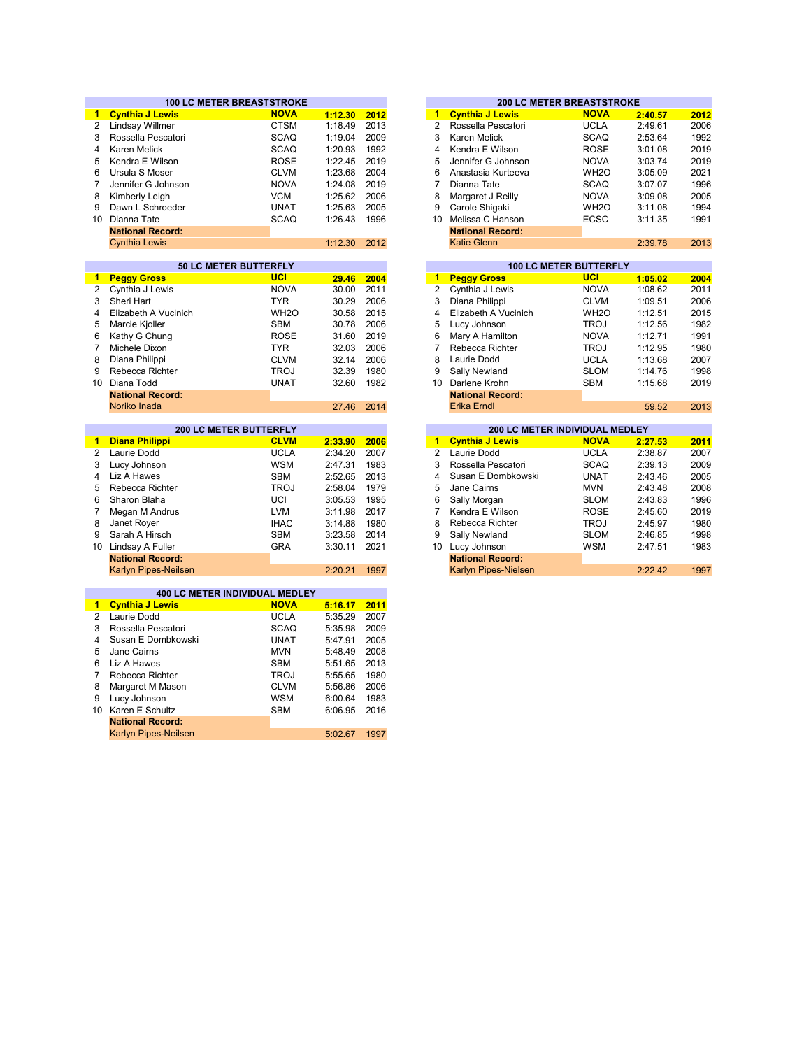## 100 LC METER BREASTSTROKE

| | Name | Club | Time | Year |
|---|---|---|---|---|
| **1** | **Cynthia J Lewis** | **NOVA** | **1:12.30** | **2012** |
| 2 | Lindsay Willmer | CTSM | 1:18.49 | 2013 |
| 3 | Rossella Pescatori | SCAQ | 1:19.04 | 2009 |
| 4 | Karen Melick | SCAQ | 1:20.93 | 1992 |
| 5 | Kendra E Wilson | ROSE | 1:22.45 | 2019 |
| 6 | Ursula S Moser | CLVM | 1:23.68 | 2004 |
| 7 | Jennifer G Johnson | NOVA | 1:24.08 | 2019 |
| 8 | Kimberly Leigh | VCM | 1:25.62 | 2006 |
| 9 | Dawn L Schroeder | UNAT | 1:25.63 | 2005 |
| 10 | Dianna Tate | SCAQ | 1:26.43 | 1996 |
| | **National Record:** | | | |
| | Cynthia Lewis | | 1:12.30 | 2012 |

## 200 LC METER BREASTSTROKE

| | Name | Club | Time | Year |
|---|---|---|---|---|
| **1** | **Cynthia J Lewis** | **NOVA** | **2:40.57** | **2012** |
| 2 | Rossella Pescatori | UCLA | 2:49.61 | 2006 |
| 3 | Karen Melick | SCAQ | 2:53.64 | 1992 |
| 4 | Kendra E Wilson | ROSE | 3:01.08 | 2019 |
| 5 | Jennifer G Johnson | NOVA | 3:03.74 | 2019 |
| 6 | Anastasia Kurteeva | WH2O | 3:05.09 | 2021 |
| 7 | Dianna Tate | SCAQ | 3:07.07 | 1996 |
| 8 | Margaret J Reilly | NOVA | 3:09.08 | 2005 |
| 9 | Carole Shigaki | WH2O | 3:11.08 | 1994 |
| 10 | Melissa C Hanson | ECSC | 3:11.35 | 1991 |
| | **National Record:** | | | |
| | Katie Glenn | | 2:39.78 | 2013 |

## 50 LC METER BUTTERFLY

| | Name | Club | Time | Year |
|---|---|---|---|---|
| **1** | **Peggy Gross** | **UCI** | **29.46** | **2004** |
| 2 | Cynthia J Lewis | NOVA | 30.00 | 2011 |
| 3 | Sheri Hart | TYR | 30.29 | 2006 |
| 4 | Elizabeth A Vucinich | WH2O | 30.58 | 2015 |
| 5 | Marcie Kjoller | SBM | 30.78 | 2006 |
| 6 | Kathy G Chung | ROSE | 31.60 | 2019 |
| 7 | Michele Dixon | TYR | 32.03 | 2006 |
| 8 | Diana Philippi | CLVM | 32.14 | 2006 |
| 9 | Rebecca Richter | TROJ | 32.39 | 1980 |
| 10 | Diana Todd | UNAT | 32.60 | 1982 |
| | **National Record:** | | | |
| | Noriko Inada | | 27.46 | 2014 |

## 100 LC METER BUTTERFLY

| | Name | Club | Time | Year |
|---|---|---|---|---|
| **1** | **Peggy Gross** | **UCI** | **1:05.02** | **2004** |
| 2 | Cynthia J Lewis | NOVA | 1:08.62 | 2011 |
| 3 | Diana Philippi | CLVM | 1:09.51 | 2006 |
| 4 | Elizabeth A Vucinich | WH2O | 1:12.51 | 2015 |
| 5 | Lucy Johnson | TROJ | 1:12.56 | 1982 |
| 6 | Mary A Hamilton | NOVA | 1:12.71 | 1991 |
| 7 | Rebecca Richter | TROJ | 1:12.95 | 1980 |
| 8 | Laurie Dodd | UCLA | 1:13.68 | 2007 |
| 9 | Sally Newland | SLOM | 1:14.76 | 1998 |
| 10 | Darlene Krohn | SBM | 1:15.68 | 2019 |
| | **National Record:** | | | |
| | Erika Erndl | | 59.52 | 2013 |

## 200 LC METER BUTTERFLY

| | Name | Club | Time | Year |
|---|---|---|---|---|
| **1** | **Diana Philippi** | **CLVM** | **2:33.90** | **2006** |
| 2 | Laurie Dodd | UCLA | 2:34.20 | 2007 |
| 3 | Lucy Johnson | WSM | 2:47.31 | 1983 |
| 4 | Liz A Hawes | SBM | 2:52.65 | 2013 |
| 5 | Rebecca Richter | TROJ | 2:58.04 | 1979 |
| 6 | Sharon Blaha | UCI | 3:05.53 | 1995 |
| 7 | Megan M Andrus | LVM | 3:11.98 | 2017 |
| 8 | Janet Royer | IHAC | 3:14.88 | 1980 |
| 9 | Sarah A Hirsch | SBM | 3:23.58 | 2014 |
| 10 | Lindsay A Fuller | GRA | 3:30.11 | 2021 |
| | **National Record:** | | | |
| | Karlyn Pipes-Neilsen | | 2:20.21 | 1997 |

## 200 LC METER INDIVIDUAL MEDLEY

| | Name | Club | Time | Year |
|---|---|---|---|---|
| **1** | **Cynthia J Lewis** | **NOVA** | **2:27.53** | **2011** |
| 2 | Laurie Dodd | UCLA | 2:38.87 | 2007 |
| 3 | Rossella Pescatori | SCAQ | 2:39.13 | 2009 |
| 4 | Susan E Dombkowski | UNAT | 2:43.46 | 2005 |
| 5 | Jane Cairns | MVN | 2:43.48 | 2008 |
| 6 | Sally Morgan | SLOM | 2:43.83 | 1996 |
| 7 | Kendra E Wilson | ROSE | 2:45.60 | 2019 |
| 8 | Rebecca Richter | TROJ | 2:45.97 | 1980 |
| 9 | Sally Newland | SLOM | 2:46.85 | 1998 |
| 10 | Lucy Johnson | WSM | 2:47.51 | 1983 |
| | **National Record:** | | | |
| | Karlyn Pipes-Nielsen | | 2:22.42 | 1997 |

## 400 LC METER INDIVIDUAL MEDLEY

| | Name | Club | Time | Year |
|---|---|---|---|---|
| **1** | **Cynthia J Lewis** | **NOVA** | **5:16.17** | **2011** |
| 2 | Laurie Dodd | UCLA | 5:35.29 | 2007 |
| 3 | Rossella Pescatori | SCAQ | 5:35.98 | 2009 |
| 4 | Susan E Dombkowski | UNAT | 5:47.91 | 2005 |
| 5 | Jane Cairns | MVN | 5:48.49 | 2008 |
| 6 | Liz A Hawes | SBM | 5:51.65 | 2013 |
| 7 | Rebecca Richter | TROJ | 5:55.65 | 1980 |
| 8 | Margaret M Mason | CLVM | 5:56.86 | 2006 |
| 9 | Lucy Johnson | WSM | 6:00.64 | 1983 |
| 10 | Karen E Schultz | SBM | 6:06.95 | 2016 |
| | **National Record:** | | | |
| | Karlyn Pipes-Neilsen | | 5:02.67 | 1997 |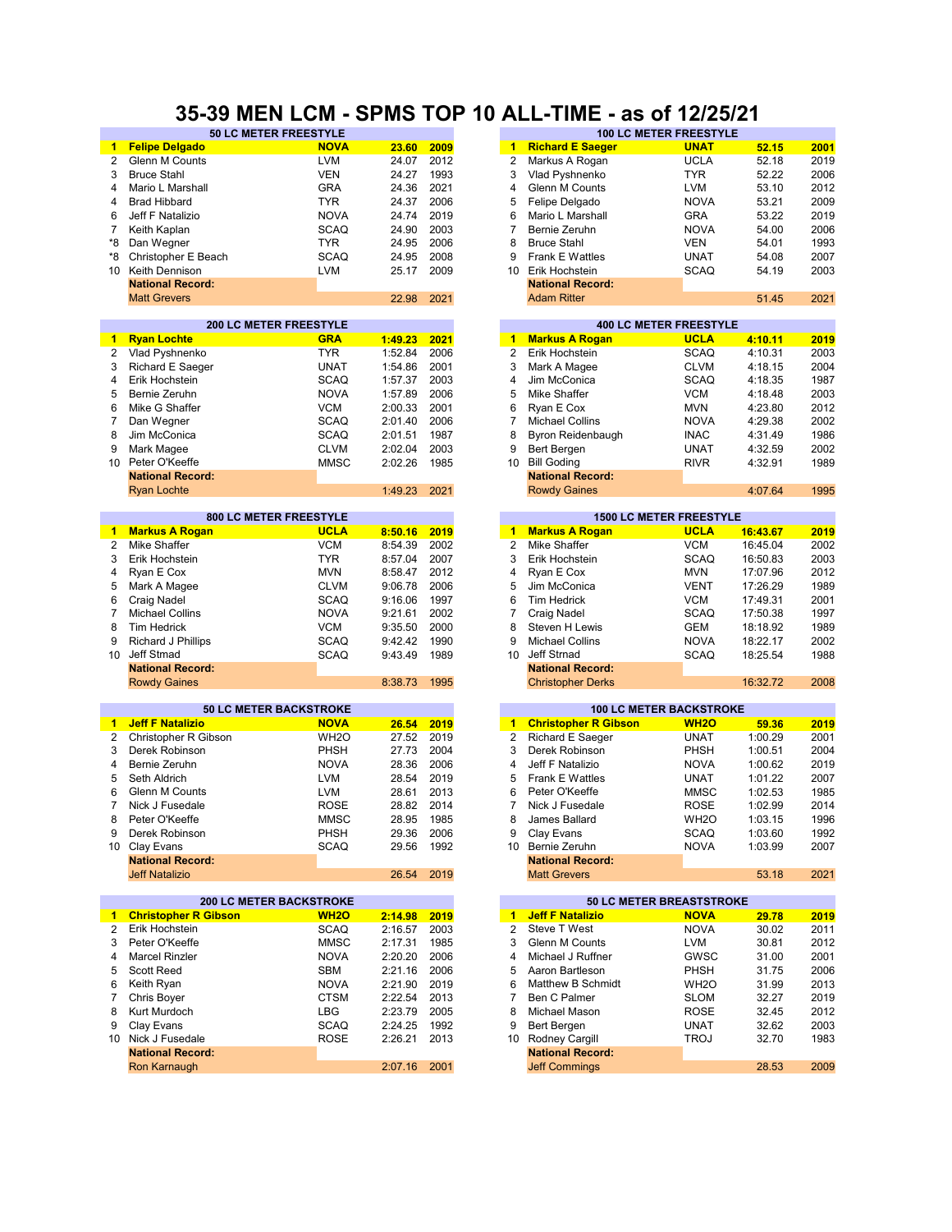# 35-39 MEN LCM - SPMS TOP 10 ALL-TIME - as of 12/25/21

## 50 LC METER FREESTYLE

| | Name | Club | Time | Year |
|---|---|---|---|---|
| **1** | **Felipe Delgado** | **NOVA** | **23.60** | **2009** |
| 2 | Glenn M Counts | LVM | 24.07 | 2012 |
| 3 | Bruce Stahl | VEN | 24.27 | 1993 |
| 4 | Mario L Marshall | GRA | 24.36 | 2021 |
| 4 | Brad Hibbard | TYR | 24.37 | 2006 |
| 6 | Jeff F Natalizio | NOVA | 24.74 | 2019 |
| 7 | Keith Kaplan | SCAQ | 24.90 | 2003 |
| *8 | Dan Wegner | TYR | 24.95 | 2006 |
| *8 | Christopher E Beach | SCAQ | 24.95 | 2008 |
| 10 | Keith Dennison | LVM | 25.17 | 2009 |
| | **National Record:** | | | |
| | Matt Grevers | | 22.98 | 2021 |

## 100 LC METER FREESTYLE

| | Name | Club | Time | Year |
|---|---|---|---|---|
| **1** | **Richard E Saeger** | **UNAT** | **52.15** | **2001** |
| 2 | Markus A Rogan | UCLA | 52.18 | 2019 |
| 3 | Vlad Pyshnenko | TYR | 52.22 | 2006 |
| 4 | Glenn M Counts | LVM | 53.10 | 2012 |
| 5 | Felipe Delgado | NOVA | 53.21 | 2009 |
| 6 | Mario L Marshall | GRA | 53.22 | 2019 |
| 7 | Bernie Zeruhn | NOVA | 54.00 | 2006 |
| 8 | Bruce Stahl | VEN | 54.01 | 1993 |
| 9 | Frank E Wattles | UNAT | 54.08 | 2007 |
| 10 | Erik Hochstein | SCAQ | 54.19 | 2003 |
| | **National Record:** | | | |
| | Adam Ritter | | 51.45 | 2021 |

## 200 LC METER FREESTYLE

| | Name | Club | Time | Year |
|---|---|---|---|---|
| **1** | **Ryan Lochte** | **GRA** | **1:49.23** | **2021** |
| 2 | Vlad Pyshnenko | TYR | 1:52.84 | 2006 |
| 3 | Richard E Saeger | UNAT | 1:54.86 | 2001 |
| 4 | Erik Hochstein | SCAQ | 1:57.37 | 2003 |
| 5 | Bernie Zeruhn | NOVA | 1:57.89 | 2006 |
| 6 | Mike G Shaffer | VCM | 2:00.33 | 2001 |
| 7 | Dan Wegner | SCAQ | 2:01.40 | 2006 |
| 8 | Jim McConica | SCAQ | 2:01.51 | 1987 |
| 9 | Mark Magee | CLVM | 2:02.04 | 2003 |
| 10 | Peter O'Keeffe | MMSC | 2:02.26 | 1985 |
| | **National Record:** | | | |
| | Ryan Lochte | | 1:49.23 | 2021 |

## 400 LC METER FREESTYLE

| | Name | Club | Time | Year |
|---|---|---|---|---|
| **1** | **Markus A Rogan** | **UCLA** | **4:10.11** | **2019** |
| 2 | Erik Hochstein | SCAQ | 4:10.31 | 2003 |
| 3 | Mark A Magee | CLVM | 4:18.15 | 2004 |
| 4 | Jim McConica | SCAQ | 4:18.35 | 1987 |
| 5 | Mike Shaffer | VCM | 4:18.48 | 2003 |
| 6 | Ryan E Cox | MVN | 4:23.80 | 2012 |
| 7 | Michael Collins | NOVA | 4:29.38 | 2002 |
| 8 | Byron Reidenbaugh | INAC | 4:31.49 | 1986 |
| 9 | Bert Bergen | UNAT | 4:32.59 | 2002 |
| 10 | Bill Goding | RIVR | 4:32.91 | 1989 |
| | **National Record:** | | | |
| | Rowdy Gaines | | 4:07.64 | 1995 |

## 800 LC METER FREESTYLE

| | Name | Club | Time | Year |
|---|---|---|---|---|
| **1** | **Markus A Rogan** | **UCLA** | **8:50.16** | **2019** |
| 2 | Mike Shaffer | VCM | 8:54.39 | 2002 |
| 3 | Erik Hochstein | TYR | 8:57.04 | 2007 |
| 4 | Ryan E Cox | MVN | 8:58.47 | 2012 |
| 5 | Mark A Magee | CLVM | 9:06.78 | 2006 |
| 6 | Craig Nadel | SCAQ | 9:16.06 | 1997 |
| 7 | Michael Collins | NOVA | 9:21.61 | 2002 |
| 8 | Tim Hedrick | VCM | 9:35.50 | 2000 |
| 9 | Richard J Phillips | SCAQ | 9:42.42 | 1990 |
| 10 | Jeff Stmad | SCAQ | 9:43.49 | 1989 |
| | **National Record:** | | | |
| | Rowdy Gaines | | 8:38.73 | 1995 |

## 1500 LC METER FREESTYLE

| | Name | Club | Time | Year |
|---|---|---|---|---|
| **1** | **Markus A Rogan** | **UCLA** | **16:43.67** | **2019** |
| 2 | Mike Shaffer | VCM | 16:45.04 | 2002 |
| 3 | Erik Hochstein | SCAQ | 16:50.83 | 2003 |
| 4 | Ryan E Cox | MVN | 17:07.96 | 2012 |
| 5 | Jim McConica | VENT | 17:26.29 | 1989 |
| 6 | Tim Hedrick | VCM | 17:49.31 | 2001 |
| 7 | Craig Nadel | SCAQ | 17:50.38 | 1997 |
| 8 | Steven H Lewis | GEM | 18:18.92 | 1989 |
| 9 | Michael Collins | NOVA | 18:22.17 | 2002 |
| 10 | Jeff Strnad | SCAQ | 18:25.54 | 1988 |
| | **National Record:** | | | |
| | Christopher Derks | | 16:32.72 | 2008 |

## 50 LC METER BACKSTROKE

| | Name | Club | Time | Year |
|---|---|---|---|---|
| **1** | **Jeff F Natalizio** | **NOVA** | **26.54** | **2019** |
| 2 | Christopher R Gibson | WH2O | 27.52 | 2019 |
| 3 | Derek Robinson | PHSH | 27.73 | 2004 |
| 4 | Bernie Zeruhn | NOVA | 28.36 | 2006 |
| 5 | Seth Aldrich | LVM | 28.54 | 2019 |
| 6 | Glenn M Counts | LVM | 28.61 | 2013 |
| 7 | Nick J Fusedale | ROSE | 28.82 | 2014 |
| 8 | Peter O'Keeffe | MMSC | 28.95 | 1985 |
| 9 | Derek Robinson | PHSH | 29.36 | 2006 |
| 10 | Clay Evans | SCAQ | 29.56 | 1992 |
| | **National Record:** | | | |
| | Jeff Natalizio | | 26.54 | 2019 |

## 100 LC METER BACKSTROKE

| | Name | Club | Time | Year |
|---|---|---|---|---|
| **1** | **Christopher R Gibson** | **WH2O** | **59.36** | **2019** |
| 2 | Richard E Saeger | UNAT | 1:00.29 | 2001 |
| 3 | Derek Robinson | PHSH | 1:00.51 | 2004 |
| 4 | Jeff F Natalizio | NOVA | 1:00.62 | 2019 |
| 5 | Frank E Wattles | UNAT | 1:01.22 | 2007 |
| 6 | Peter O'Keeffe | MMSC | 1:02.53 | 1985 |
| 7 | Nick J Fusedale | ROSE | 1:02.99 | 2014 |
| 8 | James Ballard | WH2O | 1:03.15 | 1996 |
| 9 | Clay Evans | SCAQ | 1:03.60 | 1992 |
| 10 | Bernie Zeruhn | NOVA | 1:03.99 | 2007 |
| | **National Record:** | | | |
| | Matt Grevers | | 53.18 | 2021 |

## 200 LC METER BACKSTROKE

| | Name | Club | Time | Year |
|---|---|---|---|---|
| **1** | **Christopher R Gibson** | **WH2O** | **2:14.98** | **2019** |
| 2 | Erik Hochstein | SCAQ | 2:16.57 | 2003 |
| 3 | Peter O'Keeffe | MMSC | 2:17.31 | 1985 |
| 4 | Marcel Rinzler | NOVA | 2:20.20 | 2006 |
| 5 | Scott Reed | SBM | 2:21.16 | 2006 |
| 6 | Keith Ryan | NOVA | 2:21.90 | 2019 |
| 7 | Chris Boyer | CTSM | 2:22.54 | 2013 |
| 8 | Kurt Murdoch | LBG | 2:23.79 | 2005 |
| 9 | Clay Evans | SCAQ | 2:24.25 | 1992 |
| 10 | Nick J Fusedale | ROSE | 2:26.21 | 2013 |
| | **National Record:** | | | |
| | Ron Karnaugh | | 2:07.16 | 2001 |

## 50 LC METER BREASTSTROKE

| | Name | Club | Time | Year |
|---|---|---|---|---|
| **1** | **Jeff F Natalizio** | **NOVA** | **29.78** | **2019** |
| 2 | Steve T West | NOVA | 30.02 | 2011 |
| 3 | Glenn M Counts | LVM | 30.81 | 2012 |
| 4 | Michael J Ruffner | GWSC | 31.00 | 2001 |
| 5 | Aaron Bartleson | PHSH | 31.75 | 2006 |
| 6 | Matthew B Schmidt | WH2O | 31.99 | 2013 |
| 7 | Ben C Palmer | SLOM | 32.27 | 2019 |
| 8 | Michael Mason | ROSE | 32.45 | 2012 |
| 9 | Bert Bergen | UNAT | 32.62 | 2003 |
| 10 | Rodney Cargill | TROJ | 32.70 | 1983 |
| | **National Record:** | | | |
| | Jeff Commings | | 28.53 | 2009 |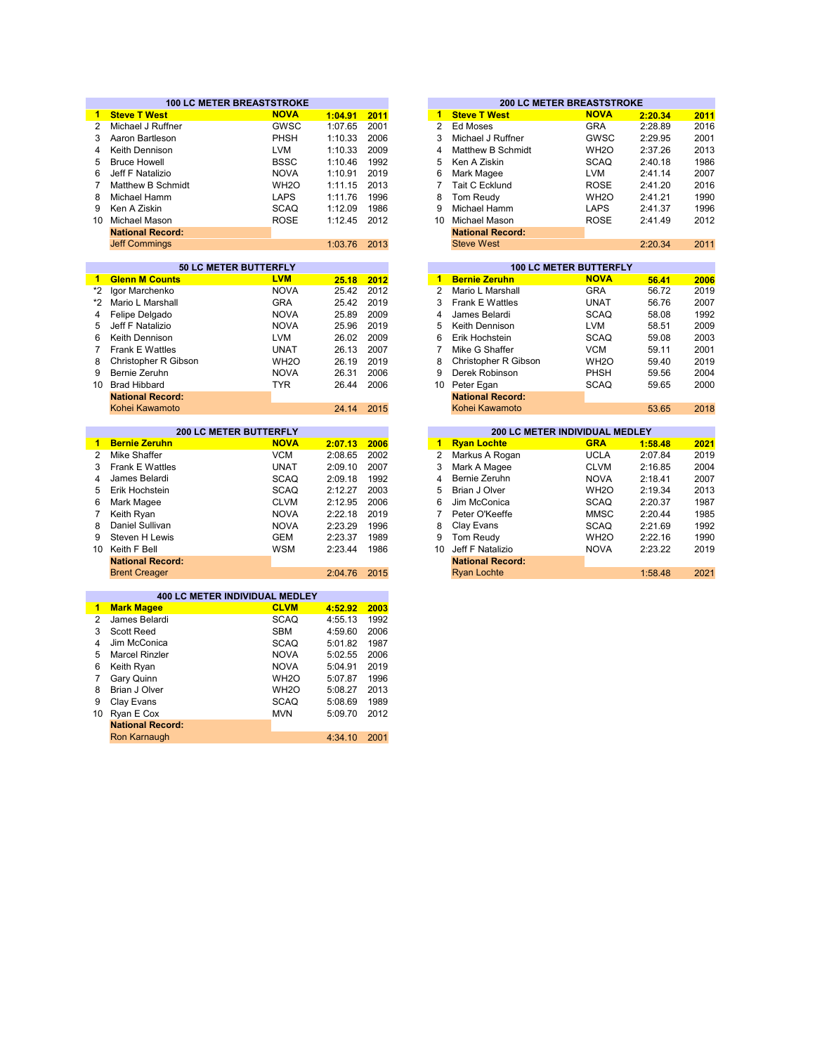## 100 LC METER BREASTSTROKE

| Rank | Name | Team | Time | Year |
|---|---|---|---|---|
| **1** | **Steve T West** | **NOVA** | **1:04.91** | **2011** |
| 2 | Michael J Ruffner | GWSC | 1:07.65 | 2001 |
| 3 | Aaron Bartleson | PHSH | 1:10.33 | 2006 |
| 4 | Keith Dennison | LVM | 1:10.33 | 2009 |
| 5 | Bruce Howell | BSSC | 1:10.46 | 1992 |
| 6 | Jeff F Natalizio | NOVA | 1:10.91 | 2019 |
| 7 | Matthew B Schmidt | WH2O | 1:11.15 | 2013 |
| 8 | Michael Hamm | LAPS | 1:11.76 | 1996 |
| 9 | Ken A Ziskin | SCAQ | 1:12.09 | 1986 |
| 10 | Michael Mason | ROSE | 1:12.45 | 2012 |
| | **National Record:** | | | |
| | Jeff Commings | | 1:03.76 | 2013 |

## 200 LC METER BREASTSTROKE

| Rank | Name | Team | Time | Year |
|---|---|---|---|---|
| **1** | **Steve T West** | **NOVA** | **2:20.34** | **2011** |
| 2 | Ed Moses | GRA | 2:28.89 | 2016 |
| 3 | Michael J Ruffner | GWSC | 2:29.95 | 2001 |
| 4 | Matthew B Schmidt | WH2O | 2:37.26 | 2013 |
| 5 | Ken A Ziskin | SCAQ | 2:40.18 | 1986 |
| 6 | Mark Magee | LVM | 2:41.14 | 2007 |
| 7 | Tait C Ecklund | ROSE | 2:41.20 | 2016 |
| 8 | Tom Reudy | WH2O | 2:41.21 | 1990 |
| 9 | Michael Hamm | LAPS | 2:41.37 | 1996 |
| 10 | Michael Mason | ROSE | 2:41.49 | 2012 |
| | **National Record:** | | | |
| | Steve West | | 2:20.34 | 2011 |

## 50 LC METER BUTTERFLY

| Rank | Name | Team | Time | Year |
|---|---|---|---|---|
| **1** | **Glenn M Counts** | **LVM** | **25.18** | **2012** |
| *2 | Igor Marchenko | NOVA | 25.42 | 2012 |
| *2 | Mario L Marshall | GRA | 25.42 | 2019 |
| 4 | Felipe Delgado | NOVA | 25.89 | 2009 |
| 5 | Jeff F Natalizio | NOVA | 25.96 | 2019 |
| 6 | Keith Dennison | LVM | 26.02 | 2009 |
| 7 | Frank E Wattles | UNAT | 26.13 | 2007 |
| 8 | Christopher R Gibson | WH2O | 26.19 | 2019 |
| 9 | Bernie Zeruhn | NOVA | 26.31 | 2006 |
| 10 | Brad Hibbard | TYR | 26.44 | 2006 |
| | **National Record:** | | | |
| | Kohei Kawamoto | | 24.14 | 2015 |

## 100 LC METER BUTTERFLY

| Rank | Name | Team | Time | Year |
|---|---|---|---|---|
| **1** | **Bernie Zeruhn** | **NOVA** | **56.41** | **2006** |
| 2 | Mario L Marshall | GRA | 56.72 | 2019 |
| 3 | Frank E Wattles | UNAT | 56.76 | 2007 |
| 4 | James Belardi | SCAQ | 58.08 | 1992 |
| 5 | Keith Dennison | LVM | 58.51 | 2009 |
| 6 | Erik Hochstein | SCAQ | 59.08 | 2003 |
| 7 | Mike G Shaffer | VCM | 59.11 | 2001 |
| 8 | Christopher R Gibson | WH2O | 59.40 | 2019 |
| 9 | Derek Robinson | PHSH | 59.56 | 2004 |
| 10 | Peter Egan | SCAQ | 59.65 | 2000 |
| | **National Record:** | | | |
| | Kohei Kawamoto | | 53.65 | 2018 |

## 200 LC METER BUTTERFLY

| Rank | Name | Team | Time | Year |
|---|---|---|---|---|
| **1** | **Bernie Zeruhn** | **NOVA** | **2:07.13** | **2006** |
| 2 | Mike Shaffer | VCM | 2:08.65 | 2002 |
| 3 | Frank E Wattles | UNAT | 2:09.10 | 2007 |
| 4 | James Belardi | SCAQ | 2:09.18 | 1992 |
| 5 | Erik Hochstein | SCAQ | 2:12.27 | 2003 |
| 6 | Mark Magee | CLVM | 2:12.95 | 2006 |
| 7 | Keith Ryan | NOVA | 2:22.18 | 2019 |
| 8 | Daniel Sullivan | NOVA | 2:23.29 | 1996 |
| 9 | Steven H Lewis | GEM | 2:23.37 | 1989 |
| 10 | Keith F Bell | WSM | 2:23.44 | 1986 |
| | **National Record:** | | | |
| | Brent Creager | | 2:04.76 | 2015 |

## 200 LC METER INDIVIDUAL MEDLEY

| Rank | Name | Team | Time | Year |
|---|---|---|---|---|
| **1** | **Ryan Lochte** | **GRA** | **1:58.48** | **2021** |
| 2 | Markus A Rogan | UCLA | 2:07.84 | 2019 |
| 3 | Mark A Magee | CLVM | 2:16.85 | 2004 |
| 4 | Bernie Zeruhn | NOVA | 2:18.41 | 2007 |
| 5 | Brian J Olver | WH2O | 2:19.34 | 2013 |
| 6 | Jim McConica | SCAQ | 2:20.37 | 1987 |
| 7 | Peter O'Keeffe | MMSC | 2:20.44 | 1985 |
| 8 | Clay Evans | SCAQ | 2:21.69 | 1992 |
| 9 | Tom Reudy | WH2O | 2:22.16 | 1990 |
| 10 | Jeff F Natalizio | NOVA | 2:23.22 | 2019 |
| | **National Record:** | | | |
| | Ryan Lochte | | 1:58.48 | 2021 |

## 400 LC METER INDIVIDUAL MEDLEY

| Rank | Name | Team | Time | Year |
|---|---|---|---|---|
| **1** | **Mark Magee** | **CLVM** | **4:52.92** | **2003** |
| 2 | James Belardi | SCAQ | 4:55.13 | 1992 |
| 3 | Scott Reed | SBM | 4:59.60 | 2006 |
| 4 | Jim McConica | SCAQ | 5:01.82 | 1987 |
| 5 | Marcel Rinzler | NOVA | 5:02.55 | 2006 |
| 6 | Keith Ryan | NOVA | 5:04.91 | 2019 |
| 7 | Gary Quinn | WH2O | 5:07.87 | 1996 |
| 8 | Brian J Olver | WH2O | 5:08.27 | 2013 |
| 9 | Clay Evans | SCAQ | 5:08.69 | 1989 |
| 10 | Ryan E Cox | MVN | 5:09.70 | 2012 |
| | **National Record:** | | | |
| | Ron Karnaugh | | 4:34.10 | 2001 |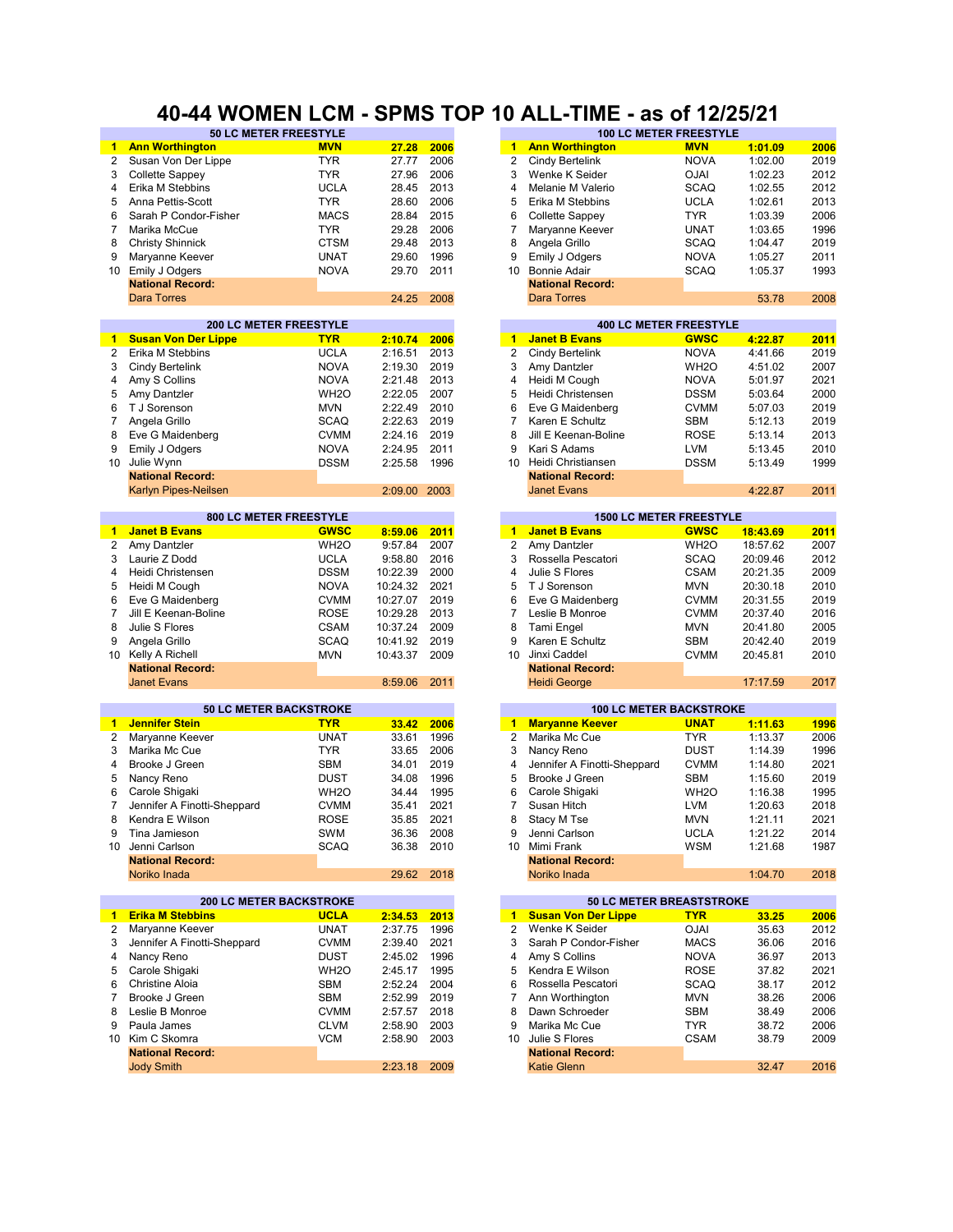# 40-44 WOMEN LCM - SPMS TOP 10 ALL-TIME - as of 12/25/21

| 50 LC METER FREESTYLE | | | | |
|---|---|---|---|---|
| 1 | **Ann Worthington** | **MVN** | **27.28** | **2006** |
| 2 | Susan Von Der Lippe | TYR | 27.77 | 2006 |
| 3 | Collette Sappey | TYR | 27.96 | 2006 |
| 4 | Erika M Stebbins | UCLA | 28.45 | 2013 |
| 5 | Anna Pettis-Scott | TYR | 28.60 | 2006 |
| 6 | Sarah P Condor-Fisher | MACS | 28.84 | 2015 |
| 7 | Marika McCue | TYR | 29.28 | 2006 |
| 8 | Christy Shinnick | CTSM | 29.48 | 2013 |
| 9 | Maryanne Keever | UNAT | 29.60 | 1996 |
| 10 | Emily J Odgers | NOVA | 29.70 | 2011 |
| | **National Record:** | | | |
| | Dara Torres | | 24.25 | 2008 |

| 100 LC METER FREESTYLE | | | | |
|---|---|---|---|---|
| 1 | **Ann Worthington** | **MVN** | **1:01.09** | **2006** |
| 2 | Cindy Bertelink | NOVA | 1:02.00 | 2019 |
| 3 | Wenke K Seider | OJAI | 1:02.23 | 2012 |
| 4 | Melanie M Valerio | SCAQ | 1:02.55 | 2012 |
| 5 | Erika M Stebbins | UCLA | 1:02.61 | 2013 |
| 6 | Collette Sappey | TYR | 1:03.39 | 2006 |
| 7 | Maryanne Keever | UNAT | 1:03.65 | 1996 |
| 8 | Angela Grillo | SCAQ | 1:04.47 | 2019 |
| 9 | Emily J Odgers | NOVA | 1:05.27 | 2011 |
| 10 | Bonnie Adair | SCAQ | 1:05.37 | 1993 |
| | **National Record:** | | | |
| | Dara Torres | | 53.78 | 2008 |

| 200 LC METER FREESTYLE | | | | |
|---|---|---|---|---|
| 1 | **Susan Von Der Lippe** | **TYR** | **2:10.74** | **2006** |
| 2 | Erika M Stebbins | UCLA | 2:16.51 | 2013 |
| 3 | Cindy Bertelink | NOVA | 2:19.30 | 2019 |
| 4 | Amy S Collins | NOVA | 2:21.48 | 2013 |
| 5 | Amy Dantzler | WH2O | 2:22.05 | 2007 |
| 6 | T J Sorenson | MVN | 2:22.49 | 2010 |
| 7 | Angela Grillo | SCAQ | 2:22.63 | 2019 |
| 8 | Eve G Maidenberg | CVMM | 2:24.16 | 2019 |
| 9 | Emily J Odgers | NOVA | 2:24.95 | 2011 |
| 10 | Julie Wynn | DSSM | 2:25.58 | 1996 |
| | **National Record:** | | | |
| | Karlyn Pipes-Neilsen | | 2:09.00 | 2003 |

| 400 LC METER FREESTYLE | | | | |
|---|---|---|---|---|
| 1 | **Janet B Evans** | **GWSC** | **4:22.87** | **2011** |
| 2 | Cindy Bertelink | NOVA | 4:41.66 | 2019 |
| 3 | Amy Dantzler | WH2O | 4:51.02 | 2007 |
| 4 | Heidi M Cough | NOVA | 5:01.97 | 2021 |
| 5 | Heidi Christensen | DSSM | 5:03.64 | 2000 |
| 6 | Eve G Maidenberg | CVMM | 5:07.03 | 2019 |
| 7 | Karen E Schultz | SBM | 5:12.13 | 2019 |
| 8 | Jill E Keenan-Boline | ROSE | 5:13.14 | 2013 |
| 9 | Kari S Adams | LVM | 5:13.45 | 2010 |
| 10 | Heidi Christiansen | DSSM | 5:13.49 | 1999 |
| | **National Record:** | | | |
| | Janet Evans | | 4:22.87 | 2011 |

| 800 LC METER FREESTYLE | | | | |
|---|---|---|---|---|
| 1 | **Janet B Evans** | **GWSC** | **8:59.06** | **2011** |
| 2 | Amy Dantzler | WH2O | 9:57.84 | 2007 |
| 3 | Laurie Z Dodd | UCLA | 9:58.80 | 2016 |
| 4 | Heidi Christensen | DSSM | 10:22.39 | 2000 |
| 5 | Heidi M Cough | NOVA | 10:24.32 | 2021 |
| 6 | Eve G Maidenberg | CVMM | 10:27.07 | 2019 |
| 7 | Jill E Keenan-Boline | ROSE | 10:29.28 | 2013 |
| 8 | Julie S Flores | CSAM | 10:37.24 | 2009 |
| 9 | Angela Grillo | SCAQ | 10:41.92 | 2019 |
| 10 | Kelly A Richell | MVN | 10:43.37 | 2009 |
| | **National Record:** | | | |
| | Janet Evans | | 8:59.06 | 2011 |

| 1500 LC METER FREESTYLE | | | | |
|---|---|---|---|---|
| 1 | **Janet B Evans** | **GWSC** | **18:43.69** | **2011** |
| 2 | Amy Dantzler | WH2O | 18:57.62 | 2007 |
| 3 | Rossella Pescatori | SCAQ | 20:09.46 | 2012 |
| 4 | Julie S Flores | CSAM | 20:21.35 | 2009 |
| 5 | T J Sorenson | MVN | 20:30.18 | 2010 |
| 6 | Eve G Maidenberg | CVMM | 20:31.55 | 2019 |
| 7 | Leslie B Monroe | CVMM | 20:37.40 | 2016 |
| 8 | Tami Engel | MVN | 20:41.80 | 2005 |
| 9 | Karen E Schultz | SBM | 20:42.40 | 2019 |
| 10 | Jinxi Caddel | CVMM | 20:45.81 | 2010 |
| | **National Record:** | | | |
| | Heidi George | | 17:17.59 | 2017 |

| 50 LC METER BACKSTROKE | | | | |
|---|---|---|---|---|
| 1 | **Jennifer Stein** | **TYR** | **33.42** | **2006** |
| 2 | Maryanne Keever | UNAT | 33.61 | 1996 |
| 3 | Marika Mc Cue | TYR | 33.65 | 2006 |
| 4 | Brooke J Green | SBM | 34.01 | 2019 |
| 5 | Nancy Reno | DUST | 34.08 | 1996 |
| 6 | Carole Shigaki | WH2O | 34.44 | 1995 |
| 7 | Jennifer A Finotti-Sheppard | CVMM | 35.41 | 2021 |
| 8 | Kendra E Wilson | ROSE | 35.85 | 2021 |
| 9 | Tina Jamieson | SWM | 36.36 | 2008 |
| 10 | Jenni Carlson | SCAQ | 36.38 | 2010 |
| | **National Record:** | | | |
| | Noriko Inada | | 29.62 | 2018 |

| 100 LC METER BACKSTROKE | | | | |
|---|---|---|---|---|
| 1 | **Maryanne Keever** | **UNAT** | **1:11.63** | **1996** |
| 2 | Marika Mc Cue | TYR | 1:13.37 | 2006 |
| 3 | Nancy Reno | DUST | 1:14.39 | 1996 |
| 4 | Jennifer A Finotti-Sheppard | CVMM | 1:14.80 | 2021 |
| 5 | Brooke J Green | SBM | 1:15.60 | 2019 |
| 6 | Carole Shigaki | WH2O | 1:16.38 | 1995 |
| 7 | Susan Hitch | LVM | 1:20.63 | 2018 |
| 8 | Stacy M Tse | MVN | 1:21.11 | 2021 |
| 9 | Jenni Carlson | UCLA | 1:21.22 | 2014 |
| 10 | Mimi Frank | WSM | 1:21.68 | 1987 |
| | **National Record:** | | | |
| | Noriko Inada | | 1:04.70 | 2018 |

| 200 LC METER BACKSTROKE | | | | |
|---|---|---|---|---|
| 1 | **Erika M Stebbins** | **UCLA** | **2:34.53** | **2013** |
| 2 | Maryanne Keever | UNAT | 2:37.75 | 1996 |
| 3 | Jennifer A Finotti-Sheppard | CVMM | 2:39.40 | 2021 |
| 4 | Nancy Reno | DUST | 2:45.02 | 1996 |
| 5 | Carole Shigaki | WH2O | 2:45.17 | 1995 |
| 6 | Christine Aloia | SBM | 2:52.24 | 2004 |
| 7 | Brooke J Green | SBM | 2:52.99 | 2019 |
| 8 | Leslie B Monroe | CVMM | 2:57.57 | 2018 |
| 9 | Paula James | CLVM | 2:58.90 | 2003 |
| 10 | Kim C Skomra | VCM | 2:58.90 | 2003 |
| | **National Record:** | | | |
| | Jody Smith | | 2:23.18 | 2009 |

| 50 LC METER BREASTSTROKE | | | | |
|---|---|---|---|---|
| 1 | **Susan Von Der Lippe** | **TYR** | **33.25** | **2006** |
| 2 | Wenke K Seider | OJAI | 35.63 | 2012 |
| 3 | Sarah P Condor-Fisher | MACS | 36.06 | 2016 |
| 4 | Amy S Collins | NOVA | 36.97 | 2013 |
| 5 | Kendra E Wilson | ROSE | 37.82 | 2021 |
| 6 | Rossella Pescatori | SCAQ | 38.17 | 2012 |
| 7 | Ann Worthington | MVN | 38.26 | 2006 |
| 8 | Dawn Schroeder | SBM | 38.49 | 2006 |
| 9 | Marika Mc Cue | TYR | 38.72 | 2006 |
| 10 | Julie S Flores | CSAM | 38.79 | 2009 |
| | **National Record:** | | | |
| | Katie Glenn | | 32.47 | 2016 |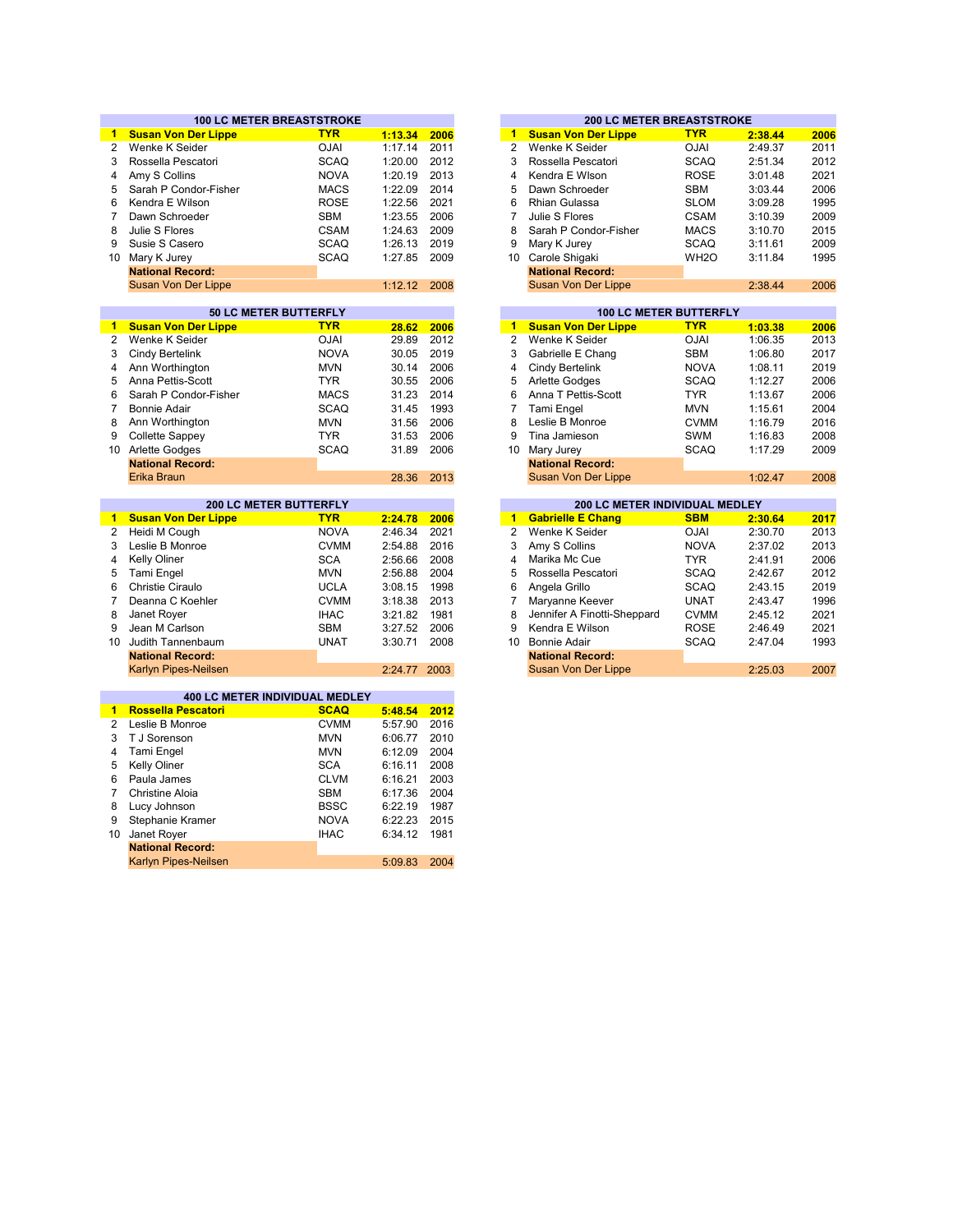## 100 LC METER BREASTSTROKE

| | Name | Team | Time | Year |
|---|---|---|---|---|
| 1 | **Susan Von Der Lippe** | **TYR** | **1:13.34** | **2006** |
| 2 | Wenke K Seider | OJAI | 1:17.14 | 2011 |
| 3 | Rossella Pescatori | SCAQ | 1:20.00 | 2012 |
| 4 | Amy S Collins | NOVA | 1:20.19 | 2013 |
| 5 | Sarah P Condor-Fisher | MACS | 1:22.09 | 2014 |
| 6 | Kendra E Wilson | ROSE | 1:22.56 | 2021 |
| 7 | Dawn Schroeder | SBM | 1:23.55 | 2006 |
| 8 | Julie S Flores | CSAM | 1:24.63 | 2009 |
| 9 | Susie S Casero | SCAQ | 1:26.13 | 2019 |
| 10 | Mary K Jurey | SCAQ | 1:27.85 | 2009 |
| | **National Record:** | | | |
| | Susan Von Der Lippe | | 1:12.12 | 2008 |

## 200 LC METER BREASTSTROKE

| | Name | Team | Time | Year |
|---|---|---|---|---|
| 1 | **Susan Von Der Lippe** | **TYR** | **2:38.44** | **2006** |
| 2 | Wenke K Seider | OJAI | 2:49.37 | 2011 |
| 3 | Rossella Pescatori | SCAQ | 2:51.34 | 2012 |
| 4 | Kendra E Wlson | ROSE | 3:01.48 | 2021 |
| 5 | Dawn Schroeder | SBM | 3:03.44 | 2006 |
| 6 | Rhian Gulassa | SLOM | 3:09.28 | 1995 |
| 7 | Julie S Flores | CSAM | 3:10.39 | 2009 |
| 8 | Sarah P Condor-Fisher | MACS | 3:10.70 | 2015 |
| 9 | Mary K Jurey | SCAQ | 3:11.61 | 2009 |
| 10 | Carole Shigaki | WH2O | 3:11.84 | 1995 |
| | **National Record:** | | | |
| | Susan Von Der Lippe | | 2:38.44 | 2006 |

## 50 LC METER BUTTERFLY

| | Name | Team | Time | Year |
|---|---|---|---|---|
| 1 | **Susan Von Der Lippe** | **TYR** | **28.62** | **2006** |
| 2 | Wenke K Seider | OJAI | 29.89 | 2012 |
| 3 | Cindy Bertelink | NOVA | 30.05 | 2019 |
| 4 | Ann Worthington | MVN | 30.14 | 2006 |
| 5 | Anna Pettis-Scott | TYR | 30.55 | 2006 |
| 6 | Sarah P Condor-Fisher | MACS | 31.23 | 2014 |
| 7 | Bonnie Adair | SCAQ | 31.45 | 1993 |
| 8 | Ann Worthington | MVN | 31.56 | 2006 |
| 9 | Collette Sappey | TYR | 31.53 | 2006 |
| 10 | Arlette Godges | SCAQ | 31.89 | 2006 |
| | **National Record:** | | | |
| | Erika Braun | | 28.36 | 2013 |

## 100 LC METER BUTTERFLY

| | Name | Team | Time | Year |
|---|---|---|---|---|
| 1 | **Susan Von Der Lippe** | **TYR** | **1:03.38** | **2006** |
| 2 | Wenke K Seider | OJAI | 1:06.35 | 2013 |
| 3 | Gabrielle E Chang | SBM | 1:06.80 | 2017 |
| 4 | Cindy Bertelink | NOVA | 1:08.11 | 2019 |
| 5 | Arlette Godges | SCAQ | 1:12.27 | 2006 |
| 6 | Anna T Pettis-Scott | TYR | 1:13.67 | 2006 |
| 7 | Tami Engel | MVN | 1:15.61 | 2004 |
| 8 | Leslie B Monroe | CVMM | 1:16.79 | 2016 |
| 9 | Tina Jamieson | SWM | 1:16.83 | 2008 |
| 10 | Mary Jurey | SCAQ | 1:17.29 | 2009 |
| | **National Record:** | | | |
| | Susan Von Der Lippe | | 1:02.47 | 2008 |

## 200 LC METER BUTTERFLY

| | Name | Team | Time | Year |
|---|---|---|---|---|
| 1 | **Susan Von Der Lippe** | **TYR** | **2:24.78** | **2006** |
| 2 | Heidi M Cough | NOVA | 2:46.34 | 2021 |
| 3 | Leslie B Monroe | CVMM | 2:54.88 | 2016 |
| 4 | Kelly Oliner | SCA | 2:56.66 | 2008 |
| 5 | Tami Engel | MVN | 2:56.88 | 2004 |
| 6 | Christie Ciraulo | UCLA | 3:08.15 | 1998 |
| 7 | Deanna C Koehler | CVMM | 3:18.38 | 2013 |
| 8 | Janet Royer | IHAC | 3:21.82 | 1981 |
| 9 | Jean M Carlson | SBM | 3:27.52 | 2006 |
| 10 | Judith Tannenbaum | UNAT | 3:30.71 | 2008 |
| | **National Record:** | | | |
| | Karlyn Pipes-Neilsen | | 2:24.77 | 2003 |

## 200 LC METER INDIVIDUAL MEDLEY

| | Name | Team | Time | Year |
|---|---|---|---|---|
| 1 | **Gabrielle E Chang** | **SBM** | **2:30.64** | **2017** |
| 2 | Wenke K Seider | OJAI | 2:30.70 | 2013 |
| 3 | Amy S Collins | NOVA | 2:37.02 | 2013 |
| 4 | Marika Mc Cue | TYR | 2:41.91 | 2006 |
| 5 | Rossella Pescatori | SCAQ | 2:42.67 | 2012 |
| 6 | Angela Grillo | SCAQ | 2:43.15 | 2019 |
| 7 | Maryanne Keever | UNAT | 2:43.47 | 1996 |
| 8 | Jennifer A Finotti-Sheppard | CVMM | 2:45.12 | 2021 |
| 9 | Kendra E Wilson | ROSE | 2:46.49 | 2021 |
| 10 | Bonnie Adair | SCAQ | 2:47.04 | 1993 |
| | **National Record:** | | | |
| | Susan Von Der Lippe | | 2:25.03 | 2007 |

## 400 LC METER INDIVIDUAL MEDLEY

| | Name | Team | Time | Year |
|---|---|---|---|---|
| 1 | **Rossella Pescatori** | **SCAQ** | **5:48.54** | **2012** |
| 2 | Leslie B Monroe | CVMM | 5:57.90 | 2016 |
| 3 | T J Sorenson | MVN | 6:06.77 | 2010 |
| 4 | Tami Engel | MVN | 6:12.09 | 2004 |
| 5 | Kelly Oliner | SCA | 6:16.11 | 2008 |
| 6 | Paula James | CLVM | 6:16.21 | 2003 |
| 7 | Christine Aloia | SBM | 6:17.36 | 2004 |
| 8 | Lucy Johnson | BSSC | 6:22.19 | 1987 |
| 9 | Stephanie Kramer | NOVA | 6:22.23 | 2015 |
| 10 | Janet Royer | IHAC | 6:34.12 | 1981 |
| | **National Record:** | | | |
| | Karlyn Pipes-Neilsen | | 5:09.83 | 2004 |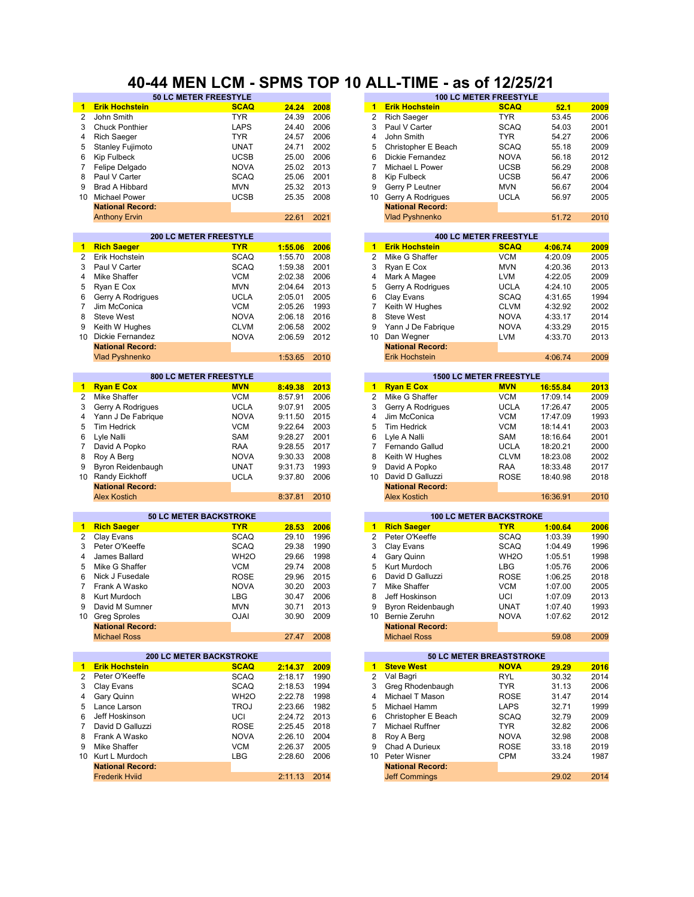# 40-44 MEN LCM - SPMS TOP 10 ALL-TIME - as of 12/25/21

| 50 LC METER FREESTYLE | | | | |
|---|---|---|---|---|
| **1** | **Erik Hochstein** | **SCAQ** | **24.24** | **2008** |
| 2 | John Smith | TYR | 24.39 | 2006 |
| 3 | Chuck Ponthier | LAPS | 24.40 | 2006 |
| 4 | Rich Saeger | TYR | 24.57 | 2006 |
| 5 | Stanley Fujimoto | UNAT | 24.71 | 2002 |
| 6 | Kip Fulbeck | UCSB | 25.00 | 2006 |
| 7 | Felipe Delgado | NOVA | 25.02 | 2013 |
| 8 | Paul V Carter | SCAQ | 25.06 | 2001 |
| 9 | Brad A Hibbard | MVN | 25.32 | 2013 |
| 10 | Michael Power | UCSB | 25.35 | 2008 |
| | **National Record:** | | | |
| | Anthony Ervin | | 22.61 | 2021 |

| 100 LC METER FREESTYLE | | | | |
|---|---|---|---|---|
| **1** | **Erik Hochstein** | **SCAQ** | **52.1** | **2009** |
| 2 | Rich Saeger | TYR | 53.45 | 2006 |
| 3 | Paul V Carter | SCAQ | 54.03 | 2001 |
| 4 | John Smith | TYR | 54.27 | 2006 |
| 5 | Christopher E Beach | SCAQ | 55.18 | 2009 |
| 6 | Dickie Fernandez | NOVA | 56.18 | 2012 |
| 7 | Michael L Power | UCSB | 56.29 | 2008 |
| 8 | Kip Fulbeck | UCSB | 56.47 | 2006 |
| 9 | Gerry P Leutner | MVN | 56.67 | 2004 |
| 10 | Gerry A Rodrigues | UCLA | 56.97 | 2005 |
| | **National Record:** | | | |
| | Vlad Pyshnenko | | 51.72 | 2010 |

| 200 LC METER FREESTYLE | | | | |
|---|---|---|---|---|
| **1** | **Rich Saeger** | **TYR** | **1:55.06** | **2006** |
| 2 | Erik Hochstein | SCAQ | 1:55.70 | 2008 |
| 3 | Paul V Carter | SCAQ | 1:59.38 | 2001 |
| 4 | Mike Shaffer | VCM | 2:02.38 | 2006 |
| 5 | Ryan E Cox | MVN | 2:04.64 | 2013 |
| 6 | Gerry A Rodrigues | UCLA | 2:05.01 | 2005 |
| 7 | Jim McConica | VCM | 2:05.26 | 1993 |
| 8 | Steve West | NOVA | 2:06.18 | 2016 |
| 9 | Keith W Hughes | CLVM | 2:06.58 | 2002 |
| 10 | Dickie Fernandez | NOVA | 2:06.59 | 2012 |
| | **National Record:** | | | |
| | Vlad Pyshnenko | | 1:53.65 | 2010 |

| 400 LC METER FREESTYLE | | | | |
|---|---|---|---|---|
| **1** | **Erik Hochstein** | **SCAQ** | **4:06.74** | **2009** |
| 2 | Mike G Shaffer | VCM | 4:20.09 | 2005 |
| 3 | Ryan E Cox | MVN | 4:20.36 | 2013 |
| 4 | Mark A Magee | LVM | 4:22.05 | 2009 |
| 5 | Gerry A Rodrigues | UCLA | 4:24.10 | 2005 |
| 6 | Clay Evans | SCAQ | 4:31.65 | 1994 |
| 7 | Keith W Hughes | CLVM | 4:32.92 | 2002 |
| 8 | Steve West | NOVA | 4:33.17 | 2014 |
| 9 | Yann J De Fabrique | NOVA | 4:33.29 | 2015 |
| 10 | Dan Wegner | LVM | 4:33.70 | 2013 |
| | **National Record:** | | | |
| | Erik Hochstein | | 4:06.74 | 2009 |

| 800 LC METER FREESTYLE | | | | |
|---|---|---|---|---|
| **1** | **Ryan E Cox** | **MVN** | **8:49.38** | **2013** |
| 2 | Mike Shaffer | VCM | 8:57.91 | 2006 |
| 3 | Gerry A Rodrigues | UCLA | 9:07.91 | 2005 |
| 4 | Yann J De Fabrique | NOVA | 9:11.50 | 2015 |
| 5 | Tim Hedrick | VCM | 9:22.64 | 2003 |
| 6 | Lyle Nalli | SAM | 9:28.27 | 2001 |
| 7 | David A Popko | RAA | 9:28.55 | 2017 |
| 8 | Roy A Berg | NOVA | 9:30.33 | 2008 |
| 9 | Byron Reidenbaugh | UNAT | 9:31.73 | 1993 |
| 10 | Randy Eickhoff | UCLA | 9:37.80 | 2006 |
| | **National Record:** | | | |
| | Alex Kostich | | 8:37.81 | 2010 |

| 1500 LC METER FREESTYLE | | | | |
|---|---|---|---|---|
| **1** | **Ryan E Cox** | **MVN** | **16:55.84** | **2013** |
| 2 | Mike G Shaffer | VCM | 17:09.14 | 2009 |
| 3 | Gerry A Rodrigues | UCLA | 17:26.47 | 2005 |
| 4 | Jim McConica | VCM | 17:47.09 | 1993 |
| 5 | Tim Hedrick | VCM | 18:14.41 | 2003 |
| 6 | Lyle A Nalli | SAM | 18:16.64 | 2001 |
| 7 | Fernando Gallud | UCLA | 18:20.21 | 2000 |
| 8 | Keith W Hughes | CLVM | 18:23.08 | 2002 |
| 9 | David A Popko | RAA | 18:33.48 | 2017 |
| 10 | David D Galluzzi | ROSE | 18:40.98 | 2018 |
| | **National Record:** | | | |
| | Alex Kostich | | 16:36.91 | 2010 |

| 50 LC METER BACKSTROKE | | | | |
|---|---|---|---|---|
| **1** | **Rich Saeger** | **TYR** | **28.53** | **2006** |
| 2 | Clay Evans | SCAQ | 29.10 | 1996 |
| 3 | Peter O'Keeffe | SCAQ | 29.38 | 1990 |
| 4 | James Ballard | WH2O | 29.66 | 1998 |
| 5 | Mike G Shaffer | VCM | 29.74 | 2008 |
| 6 | Nick J Fusedale | ROSE | 29.96 | 2015 |
| 7 | Frank A Wasko | NOVA | 30.20 | 2003 |
| 8 | Kurt Murdoch | LBG | 30.47 | 2006 |
| 9 | David M Sumner | MVN | 30.71 | 2013 |
| 10 | Greg Sproles | OJAI | 30.90 | 2009 |
| | **National Record:** | | | |
| | Michael Ross | | 27.47 | 2008 |

| 100 LC METER BACKSTROKE | | | | |
|---|---|---|---|---|
| **1** | **Rich Saeger** | **TYR** | **1:00.64** | **2006** |
| 2 | Peter O'Keeffe | SCAQ | 1:03.39 | 1990 |
| 3 | Clay Evans | SCAQ | 1:04.49 | 1996 |
| 4 | Gary Quinn | WH2O | 1:05.51 | 1998 |
| 5 | Kurt Murdoch | LBG | 1:05.76 | 2006 |
| 6 | David D Galluzzi | ROSE | 1:06.25 | 2018 |
| 7 | Mike Shaffer | VCM | 1:07.00 | 2005 |
| 8 | Jeff Hoskinson | UCI | 1:07.09 | 2013 |
| 9 | Byron Reidenbaugh | UNAT | 1:07.40 | 1993 |
| 10 | Bernie Zeruhn | NOVA | 1:07.62 | 2012 |
| | **National Record:** | | | |
| | Michael Ross | | 59.08 | 2009 |

| 200 LC METER BACKSTROKE | | | | |
|---|---|---|---|---|
| **1** | **Erik Hochstein** | **SCAQ** | **2:14.37** | **2009** |
| 2 | Peter O'Keeffe | SCAQ | 2:18.17 | 1990 |
| 3 | Clay Evans | SCAQ | 2:18.53 | 1994 |
| 4 | Gary Quinn | WH2O | 2:22.78 | 1998 |
| 5 | Lance Larson | TROJ | 2:23.66 | 1982 |
| 6 | Jeff Hoskinson | UCI | 2:24.72 | 2013 |
| 7 | David D Galluzzi | ROSE | 2:25.45 | 2018 |
| 8 | Frank A Wasko | NOVA | 2:26.10 | 2004 |
| 9 | Mike Shaffer | VCM | 2:26.37 | 2005 |
| 10 | Kurt L Murdoch | LBG | 2:28.60 | 2006 |
| | **National Record:** | | | |
| | Frederik Hviid | | 2:11.13 | 2014 |

| 50 LC METER BREASTSTROKE | | | | |
|---|---|---|---|---|
| **1** | **Steve West** | **NOVA** | **29.29** | **2016** |
| 2 | Val Bagri | RYL | 30.32 | 2014 |
| 3 | Greg Rhodenbaugh | TYR | 31.13 | 2006 |
| 4 | Michael T Mason | ROSE | 31.47 | 2014 |
| 5 | Michael Hamm | LAPS | 32.71 | 1999 |
| 6 | Christopher E Beach | SCAQ | 32.79 | 2009 |
| 7 | Michael Ruffner | TYR | 32.82 | 2006 |
| 8 | Roy A Berg | NOVA | 32.98 | 2008 |
| 9 | Chad A Durieux | ROSE | 33.18 | 2019 |
| 10 | Peter Wisner | CPM | 33.24 | 1987 |
| | **National Record:** | | | |
| | Jeff Commings | | 29.02 | 2014 |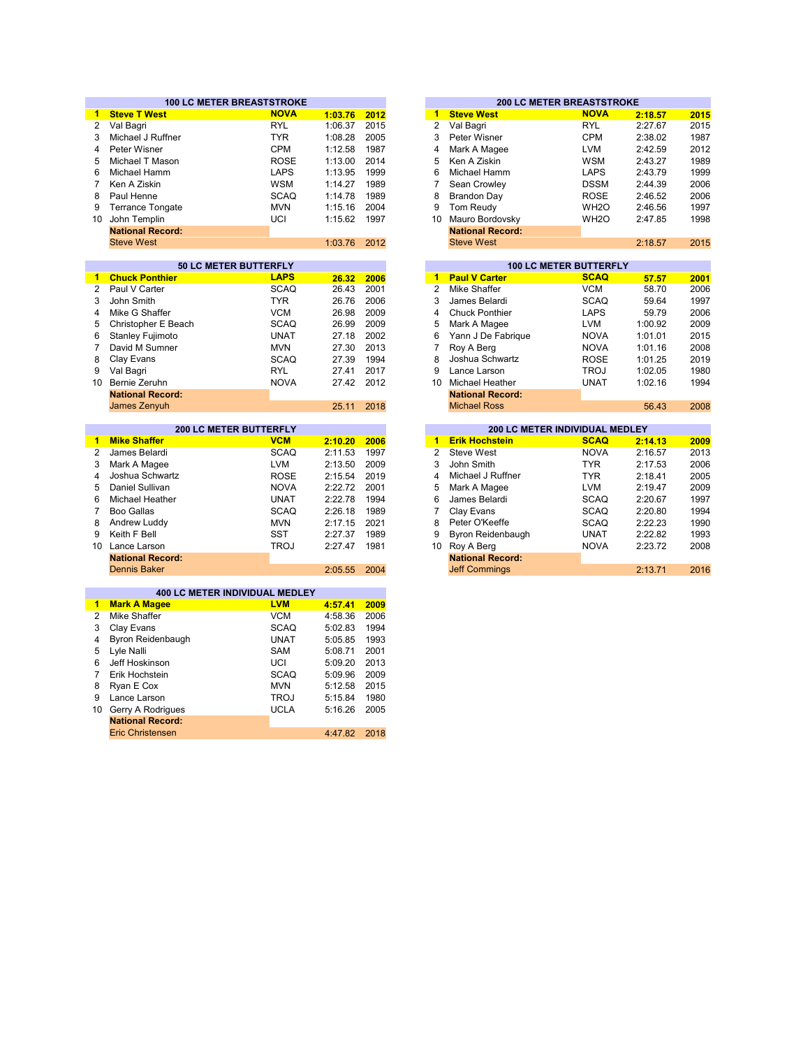## 100 LC METER BREASTSTROKE

| | Name | Team | Time | Year |
|---|---|---|---|---|
| **1** | **Steve T West** | **NOVA** | **1:03.76** | **2012** |
| 2 | Val Bagri | RYL | 1:06.37 | 2015 |
| 3 | Michael J Ruffner | TYR | 1:08.28 | 2005 |
| 4 | Peter Wisner | CPM | 1:12.58 | 1987 |
| 5 | Michael T Mason | ROSE | 1:13.00 | 2014 |
| 6 | Michael Hamm | LAPS | 1:13.95 | 1999 |
| 7 | Ken A Ziskin | WSM | 1:14.27 | 1989 |
| 8 | Paul Henne | SCAQ | 1:14.78 | 1989 |
| 9 | Terrance Tongate | MVN | 1:15.16 | 2004 |
| 10 | John Templin | UCI | 1:15.62 | 1997 |
| | **National Record:** | | | |
| | Steve West | | 1:03.76 | 2012 |

## 200 LC METER BREASTSTROKE

| | Name | Team | Time | Year |
|---|---|---|---|---|
| **1** | **Steve West** | **NOVA** | **2:18.57** | **2015** |
| 2 | Val Bagri | RYL | 2:27.67 | 2015 |
| 3 | Peter Wisner | CPM | 2:38.02 | 1987 |
| 4 | Mark A Magee | LVM | 2:42.59 | 2012 |
| 5 | Ken A Ziskin | WSM | 2:43.27 | 1989 |
| 6 | Michael Hamm | LAPS | 2:43.79 | 1999 |
| 7 | Sean Crowley | DSSM | 2:44.39 | 2006 |
| 8 | Brandon Day | ROSE | 2:46.52 | 2006 |
| 9 | Tom Reudy | WH2O | 2:46.56 | 1997 |
| 10 | Mauro Bordovsky | WH2O | 2:47.85 | 1998 |
| | **National Record:** | | | |
| | Steve West | | 2:18.57 | 2015 |

## 50 LC METER BUTTERFLY

| | Name | Team | Time | Year |
|---|---|---|---|---|
| **1** | **Chuck Ponthier** | **LAPS** | **26.32** | **2006** |
| 2 | Paul V Carter | SCAQ | 26.43 | 2001 |
| 3 | John Smith | TYR | 26.76 | 2006 |
| 4 | Mike G Shaffer | VCM | 26.98 | 2009 |
| 5 | Christopher E Beach | SCAQ | 26.99 | 2009 |
| 6 | Stanley Fujimoto | UNAT | 27.18 | 2002 |
| 7 | David M Sumner | MVN | 27.30 | 2013 |
| 8 | Clay Evans | SCAQ | 27.39 | 1994 |
| 9 | Val Bagri | RYL | 27.41 | 2017 |
| 10 | Bernie Zeruhn | NOVA | 27.42 | 2012 |
| | **National Record:** | | | |
| | James Zenyuh | | 25.11 | 2018 |

## 100 LC METER BUTTERFLY

| | Name | Team | Time | Year |
|---|---|---|---|---|
| **1** | **Paul V Carter** | **SCAQ** | **57.57** | **2001** |
| 2 | Mike Shaffer | VCM | 58.70 | 2006 |
| 3 | James Belardi | SCAQ | 59.64 | 1997 |
| 4 | Chuck Ponthier | LAPS | 59.79 | 2006 |
| 5 | Mark A Magee | LVM | 1:00.92 | 2009 |
| 6 | Yann J De Fabrique | NOVA | 1:01.01 | 2015 |
| 7 | Roy A Berg | NOVA | 1:01.16 | 2008 |
| 8 | Joshua Schwartz | ROSE | 1:01.25 | 2019 |
| 9 | Lance Larson | TROJ | 1:02.05 | 1980 |
| 10 | Michael Heather | UNAT | 1:02.16 | 1994 |
| | **National Record:** | | | |
| | Michael Ross | | 56.43 | 2008 |

## 200 LC METER BUTTERFLY

| | Name | Team | Time | Year |
|---|---|---|---|---|
| **1** | **Mike Shaffer** | **VCM** | **2:10.20** | **2006** |
| 2 | James Belardi | SCAQ | 2:11.53 | 1997 |
| 3 | Mark A Magee | LVM | 2:13.50 | 2009 |
| 4 | Joshua Schwartz | ROSE | 2:15.54 | 2019 |
| 5 | Daniel Sullivan | NOVA | 2:22.72 | 2001 |
| 6 | Michael Heather | UNAT | 2:22.78 | 1994 |
| 7 | Boo Gallas | SCAQ | 2:26.18 | 1989 |
| 8 | Andrew Luddy | MVN | 2:17.15 | 2021 |
| 9 | Keith F Bell | SST | 2:27.37 | 1989 |
| 10 | Lance Larson | TROJ | 2:27.47 | 1981 |
| | **National Record:** | | | |
| | Dennis Baker | | 2:05.55 | 2004 |

## 200 LC METER INDIVIDUAL MEDLEY

| | Name | Team | Time | Year |
|---|---|---|---|---|
| **1** | **Erik Hochstein** | **SCAQ** | **2:14.13** | **2009** |
| 2 | Steve West | NOVA | 2:16.57 | 2013 |
| 3 | John Smith | TYR | 2:17.53 | 2006 |
| 4 | Michael J Ruffner | TYR | 2:18.41 | 2005 |
| 5 | Mark A Magee | LVM | 2:19.47 | 2009 |
| 6 | James Belardi | SCAQ | 2:20.67 | 1997 |
| 7 | Clay Evans | SCAQ | 2:20.80 | 1994 |
| 8 | Peter O'Keeffe | SCAQ | 2:22.23 | 1990 |
| 9 | Byron Reidenbaugh | UNAT | 2:22.82 | 1993 |
| 10 | Roy A Berg | NOVA | 2:23.72 | 2008 |
| | **National Record:** | | | |
| | Jeff Commings | | 2:13.71 | 2016 |

## 400 LC METER INDIVIDUAL MEDLEY

| | Name | Team | Time | Year |
|---|---|---|---|---|
| **1** | **Mark A Magee** | **LVM** | **4:57.41** | **2009** |
| 2 | Mike Shaffer | VCM | 4:58.36 | 2006 |
| 3 | Clay Evans | SCAQ | 5:02.83 | 1994 |
| 4 | Byron Reidenbaugh | UNAT | 5:05.85 | 1993 |
| 5 | Lyle Nalli | SAM | 5:08.71 | 2001 |
| 6 | Jeff Hoskinson | UCI | 5:09.20 | 2013 |
| 7 | Erik Hochstein | SCAQ | 5:09.96 | 2009 |
| 8 | Ryan E Cox | MVN | 5:12.58 | 2015 |
| 9 | Lance Larson | TROJ | 5:15.84 | 1980 |
| 10 | Gerry A Rodrigues | UCLA | 5:16.26 | 2005 |
| | **National Record:** | | | |
| | Eric Christensen | | 4:47.82 | 2018 |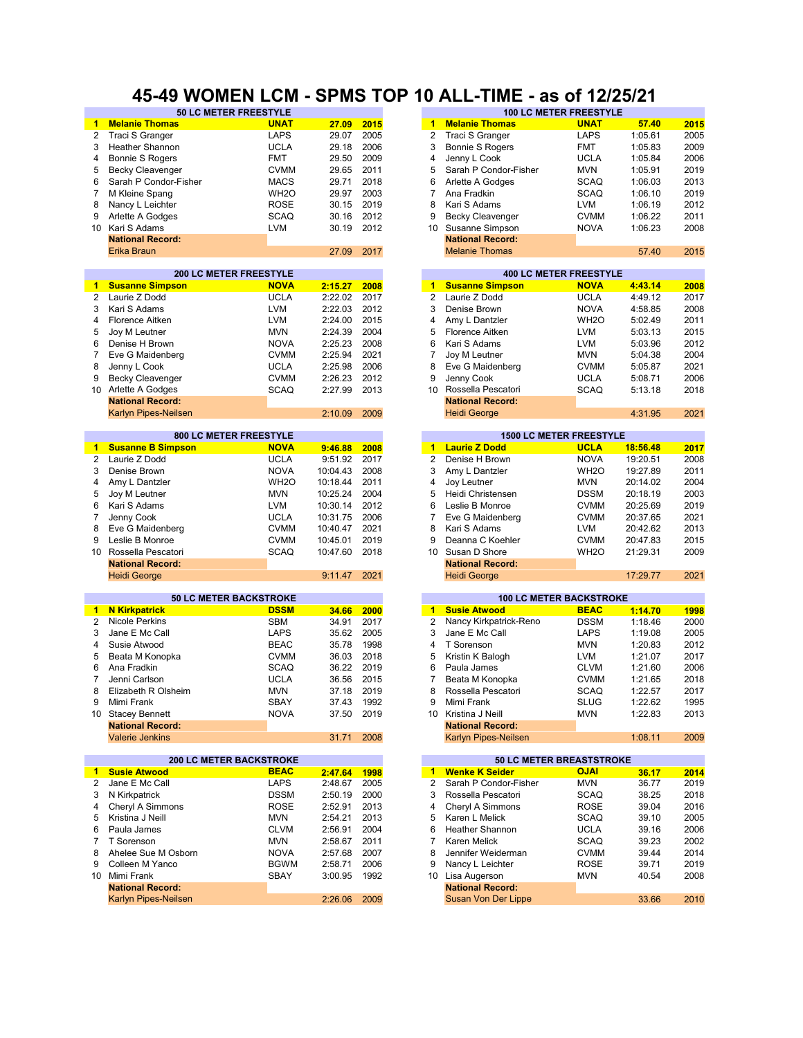# 45-49 WOMEN LCM - SPMS TOP 10 ALL-TIME - as of 12/25/21

## 50 LC METER FREESTYLE

| Rank | Name | Club | Time | Year |
|---|---|---|---|---|
| 1 | **Melanie Thomas** | **UNAT** | **27.09** | **2015** |
| 2 | Traci S Granger | LAPS | 29.07 | 2005 |
| 3 | Heather Shannon | UCLA | 29.18 | 2006 |
| 4 | Bonnie S Rogers | FMT | 29.50 | 2009 |
| 5 | Becky Cleavenger | CVMM | 29.65 | 2011 |
| 6 | Sarah P Condor-Fisher | MACS | 29.71 | 2018 |
| 7 | M Kleine Spang | WH2O | 29.97 | 2003 |
| 8 | Nancy L Leichter | ROSE | 30.15 | 2019 |
| 9 | Arlette A Godges | SCAQ | 30.16 | 2012 |
| 10 | Kari S Adams | LVM | 30.19 | 2012 |
| | **National Record:** | | | |
| | Erika Braun | | 27.09 | 2017 |

## 100 LC METER FREESTYLE

| Rank | Name | Club | Time | Year |
|---|---|---|---|---|
| 1 | **Melanie Thomas** | **UNAT** | **57.40** | **2015** |
| 2 | Traci S Granger | LAPS | 1:05.61 | 2005 |
| 3 | Bonnie S Rogers | FMT | 1:05.83 | 2009 |
| 4 | Jenny L Cook | UCLA | 1:05.84 | 2006 |
| 5 | Sarah P Condor-Fisher | MVN | 1:05.91 | 2019 |
| 6 | Arlette A Godges | SCAQ | 1:06.03 | 2013 |
| 7 | Ana Fradkin | SCAQ | 1:06.10 | 2019 |
| 8 | Kari S Adams | LVM | 1:06.19 | 2012 |
| 9 | Becky Cleavenger | CVMM | 1:06.22 | 2011 |
| 10 | Susanne Simpson | NOVA | 1:06.23 | 2008 |
| | **National Record:** | | | |
| | Melanie Thomas | | 57.40 | 2015 |

## 200 LC METER FREESTYLE

| Rank | Name | Club | Time | Year |
|---|---|---|---|---|
| 1 | **Susanne Simpson** | **NOVA** | **2:15.27** | **2008** |
| 2 | Laurie Z Dodd | UCLA | 2:22.02 | 2017 |
| 3 | Kari S Adams | LVM | 2:22.03 | 2012 |
| 4 | Florence Aitken | LVM | 2:24.00 | 2015 |
| 5 | Joy M Leutner | MVN | 2:24.39 | 2004 |
| 6 | Denise H Brown | NOVA | 2:25.23 | 2008 |
| 7 | Eve G Maidenberg | CVMM | 2:25.94 | 2021 |
| 8 | Jenny L Cook | UCLA | 2:25.98 | 2006 |
| 9 | Becky Cleavenger | CVMM | 2:26.23 | 2012 |
| 10 | Arlette A Godges | SCAQ | 2:27.99 | 2013 |
| | **National Record:** | | | |
| | Karlyn Pipes-Neilsen | | 2:10.09 | 2009 |

## 400 LC METER FREESTYLE

| Rank | Name | Club | Time | Year |
|---|---|---|---|---|
| 1 | **Susanne Simpson** | **NOVA** | **4:43.14** | **2008** |
| 2 | Laurie Z Dodd | UCLA | 4:49.12 | 2017 |
| 3 | Denise Brown | NOVA | 4:58.85 | 2008 |
| 4 | Amy L Dantzler | WH2O | 5:02.49 | 2011 |
| 5 | Florence Aitken | LVM | 5:03.13 | 2015 |
| 6 | Kari S Adams | LVM | 5:03.96 | 2012 |
| 7 | Joy M Leutner | MVN | 5:04.38 | 2004 |
| 8 | Eve G Maidenberg | CVMM | 5:05.87 | 2021 |
| 9 | Jenny Cook | UCLA | 5:08.71 | 2006 |
| 10 | Rossella Pescatori | SCAQ | 5:13.18 | 2018 |
| | **National Record:** | | | |
| | Heidi George | | 4:31.95 | 2021 |

## 800 LC METER FREESTYLE

| Rank | Name | Club | Time | Year |
|---|---|---|---|---|
| 1 | **Susanne B Simpson** | **NOVA** | **9:46.88** | **2008** |
| 2 | Laurie Z Dodd | UCLA | 9:51.92 | 2017 |
| 3 | Denise Brown | NOVA | 10:04.43 | 2008 |
| 4 | Amy L Dantzler | WH2O | 10:18.44 | 2011 |
| 5 | Joy M Leutner | MVN | 10:25.24 | 2004 |
| 6 | Kari S Adams | LVM | 10:30.14 | 2012 |
| 7 | Jenny Cook | UCLA | 10:31.75 | 2006 |
| 8 | Eve G Maidenberg | CVMM | 10:40.47 | 2021 |
| 9 | Leslie B Monroe | CVMM | 10:45.01 | 2019 |
| 10 | Rossella Pescatori | SCAQ | 10:47.60 | 2018 |
| | **National Record:** | | | |
| | Heidi George | | 9:11.47 | 2021 |

## 1500 LC METER FREESTYLE

| Rank | Name | Club | Time | Year |
|---|---|---|---|---|
| 1 | **Laurie Z Dodd** | **UCLA** | **18:56.48** | **2017** |
| 2 | Denise H Brown | NOVA | 19:20.51 | 2008 |
| 3 | Amy L Dantzler | WH2O | 19:27.89 | 2011 |
| 4 | Joy Leutner | MVN | 20:14.02 | 2004 |
| 5 | Heidi Christensen | DSSM | 20:18.19 | 2003 |
| 6 | Leslie B Monroe | CVMM | 20:25.69 | 2019 |
| 7 | Eve G Maidenberg | CVMM | 20:37.65 | 2021 |
| 8 | Kari S Adams | LVM | 20:42.62 | 2013 |
| 9 | Deanna C Koehler | CVMM | 20:47.83 | 2015 |
| 10 | Susan D Shore | WH2O | 21:29.31 | 2009 |
| | **National Record:** | | | |
| | Heidi George | | 17:29.77 | 2021 |

## 50 LC METER BACKSTROKE

| Rank | Name | Club | Time | Year |
|---|---|---|---|---|
| 1 | **N Kirkpatrick** | **DSSM** | **34.66** | **2000** |
| 2 | Nicole Perkins | SBM | 34.91 | 2017 |
| 3 | Jane E Mc Call | LAPS | 35.62 | 2005 |
| 4 | Susie Atwood | BEAC | 35.78 | 1998 |
| 5 | Beata M Konopka | CVMM | 36.03 | 2018 |
| 6 | Ana Fradkin | SCAQ | 36.22 | 2019 |
| 7 | Jenni Carlson | UCLA | 36.56 | 2015 |
| 8 | Elizabeth R Olsheim | MVN | 37.18 | 2019 |
| 9 | Mimi Frank | SBAY | 37.43 | 1992 |
| 10 | Stacey Bennett | NOVA | 37.50 | 2019 |
| | **National Record:** | | | |
| | Valerie Jenkins | | 31.71 | 2008 |

## 100 LC METER BACKSTROKE

| Rank | Name | Club | Time | Year |
|---|---|---|---|---|
| 1 | **Susie Atwood** | **BEAC** | **1:14.70** | **1998** |
| 2 | Nancy Kirkpatrick-Reno | DSSM | 1:18.46 | 2000 |
| 3 | Jane E Mc Call | LAPS | 1:19.08 | 2005 |
| 4 | T Sorenson | MVN | 1:20.83 | 2012 |
| 5 | Kristin K Balogh | LVM | 1:21.07 | 2017 |
| 6 | Paula James | CLVM | 1:21.60 | 2006 |
| 7 | Beata M Konopka | CVMM | 1:21.65 | 2018 |
| 8 | Rossella Pescatori | SCAQ | 1:22.57 | 2017 |
| 9 | Mimi Frank | SLUG | 1:22.62 | 1995 |
| 10 | Kristina J Neill | MVN | 1:22.83 | 2013 |
| | **National Record:** | | | |
| | Karlyn Pipes-Neilsen | | 1:08.11 | 2009 |

## 200 LC METER BACKSTROKE

| Rank | Name | Club | Time | Year |
|---|---|---|---|---|
| 1 | **Susie Atwood** | **BEAC** | **2:47.64** | **1998** |
| 2 | Jane E Mc Call | LAPS | 2:48.67 | 2005 |
| 3 | N Kirkpatrick | DSSM | 2:50.19 | 2000 |
| 4 | Cheryl A Simmons | ROSE | 2:52.91 | 2013 |
| 5 | Kristina J Neill | MVN | 2:54.21 | 2013 |
| 6 | Paula James | CLVM | 2:56.91 | 2004 |
| 7 | T Sorenson | MVN | 2:58.67 | 2011 |
| 8 | Ahelee Sue M Osborn | NOVA | 2:57.68 | 2007 |
| 9 | Colleen M Yanco | BGWM | 2:58.71 | 2006 |
| 10 | Mimi Frank | SBAY | 3:00.95 | 1992 |
| | **National Record:** | | | |
| | Karlyn Pipes-Neilsen | | 2:26.06 | 2009 |

## 50 LC METER BREASTSTROKE

| Rank | Name | Club | Time | Year |
|---|---|---|---|---|
| 1 | **Wenke K Seider** | **OJAI** | **36.17** | **2014** |
| 2 | Sarah P Condor-Fisher | MVN | 36.77 | 2019 |
| 3 | Rossella Pescatori | SCAQ | 38.25 | 2018 |
| 4 | Cheryl A Simmons | ROSE | 39.04 | 2016 |
| 5 | Karen L Melick | SCAQ | 39.10 | 2005 |
| 6 | Heather Shannon | UCLA | 39.16 | 2006 |
| 7 | Karen Melick | SCAQ | 39.23 | 2002 |
| 8 | Jennifer Weiderman | CVMM | 39.44 | 2014 |
| 9 | Nancy L Leichter | ROSE | 39.71 | 2019 |
| 10 | Lisa Augerson | MVN | 40.54 | 2008 |
| | **National Record:** | | | |
| | Susan Von Der Lippe | | 33.66 | 2010 |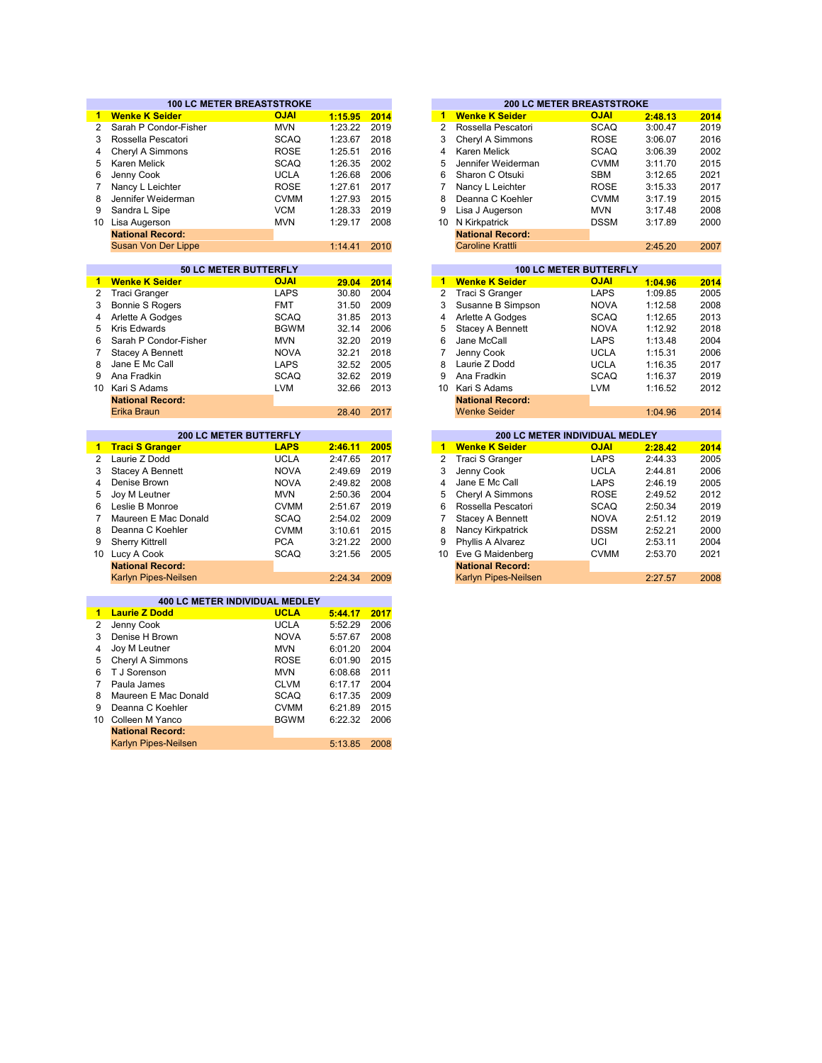## 100 LC METER BREASTSTROKE

| | Name | Team | Time | Year |
|---|---|---|---|---|
| **1** | **Wenke K Seider** | **OJAI** | **1:15.95** | **2014** |
| 2 | Sarah P Condor-Fisher | MVN | 1:23.22 | 2019 |
| 3 | Rossella Pescatori | SCAQ | 1:23.67 | 2018 |
| 4 | Cheryl A Simmons | ROSE | 1:25.51 | 2016 |
| 5 | Karen Melick | SCAQ | 1:26.35 | 2002 |
| 6 | Jenny Cook | UCLA | 1:26.68 | 2006 |
| 7 | Nancy L Leichter | ROSE | 1:27.61 | 2017 |
| 8 | Jennifer Weiderman | CVMM | 1:27.93 | 2015 |
| 9 | Sandra L Sipe | VCM | 1:28.33 | 2019 |
| 10 | Lisa Augerson | MVN | 1:29.17 | 2008 |
| | **National Record:** | | | |
| | Susan Von Der Lippe | | 1:14.41 | 2010 |

## 200 LC METER BREASTSTROKE

| | Name | Team | Time | Year |
|---|---|---|---|---|
| **1** | **Wenke K Seider** | **OJAI** | **2:48.13** | **2014** |
| 2 | Rossella Pescatori | SCAQ | 3:00.47 | 2019 |
| 3 | Cheryl A Simmons | ROSE | 3:06.07 | 2016 |
| 4 | Karen Melick | SCAQ | 3:06.39 | 2002 |
| 5 | Jennifer Weiderman | CVMM | 3:11.70 | 2015 |
| 6 | Sharon C Otsuki | SBM | 3:12.65 | 2021 |
| 7 | Nancy L Leichter | ROSE | 3:15.33 | 2017 |
| 8 | Deanna C Koehler | CVMM | 3:17.19 | 2015 |
| 9 | Lisa J Augerson | MVN | 3:17.48 | 2008 |
| 10 | N Kirkpatrick | DSSM | 3:17.89 | 2000 |
| | **National Record:** | | | |
| | Caroline Krattli | | 2:45.20 | 2007 |

## 50 LC METER BUTTERFLY

| | Name | Team | Time | Year |
|---|---|---|---|---|
| **1** | **Wenke K Seider** | **OJAI** | **29.04** | **2014** |
| 2 | Traci Granger | LAPS | 30.80 | 2004 |
| 3 | Bonnie S Rogers | FMT | 31.50 | 2009 |
| 4 | Arlette A Godges | SCAQ | 31.85 | 2013 |
| 5 | Kris Edwards | BGWM | 32.14 | 2006 |
| 6 | Sarah P Condor-Fisher | MVN | 32.20 | 2019 |
| 7 | Stacey A Bennett | NOVA | 32.21 | 2018 |
| 8 | Jane E Mc Call | LAPS | 32.52 | 2005 |
| 9 | Ana Fradkin | SCAQ | 32.62 | 2019 |
| 10 | Kari S Adams | LVM | 32.66 | 2013 |
| | **National Record:** | | | |
| | Erika Braun | | 28.40 | 2017 |

## 100 LC METER BUTTERFLY

| | Name | Team | Time | Year |
|---|---|---|---|---|
| **1** | **Wenke K Seider** | **OJAI** | **1:04.96** | **2014** |
| 2 | Traci S Granger | LAPS | 1:09.85 | 2005 |
| 3 | Susanne B Simpson | NOVA | 1:12.58 | 2008 |
| 4 | Arlette A Godges | SCAQ | 1:12.65 | 2013 |
| 5 | Stacey A Bennett | NOVA | 1:12.92 | 2018 |
| 6 | Jane McCall | LAPS | 1:13.48 | 2004 |
| 7 | Jenny Cook | UCLA | 1:15.31 | 2006 |
| 8 | Laurie Z Dodd | UCLA | 1:16.35 | 2017 |
| 9 | Ana Fradkin | SCAQ | 1:16.37 | 2019 |
| 10 | Kari S Adams | LVM | 1:16.52 | 2012 |
| | **National Record:** | | | |
| | Wenke Seider | | 1:04.96 | 2014 |

## 200 LC METER BUTTERFLY

| | Name | Team | Time | Year |
|---|---|---|---|---|
| **1** | **Traci S Granger** | **LAPS** | **2:46.11** | **2005** |
| 2 | Laurie Z Dodd | UCLA | 2:47.65 | 2017 |
| 3 | Stacey A Bennett | NOVA | 2:49.69 | 2019 |
| 4 | Denise Brown | NOVA | 2:49.82 | 2008 |
| 5 | Joy M Leutner | MVN | 2:50.36 | 2004 |
| 6 | Leslie B Monroe | CVMM | 2:51.67 | 2019 |
| 7 | Maureen E Mac Donald | SCAQ | 2:54.02 | 2009 |
| 8 | Deanna C Koehler | CVMM | 3:10.61 | 2015 |
| 9 | Sherry Kittrell | PCA | 3:21.22 | 2000 |
| 10 | Lucy A Cook | SCAQ | 3:21.56 | 2005 |
| | **National Record:** | | | |
| | Karlyn Pipes-Neilsen | | 2:24.34 | 2009 |

## 200 LC METER INDIVIDUAL MEDLEY

| | Name | Team | Time | Year |
|---|---|---|---|---|
| **1** | **Wenke K Seider** | **OJAI** | **2:28.42** | **2014** |
| 2 | Traci S Granger | LAPS | 2:44.33 | 2005 |
| 3 | Jenny Cook | UCLA | 2:44.81 | 2006 |
| 4 | Jane E Mc Call | LAPS | 2:46.19 | 2005 |
| 5 | Cheryl A Simmons | ROSE | 2:49.52 | 2012 |
| 6 | Rossella Pescatori | SCAQ | 2:50.34 | 2019 |
| 7 | Stacey A Bennett | NOVA | 2:51.12 | 2019 |
| 8 | Nancy Kirkpatrick | DSSM | 2:52.21 | 2000 |
| 9 | Phyllis A Alvarez | UCI | 2:53.11 | 2004 |
| 10 | Eve G Maidenberg | CVMM | 2:53.70 | 2021 |
| | **National Record:** | | | |
| | Karlyn Pipes-Neilsen | | 2:27.57 | 2008 |

## 400 LC METER INDIVIDUAL MEDLEY

| | Name | Team | Time | Year |
|---|---|---|---|---|
| **1** | **Laurie Z Dodd** | **UCLA** | **5:44.17** | **2017** |
| 2 | Jenny Cook | UCLA | 5:52.29 | 2006 |
| 3 | Denise H Brown | NOVA | 5:57.67 | 2008 |
| 4 | Joy M Leutner | MVN | 6:01.20 | 2004 |
| 5 | Cheryl A Simmons | ROSE | 6:01.90 | 2015 |
| 6 | T J Sorenson | MVN | 6:08.68 | 2011 |
| 7 | Paula James | CLVM | 6:17.17 | 2004 |
| 8 | Maureen E Mac Donald | SCAQ | 6:17.35 | 2009 |
| 9 | Deanna C Koehler | CVMM | 6:21.89 | 2015 |
| 10 | Colleen M Yanco | BGWM | 6:22.32 | 2006 |
| | **National Record:** | | | |
| | Karlyn Pipes-Neilsen | | 5:13.85 | 2008 |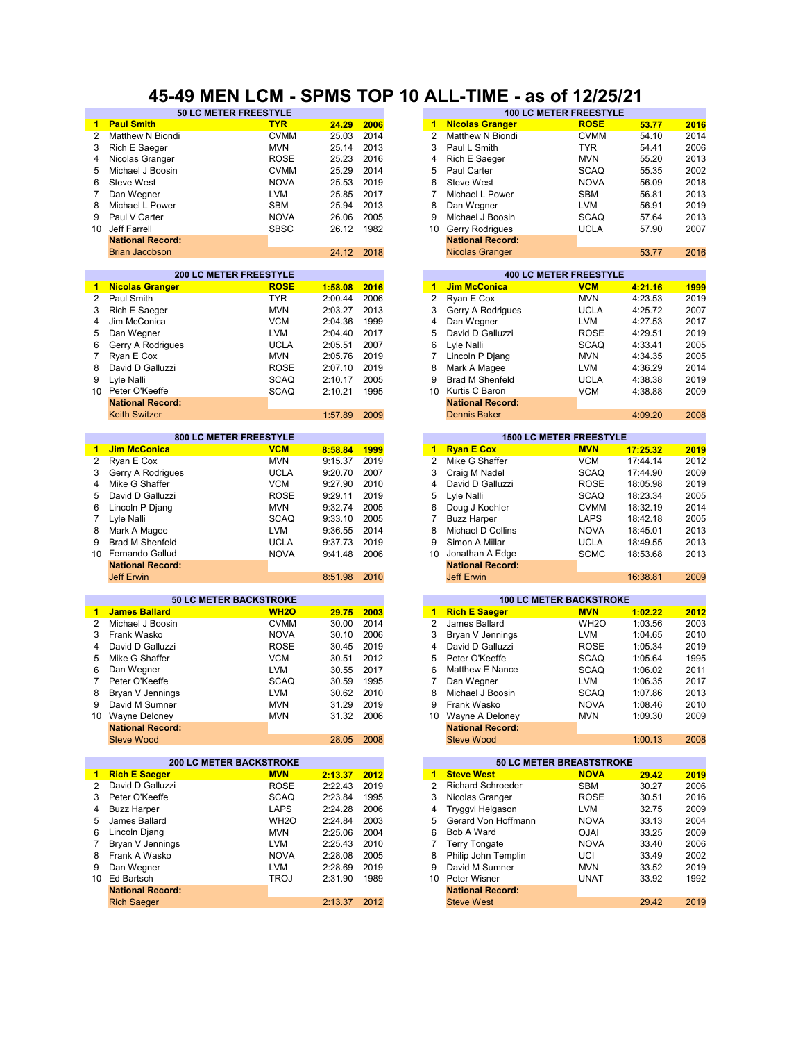# 45-49 MEN LCM - SPMS TOP 10 ALL-TIME - as of 12/25/21

### 50 LC METER FREESTYLE

| | Name | Club | Time | Year |
|---|---|---|---|---|
| **1** | **Paul Smith** | **TYR** | **24.29** | **2006** |
| 2 | Matthew N Biondi | CVMM | 25.03 | 2014 |
| 3 | Rich E Saeger | MVN | 25.14 | 2013 |
| 4 | Nicolas Granger | ROSE | 25.23 | 2016 |
| 5 | Michael J Boosin | CVMM | 25.29 | 2014 |
| 6 | Steve West | NOVA | 25.53 | 2019 |
| 7 | Dan Wegner | LVM | 25.85 | 2017 |
| 8 | Michael L Power | SBM | 25.94 | 2013 |
| 9 | Paul V Carter | NOVA | 26.06 | 2005 |
| 10 | Jeff Farrell | SBSC | 26.12 | 1982 |
| | **National Record:** | | | |
| | Brian Jacobson | | 24.12 | 2018 |

### 100 LC METER FREESTYLE

| | Name | Club | Time | Year |
|---|---|---|---|---|
| **1** | **Nicolas Granger** | **ROSE** | **53.77** | **2016** |
| 2 | Matthew N Biondi | CVMM | 54.10 | 2014 |
| 3 | Paul L Smith | TYR | 54.41 | 2006 |
| 4 | Rich E Saeger | MVN | 55.20 | 2013 |
| 5 | Paul Carter | SCAQ | 55.35 | 2002 |
| 6 | Steve West | NOVA | 56.09 | 2018 |
| 7 | Michael L Power | SBM | 56.81 | 2013 |
| 8 | Dan Wegner | LVM | 56.91 | 2019 |
| 9 | Michael J Boosin | SCAQ | 57.64 | 2013 |
| 10 | Gerry Rodrigues | UCLA | 57.90 | 2007 |
| | **National Record:** | | | |
| | Nicolas Granger | | 53.77 | 2016 |

### 200 LC METER FREESTYLE

| | Name | Club | Time | Year |
|---|---|---|---|---|
| **1** | **Nicolas Granger** | **ROSE** | **1:58.08** | **2016** |
| 2 | Paul Smith | TYR | 2:00.44 | 2006 |
| 3 | Rich E Saeger | MVN | 2:03.27 | 2013 |
| 4 | Jim McConica | VCM | 2:04.36 | 1999 |
| 5 | Dan Wegner | LVM | 2:04.40 | 2017 |
| 6 | Gerry A Rodrigues | UCLA | 2:05.51 | 2007 |
| 7 | Ryan E Cox | MVN | 2:05.76 | 2019 |
| 8 | David D Galluzzi | ROSE | 2:07.10 | 2019 |
| 9 | Lyle Nalli | SCAQ | 2:10.17 | 2005 |
| 10 | Peter O'Keeffe | SCAQ | 2:10.21 | 1995 |
| | **National Record:** | | | |
| | Keith Switzer | | 1:57.89 | 2009 |

### 400 LC METER FREESTYLE

| | Name | Club | Time | Year |
|---|---|---|---|---|
| **1** | **Jim McConica** | **VCM** | **4:21.16** | **1999** |
| 2 | Ryan E Cox | MVN | 4:23.53 | 2019 |
| 3 | Gerry A Rodrigues | UCLA | 4:25.72 | 2007 |
| 4 | Dan Wegner | LVM | 4:27.53 | 2017 |
| 5 | David D Galluzzi | ROSE | 4:29.51 | 2019 |
| 6 | Lyle Nalli | SCAQ | 4:33.41 | 2005 |
| 7 | Lincoln P Djang | MVN | 4:34.35 | 2005 |
| 8 | Mark A Magee | LVM | 4:36.29 | 2014 |
| 9 | Brad M Shenfeld | UCLA | 4:38.38 | 2019 |
| 10 | Kurtis C Baron | VCM | 4:38.88 | 2009 |
| | **National Record:** | | | |
| | Dennis Baker | | 4:09.20 | 2008 |

### 800 LC METER FREESTYLE

| | Name | Club | Time | Year |
|---|---|---|---|---|
| **1** | **Jim McConica** | **VCM** | **8:58.84** | **1999** |
| 2 | Ryan E Cox | MVN | 9:15.37 | 2019 |
| 3 | Gerry A Rodrigues | UCLA | 9:20.70 | 2007 |
| 4 | Mike G Shaffer | VCM | 9:27.90 | 2010 |
| 5 | David D Galluzzi | ROSE | 9:29.11 | 2019 |
| 6 | Lincoln P Djang | MVN | 9:32.74 | 2005 |
| 7 | Lyle Nalli | SCAQ | 9:33.10 | 2005 |
| 8 | Mark A Magee | LVM | 9:36.55 | 2014 |
| 9 | Brad M Shenfeld | UCLA | 9:37.73 | 2019 |
| 10 | Fernando Gallud | NOVA | 9:41.48 | 2006 |
| | **National Record:** | | | |
| | Jeff Erwin | | 8:51.98 | 2010 |

### 1500 LC METER FREESTYLE

| | Name | Club | Time | Year |
|---|---|---|---|---|
| **1** | **Ryan E Cox** | **MVN** | **17:25.32** | **2019** |
| 2 | Mike G Shaffer | VCM | 17:44.14 | 2012 |
| 3 | Craig M Nadel | SCAQ | 17:44.90 | 2009 |
| 4 | David D Galluzzi | ROSE | 18:05.98 | 2019 |
| 5 | Lyle Nalli | SCAQ | 18:23.34 | 2005 |
| 6 | Doug J Koehler | CVMM | 18:32.19 | 2014 |
| 7 | Buzz Harper | LAPS | 18:42.18 | 2005 |
| 8 | Michael D Collins | NOVA | 18:45.01 | 2013 |
| 9 | Simon A Millar | UCLA | 18:49.55 | 2013 |
| 10 | Jonathan A Edge | SCMC | 18:53.68 | 2013 |
| | **National Record:** | | | |
| | Jeff Erwin | | 16:38.81 | 2009 |

### 50 LC METER BACKSTROKE

| | Name | Club | Time | Year |
|---|---|---|---|---|
| **1** | **James Ballard** | **WH2O** | **29.75** | **2003** |
| 2 | Michael J Boosin | CVMM | 30.00 | 2014 |
| 3 | Frank Wasko | NOVA | 30.10 | 2006 |
| 4 | David D Galluzzi | ROSE | 30.45 | 2019 |
| 5 | Mike G Shaffer | VCM | 30.51 | 2012 |
| 6 | Dan Wegner | LVM | 30.55 | 2017 |
| 7 | Peter O'Keeffe | SCAQ | 30.59 | 1995 |
| 8 | Bryan V Jennings | LVM | 30.62 | 2010 |
| 9 | David M Sumner | MVN | 31.29 | 2019 |
| 10 | Wayne Deloney | MVN | 31.32 | 2006 |
| | **National Record:** | | | |
| | Steve Wood | | 28.05 | 2008 |

### 100 LC METER BACKSTROKE

| | Name | Club | Time | Year |
|---|---|---|---|---|
| **1** | **Rich E Saeger** | **MVN** | **1:02.22** | **2012** |
| 2 | James Ballard | WH2O | 1:03.56 | 2003 |
| 3 | Bryan V Jennings | LVM | 1:04.65 | 2010 |
| 4 | David D Galluzzi | ROSE | 1:05.34 | 2019 |
| 5 | Peter O'Keeffe | SCAQ | 1:05.64 | 1995 |
| 6 | Matthew E Nance | SCAQ | 1:06.02 | 2011 |
| 7 | Dan Wegner | LVM | 1:06.35 | 2017 |
| 8 | Michael J Boosin | SCAQ | 1:07.86 | 2013 |
| 9 | Frank Wasko | NOVA | 1:08.46 | 2010 |
| 10 | Wayne A Deloney | MVN | 1:09.30 | 2009 |
| | **National Record:** | | | |
| | Steve Wood | | 1:00.13 | 2008 |

### 200 LC METER BACKSTROKE

| | Name | Club | Time | Year |
|---|---|---|---|---|
| **1** | **Rich E Saeger** | **MVN** | **2:13.37** | **2012** |
| 2 | David D Galluzzi | ROSE | 2:22.43 | 2019 |
| 3 | Peter O'Keeffe | SCAQ | 2:23.84 | 1995 |
| 4 | Buzz Harper | LAPS | 2:24.28 | 2006 |
| 5 | James Ballard | WH2O | 2:24.84 | 2003 |
| 6 | Lincoln Djang | MVN | 2:25.06 | 2004 |
| 7 | Bryan V Jennings | LVM | 2:25.43 | 2010 |
| 8 | Frank A Wasko | NOVA | 2:28.08 | 2005 |
| 9 | Dan Wegner | LVM | 2:28.69 | 2019 |
| 10 | Ed Bartsch | TROJ | 2:31.90 | 1989 |
| | **National Record:** | | | |
| | Rich Saeger | | 2:13.37 | 2012 |

### 50 LC METER BREASTSTROKE

| | Name | Club | Time | Year |
|---|---|---|---|---|
| **1** | **Steve West** | **NOVA** | **29.42** | **2019** |
| 2 | Richard Schroeder | SBM | 30.27 | 2006 |
| 3 | Nicolas Granger | ROSE | 30.51 | 2016 |
| 4 | Tryggvi Helgason | LVM | 32.75 | 2009 |
| 5 | Gerard Von Hoffmann | NOVA | 33.13 | 2004 |
| 6 | Bob A Ward | OJAI | 33.25 | 2009 |
| 7 | Terry Tongate | NOVA | 33.40 | 2006 |
| 8 | Philip John Templin | UCI | 33.49 | 2002 |
| 9 | David M Sumner | MVN | 33.52 | 2019 |
| 10 | Peter Wisner | UNAT | 33.92 | 1992 |
| | **National Record:** | | | |
| | Steve West | | 29.42 | 2019 |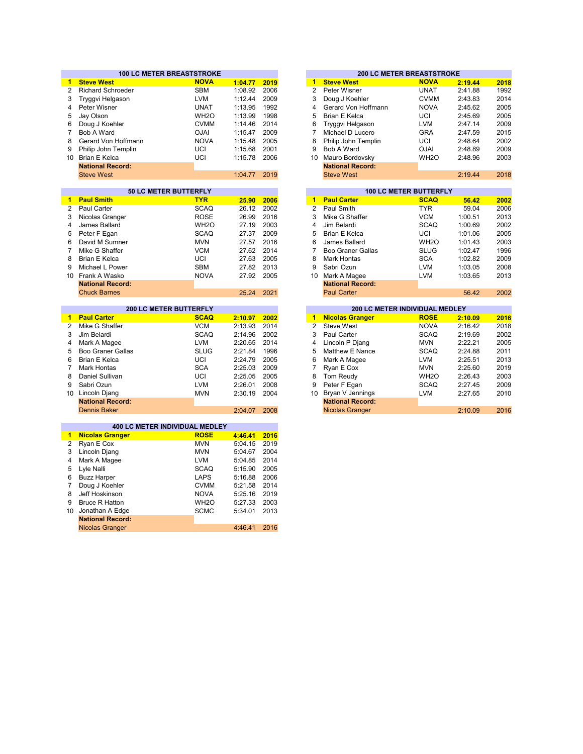## 100 LC METER BREASTSTROKE

| Rank | Name | Team | Time | Year |
|---|---|---|---|---|
| **1** | **Steve West** | **NOVA** | **1:04.77** | **2019** |
| 2 | Richard Schroeder | SBM | 1:08.92 | 2006 |
| 3 | Tryggvi Helgason | LVM | 1:12.44 | 2009 |
| 4 | Peter Wisner | UNAT | 1:13.95 | 1992 |
| 5 | Jay Olson | WH2O | 1:13.99 | 1998 |
| 6 | Doug J Koehler | CVMM | 1:14.46 | 2014 |
| 7 | Bob A Ward | OJAI | 1:15.47 | 2009 |
| 8 | Gerard Von Hoffmann | NOVA | 1:15.48 | 2005 |
| 9 | Philip John Templin | UCI | 1:15.68 | 2001 |
| 10 | Brian E Kelca | UCI | 1:15.78 | 2006 |
| | **National Record:** | | | |
| | Steve West | | 1:04.77 | 2019 |

## 200 LC METER BREASTSTROKE

| Rank | Name | Team | Time | Year |
|---|---|---|---|---|
| **1** | **Steve West** | **NOVA** | **2:19.44** | **2018** |
| 2 | Peter Wisner | UNAT | 2:41.88 | 1992 |
| 3 | Doug J Koehler | CVMM | 2:43.83 | 2014 |
| 4 | Gerard Von Hoffmann | NOVA | 2:45.62 | 2005 |
| 5 | Brian E Kelca | UCI | 2:45.69 | 2005 |
| 6 | Tryggvi Helgason | LVM | 2:47.14 | 2009 |
| 7 | Michael D Lucero | GRA | 2:47.59 | 2015 |
| 8 | Philip John Templin | UCI | 2:48.64 | 2002 |
| 9 | Bob A Ward | OJAI | 2:48.89 | 2009 |
| 10 | Mauro Bordovsky | WH2O | 2:48.96 | 2003 |
| | **National Record:** | | | |
| | Steve West | | 2:19.44 | 2018 |

## 50 LC METER BUTTERFLY

| Rank | Name | Team | Time | Year |
|---|---|---|---|---|
| **1** | **Paul Smith** | **TYR** | **25.90** | **2006** |
| 2 | Paul Carter | SCAQ | 26.12 | 2002 |
| 3 | Nicolas Granger | ROSE | 26.99 | 2016 |
| 4 | James Ballard | WH2O | 27.19 | 2003 |
| 5 | Peter F Egan | SCAQ | 27.37 | 2009 |
| 6 | David M Sumner | MVN | 27.57 | 2016 |
| 7 | Mike G Shaffer | VCM | 27.62 | 2014 |
| 8 | Brian E Kelca | UCI | 27.63 | 2005 |
| 9 | Michael L Power | SBM | 27.82 | 2013 |
| 10 | Frank A Wasko | NOVA | 27.92 | 2005 |
| | **National Record:** | | | |
| | Chuck Barnes | | 25.24 | 2021 |

## 100 LC METER BUTTERFLY

| Rank | Name | Team | Time | Year |
|---|---|---|---|---|
| **1** | **Paul Carter** | **SCAQ** | **56.42** | **2002** |
| 2 | Paul Smith | TYR | 59.04 | 2006 |
| 3 | Mike G Shaffer | VCM | 1:00.51 | 2013 |
| 4 | Jim Belardi | SCAQ | 1:00.69 | 2002 |
| 5 | Brian E Kelca | UCI | 1:01.06 | 2005 |
| 6 | James Ballard | WH2O | 1:01.43 | 2003 |
| 7 | Boo Graner Gallas | SLUG | 1:02.47 | 1996 |
| 8 | Mark Hontas | SCA | 1:02.82 | 2009 |
| 9 | Sabri Ozun | LVM | 1:03.05 | 2008 |
| 10 | Mark A Magee | LVM | 1:03.65 | 2013 |
| | **National Record:** | | | |
| | Paul Carter | | 56.42 | 2002 |

## 200 LC METER BUTTERFLY

| Rank | Name | Team | Time | Year |
|---|---|---|---|---|
| **1** | **Paul Carter** | **SCAQ** | **2:10.97** | **2002** |
| 2 | Mike G Shaffer | VCM | 2:13.93 | 2014 |
| 3 | Jim Belardi | SCAQ | 2:14.96 | 2002 |
| 4 | Mark A Magee | LVM | 2:20.65 | 2014 |
| 5 | Boo Graner Gallas | SLUG | 2:21.84 | 1996 |
| 6 | Brian E Kelca | UCI | 2:24.79 | 2005 |
| 7 | Mark Hontas | SCA | 2:25.03 | 2009 |
| 8 | Daniel Sullivan | UCI | 2:25.05 | 2005 |
| 9 | Sabri Ozun | LVM | 2:26.01 | 2008 |
| 10 | Lincoln Djang | MVN | 2:30.19 | 2004 |
| | **National Record:** | | | |
| | Dennis Baker | | 2:04.07 | 2008 |

## 200 LC METER INDIVIDUAL MEDLEY

| Rank | Name | Team | Time | Year |
|---|---|---|---|---|
| **1** | **Nicolas Granger** | **ROSE** | **2:10.09** | **2016** |
| 2 | Steve West | NOVA | 2:16.42 | 2018 |
| 3 | Paul Carter | SCAQ | 2:19.69 | 2002 |
| 4 | Lincoln P Djang | MVN | 2:22.21 | 2005 |
| 5 | Matthew E Nance | SCAQ | 2:24.88 | 2011 |
| 6 | Mark A Magee | LVM | 2:25.51 | 2013 |
| 7 | Ryan E Cox | MVN | 2:25.60 | 2019 |
| 8 | Tom Reudy | WH2O | 2:26.43 | 2003 |
| 9 | Peter F Egan | SCAQ | 2:27.45 | 2009 |
| 10 | Bryan V Jennings | LVM | 2:27.65 | 2010 |
| | **National Record:** | | | |
| | Nicolas Granger | | 2:10.09 | 2016 |

## 400 LC METER INDIVIDUAL MEDLEY

| Rank | Name | Team | Time | Year |
|---|---|---|---|---|
| **1** | **Nicolas Granger** | **ROSE** | **4:46.41** | **2016** |
| 2 | Ryan E Cox | MVN | 5:04.15 | 2019 |
| 3 | Lincoln Djang | MVN | 5:04.67 | 2004 |
| 4 | Mark A Magee | LVM | 5:04.85 | 2014 |
| 5 | Lyle Nalli | SCAQ | 5:15.90 | 2005 |
| 6 | Buzz Harper | LAPS | 5:16.88 | 2006 |
| 7 | Doug J Koehler | CVMM | 5:21.58 | 2014 |
| 8 | Jeff Hoskinson | NOVA | 5:25.16 | 2019 |
| 9 | Bruce R Hatton | WH2O | 5:27.33 | 2003 |
| 10 | Jonathan A Edge | SCMC | 5:34.01 | 2013 |
| | **National Record:** | | | |
| | Nicolas Granger | | 4:46.41 | 2016 |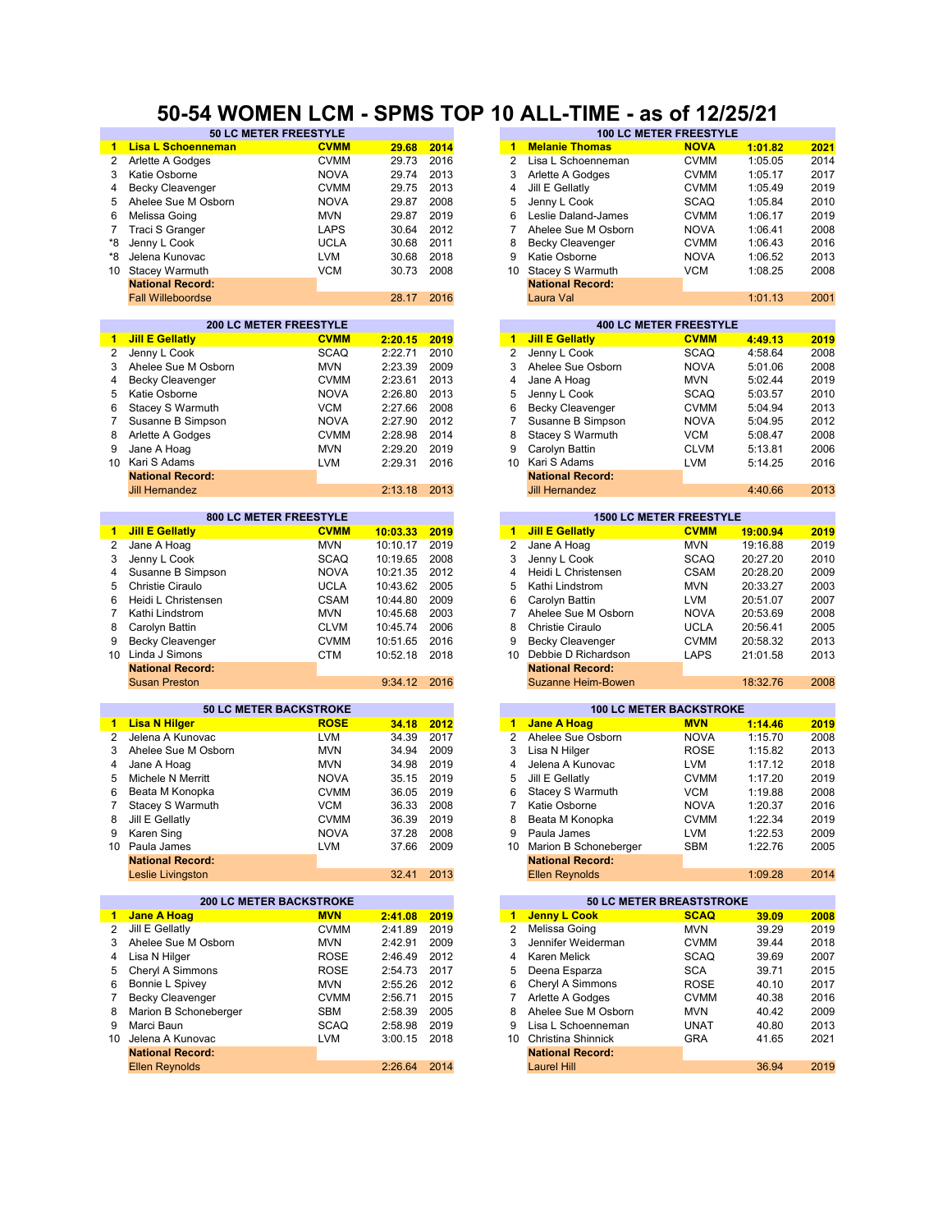# 50-54 WOMEN LCM - SPMS TOP 10 ALL-TIME - as of 12/25/21

## 50 LC METER FREESTYLE

| | Name | Club | Time | Year |
|---|---|---|---|---|
| **1** | **Lisa L Schoenneman** | **CVMM** | **29.68** | **2014** |
| 2 | Arlette A Godges | CVMM | 29.73 | 2016 |
| 3 | Katie Osborne | NOVA | 29.74 | 2013 |
| 4 | Becky Cleavenger | CVMM | 29.75 | 2013 |
| 5 | Ahelee Sue M Osborn | NOVA | 29.87 | 2008 |
| 6 | Melissa Going | MVN | 29.87 | 2019 |
| 7 | Traci S Granger | LAPS | 30.64 | 2012 |
| *8 | Jenny L Cook | UCLA | 30.68 | 2011 |
| *8 | Jelena Kunovac | LVM | 30.68 | 2018 |
| 10 | Stacey Warmuth | VCM | 30.73 | 2008 |
| | **National Record:** | | | |
| | Fall Willeboordse | | 28.17 | 2016 |

## 100 LC METER FREESTYLE

| | Name | Club | Time | Year |
|---|---|---|---|---|
| **1** | **Melanie Thomas** | **NOVA** | **1:01.82** | **2021** |
| 2 | Lisa L Schoenneman | CVMM | 1:05.05 | 2014 |
| 3 | Arlette A Godges | CVMM | 1:05.17 | 2017 |
| 4 | Jill E Gellatly | CVMM | 1:05.49 | 2019 |
| 5 | Jenny L Cook | SCAQ | 1:05.84 | 2010 |
| 6 | Leslie Daland-James | CVMM | 1:06.17 | 2019 |
| 7 | Ahelee Sue M Osborn | NOVA | 1:06.41 | 2008 |
| 8 | Becky Cleavenger | CVMM | 1:06.43 | 2016 |
| 9 | Katie Osborne | NOVA | 1:06.52 | 2013 |
| 10 | Stacey S Warmuth | VCM | 1:08.25 | 2008 |
| | **National Record:** | | | |
| | Laura Val | | 1:01.13 | 2001 |

## 200 LC METER FREESTYLE

| | Name | Club | Time | Year |
|---|---|---|---|---|
| **1** | **Jill E Gellatly** | **CVMM** | **2:20.15** | **2019** |
| 2 | Jenny L Cook | SCAQ | 2:22.71 | 2010 |
| 3 | Ahelee Sue M Osborn | MVN | 2:23.39 | 2009 |
| 4 | Becky Cleavenger | CVMM | 2:23.61 | 2013 |
| 5 | Katie Osborne | NOVA | 2:26.80 | 2013 |
| 6 | Stacey S Warmuth | VCM | 2:27.66 | 2008 |
| 7 | Susanne B Simpson | NOVA | 2:27.90 | 2012 |
| 8 | Arlette A Godges | CVMM | 2:28.98 | 2014 |
| 9 | Jane A Hoag | MVN | 2:29.20 | 2019 |
| 10 | Kari S Adams | LVM | 2:29.31 | 2016 |
| | **National Record:** | | | |
| | Jill Hernandez | | 2:13.18 | 2013 |

## 400 LC METER FREESTYLE

| | Name | Club | Time | Year |
|---|---|---|---|---|
| **1** | **Jill E Gellatly** | **CVMM** | **4:49.13** | **2019** |
| 2 | Jenny L Cook | SCAQ | 4:58.64 | 2008 |
| 3 | Ahelee Sue Osborn | NOVA | 5:01.06 | 2008 |
| 4 | Jane A Hoag | MVN | 5:02.44 | 2019 |
| 5 | Jenny L Cook | SCAQ | 5:03.57 | 2010 |
| 6 | Becky Cleavenger | CVMM | 5:04.94 | 2013 |
| 7 | Susanne B Simpson | NOVA | 5:04.95 | 2012 |
| 8 | Stacey S Warmuth | VCM | 5:08.47 | 2008 |
| 9 | Carolyn Battin | CLVM | 5:13.81 | 2006 |
| 10 | Kari S Adams | LVM | 5:14.25 | 2016 |
| | **National Record:** | | | |
| | Jill Hernandez | | 4:40.66 | 2013 |

## 800 LC METER FREESTYLE

| | Name | Club | Time | Year |
|---|---|---|---|---|
| **1** | **Jill E Gellatly** | **CVMM** | **10:03.33** | **2019** |
| 2 | Jane A Hoag | MVN | 10:10.17 | 2019 |
| 3 | Jenny L Cook | SCAQ | 10:19.65 | 2008 |
| 4 | Susanne B Simpson | NOVA | 10:21.35 | 2012 |
| 5 | Christie Ciraulo | UCLA | 10:43.62 | 2005 |
| 6 | Heidi L Christensen | CSAM | 10:44.80 | 2009 |
| 7 | Kathi Lindstrom | MVN | 10:45.68 | 2003 |
| 8 | Carolyn Battin | CLVM | 10:45.74 | 2006 |
| 9 | Becky Cleavenger | CVMM | 10:51.65 | 2016 |
| 10 | Linda J Simons | CTM | 10:52.18 | 2018 |
| | **National Record:** | | | |
| | Susan Preston | | 9:34.12 | 2016 |

## 1500 LC METER FREESTYLE

| | Name | Club | Time | Year |
|---|---|---|---|---|
| **1** | **Jill E Gellatly** | **CVMM** | **19:00.94** | **2019** |
| 2 | Jane A Hoag | MVN | 19:16.88 | 2019 |
| 3 | Jenny L Cook | SCAQ | 20:27.20 | 2010 |
| 4 | Heidi L Christensen | CSAM | 20:28.20 | 2009 |
| 5 | Kathi Lindstrom | MVN | 20:33.27 | 2003 |
| 6 | Carolyn Battin | LVM | 20:51.07 | 2007 |
| 7 | Ahelee Sue M Osborn | NOVA | 20:53.69 | 2008 |
| 8 | Christie Ciraulo | UCLA | 20:56.41 | 2005 |
| 9 | Becky Cleavenger | CVMM | 20:58.32 | 2013 |
| 10 | Debbie D Richardson | LAPS | 21:01.58 | 2013 |
| | **National Record:** | | | |
| | Suzanne Heim-Bowen | | 18:32.76 | 2008 |

## 50 LC METER BACKSTROKE

| | Name | Club | Time | Year |
|---|---|---|---|---|
| **1** | **Lisa N Hilger** | **ROSE** | **34.18** | **2012** |
| 2 | Jelena A Kunovac | LVM | 34.39 | 2017 |
| 3 | Ahelee Sue M Osborn | MVN | 34.94 | 2009 |
| 4 | Jane A Hoag | MVN | 34.98 | 2019 |
| 5 | Michele N Merritt | NOVA | 35.15 | 2019 |
| 6 | Beata M Konopka | CVMM | 36.05 | 2019 |
| 7 | Stacey S Warmuth | VCM | 36.33 | 2008 |
| 8 | Jill E Gellatly | CVMM | 36.39 | 2019 |
| 9 | Karen Sing | NOVA | 37.28 | 2008 |
| 10 | Paula James | LVM | 37.66 | 2009 |
| | **National Record:** | | | |
| | Leslie Livingston | | 32.41 | 2013 |

## 100 LC METER BACKSTROKE

| | Name | Club | Time | Year |
|---|---|---|---|---|
| **1** | **Jane A Hoag** | **MVN** | **1:14.46** | **2019** |
| 2 | Ahelee Sue Osborn | NOVA | 1:15.70 | 2008 |
| 3 | Lisa N Hilger | ROSE | 1:15.82 | 2013 |
| 4 | Jelena A Kunovac | LVM | 1:17.12 | 2018 |
| 5 | Jill E Gellatly | CVMM | 1:17.20 | 2019 |
| 6 | Stacey S Warmuth | VCM | 1:19.88 | 2008 |
| 7 | Katie Osborne | NOVA | 1:20.37 | 2016 |
| 8 | Beata M Konopka | CVMM | 1:22.34 | 2019 |
| 9 | Paula James | LVM | 1:22.53 | 2009 |
| 10 | Marion B Schoneberger | SBM | 1:22.76 | 2005 |
| | **National Record:** | | | |
| | Ellen Reynolds | | 1:09.28 | 2014 |

## 200 LC METER BACKSTROKE

| | Name | Club | Time | Year |
|---|---|---|---|---|
| **1** | **Jane A Hoag** | **MVN** | **2:41.08** | **2019** |
| 2 | Jill E Gellatly | CVMM | 2:41.89 | 2019 |
| 3 | Ahelee Sue M Osborn | MVN | 2:42.91 | 2009 |
| 4 | Lisa N Hilger | ROSE | 2:46.49 | 2012 |
| 5 | Cheryl A Simmons | ROSE | 2:54.73 | 2017 |
| 6 | Bonnie L Spivey | MVN | 2:55.26 | 2012 |
| 7 | Becky Cleavenger | CVMM | 2:56.71 | 2015 |
| 8 | Marion B Schoneberger | SBM | 2:58.39 | 2005 |
| 9 | Marci Baun | SCAQ | 2:58.98 | 2019 |
| 10 | Jelena A Kunovac | LVM | 3:00.15 | 2018 |
| | **National Record:** | | | |
| | Ellen Reynolds | | 2:26.64 | 2014 |

## 50 LC METER BREASTSTROKE

| | Name | Club | Time | Year |
|---|---|---|---|---|
| **1** | **Jenny L Cook** | **SCAQ** | **39.09** | **2008** |
| 2 | Melissa Going | MVN | 39.29 | 2019 |
| 3 | Jennifer Weiderman | CVMM | 39.44 | 2018 |
| 4 | Karen Melick | SCAQ | 39.69 | 2007 |
| 5 | Deena Esparza | SCA | 39.71 | 2015 |
| 6 | Cheryl A Simmons | ROSE | 40.10 | 2017 |
| 7 | Arlette A Godges | CVMM | 40.38 | 2016 |
| 8 | Ahelee Sue M Osborn | MVN | 40.42 | 2009 |
| 9 | Lisa L Schoenneman | UNAT | 40.80 | 2013 |
| 10 | Christina Shinnick | GRA | 41.65 | 2021 |
| | **National Record:** | | | |
| | Laurel Hill | | 36.94 | 2019 |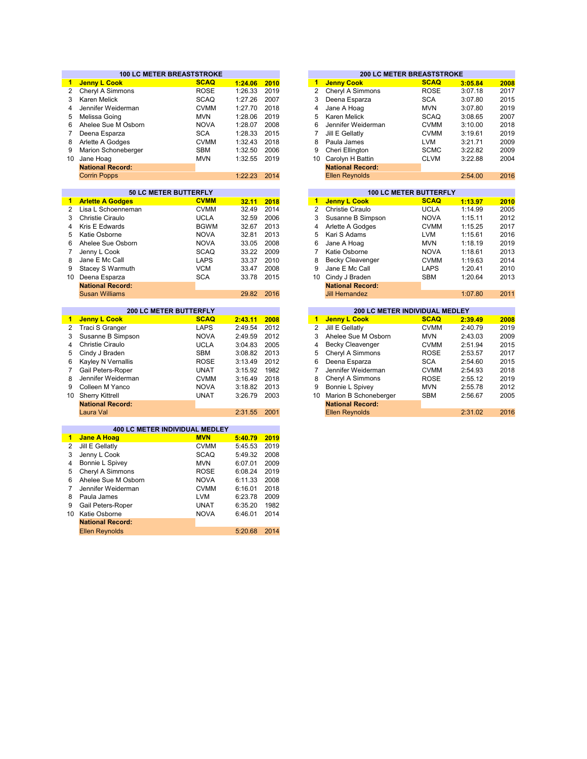### 100 LC METER BREASTSTROKE

| | Name | Club | Time | Year |
|---|---|---|---|---|
| **1** | **Jenny L Cook** | **SCAQ** | **1:24.06** | **2010** |
| 2 | Cheryl A Simmons | ROSE | 1:26.33 | 2019 |
| 3 | Karen Melick | SCAQ | 1:27.26 | 2007 |
| 4 | Jennifer Weiderman | CVMM | 1:27.70 | 2018 |
| 5 | Melissa Going | MVN | 1:28.06 | 2019 |
| 6 | Ahelee Sue M Osborn | NOVA | 1:28.07 | 2008 |
| 7 | Deena Esparza | SCA | 1:28.33 | 2015 |
| 8 | Arlette A Godges | CVMM | 1:32.43 | 2018 |
| 9 | Marion Schoneberger | SBM | 1:32.50 | 2006 |
| 10 | Jane Hoag | MVN | 1:32.55 | 2019 |
| | **National Record:** | | | |
| | Corrin Popps | | 1:22.23 | 2014 |

### 200 LC METER BREASTSTROKE

| | Name | Club | Time | Year |
|---|---|---|---|---|
| **1** | **Jenny Cook** | **SCAQ** | **3:05.84** | **2008** |
| 2 | Cheryl A Simmons | ROSE | 3:07.18 | 2017 |
| 3 | Deena Esparza | SCA | 3:07.80 | 2015 |
| 4 | Jane A Hoag | MVN | 3:07.80 | 2019 |
| 5 | Karen Melick | SCAQ | 3:08.65 | 2007 |
| 6 | Jennifer Weiderman | CVMM | 3:10.00 | 2018 |
| 7 | Jill E Gellatly | CVMM | 3:19.61 | 2019 |
| 8 | Paula James | LVM | 3:21.71 | 2009 |
| 9 | Cheri Ellington | SCMC | 3:22.82 | 2009 |
| 10 | Carolyn H Battin | CLVM | 3:22.88 | 2004 |
| | **National Record:** | | | |
| | Ellen Reynolds | | 2:54.00 | 2016 |

### 50 LC METER BUTTERFLY

| | Name | Club | Time | Year |
|---|---|---|---|---|
| **1** | **Arlette A Godges** | **CVMM** | **32.11** | **2018** |
| 2 | Lisa L Schoenneman | CVMM | 32.49 | 2014 |
| 3 | Christie Ciraulo | UCLA | 32.59 | 2006 |
| 4 | Kris E Edwards | BGWM | 32.67 | 2013 |
| 5 | Katie Osborne | NOVA | 32.81 | 2013 |
| 6 | Ahelee Sue Osborn | NOVA | 33.05 | 2008 |
| 7 | Jenny L Cook | SCAQ | 33.22 | 2009 |
| 8 | Jane E Mc Call | LAPS | 33.37 | 2010 |
| 9 | Stacey S Warmuth | VCM | 33.47 | 2008 |
| 10 | Deena Esparza | SCA | 33.78 | 2015 |
| | **National Record:** | | | |
| | Susan Williams | | 29.82 | 2016 |

### 100 LC METER BUTTERFLY

| | Name | Club | Time | Year |
|---|---|---|---|---|
| **1** | **Jenny L Cook** | **SCAQ** | **1:13.97** | **2010** |
| 2 | Christie Ciraulo | UCLA | 1:14.99 | 2005 |
| 3 | Susanne B Simpson | NOVA | 1:15.11 | 2012 |
| 4 | Arlette A Godges | CVMM | 1:15.25 | 2017 |
| 5 | Kari S Adams | LVM | 1:15.61 | 2016 |
| 6 | Jane A Hoag | MVN | 1:18.19 | 2019 |
| 7 | Katie Osborne | NOVA | 1:18.61 | 2013 |
| 8 | Becky Cleavenger | CVMM | 1:19.63 | 2014 |
| 9 | Jane E Mc Call | LAPS | 1:20.41 | 2010 |
| 10 | Cindy J Braden | SBM | 1:20.64 | 2013 |
| | **National Record:** | | | |
| | Jill Hernandez | | 1:07.80 | 2011 |

### 200 LC METER BUTTERFLY

| | Name | Club | Time | Year |
|---|---|---|---|---|
| **1** | **Jenny L Cook** | **SCAQ** | **2:43.11** | **2008** |
| 2 | Traci S Granger | LAPS | 2:49.54 | 2012 |
| 3 | Susanne B Simpson | NOVA | 2:49.59 | 2012 |
| 4 | Christie Ciraulo | UCLA | 3:04.83 | 2005 |
| 5 | Cindy J Braden | SBM | 3:08.82 | 2013 |
| 6 | Kayley N Vernallis | ROSE | 3:13.49 | 2012 |
| 7 | Gail Peters-Roper | UNAT | 3:15.92 | 1982 |
| 8 | Jennifer Weiderman | CVMM | 3:16.49 | 2018 |
| 9 | Colleen M Yanco | NOVA | 3:18.82 | 2013 |
| 10 | Sherry Kittrell | UNAT | 3:26.79 | 2003 |
| | **National Record:** | | | |
| | Laura Val | | 2:31.55 | 2001 |

### 200 LC METER INDIVIDUAL MEDLEY

| | Name | Club | Time | Year |
|---|---|---|---|---|
| **1** | **Jenny L Cook** | **SCAQ** | **2:39.49** | **2008** |
| 2 | Jill E Gellatly | CVMM | 2:40.79 | 2019 |
| 3 | Ahelee Sue M Osborn | MVN | 2:43.03 | 2009 |
| 4 | Becky Cleavenger | CVMM | 2:51.94 | 2015 |
| 5 | Cheryl A Simmons | ROSE | 2:53.57 | 2017 |
| 6 | Deena Esparza | SCA | 2:54.60 | 2015 |
| 7 | Jennifer Weiderman | CVMM | 2:54.93 | 2018 |
| 8 | Cheryl A Simmons | ROSE | 2:55.12 | 2019 |
| 9 | Bonnie L Spivey | MVN | 2:55.78 | 2012 |
| 10 | Marion B Schoneberger | SBM | 2:56.67 | 2005 |
| | **National Record:** | | | |
| | Ellen Reynolds | | 2:31.02 | 2016 |

### 400 LC METER INDIVIDUAL MEDLEY

| | Name | Club | Time | Year |
|---|---|---|---|---|
| **1** | **Jane A Hoag** | **MVN** | **5:40.79** | **2019** |
| 2 | Jill E Gellatly | CVMM | 5:45.53 | 2019 |
| 3 | Jenny L Cook | SCAQ | 5:49.32 | 2008 |
| 4 | Bonnie L Spivey | MVN | 6:07.01 | 2009 |
| 5 | Cheryl A Simmons | ROSE | 6:08.24 | 2019 |
| 6 | Ahelee Sue M Osborn | NOVA | 6:11.33 | 2008 |
| 7 | Jennifer Weiderman | CVMM | 6:16.01 | 2018 |
| 8 | Paula James | LVM | 6:23.78 | 2009 |
| 9 | Gail Peters-Roper | UNAT | 6:35.20 | 1982 |
| 10 | Katie Osborne | NOVA | 6:46.01 | 2014 |
| | **National Record:** | | | |
| | Ellen Reynolds | | 5:20.68 | 2014 |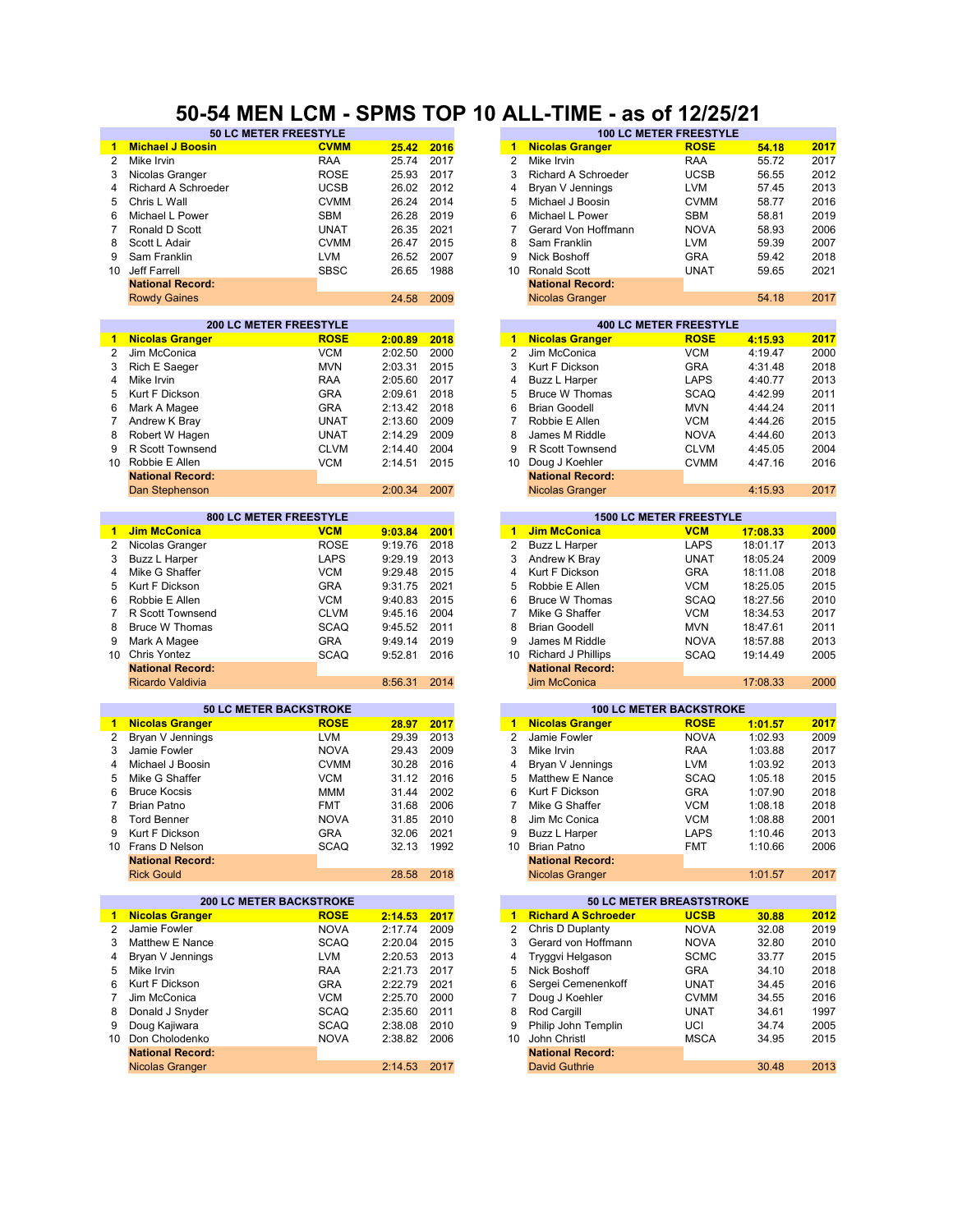# 50-54 MEN LCM - SPMS TOP 10 ALL-TIME - as of 12/25/21

### 50 LC METER FREESTYLE

| | Name | Club | Time | Year |
|---|---|---|---|---|
| **1** | **Michael J Boosin** | **CVMM** | **25.42** | **2016** |
| 2 | Mike Irvin | RAA | 25.74 | 2017 |
| 3 | Nicolas Granger | ROSE | 25.93 | 2017 |
| 4 | Richard A Schroeder | UCSB | 26.02 | 2012 |
| 5 | Chris L Wall | CVMM | 26.24 | 2014 |
| 6 | Michael L Power | SBM | 26.28 | 2019 |
| 7 | Ronald D Scott | UNAT | 26.35 | 2021 |
| 8 | Scott L Adair | CVMM | 26.47 | 2015 |
| 9 | Sam Franklin | LVM | 26.52 | 2007 |
| 10 | Jeff Farrell | SBSC | 26.65 | 1988 |
| | **National Record:** | | | |
| | Rowdy Gaines | | 24.58 | 2009 |

### 100 LC METER FREESTYLE

| | Name | Club | Time | Year |
|---|---|---|---|---|
| **1** | **Nicolas Granger** | **ROSE** | **54.18** | **2017** |
| 2 | Mike Irvin | RAA | 55.72 | 2017 |
| 3 | Richard A Schroeder | UCSB | 56.55 | 2012 |
| 4 | Bryan V Jennings | LVM | 57.45 | 2013 |
| 5 | Michael J Boosin | CVMM | 58.77 | 2016 |
| 6 | Michael L Power | SBM | 58.81 | 2019 |
| 7 | Gerard Von Hoffmann | NOVA | 58.93 | 2006 |
| 8 | Sam Franklin | LVM | 59.39 | 2007 |
| 9 | Nick Boshoff | GRA | 59.42 | 2018 |
| 10 | Ronald Scott | UNAT | 59.65 | 2021 |
| | **National Record:** | | | |
| | Nicolas Granger | | 54.18 | 2017 |

### 200 LC METER FREESTYLE

| | Name | Club | Time | Year |
|---|---|---|---|---|
| **1** | **Nicolas Granger** | **ROSE** | **2:00.89** | **2018** |
| 2 | Jim McConica | VCM | 2:02.50 | 2000 |
| 3 | Rich E Saeger | MVN | 2:03.31 | 2015 |
| 4 | Mike Irvin | RAA | 2:05.60 | 2017 |
| 5 | Kurt F Dickson | GRA | 2:09.61 | 2018 |
| 6 | Mark A Magee | GRA | 2:13.42 | 2018 |
| 7 | Andrew K Bray | UNAT | 2:13.60 | 2009 |
| 8 | Robert W Hagen | UNAT | 2:14.29 | 2009 |
| 9 | R Scott Townsend | CLVM | 2:14.40 | 2004 |
| 10 | Robbie E Allen | VCM | 2:14.51 | 2015 |
| | **National Record:** | | | |
| | Dan Stephenson | | 2:00.34 | 2007 |

### 400 LC METER FREESTYLE

| | Name | Club | Time | Year |
|---|---|---|---|---|
| **1** | **Nicolas Granger** | **ROSE** | **4:15.93** | **2017** |
| 2 | Jim McConica | VCM | 4:19.47 | 2000 |
| 3 | Kurt F Dickson | GRA | 4:31.48 | 2018 |
| 4 | Buzz L Harper | LAPS | 4:40.77 | 2013 |
| 5 | Bruce W Thomas | SCAQ | 4:42.99 | 2011 |
| 6 | Brian Goodell | MVN | 4:44.24 | 2011 |
| 7 | Robbie E Allen | VCM | 4:44.26 | 2015 |
| 8 | James M Riddle | NOVA | 4:44.60 | 2013 |
| 9 | R Scott Townsend | CLVM | 4:45.05 | 2004 |
| 10 | Doug J Koehler | CVMM | 4:47.16 | 2016 |
| | **National Record:** | | | |
| | Nicolas Granger | | 4:15.93 | 2017 |

### 800 LC METER FREESTYLE

| | Name | Club | Time | Year |
|---|---|---|---|---|
| **1** | **Jim McConica** | **VCM** | **9:03.84** | **2001** |
| 2 | Nicolas Granger | ROSE | 9:19.76 | 2018 |
| 3 | Buzz L Harper | LAPS | 9:29.19 | 2013 |
| 4 | Mike G Shaffer | VCM | 9:29.48 | 2015 |
| 5 | Kurt F Dickson | GRA | 9:31.75 | 2021 |
| 6 | Robbie E Allen | VCM | 9:40.83 | 2015 |
| 7 | R Scott Townsend | CLVM | 9:45.16 | 2004 |
| 8 | Bruce W Thomas | SCAQ | 9:45.52 | 2011 |
| 9 | Mark A Magee | GRA | 9:49.14 | 2019 |
| 10 | Chris Yontez | SCAQ | 9:52.81 | 2016 |
| | **National Record:** | | | |
| | Ricardo Valdivia | | 8:56.31 | 2014 |

### 1500 LC METER FREESTYLE

| | Name | Club | Time | Year |
|---|---|---|---|---|
| **1** | **Jim McConica** | **VCM** | **17:08.33** | **2000** |
| 2 | Buzz L Harper | LAPS | 18:01.17 | 2013 |
| 3 | Andrew K Bray | UNAT | 18:05.24 | 2009 |
| 4 | Kurt F Dickson | GRA | 18:11.08 | 2018 |
| 5 | Robbie E Allen | VCM | 18:25.05 | 2015 |
| 6 | Bruce W Thomas | SCAQ | 18:27.56 | 2010 |
| 7 | Mike G Shaffer | VCM | 18:34.53 | 2017 |
| 8 | Brian Goodell | MVN | 18:47.61 | 2011 |
| 9 | James M Riddle | NOVA | 18:57.88 | 2013 |
| 10 | Richard J Phillips | SCAQ | 19:14.49 | 2005 |
| | **National Record:** | | | |
| | Jim McConica | | 17:08.33 | 2000 |

### 50 LC METER BACKSTROKE

| | Name | Club | Time | Year |
|---|---|---|---|---|
| **1** | **Nicolas Granger** | **ROSE** | **28.97** | **2017** |
| 2 | Bryan V Jennings | LVM | 29.39 | 2013 |
| 3 | Jamie Fowler | NOVA | 29.43 | 2009 |
| 4 | Michael J Boosin | CVMM | 30.28 | 2016 |
| 5 | Mike G Shaffer | VCM | 31.12 | 2016 |
| 6 | Bruce Kocsis | MMM | 31.44 | 2002 |
| 7 | Brian Patno | FMT | 31.68 | 2006 |
| 8 | Tord Benner | NOVA | 31.85 | 2010 |
| 9 | Kurt F Dickson | GRA | 32.06 | 2021 |
| 10 | Frans D Nelson | SCAQ | 32.13 | 1992 |
| | **National Record:** | | | |
| | Rick Gould | | 28.58 | 2018 |

### 100 LC METER BACKSTROKE

| | Name | Club | Time | Year |
|---|---|---|---|---|
| **1** | **Nicolas Granger** | **ROSE** | **1:01.57** | **2017** |
| 2 | Jamie Fowler | NOVA | 1:02.93 | 2009 |
| 3 | Mike Irvin | RAA | 1:03.88 | 2017 |
| 4 | Bryan V Jennings | LVM | 1:03.92 | 2013 |
| 5 | Matthew E Nance | SCAQ | 1:05.18 | 2015 |
| 6 | Kurt F Dickson | GRA | 1:07.90 | 2018 |
| 7 | Mike G Shaffer | VCM | 1:08.18 | 2018 |
| 8 | Jim Mc Conica | VCM | 1:08.88 | 2001 |
| 9 | Buzz L Harper | LAPS | 1:10.46 | 2013 |
| 10 | Brian Patno | FMT | 1:10.66 | 2006 |
| | **National Record:** | | | |
| | Nicolas Granger | | 1:01.57 | 2017 |

### 200 LC METER BACKSTROKE

| | Name | Club | Time | Year |
|---|---|---|---|---|
| **1** | **Nicolas Granger** | **ROSE** | **2:14.53** | **2017** |
| 2 | Jamie Fowler | NOVA | 2:17.74 | 2009 |
| 3 | Matthew E Nance | SCAQ | 2:20.04 | 2015 |
| 4 | Bryan V Jennings | LVM | 2:20.53 | 2013 |
| 5 | Mike Irvin | RAA | 2:21.73 | 2017 |
| 6 | Kurt F Dickson | GRA | 2:22.79 | 2021 |
| 7 | Jim McConica | VCM | 2:25.70 | 2000 |
| 8 | Donald J Snyder | SCAQ | 2:35.60 | 2011 |
| 9 | Doug Kajiwara | SCAQ | 2:38.08 | 2010 |
| 10 | Don Cholodenko | NOVA | 2:38.82 | 2006 |
| | **National Record:** | | | |
| | Nicolas Granger | | 2:14.53 | 2017 |

### 50 LC METER BREASTSTROKE

| | Name | Club | Time | Year |
|---|---|---|---|---|
| **1** | **Richard A Schroeder** | **UCSB** | **30.88** | **2012** |
| 2 | Chris D Duplanty | NOVA | 32.08 | 2019 |
| 3 | Gerard von Hoffmann | NOVA | 32.80 | 2010 |
| 4 | Tryggvi Helgason | SCMC | 33.77 | 2015 |
| 5 | Nick Boshoff | GRA | 34.10 | 2018 |
| 6 | Sergei Cemenenkoff | UNAT | 34.45 | 2016 |
| 7 | Doug J Koehler | CVMM | 34.55 | 2016 |
| 8 | Rod Cargill | UNAT | 34.61 | 1997 |
| 9 | Philip John Templin | UCI | 34.74 | 2005 |
| 10 | John Christl | MSCA | 34.95 | 2015 |
| | **National Record:** | | | |
| | David Guthrie | | 30.48 | 2013 |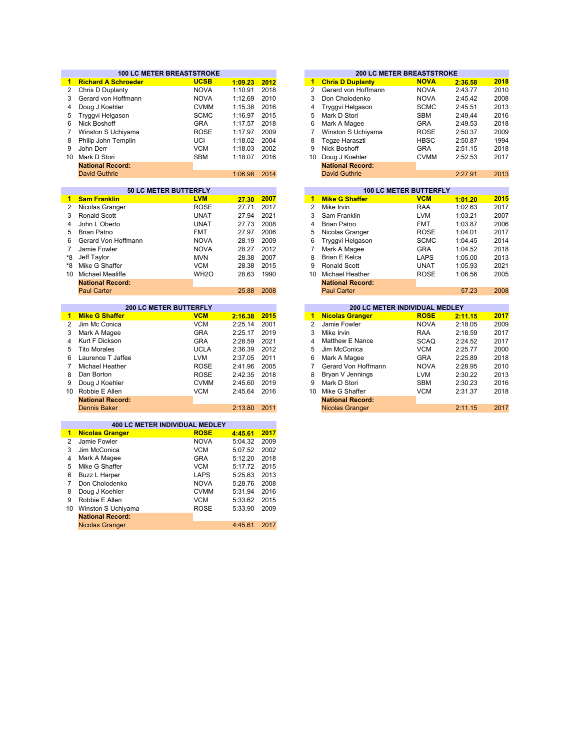## 100 LC METER BREASTSTROKE

| Rank | Name | Team | Time | Year |
|---|---|---|---|---|
| **1** | **Richard A Schroeder** | **UCSB** | **1:09.23** | **2012** |
| 2 | Chris D Duplanty | NOVA | 1:10.91 | 2018 |
| 3 | Gerard von Hoffmann | NOVA | 1:12.69 | 2010 |
| 4 | Doug J Koehler | CVMM | 1:15.38 | 2016 |
| 5 | Tryggvi Helgason | SCMC | 1:16.97 | 2015 |
| 6 | Nick Boshoff | GRA | 1:17.57 | 2018 |
| 7 | Winston S Uchiyama | ROSE | 1:17.97 | 2009 |
| 8 | Philip John Templin | UCI | 1:18.02 | 2004 |
| 9 | John Derr | VCM | 1:18.03 | 2002 |
| 10 | Mark D Stori | SBM | 1:18.07 | 2016 |
| | **National Record:** | | | |
| | David Guthrie | | 1:06.98 | 2014 |

## 200 LC METER BREASTSTROKE

| Rank | Name | Team | Time | Year |
|---|---|---|---|---|
| **1** | **Chris D Duplanty** | **NOVA** | **2:36.58** | **2018** |
| 2 | Gerard von Hoffmann | NOVA | 2:43.77 | 2010 |
| 3 | Don Cholodenko | NOVA | 2:45.42 | 2008 |
| 4 | Tryggvi Helgason | SCMC | 2:45.51 | 2013 |
| 5 | Mark D Stori | SBM | 2:49.44 | 2016 |
| 6 | Mark A Magee | GRA | 2:49.53 | 2018 |
| 7 | Winston S Uchiyama | ROSE | 2:50.37 | 2009 |
| 8 | Tegze Haraszti | HBSC | 2:50.87 | 1994 |
| 9 | Nick Boshoff | GRA | 2:51.15 | 2018 |
| 10 | Doug J Koehler | CVMM | 2:52.53 | 2017 |
| | **National Record:** | | | |
| | David Guthrie | | 2:27.91 | 2013 |

## 50 LC METER BUTTERFLY

| Rank | Name | Team | Time | Year |
|---|---|---|---|---|
| **1** | **Sam Franklin** | **LVM** | **27.30** | **2007** |
| 2 | Nicolas Granger | ROSE | 27.71 | 2017 |
| 3 | Ronald Scott | UNAT | 27.94 | 2021 |
| 4 | John L Oberto | UNAT | 27.73 | 2008 |
| 5 | Brian Patno | FMT | 27.97 | 2006 |
| 6 | Gerard Von Hoffmann | NOVA | 28.19 | 2009 |
| 7 | Jamie Fowler | NOVA | 28.27 | 2012 |
| *8 | Jeff Taylor | MVN | 28.38 | 2007 |
| *8 | Mike G Shaffer | VCM | 28.38 | 2015 |
| 10 | Michael Mealiffe | WH2O | 28.63 | 1990 |
| | **National Record:** | | | |
| | Paul Carter | | 25.88 | 2008 |

## 100 LC METER BUTTERFLY

| Rank | Name | Team | Time | Year |
|---|---|---|---|---|
| **1** | **Mike G Shaffer** | **VCM** | **1:01.20** | **2015** |
| 2 | Mike Irvin | RAA | 1:02.63 | 2017 |
| 3 | Sam Franklin | LVM | 1:03.21 | 2007 |
| 4 | Brian Patno | FMT | 1:03.87 | 2006 |
| 5 | Nicolas Granger | ROSE | 1:04.01 | 2017 |
| 6 | Tryggvi Helgason | SCMC | 1:04.45 | 2014 |
| 7 | Mark A Magee | GRA | 1:04.52 | 2018 |
| 8 | Brian E Kelca | LAPS | 1:05.00 | 2013 |
| 9 | Ronald Scott | UNAT | 1:05.93 | 2021 |
| 10 | Michael Heather | ROSE | 1:06.56 | 2005 |
| | **National Record:** | | | |
| | Paul Carter | | 57.23 | 2008 |

## 200 LC METER BUTTERFLY

| Rank | Name | Team | Time | Year |
|---|---|---|---|---|
| **1** | **Mike G Shaffer** | **VCM** | **2:16.38** | **2015** |
| 2 | Jim Mc Conica | VCM | 2:25.14 | 2001 |
| 3 | Mark A Magee | GRA | 2:25.17 | 2019 |
| 4 | Kurt F Dickson | GRA | 2:28.59 | 2021 |
| 5 | Tito Morales | UCLA | 2:36.39 | 2012 |
| 6 | Laurence T Jaffee | LVM | 2:37.05 | 2011 |
| 7 | Michael Heather | ROSE | 2:41.96 | 2005 |
| 8 | Dan Borton | ROSE | 2:42.35 | 2018 |
| 9 | Doug J Koehler | CVMM | 2:45.60 | 2019 |
| 10 | Robbie E Allen | VCM | 2:45.64 | 2016 |
| | **National Record:** | | | |
| | Dennis Baker | | 2:13.80 | 2011 |

## 200 LC METER INDIVIDUAL MEDLEY

| Rank | Name | Team | Time | Year |
|---|---|---|---|---|
| **1** | **Nicolas Granger** | **ROSE** | **2:11.15** | **2017** |
| 2 | Jamie Fowler | NOVA | 2:18.05 | 2009 |
| 3 | Mike Irvin | RAA | 2:18.59 | 2017 |
| 4 | Matthew E Nance | SCAQ | 2:24.52 | 2017 |
| 5 | Jim McConica | VCM | 2:25.77 | 2000 |
| 6 | Mark A Magee | GRA | 2:25.89 | 2018 |
| 7 | Gerard Von Hoffmann | NOVA | 2:28.95 | 2010 |
| 8 | Bryan V Jennings | LVM | 2:30.22 | 2013 |
| 9 | Mark D Stori | SBM | 2:30.23 | 2016 |
| 10 | Mike G Shaffer | VCM | 2:31.37 | 2018 |
| | **National Record:** | | | |
| | Nicolas Granger | | 2:11.15 | 2017 |

## 400 LC METER INDIVIDUAL MEDLEY

| Rank | Name | Team | Time | Year |
|---|---|---|---|---|
| **1** | **Nicolas Granger** | **ROSE** | **4:45.61** | **2017** |
| 2 | Jamie Fowler | NOVA | 5:04.32 | 2009 |
| 3 | Jim McConica | VCM | 5:07.52 | 2002 |
| 4 | Mark A Magee | GRA | 5:12.20 | 2018 |
| 5 | Mike G Shaffer | VCM | 5:17.72 | 2015 |
| 6 | Buzz L Harper | LAPS | 5:25.63 | 2013 |
| 7 | Don Cholodenko | NOVA | 5:28.76 | 2008 |
| 8 | Doug J Koehler | CVMM | 5:31.94 | 2016 |
| 9 | Robbie E Allen | VCM | 5:33.62 | 2015 |
| 10 | Winston S Uchiyama | ROSE | 5:33.90 | 2009 |
| | **National Record:** | | | |
| | Nicolas Granger | | 4:45.61 | 2017 |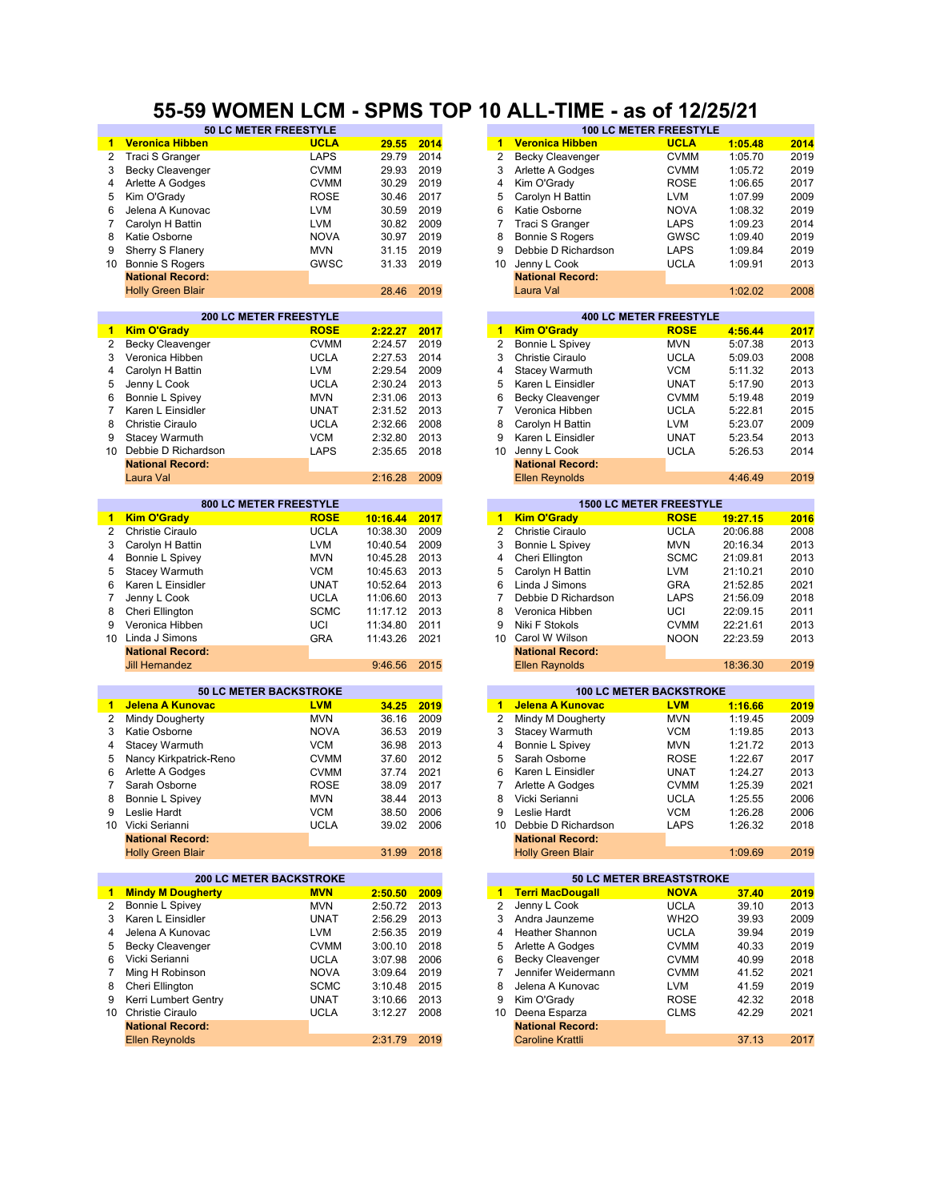# 55-59 WOMEN LCM - SPMS TOP 10 ALL-TIME - as of 12/25/21

## 50 LC METER FREESTYLE

| | Name | Club | Time | Year |
|---|---|---|---|---|
| **1** | **Veronica Hibben** | **UCLA** | **29.55** | **2014** |
| 2 | Traci S Granger | LAPS | 29.79 | 2014 |
| 3 | Becky Cleavenger | CVMM | 29.93 | 2019 |
| 4 | Arlette A Godges | CVMM | 30.29 | 2019 |
| 5 | Kim O'Grady | ROSE | 30.46 | 2017 |
| 6 | Jelena A Kunovac | LVM | 30.59 | 2019 |
| 7 | Carolyn H Battin | LVM | 30.82 | 2009 |
| 8 | Katie Osborne | NOVA | 30.97 | 2019 |
| 9 | Sherry S Flanery | MVN | 31.15 | 2019 |
| 10 | Bonnie S Rogers | GWSC | 31.33 | 2019 |
| | **National Record:** | | | |
| | Holly Green Blair | | 28.46 | 2019 |

## 100 LC METER FREESTYLE

| | Name | Club | Time | Year |
|---|---|---|---|---|
| **1** | **Veronica Hibben** | **UCLA** | **1:05.48** | **2014** |
| 2 | Becky Cleavenger | CVMM | 1:05.70 | 2019 |
| 3 | Arlette A Godges | CVMM | 1:05.72 | 2019 |
| 4 | Kim O'Grady | ROSE | 1:06.65 | 2017 |
| 5 | Carolyn H Battin | LVM | 1:07.99 | 2009 |
| 6 | Katie Osborne | NOVA | 1:08.32 | 2019 |
| 7 | Traci S Granger | LAPS | 1:09.23 | 2014 |
| 8 | Bonnie S Rogers | GWSC | 1:09.40 | 2019 |
| 9 | Debbie D Richardson | LAPS | 1:09.84 | 2019 |
| 10 | Jenny L Cook | UCLA | 1:09.91 | 2013 |
| | **National Record:** | | | |
| | Laura Val | | 1:02.02 | 2008 |

## 200 LC METER FREESTYLE

| | Name | Club | Time | Year |
|---|---|---|---|---|
| **1** | **Kim O'Grady** | **ROSE** | **2:22.27** | **2017** |
| 2 | Becky Cleavenger | CVMM | 2:24.57 | 2019 |
| 3 | Veronica Hibben | UCLA | 2:27.53 | 2014 |
| 4 | Carolyn H Battin | LVM | 2:29.54 | 2009 |
| 5 | Jenny L Cook | UCLA | 2:30.24 | 2013 |
| 6 | Bonnie L Spivey | MVN | 2:31.06 | 2013 |
| 7 | Karen L Einsidler | UNAT | 2:31.52 | 2013 |
| 8 | Christie Ciraulo | UCLA | 2:32.66 | 2008 |
| 9 | Stacey Warmuth | VCM | 2:32.80 | 2013 |
| 10 | Debbie D Richardson | LAPS | 2:35.65 | 2018 |
| | **National Record:** | | | |
| | Laura Val | | 2:16.28 | 2009 |

## 400 LC METER FREESTYLE

| | Name | Club | Time | Year |
|---|---|---|---|---|
| **1** | **Kim O'Grady** | **ROSE** | **4:56.44** | **2017** |
| 2 | Bonnie L Spivey | MVN | 5:07.38 | 2013 |
| 3 | Christie Ciraulo | UCLA | 5:09.03 | 2008 |
| 4 | Stacey Warmuth | VCM | 5:11.32 | 2013 |
| 5 | Karen L Einsidler | UNAT | 5:17.90 | 2013 |
| 6 | Becky Cleavenger | CVMM | 5:19.48 | 2019 |
| 7 | Veronica Hibben | UCLA | 5:22.81 | 2015 |
| 8 | Carolyn H Battin | LVM | 5:23.07 | 2009 |
| 9 | Karen L Einsidler | UNAT | 5:23.54 | 2013 |
| 10 | Jenny L Cook | UCLA | 5:26.53 | 2014 |
| | **National Record:** | | | |
| | Ellen Reynolds | | 4:46.49 | 2019 |

## 800 LC METER FREESTYLE

| | Name | Club | Time | Year |
|---|---|---|---|---|
| **1** | **Kim O'Grady** | **ROSE** | **10:16.44** | **2017** |
| 2 | Christie Ciraulo | UCLA | 10:38.30 | 2009 |
| 3 | Carolyn H Battin | LVM | 10:40.54 | 2009 |
| 4 | Bonnie L Spivey | MVN | 10:45.28 | 2013 |
| 5 | Stacey Warmuth | VCM | 10:45.63 | 2013 |
| 6 | Karen L Einsidler | UNAT | 10:52.64 | 2013 |
| 7 | Jenny L Cook | UCLA | 11:06.60 | 2013 |
| 8 | Cheri Ellington | SCMC | 11:17.12 | 2013 |
| 9 | Veronica Hibben | UCI | 11:34.80 | 2011 |
| 10 | Linda J Simons | GRA | 11:43.26 | 2021 |
| | **National Record:** | | | |
| | Jill Hernandez | | 9:46.56 | 2015 |

## 1500 LC METER FREESTYLE

| | Name | Club | Time | Year |
|---|---|---|---|---|
| **1** | **Kim O'Grady** | **ROSE** | **19:27.15** | **2016** |
| 2 | Christie Ciraulo | UCLA | 20:06.88 | 2008 |
| 3 | Bonnie L Spivey | MVN | 20:16.34 | 2013 |
| 4 | Cheri Ellington | SCMC | 21:09.81 | 2013 |
| 5 | Carolyn H Battin | LVM | 21:10.21 | 2010 |
| 6 | Linda J Simons | GRA | 21:52.85 | 2021 |
| 7 | Debbie D Richardson | LAPS | 21:56.09 | 2018 |
| 8 | Veronica Hibben | UCI | 22:09.15 | 2011 |
| 9 | Niki F Stokols | CVMM | 22:21.61 | 2013 |
| 10 | Carol W Wilson | NOON | 22:23.59 | 2013 |
| | **National Record:** | | | |
| | Ellen Raynolds | | 18:36.30 | 2019 |

## 50 LC METER BACKSTROKE

| | Name | Club | Time | Year |
|---|---|---|---|---|
| **1** | **Jelena A Kunovac** | **LVM** | **34.25** | **2019** |
| 2 | Mindy Dougherty | MVN | 36.16 | 2009 |
| 3 | Katie Osborne | NOVA | 36.53 | 2019 |
| 4 | Stacey Warmuth | VCM | 36.98 | 2013 |
| 5 | Nancy Kirkpatrick-Reno | CVMM | 37.60 | 2012 |
| 6 | Arlette A Godges | CVMM | 37.74 | 2021 |
| 7 | Sarah Osborne | ROSE | 38.09 | 2017 |
| 8 | Bonnie L Spivey | MVN | 38.44 | 2013 |
| 9 | Leslie Hardt | VCM | 38.50 | 2006 |
| 10 | Vicki Serianni | UCLA | 39.02 | 2006 |
| | **National Record:** | | | |
| | Holly Green Blair | | 31.99 | 2018 |

## 100 LC METER BACKSTROKE

| | Name | Club | Time | Year |
|---|---|---|---|---|
| **1** | **Jelena A Kunovac** | **LVM** | **1:16.66** | **2019** |
| 2 | Mindy M Dougherty | MVN | 1:19.45 | 2009 |
| 3 | Stacey Warmuth | VCM | 1:19.85 | 2013 |
| 4 | Bonnie L Spivey | MVN | 1:21.72 | 2013 |
| 5 | Sarah Osborne | ROSE | 1:22.67 | 2017 |
| 6 | Karen L Einsidler | UNAT | 1:24.27 | 2013 |
| 7 | Arlette A Godges | CVMM | 1:25.39 | 2021 |
| 8 | Vicki Serianni | UCLA | 1:25.55 | 2006 |
| 9 | Leslie Hardt | VCM | 1:26.28 | 2006 |
| 10 | Debbie D Richardson | LAPS | 1:26.32 | 2018 |
| | **National Record:** | | | |
| | Holly Green Blair | | 1:09.69 | 2019 |

## 200 LC METER BACKSTROKE

| | Name | Club | Time | Year |
|---|---|---|---|---|
| **1** | **Mindy M Dougherty** | **MVN** | **2:50.50** | **2009** |
| 2 | Bonnie L Spivey | MVN | 2:50.72 | 2013 |
| 3 | Karen L Einsidler | UNAT | 2:56.29 | 2013 |
| 4 | Jelena A Kunovac | LVM | 2:56.35 | 2019 |
| 5 | Becky Cleavenger | CVMM | 3:00.10 | 2018 |
| 6 | Vicki Serianni | UCLA | 3:07.98 | 2006 |
| 7 | Ming H Robinson | NOVA | 3:09.64 | 2019 |
| 8 | Cheri Ellington | SCMC | 3:10.48 | 2015 |
| 9 | Kerri Lumbert Gentry | UNAT | 3:10.66 | 2013 |
| 10 | Christie Ciraulo | UCLA | 3:12.27 | 2008 |
| | **National Record:** | | | |
| | Ellen Reynolds | | 2:31.79 | 2019 |

## 50 LC METER BREASTSTROKE

| | Name | Club | Time | Year |
|---|---|---|---|---|
| **1** | **Terri MacDougall** | **NOVA** | **37.40** | **2019** |
| 2 | Jenny L Cook | UCLA | 39.10 | 2013 |
| 3 | Andra Jaunzeme | WH2O | 39.93 | 2009 |
| 4 | Heather Shannon | UCLA | 39.94 | 2019 |
| 5 | Arlette A Godges | CVMM | 40.33 | 2019 |
| 6 | Becky Cleavenger | CVMM | 40.99 | 2018 |
| 7 | Jennifer Weidermann | CVMM | 41.52 | 2021 |
| 8 | Jelena A Kunovac | LVM | 41.59 | 2019 |
| 9 | Kim O'Grady | ROSE | 42.32 | 2018 |
| 10 | Deena Esparza | CLMS | 42.29 | 2021 |
| | **National Record:** | | | |
| | Caroline Krattli | | 37.13 | 2017 |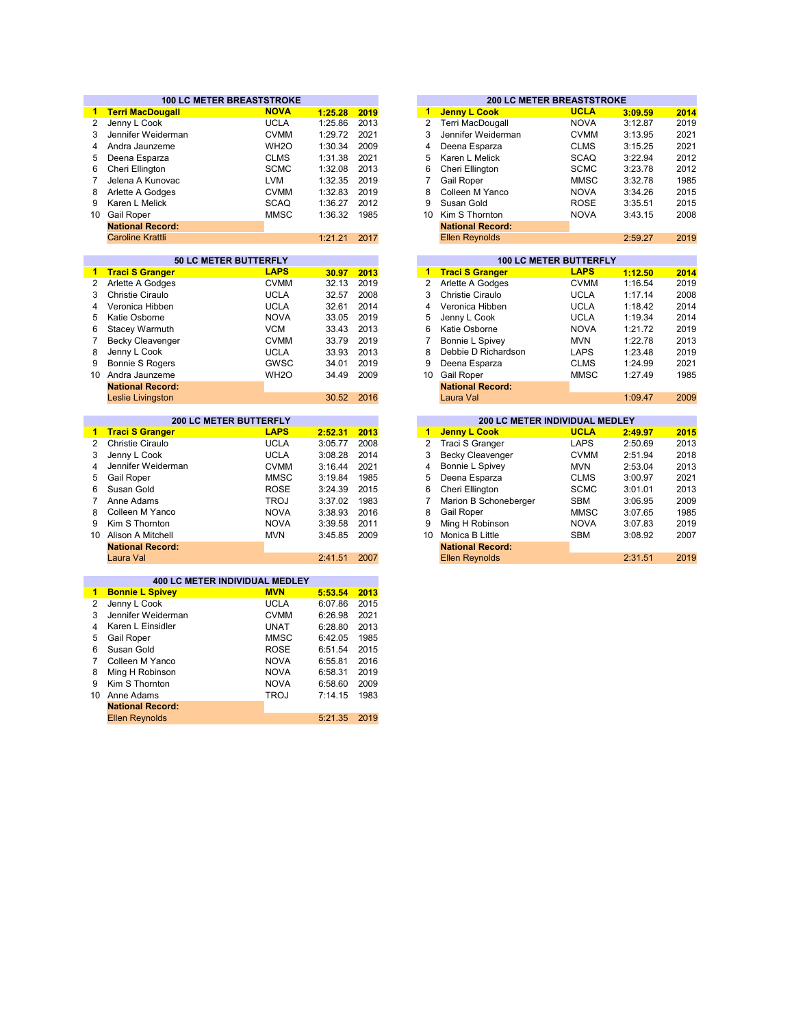## 100 LC METER BREASTSTROKE

| | | | | |
|---|---|---|---|---|
| **1** | **Terri MacDougall** | **NOVA** | **1:25.28** | **2019** |
| 2 | Jenny L Cook | UCLA | 1:25.86 | 2013 |
| 3 | Jennifer Weiderman | CVMM | 1:29.72 | 2021 |
| 4 | Andra Jaunzeme | WH2O | 1:30.34 | 2009 |
| 5 | Deena Esparza | CLMS | 1:31.38 | 2021 |
| 6 | Cheri Ellington | SCMC | 1:32.08 | 2013 |
| 7 | Jelena A Kunovac | LVM | 1:32.35 | 2019 |
| 8 | Arlette A Godges | CVMM | 1:32.83 | 2019 |
| 9 | Karen L Melick | SCAQ | 1:36.27 | 2012 |
| 10 | Gail Roper | MMSC | 1:36.32 | 1985 |
| | **National Record:** | | | |
| | Caroline Krattli | | 1:21.21 | 2017 |

## 200 LC METER BREASTSTROKE

| | | | | |
|---|---|---|---|---|
| **1** | **Jenny L Cook** | **UCLA** | **3:09.59** | **2014** |
| 2 | Terri MacDougall | NOVA | 3:12.87 | 2019 |
| 3 | Jennifer Weiderman | CVMM | 3:13.95 | 2021 |
| 4 | Deena Esparza | CLMS | 3:15.25 | 2021 |
| 5 | Karen L Melick | SCAQ | 3:22.94 | 2012 |
| 6 | Cheri Ellington | SCMC | 3:23.78 | 2012 |
| 7 | Gail Roper | MMSC | 3:32.78 | 1985 |
| 8 | Colleen M Yanco | NOVA | 3:34.26 | 2015 |
| 9 | Susan Gold | ROSE | 3:35.51 | 2015 |
| 10 | Kim S Thornton | NOVA | 3:43.15 | 2008 |
| | **National Record:** | | | |
| | Ellen Reynolds | | 2:59.27 | 2019 |

## 50 LC METER BUTTERFLY

| | | | | |
|---|---|---|---|---|
| **1** | **Traci S Granger** | **LAPS** | **30.97** | **2013** |
| 2 | Arlette A Godges | CVMM | 32.13 | 2019 |
| 3 | Christie Ciraulo | UCLA | 32.57 | 2008 |
| 4 | Veronica Hibben | UCLA | 32.61 | 2014 |
| 5 | Katie Osborne | NOVA | 33.05 | 2019 |
| 6 | Stacey Warmuth | VCM | 33.43 | 2013 |
| 7 | Becky Cleavenger | CVMM | 33.79 | 2019 |
| 8 | Jenny L Cook | UCLA | 33.93 | 2013 |
| 9 | Bonnie S Rogers | GWSC | 34.01 | 2019 |
| 10 | Andra Jaunzeme | WH2O | 34.49 | 2009 |
| | **National Record:** | | | |
| | Leslie Livingston | | 30.52 | 2016 |

## 100 LC METER BUTTERFLY

| | | | | |
|---|---|---|---|---|
| **1** | **Traci S Granger** | **LAPS** | **1:12.50** | **2014** |
| 2 | Arlette A Godges | CVMM | 1:16.54 | 2019 |
| 3 | Christie Ciraulo | UCLA | 1:17.14 | 2008 |
| 4 | Veronica Hibben | UCLA | 1:18.42 | 2014 |
| 5 | Jenny L Cook | UCLA | 1:19.34 | 2014 |
| 6 | Katie Osborne | NOVA | 1:21.72 | 2019 |
| 7 | Bonnie L Spivey | MVN | 1:22.78 | 2013 |
| 8 | Debbie D Richardson | LAPS | 1:23.48 | 2019 |
| 9 | Deena Esparza | CLMS | 1:24.99 | 2021 |
| 10 | Gail Roper | MMSC | 1:27.49 | 1985 |
| | **National Record:** | | | |
| | Laura Val | | 1:09.47 | 2009 |

## 200 LC METER BUTTERFLY

| | | | | |
|---|---|---|---|---|
| **1** | **Traci S Granger** | **LAPS** | **2:52.31** | **2013** |
| 2 | Christie Ciraulo | UCLA | 3:05.77 | 2008 |
| 3 | Jenny L Cook | UCLA | 3:08.28 | 2014 |
| 4 | Jennifer Weiderman | CVMM | 3:16.44 | 2021 |
| 5 | Gail Roper | MMSC | 3:19.84 | 1985 |
| 6 | Susan Gold | ROSE | 3:24.39 | 2015 |
| 7 | Anne Adams | TROJ | 3:37.02 | 1983 |
| 8 | Colleen M Yanco | NOVA | 3:38.93 | 2016 |
| 9 | Kim S Thornton | NOVA | 3:39.58 | 2011 |
| 10 | Alison A Mitchell | MVN | 3:45.85 | 2009 |
| | **National Record:** | | | |
| | Laura Val | | 2:41.51 | 2007 |

## 200 LC METER INDIVIDUAL MEDLEY

| | | | | |
|---|---|---|---|---|
| **1** | **Jenny L Cook** | **UCLA** | **2:49.97** | **2015** |
| 2 | Traci S Granger | LAPS | 2:50.69 | 2013 |
| 3 | Becky Cleavenger | CVMM | 2:51.94 | 2018 |
| 4 | Bonnie L Spivey | MVN | 2:53.04 | 2013 |
| 5 | Deena Esparza | CLMS | 3:00.97 | 2021 |
| 6 | Cheri Ellington | SCMC | 3:01.01 | 2013 |
| 7 | Marion B Schoneberger | SBM | 3:06.95 | 2009 |
| 8 | Gail Roper | MMSC | 3:07.65 | 1985 |
| 9 | Ming H Robinson | NOVA | 3:07.83 | 2019 |
| 10 | Monica B Little | SBM | 3:08.92 | 2007 |
| | **National Record:** | | | |
| | Ellen Reynolds | | 2:31.51 | 2019 |

## 400 LC METER INDIVIDUAL MEDLEY

| | | | | |
|---|---|---|---|---|
| **1** | **Bonnie L Spivey** | **MVN** | **5:53.54** | **2013** |
| 2 | Jenny L Cook | UCLA | 6:07.86 | 2015 |
| 3 | Jennifer Weiderman | CVMM | 6:26.98 | 2021 |
| 4 | Karen L Einsidler | UNAT | 6:28.80 | 2013 |
| 5 | Gail Roper | MMSC | 6:42.05 | 1985 |
| 6 | Susan Gold | ROSE | 6:51.54 | 2015 |
| 7 | Colleen M Yanco | NOVA | 6:55.81 | 2016 |
| 8 | Ming H Robinson | NOVA | 6:58.31 | 2019 |
| 9 | Kim S Thornton | NOVA | 6:58.60 | 2009 |
| 10 | Anne Adams | TROJ | 7:14.15 | 1983 |
| | **National Record:** | | | |
| | Ellen Reynolds | | 5:21.35 | 2019 |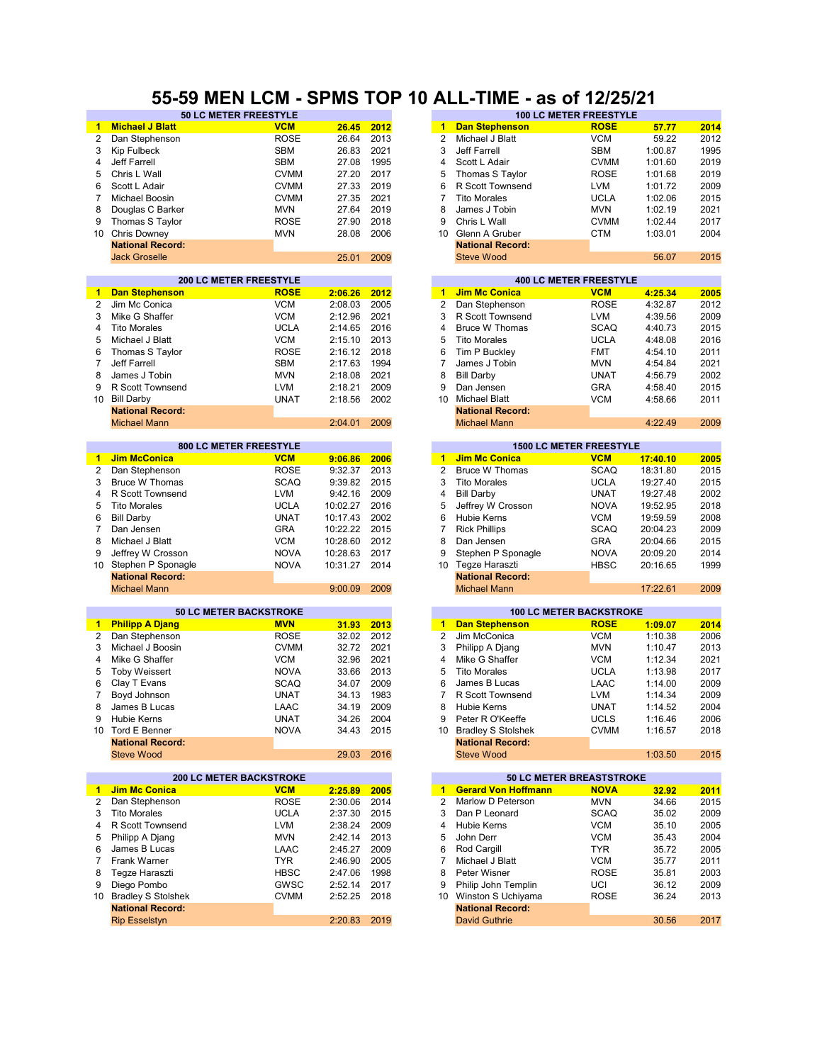# 55-59 MEN LCM - SPMS TOP 10 ALL-TIME - as of 12/25/21

| 50 LC METER FREESTYLE | | | | |
|---|---|---|---|---|
| **1** | **Michael J Blatt** | **VCM** | **26.45** | **2012** |
| 2 | Dan Stephenson | ROSE | 26.64 | 2013 |
| 3 | Kip Fulbeck | SBM | 26.83 | 2021 |
| 4 | Jeff Farrell | SBM | 27.08 | 1995 |
| 5 | Chris L Wall | CVMM | 27.20 | 2017 |
| 6 | Scott L Adair | CVMM | 27.33 | 2019 |
| 7 | Michael Boosin | CVMM | 27.35 | 2021 |
| 8 | Douglas C Barker | MVN | 27.64 | 2019 |
| 9 | Thomas S Taylor | ROSE | 27.90 | 2018 |
| 10 | Chris Downey | MVN | 28.08 | 2006 |
| | **National Record:** | | | |
| | Jack Groselle | | 25.01 | 2009 |

| 100 LC METER FREESTYLE | | | | |
|---|---|---|---|---|
| **1** | **Dan Stephenson** | **ROSE** | **57.77** | **2014** |
| 2 | Michael J Blatt | VCM | 59.22 | 2012 |
| 3 | Jeff Farrell | SBM | 1:00.87 | 1995 |
| 4 | Scott L Adair | CVMM | 1:01.60 | 2019 |
| 5 | Thomas S Taylor | ROSE | 1:01.68 | 2019 |
| 6 | R Scott Townsend | LVM | 1:01.72 | 2009 |
| 7 | Tito Morales | UCLA | 1:02.06 | 2015 |
| 8 | James J Tobin | MVN | 1:02.19 | 2021 |
| 9 | Chris L Wall | CVMM | 1:02.44 | 2017 |
| 10 | Glenn A Gruber | CTM | 1:03.01 | 2004 |
| | **National Record:** | | | |
| | Steve Wood | | 56.07 | 2015 |

| 200 LC METER FREESTYLE | | | | |
|---|---|---|---|---|
| **1** | **Dan Stephenson** | **ROSE** | **2:06.26** | **2012** |
| 2 | Jim Mc Conica | VCM | 2:08.03 | 2005 |
| 3 | Mike G Shaffer | VCM | 2:12.96 | 2021 |
| 4 | Tito Morales | UCLA | 2:14.65 | 2016 |
| 5 | Michael J Blatt | VCM | 2:15.10 | 2013 |
| 6 | Thomas S Taylor | ROSE | 2:16.12 | 2018 |
| 7 | Jeff Farrell | SBM | 2:17.63 | 1994 |
| 8 | James J Tobin | MVN | 2:18.08 | 2021 |
| 9 | R Scott Townsend | LVM | 2:18.21 | 2009 |
| 10 | Bill Darby | UNAT | 2:18.56 | 2002 |
| | **National Record:** | | | |
| | Michael Mann | | 2:04.01 | 2009 |

| 400 LC METER FREESTYLE | | | | |
|---|---|---|---|---|
| **1** | **Jim Mc Conica** | **VCM** | **4:25.34** | **2005** |
| 2 | Dan Stephenson | ROSE | 4:32.87 | 2012 |
| 3 | R Scott Townsend | LVM | 4:39.56 | 2009 |
| 4 | Bruce W Thomas | SCAQ | 4:40.73 | 2015 |
| 5 | Tito Morales | UCLA | 4:48.08 | 2016 |
| 6 | Tim P Buckley | FMT | 4:54.10 | 2011 |
| 7 | James J Tobin | MVN | 4:54.84 | 2021 |
| 8 | Bill Darby | UNAT | 4:56.79 | 2002 |
| 9 | Dan Jensen | GRA | 4:58.40 | 2015 |
| 10 | Michael Blatt | VCM | 4:58.66 | 2011 |
| | **National Record:** | | | |
| | Michael Mann | | 4:22.49 | 2009 |

| 800 LC METER FREESTYLE | | | | |
|---|---|---|---|---|
| **1** | **Jim McConica** | **VCM** | **9:06.86** | **2006** |
| 2 | Dan Stephenson | ROSE | 9:32.37 | 2013 |
| 3 | Bruce W Thomas | SCAQ | 9:39.82 | 2015 |
| 4 | R Scott Townsend | LVM | 9:42.16 | 2009 |
| 5 | Tito Morales | UCLA | 10:02.27 | 2016 |
| 6 | Bill Darby | UNAT | 10:17.43 | 2002 |
| 7 | Dan Jensen | GRA | 10:22.22 | 2015 |
| 8 | Michael J Blatt | VCM | 10:28.60 | 2012 |
| 9 | Jeffrey W Crosson | NOVA | 10:28.63 | 2017 |
| 10 | Stephen P Sponagle | NOVA | 10:31.27 | 2014 |
| | **National Record:** | | | |
| | Michael Mann | | 9:00.09 | 2009 |

| 1500 LC METER FREESTYLE | | | | |
|---|---|---|---|---|
| **1** | **Jim Mc Conica** | **VCM** | **17:40.10** | **2005** |
| 2 | Bruce W Thomas | SCAQ | 18:31.80 | 2015 |
| 3 | Tito Morales | UCLA | 19:27.40 | 2015 |
| 4 | Bill Darby | UNAT | 19:27.48 | 2002 |
| 5 | Jeffrey W Crosson | NOVA | 19:52.95 | 2018 |
| 6 | Hubie Kerns | VCM | 19:59.59 | 2008 |
| 7 | Rick Phillips | SCAQ | 20:04.23 | 2009 |
| 8 | Dan Jensen | GRA | 20:04.66 | 2015 |
| 9 | Stephen P Sponagle | NOVA | 20:09.20 | 2014 |
| 10 | Tegze Haraszti | HBSC | 20:16.65 | 1999 |
| | **National Record:** | | | |
| | Michael Mann | | 17:22.61 | 2009 |

| 50 LC METER BACKSTROKE | | | | |
|---|---|---|---|---|
| **1** | **Philipp A Djang** | **MVN** | **31.93** | **2013** |
| 2 | Dan Stephenson | ROSE | 32.02 | 2012 |
| 3 | Michael J Boosin | CVMM | 32.72 | 2021 |
| 4 | Mike G Shaffer | VCM | 32.96 | 2021 |
| 5 | Toby Weissert | NOVA | 33.66 | 2013 |
| 6 | Clay T Evans | SCAQ | 34.07 | 2009 |
| 7 | Boyd Johnson | UNAT | 34.13 | 1983 |
| 8 | James B Lucas | LAAC | 34.19 | 2009 |
| 9 | Hubie Kerns | UNAT | 34.26 | 2004 |
| 10 | Tord E Benner | NOVA | 34.43 | 2015 |
| | **National Record:** | | | |
| | Steve Wood | | 29.03 | 2016 |

| 100 LC METER BACKSTROKE | | | | |
|---|---|---|---|---|
| **1** | **Dan Stephenson** | **ROSE** | **1:09.07** | **2014** |
| 2 | Jim McConica | VCM | 1:10.38 | 2006 |
| 3 | Philipp A Djang | MVN | 1:10.47 | 2013 |
| 4 | Mike G Shaffer | VCM | 1:12.34 | 2021 |
| 5 | Tito Morales | UCLA | 1:13.98 | 2017 |
| 6 | James B Lucas | LAAC | 1:14.00 | 2009 |
| 7 | R Scott Townsend | LVM | 1:14.34 | 2009 |
| 8 | Hubie Kerns | UNAT | 1:14.52 | 2004 |
| 9 | Peter R O'Keeffe | UCLS | 1:16.46 | 2006 |
| 10 | Bradley S Stolshek | CVMM | 1:16.57 | 2018 |
| | **National Record:** | | | |
| | Steve Wood | | 1:03.50 | 2015 |

| 200 LC METER BACKSTROKE | | | | |
|---|---|---|---|---|
| **1** | **Jim Mc Conica** | **VCM** | **2:25.89** | **2005** |
| 2 | Dan Stephenson | ROSE | 2:30.06 | 2014 |
| 3 | Tito Morales | UCLA | 2:37.30 | 2015 |
| 4 | R Scott Townsend | LVM | 2:38.24 | 2009 |
| 5 | Philipp A Djang | MVN | 2:42.14 | 2013 |
| 6 | James B Lucas | LAAC | 2:45.27 | 2009 |
| 7 | Frank Warner | TYR | 2:46.90 | 2005 |
| 8 | Tegze Haraszti | HBSC | 2:47.06 | 1998 |
| 9 | Diego Pombo | GWSC | 2:52.14 | 2017 |
| 10 | Bradley S Stolshek | CVMM | 2:52.25 | 2018 |
| | **National Record:** | | | |
| | Rip Esselstyn | | 2:20.83 | 2019 |

| 50 LC METER BREASTSTROKE | | | | |
|---|---|---|---|---|
| **1** | **Gerard Von Hoffmann** | **NOVA** | **32.92** | **2011** |
| 2 | Marlow D Peterson | MVN | 34.66 | 2015 |
| 3 | Dan P Leonard | SCAQ | 35.02 | 2009 |
| 4 | Hubie Kerns | VCM | 35.10 | 2005 |
| 5 | John Derr | VCM | 35.43 | 2004 |
| 6 | Rod Cargill | TYR | 35.72 | 2005 |
| 7 | Michael J Blatt | VCM | 35.77 | 2011 |
| 8 | Peter Wisner | ROSE | 35.81 | 2003 |
| 9 | Philip John Templin | UCI | 36.12 | 2009 |
| 10 | Winston S Uchiyama | ROSE | 36.24 | 2013 |
| | **National Record:** | | | |
| | David Guthrie | | 30.56 | 2017 |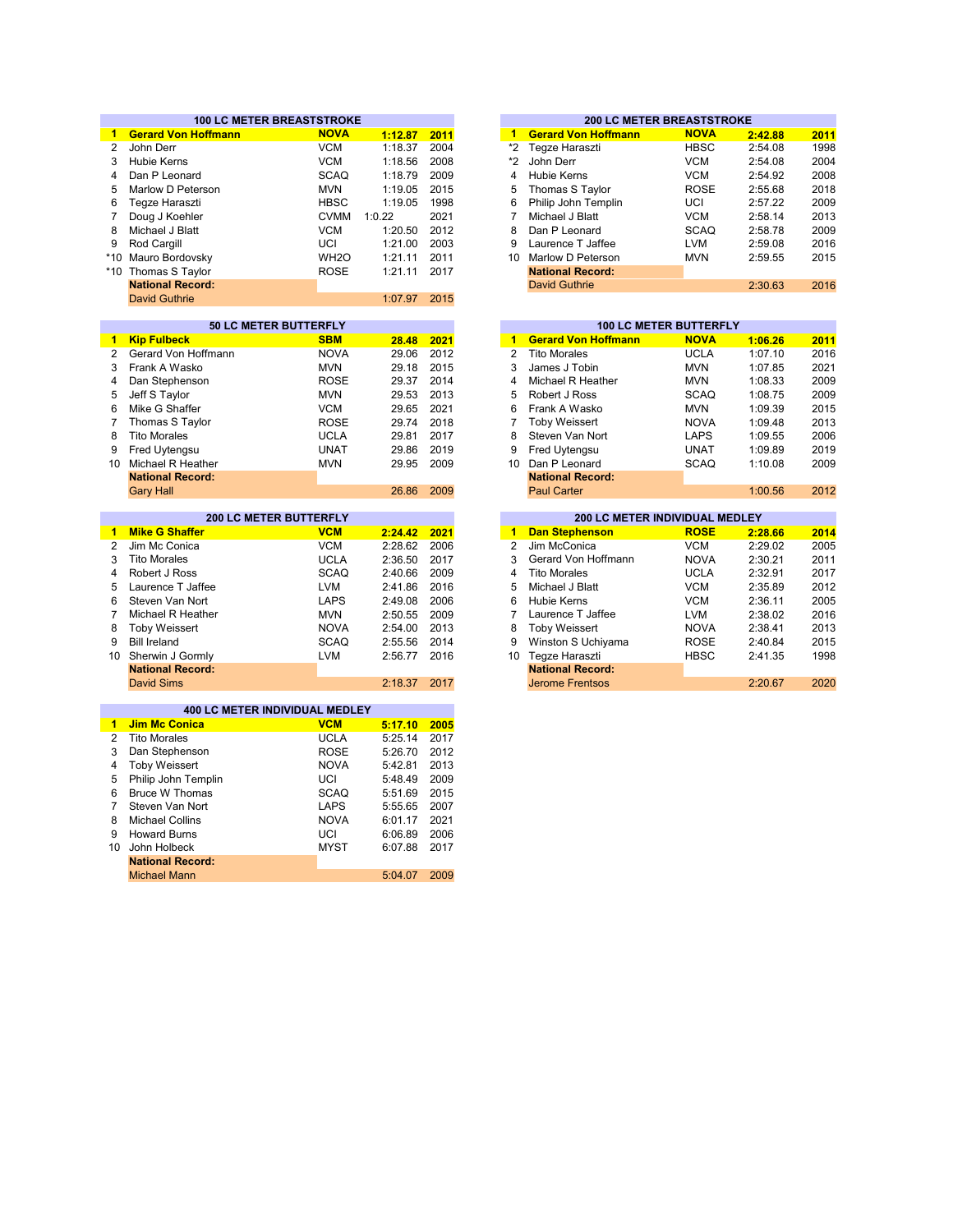### 100 LC METER BREASTSTROKE

| Rank | Name | Team | Time | Year |
|---|---|---|---|---|
| 1 | **Gerard Von Hoffmann** | **NOVA** | **1:12.87** | **2011** |
| 2 | John Derr | VCM | 1:18.37 | 2004 |
| 3 | Hubie Kerns | VCM | 1:18.56 | 2008 |
| 4 | Dan P Leonard | SCAQ | 1:18.79 | 2009 |
| 5 | Marlow D Peterson | MVN | 1:19.05 | 2015 |
| 6 | Tegze Haraszti | HBSC | 1:19.05 | 1998 |
| 7 | Doug J Koehler | CVMM | 1:0.22 | 2021 |
| 8 | Michael J Blatt | VCM | 1:20.50 | 2012 |
| 9 | Rod Cargill | UCI | 1:21.00 | 2003 |
| *10 | Mauro Bordovsky | WH2O | 1:21.11 | 2011 |
| *10 | Thomas S Taylor | ROSE | 1:21.11 | 2017 |
| | **National Record:** | | | |
| | David Guthrie | | 1:07.97 | 2015 |

### 200 LC METER BREASTSTROKE

| Rank | Name | Team | Time | Year |
|---|---|---|---|---|
| 1 | **Gerard Von Hoffmann** | **NOVA** | **2:42.88** | **2011** |
| *2 | Tegze Haraszti | HBSC | 2:54.08 | 1998 |
| *2 | John Derr | VCM | 2:54.08 | 2004 |
| 4 | Hubie Kerns | VCM | 2:54.92 | 2008 |
| 5 | Thomas S Taylor | ROSE | 2:55.68 | 2018 |
| 6 | Philip John Templin | UCI | 2:57.22 | 2009 |
| 7 | Michael J Blatt | VCM | 2:58.14 | 2013 |
| 8 | Dan P Leonard | SCAQ | 2:58.78 | 2009 |
| 9 | Laurence T Jaffee | LVM | 2:59.08 | 2016 |
| 10 | Marlow D Peterson | MVN | 2:59.55 | 2015 |
| | **National Record:** | | | |
| | David Guthrie | | 2:30.63 | 2016 |

### 50 LC METER BUTTERFLY

| Rank | Name | Team | Time | Year |
|---|---|---|---|---|
| 1 | **Kip Fulbeck** | **SBM** | **28.48** | **2021** |
| 2 | Gerard Von Hoffmann | NOVA | 29.06 | 2012 |
| 3 | Frank A Wasko | MVN | 29.18 | 2015 |
| 4 | Dan Stephenson | ROSE | 29.37 | 2014 |
| 5 | Jeff S Taylor | MVN | 29.53 | 2013 |
| 6 | Mike G Shaffer | VCM | 29.65 | 2021 |
| 7 | Thomas S Taylor | ROSE | 29.74 | 2018 |
| 8 | Tito Morales | UCLA | 29.81 | 2017 |
| 9 | Fred Uytengsu | UNAT | 29.86 | 2019 |
| 10 | Michael R Heather | MVN | 29.95 | 2009 |
| | **National Record:** | | | |
| | Gary Hall | | 26.86 | 2009 |

### 100 LC METER BUTTERFLY

| Rank | Name | Team | Time | Year |
|---|---|---|---|---|
| 1 | **Gerard Von Hoffmann** | **NOVA** | **1:06.26** | **2011** |
| 2 | Tito Morales | UCLA | 1:07.10 | 2016 |
| 3 | James J Tobin | MVN | 1:07.85 | 2021 |
| 4 | Michael R Heather | MVN | 1:08.33 | 2009 |
| 5 | Robert J Ross | SCAQ | 1:08.75 | 2009 |
| 6 | Frank A Wasko | MVN | 1:09.39 | 2015 |
| 7 | Toby Weissert | NOVA | 1:09.48 | 2013 |
| 8 | Steven Van Nort | LAPS | 1:09.55 | 2006 |
| 9 | Fred Uytengsu | UNAT | 1:09.89 | 2019 |
| 10 | Dan P Leonard | SCAQ | 1:10.08 | 2009 |
| | **National Record:** | | | |
| | Paul Carter | | 1:00.56 | 2012 |

### 200 LC METER BUTTERFLY

| Rank | Name | Team | Time | Year |
|---|---|---|---|---|
| 1 | **Mike G Shaffer** | **VCM** | **2:24.42** | **2021** |
| 2 | Jim Mc Conica | VCM | 2:28.62 | 2006 |
| 3 | Tito Morales | UCLA | 2:36.50 | 2017 |
| 4 | Robert J Ross | SCAQ | 2:40.66 | 2009 |
| 5 | Laurence T Jaffee | LVM | 2:41.86 | 2016 |
| 6 | Steven Van Nort | LAPS | 2:49.08 | 2006 |
| 7 | Michael R Heather | MVN | 2:50.55 | 2009 |
| 8 | Toby Weissert | NOVA | 2:54.00 | 2013 |
| 9 | Bill Ireland | SCAQ | 2:55.56 | 2014 |
| 10 | Sherwin J Gormly | LVM | 2:56.77 | 2016 |
| | **National Record:** | | | |
| | David Sims | | 2:18.37 | 2017 |

### 200 LC METER INDIVIDUAL MEDLEY

| Rank | Name | Team | Time | Year |
|---|---|---|---|---|
| 1 | **Dan Stephenson** | **ROSE** | **2:28.66** | **2014** |
| 2 | Jim McConica | VCM | 2:29.02 | 2005 |
| 3 | Gerard Von Hoffmann | NOVA | 2:30.21 | 2011 |
| 4 | Tito Morales | UCLA | 2:32.91 | 2017 |
| 5 | Michael J Blatt | VCM | 2:35.89 | 2012 |
| 6 | Hubie Kerns | VCM | 2:36.11 | 2005 |
| 7 | Laurence T Jaffee | LVM | 2:38.02 | 2016 |
| 8 | Toby Weissert | NOVA | 2:38.41 | 2013 |
| 9 | Winston S Uchiyama | ROSE | 2:40.84 | 2015 |
| 10 | Tegze Haraszti | HBSC | 2:41.35 | 1998 |
| | **National Record:** | | | |
| | Jerome Frentsos | | 2:20.67 | 2020 |

### 400 LC METER INDIVIDUAL MEDLEY

| Rank | Name | Team | Time | Year |
|---|---|---|---|---|
| 1 | **Jim Mc Conica** | **VCM** | **5:17.10** | **2005** |
| 2 | Tito Morales | UCLA | 5:25.14 | 2017 |
| 3 | Dan Stephenson | ROSE | 5:26.70 | 2012 |
| 4 | Toby Weissert | NOVA | 5:42.81 | 2013 |
| 5 | Philip John Templin | UCI | 5:48.49 | 2009 |
| 6 | Bruce W Thomas | SCAQ | 5:51.69 | 2015 |
| 7 | Steven Van Nort | LAPS | 5:55.65 | 2007 |
| 8 | Michael Collins | NOVA | 6:01.17 | 2021 |
| 9 | Howard Burns | UCI | 6:06.89 | 2006 |
| 10 | John Holbeck | MYST | 6:07.88 | 2017 |
| | **National Record:** | | | |
| | Michael Mann | | 5:04.07 | 2009 |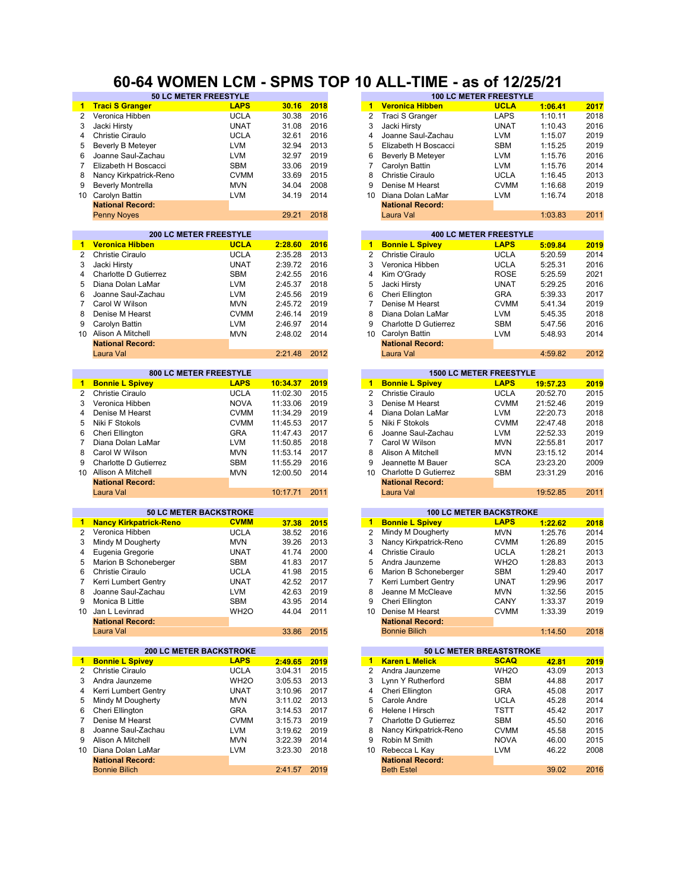# 60-64 WOMEN LCM - SPMS TOP 10 ALL-TIME - as of 12/25/21

| 50 LC METER FREESTYLE | | | | |
|---|---|---|---|---|
| **1** | **Traci S Granger** | **LAPS** | **30.16** | **2018** |
| 2 | Veronica Hibben | UCLA | 30.38 | 2016 |
| 3 | Jacki Hirsty | UNAT | 31.08 | 2016 |
| 4 | Christie Ciraulo | UCLA | 32.61 | 2016 |
| 5 | Beverly B Meteyer | LVM | 32.94 | 2013 |
| 6 | Joanne Saul-Zachau | LVM | 32.97 | 2019 |
| 7 | Elizabeth H Boscacci | SBM | 33.06 | 2019 |
| 8 | Nancy Kirkpatrick-Reno | CVMM | 33.69 | 2015 |
| 9 | Beverly Montrella | MVN | 34.04 | 2008 |
| 10 | Carolyn Battin | LVM | 34.19 | 2014 |
| | **National Record:** | | | |
| | Penny Noyes | | 29.21 | 2018 |

| 100 LC METER FREESTYLE | | | | |
|---|---|---|---|---|
| **1** | **Veronica Hibben** | **UCLA** | **1:06.41** | **2017** |
| 2 | Traci S Granger | LAPS | 1:10.11 | 2018 |
| 3 | Jacki Hirsty | UNAT | 1:10.43 | 2016 |
| 4 | Joanne Saul-Zachau | LVM | 1:15.07 | 2019 |
| 5 | Elizabeth H Boscacci | SBM | 1:15.25 | 2019 |
| 6 | Beverly B Meteyer | LVM | 1:15.76 | 2016 |
| 7 | Carolyn Battin | LVM | 1:15.76 | 2014 |
| 8 | Christie Ciraulo | UCLA | 1:16.45 | 2013 |
| 9 | Denise M Hearst | CVMM | 1:16.68 | 2019 |
| 10 | Diana Dolan LaMar | LVM | 1:16.74 | 2018 |
| | **National Record:** | | | |
| | Laura Val | | 1:03.83 | 2011 |

| 200 LC METER FREESTYLE | | | | |
|---|---|---|---|---|
| **1** | **Veronica Hibben** | **UCLA** | **2:28.60** | **2016** |
| 2 | Christie Ciraulo | UCLA | 2:35.28 | 2013 |
| 3 | Jacki Hirsty | UNAT | 2:39.72 | 2016 |
| 4 | Charlotte D Gutierrez | SBM | 2:42.55 | 2016 |
| 5 | Diana Dolan LaMar | LVM | 2:45.37 | 2018 |
| 6 | Joanne Saul-Zachau | LVM | 2:45.56 | 2019 |
| 7 | Carol W Wilson | MVN | 2:45.72 | 2019 |
| 8 | Denise M Hearst | CVMM | 2:46.14 | 2019 |
| 9 | Carolyn Battin | LVM | 2:46.97 | 2014 |
| 10 | Alison A Mitchell | MVN | 2:48.02 | 2014 |
| | **National Record:** | | | |
| | Laura Val | | 2:21.48 | 2012 |

| 400 LC METER FREESTYLE | | | | |
|---|---|---|---|---|
| **1** | **Bonnie L Spivey** | **LAPS** | **5:09.84** | **2019** |
| 2 | Christie Ciraulo | UCLA | 5:20.59 | 2014 |
| 3 | Veronica Hibben | UCLA | 5:25.31 | 2016 |
| 4 | Kim O'Grady | ROSE | 5:25.59 | 2021 |
| 5 | Jacki Hirsty | UNAT | 5:29.25 | 2016 |
| 6 | Cheri Ellington | GRA | 5:39.33 | 2017 |
| 7 | Denise M Hearst | CVMM | 5:41.34 | 2019 |
| 8 | Diana Dolan LaMar | LVM | 5:45.35 | 2018 |
| 9 | Charlotte D Gutierrez | SBM | 5:47.56 | 2016 |
| 10 | Carolyn Battin | LVM | 5:48.93 | 2014 |
| | **National Record:** | | | |
| | Laura Val | | 4:59.82 | 2012 |

| 800 LC METER FREESTYLE | | | | |
|---|---|---|---|---|
| **1** | **Bonnie L Spivey** | **LAPS** | **10:34.37** | **2019** |
| 2 | Christie Ciraulo | UCLA | 11:02.30 | 2015 |
| 3 | Veronica Hibben | NOVA | 11:33.06 | 2019 |
| 4 | Denise M Hearst | CVMM | 11:34.29 | 2019 |
| 5 | Niki F Stokols | CVMM | 11:45.53 | 2017 |
| 6 | Cheri Ellington | GRA | 11:47.43 | 2017 |
| 7 | Diana Dolan LaMar | LVM | 11:50.85 | 2018 |
| 8 | Carol W Wilson | MVN | 11:53.14 | 2017 |
| 9 | Charlotte D Gutierrez | SBM | 11:55.29 | 2016 |
| 10 | Allison A Mitchell | MVN | 12:00.50 | 2014 |
| | **National Record:** | | | |
| | Laura Val | | 10:17.71 | 2011 |

| 1500 LC METER FREESTYLE | | | | |
|---|---|---|---|---|
| **1** | **Bonnie L Spivey** | **LAPS** | **19:57.23** | **2019** |
| 2 | Christie Ciraulo | UCLA | 20:52.70 | 2015 |
| 3 | Denise M Hearst | CVMM | 21:52.46 | 2019 |
| 4 | Diana Dolan LaMar | LVM | 22:20.73 | 2018 |
| 5 | Niki F Stokols | CVMM | 22:47.48 | 2018 |
| 6 | Joanne Saul-Zachau | LVM | 22:52.33 | 2019 |
| 7 | Carol W Wilson | MVN | 22:55.81 | 2017 |
| 8 | Alison A Mitchell | MVN | 23:15.12 | 2014 |
| 9 | Jeannette M Bauer | SCA | 23:23.20 | 2009 |
| 10 | Charlotte D Gutierrez | SBM | 23:31.29 | 2016 |
| | **National Record:** | | | |
| | Laura Val | | 19:52.85 | 2011 |

| 50 LC METER BACKSTROKE | | | | |
|---|---|---|---|---|
| **1** | **Nancy Kirkpatrick-Reno** | **CVMM** | **37.38** | **2015** |
| 2 | Veronica Hibben | UCLA | 38.52 | 2016 |
| 3 | Mindy M Dougherty | MVN | 39.26 | 2013 |
| 4 | Eugenia Gregorie | UNAT | 41.74 | 2000 |
| 5 | Marion B Schoneberger | SBM | 41.83 | 2017 |
| 6 | Christie Ciraulo | UCLA | 41.98 | 2015 |
| 7 | Kerri Lumbert Gentry | UNAT | 42.52 | 2017 |
| 8 | Joanne Saul-Zachau | LVM | 42.63 | 2019 |
| 9 | Monica B Little | SBM | 43.95 | 2014 |
| 10 | Jan L Levinrad | WH2O | 44.04 | 2011 |
| | **National Record:** | | | |
| | Laura Val | | 33.86 | 2015 |

| 100 LC METER BACKSTROKE | | | | |
|---|---|---|---|---|
| **1** | **Bonnie L Spivey** | **LAPS** | **1:22.62** | **2018** |
| 2 | Mindy M Dougherty | MVN | 1:25.76 | 2014 |
| 3 | Nancy Kirkpatrick-Reno | CVMM | 1:26.89 | 2015 |
| 4 | Christie Ciraulo | UCLA | 1:28.21 | 2013 |
| 5 | Andra Jaunzeme | WH2O | 1:28.83 | 2013 |
| 6 | Marion B Schoneberger | SBM | 1:29.40 | 2017 |
| 7 | Kerri Lumbert Gentry | UNAT | 1:29.96 | 2017 |
| 8 | Jeanne M McCleave | MVN | 1:32.56 | 2015 |
| 9 | Cheri Ellington | CANY | 1:33.37 | 2019 |
| 10 | Denise M Hearst | CVMM | 1:33.39 | 2019 |
| | **National Record:** | | | |
| | Bonnie Bilich | | 1:14.50 | 2018 |

| 200 LC METER BACKSTROKE | | | | |
|---|---|---|---|---|
| **1** | **Bonnie L Spivey** | **LAPS** | **2:49.65** | **2019** |
| 2 | Christie Ciraulo | UCLA | 3:04.31 | 2015 |
| 3 | Andra Jaunzeme | WH2O | 3:05.53 | 2013 |
| 4 | Kerri Lumbert Gentry | UNAT | 3:10.96 | 2017 |
| 5 | Mindy M Dougherty | MVN | 3:11.02 | 2013 |
| 6 | Cheri Ellington | GRA | 3:14.53 | 2017 |
| 7 | Denise M Hearst | CVMM | 3:15.73 | 2019 |
| 8 | Joanne Saul-Zachau | LVM | 3:19.62 | 2019 |
| 9 | Alison A Mitchell | MVN | 3:22.39 | 2014 |
| 10 | Diana Dolan LaMar | LVM | 3:23.30 | 2018 |
| | **National Record:** | | | |
| | Bonnie Bilich | | 2:41.57 | 2019 |

| 50 LC METER BREASTSTROKE | | | | |
|---|---|---|---|---|
| **1** | **Karen L Melick** | **SCAQ** | **42.81** | **2019** |
| 2 | Andra Jaunzeme | WH2O | 43.09 | 2013 |
| 3 | Lynn Y Rutherford | SBM | 44.88 | 2017 |
| 4 | Cheri Ellington | GRA | 45.08 | 2017 |
| 5 | Carole Andre | UCLA | 45.28 | 2014 |
| 6 | Helene I Hirsch | TSTT | 45.42 | 2017 |
| 7 | Charlotte D Gutierrez | SBM | 45.50 | 2016 |
| 8 | Nancy Kirkpatrick-Reno | CVMM | 45.58 | 2015 |
| 9 | Robin M Smith | NOVA | 46.00 | 2015 |
| 10 | Rebecca L Kay | LVM | 46.22 | 2008 |
| | **National Record:** | | | |
| | Beth Estel | | 39.02 | 2016 |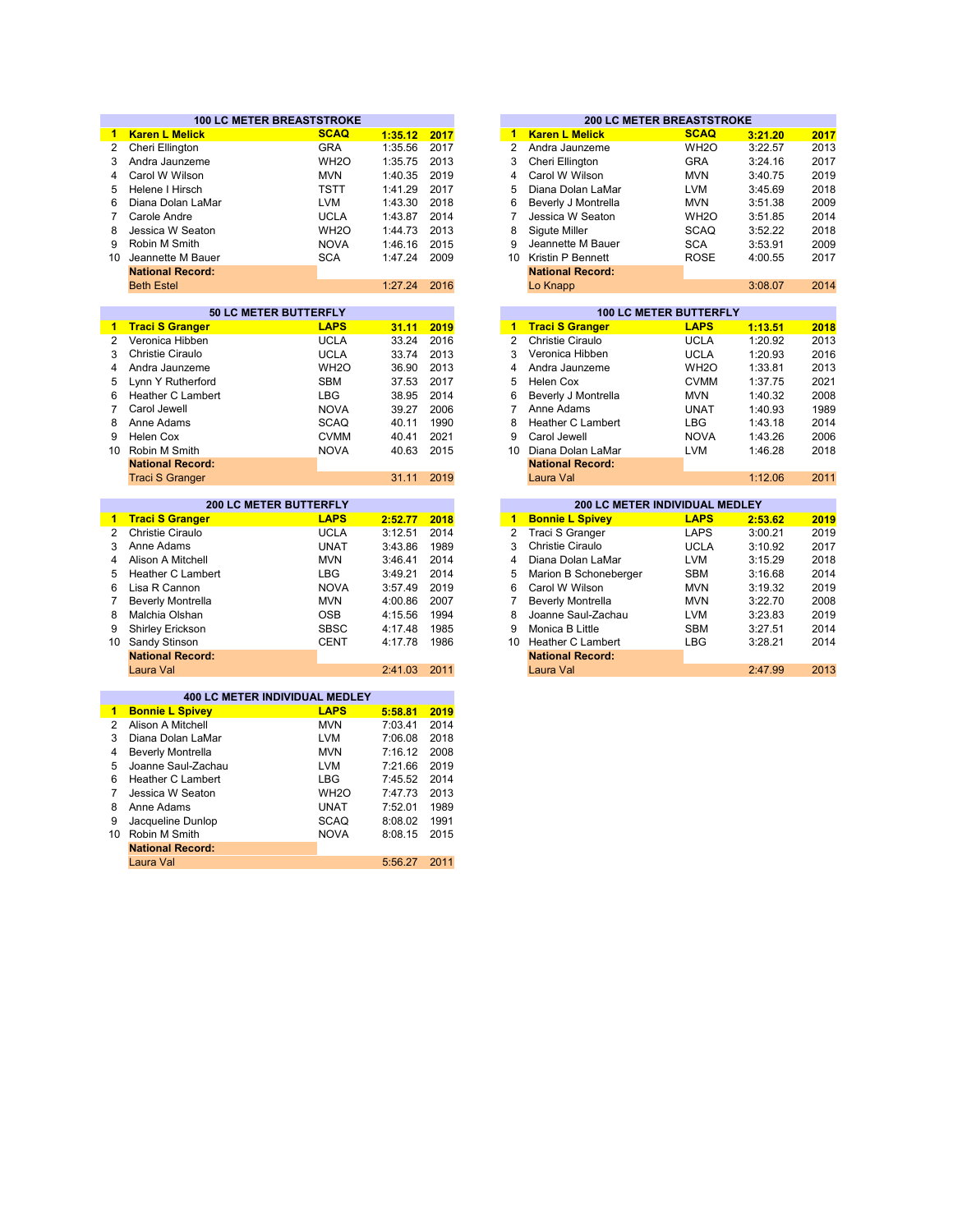## 100 LC METER BREASTSTROKE

| | Name | Team | Time | Year |
|---|---|---|---|---|
| **1** | **Karen L Melick** | **SCAQ** | **1:35.12** | **2017** |
| 2 | Cheri Ellington | GRA | 1:35.56 | 2017 |
| 3 | Andra Jaunzeme | WH2O | 1:35.75 | 2013 |
| 4 | Carol W Wilson | MVN | 1:40.35 | 2019 |
| 5 | Helene I Hirsch | TSTT | 1:41.29 | 2017 |
| 6 | Diana Dolan LaMar | LVM | 1:43.30 | 2018 |
| 7 | Carole Andre | UCLA | 1:43.87 | 2014 |
| 8 | Jessica W Seaton | WH2O | 1:44.73 | 2013 |
| 9 | Robin M Smith | NOVA | 1:46.16 | 2015 |
| 10 | Jeannette M Bauer | SCA | 1:47.24 | 2009 |
| | **National Record:** | | | |
| | Beth Estel | | 1:27.24 | 2016 |

## 200 LC METER BREASTSTROKE

| | Name | Team | Time | Year |
|---|---|---|---|---|
| **1** | **Karen L Melick** | **SCAQ** | **3:21.20** | **2017** |
| 2 | Andra Jaunzeme | WH2O | 3:22.57 | 2013 |
| 3 | Cheri Ellington | GRA | 3:24.16 | 2017 |
| 4 | Carol W Wilson | MVN | 3:40.75 | 2019 |
| 5 | Diana Dolan LaMar | LVM | 3:45.69 | 2018 |
| 6 | Beverly J Montrella | MVN | 3:51.38 | 2009 |
| 7 | Jessica W Seaton | WH2O | 3:51.85 | 2014 |
| 8 | Sigute Miller | SCAQ | 3:52.22 | 2018 |
| 9 | Jeannette M Bauer | SCA | 3:53.91 | 2009 |
| 10 | Kristin P Bennett | ROSE | 4:00.55 | 2017 |
| | **National Record:** | | | |
| | Lo Knapp | | 3:08.07 | 2014 |

## 50 LC METER BUTTERFLY

| | Name | Team | Time | Year |
|---|---|---|---|---|
| **1** | **Traci S Granger** | **LAPS** | **31.11** | **2019** |
| 2 | Veronica Hibben | UCLA | 33.24 | 2016 |
| 3 | Christie Ciraulo | UCLA | 33.74 | 2013 |
| 4 | Andra Jaunzeme | WH2O | 36.90 | 2013 |
| 5 | Lynn Y Rutherford | SBM | 37.53 | 2017 |
| 6 | Heather C Lambert | LBG | 38.95 | 2014 |
| 7 | Carol Jewell | NOVA | 39.27 | 2006 |
| 8 | Anne Adams | SCAQ | 40.11 | 1990 |
| 9 | Helen Cox | CVMM | 40.41 | 2021 |
| 10 | Robin M Smith | NOVA | 40.63 | 2015 |
| | **National Record:** | | | |
| | Traci S Granger | | 31.11 | 2019 |

## 100 LC METER BUTTERFLY

| | Name | Team | Time | Year |
|---|---|---|---|---|
| **1** | **Traci S Granger** | **LAPS** | **1:13.51** | **2018** |
| 2 | Christie Ciraulo | UCLA | 1:20.92 | 2013 |
| 3 | Veronica Hibben | UCLA | 1:20.93 | 2016 |
| 4 | Andra Jaunzeme | WH2O | 1:33.81 | 2013 |
| 5 | Helen Cox | CVMM | 1:37.75 | 2021 |
| 6 | Beverly J Montrella | MVN | 1:40.32 | 2008 |
| 7 | Anne Adams | UNAT | 1:40.93 | 1989 |
| 8 | Heather C Lambert | LBG | 1:43.18 | 2014 |
| 9 | Carol Jewell | NOVA | 1:43.26 | 2006 |
| 10 | Diana Dolan LaMar | LVM | 1:46.28 | 2018 |
| | **National Record:** | | | |
| | Laura Val | | 1:12.06 | 2011 |

## 200 LC METER BUTTERFLY

| | Name | Team | Time | Year |
|---|---|---|---|---|
| **1** | **Traci S Granger** | **LAPS** | **2:52.77** | **2018** |
| 2 | Christie Ciraulo | UCLA | 3:12.51 | 2014 |
| 3 | Anne Adams | UNAT | 3:43.86 | 1989 |
| 4 | Alison A Mitchell | MVN | 3:46.41 | 2014 |
| 5 | Heather C Lambert | LBG | 3:49.21 | 2014 |
| 6 | Lisa R Cannon | NOVA | 3:57.49 | 2019 |
| 7 | Beverly Montrella | MVN | 4:00.86 | 2007 |
| 8 | Malchia Olshan | OSB | 4:15.56 | 1994 |
| 9 | Shirley Erickson | SBSC | 4:17.48 | 1985 |
| 10 | Sandy Stinson | CENT | 4:17.78 | 1986 |
| | **National Record:** | | | |
| | Laura Val | | 2:41.03 | 2011 |

## 200 LC METER INDIVIDUAL MEDLEY

| | Name | Team | Time | Year |
|---|---|---|---|---|
| **1** | **Bonnie L Spivey** | **LAPS** | **2:53.62** | **2019** |
| 2 | Traci S Granger | LAPS | 3:00.21 | 2019 |
| 3 | Christie Ciraulo | UCLA | 3:10.92 | 2017 |
| 4 | Diana Dolan LaMar | LVM | 3:15.29 | 2018 |
| 5 | Marion B Schoneberger | SBM | 3:16.68 | 2014 |
| 6 | Carol W Wilson | MVN | 3:19.32 | 2019 |
| 7 | Beverly Montrella | MVN | 3:22.70 | 2008 |
| 8 | Joanne Saul-Zachau | LVM | 3:23.83 | 2019 |
| 9 | Monica B Little | SBM | 3:27.51 | 2014 |
| 10 | Heather C Lambert | LBG | 3:28.21 | 2014 |
| | **National Record:** | | | |
| | Laura Val | | 2:47.99 | 2013 |

## 400 LC METER INDIVIDUAL MEDLEY

| | Name | Team | Time | Year |
|---|---|---|---|---|
| **1** | **Bonnie L Spivey** | **LAPS** | **5:58.81** | **2019** |
| 2 | Alison A Mitchell | MVN | 7:03.41 | 2014 |
| 3 | Diana Dolan LaMar | LVM | 7:06.08 | 2018 |
| 4 | Beverly Montrella | MVN | 7:16.12 | 2008 |
| 5 | Joanne Saul-Zachau | LVM | 7:21.66 | 2019 |
| 6 | Heather C Lambert | LBG | 7:45.52 | 2014 |
| 7 | Jessica W Seaton | WH2O | 7:47.73 | 2013 |
| 8 | Anne Adams | UNAT | 7:52.01 | 1989 |
| 9 | Jacqueline Dunlop | SCAQ | 8:08.02 | 1991 |
| 10 | Robin M Smith | NOVA | 8:08.15 | 2015 |
| | **National Record:** | | | |
| | Laura Val | | 5:56.27 | 2011 |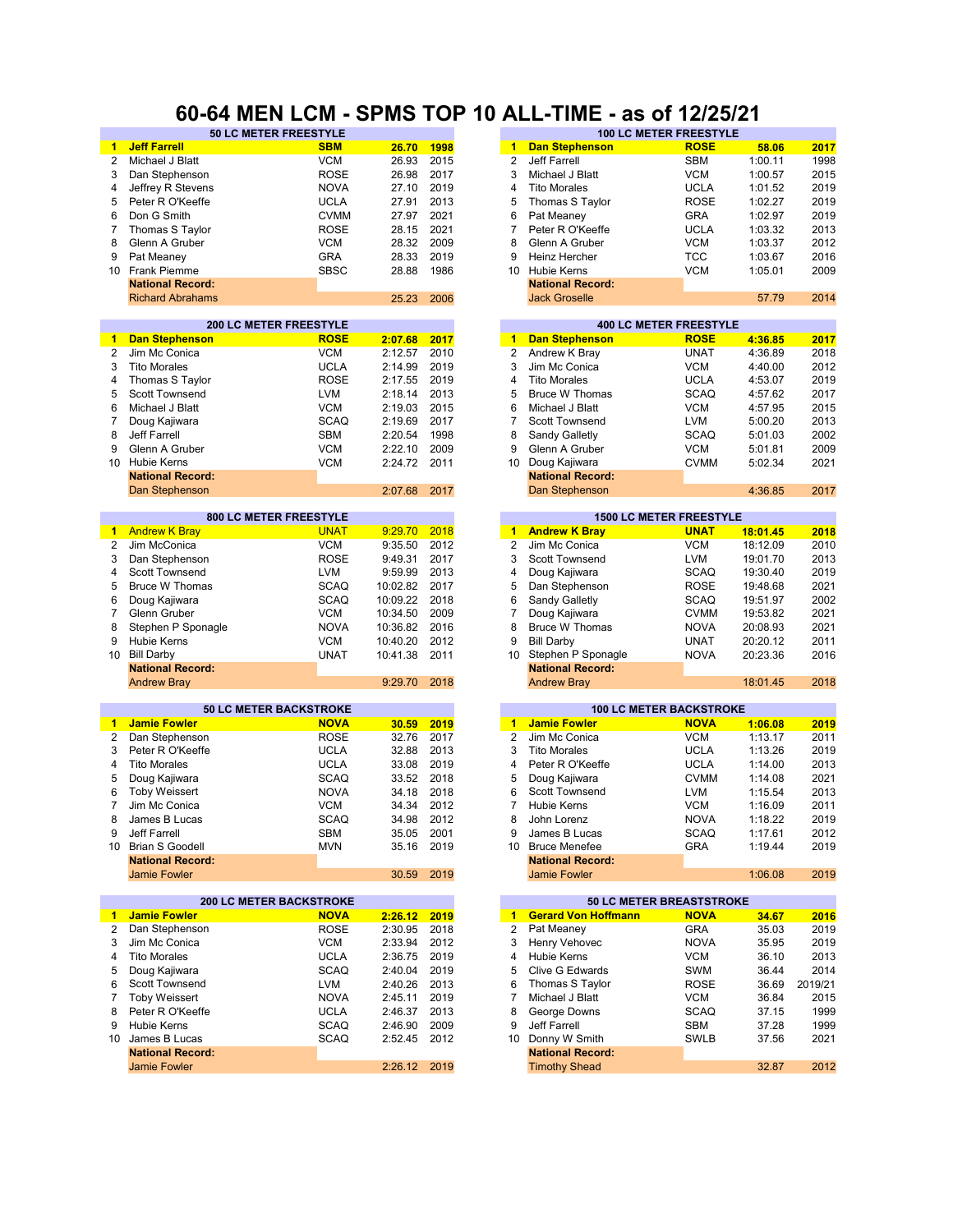# 60-64 MEN LCM - SPMS TOP 10 ALL-TIME - as of 12/25/21

## 50 LC METER FREESTYLE

| | Name | Club | Time | Year |
|---|---|---|---|---|
| **1** | **Jeff Farrell** | **SBM** | **26.70** | **1998** |
| 2 | Michael J Blatt | VCM | 26.93 | 2015 |
| 3 | Dan Stephenson | ROSE | 26.98 | 2017 |
| 4 | Jeffrey R Stevens | NOVA | 27.10 | 2019 |
| 5 | Peter R O'Keeffe | UCLA | 27.91 | 2013 |
| 6 | Don G Smith | CVMM | 27.97 | 2021 |
| 7 | Thomas S Taylor | ROSE | 28.15 | 2021 |
| 8 | Glenn A Gruber | VCM | 28.32 | 2009 |
| 9 | Pat Meaney | GRA | 28.33 | 2019 |
| 10 | Frank Piemme | SBSC | 28.88 | 1986 |
| | **National Record:** | | | |
| | Richard Abrahams | | 25.23 | 2006 |

## 100 LC METER FREESTYLE

| | Name | Club | Time | Year |
|---|---|---|---|---|
| **1** | **Dan Stephenson** | **ROSE** | **58.06** | **2017** |
| 2 | Jeff Farrell | SBM | 1:00.11 | 1998 |
| 3 | Michael J Blatt | VCM | 1:00.57 | 2015 |
| 4 | Tito Morales | UCLA | 1:01.52 | 2019 |
| 5 | Thomas S Taylor | ROSE | 1:02.27 | 2019 |
| 6 | Pat Meaney | GRA | 1:02.97 | 2019 |
| 7 | Peter R O'Keeffe | UCLA | 1:03.32 | 2013 |
| 8 | Glenn A Gruber | VCM | 1:03.37 | 2012 |
| 9 | Heinz Hercher | TCC | 1:03.67 | 2016 |
| 10 | Hubie Kerns | VCM | 1:05.01 | 2009 |
| | **National Record:** | | | |
| | Jack Groselle | | 57.79 | 2014 |

## 200 LC METER FREESTYLE

| | Name | Club | Time | Year |
|---|---|---|---|---|
| **1** | **Dan Stephenson** | **ROSE** | **2:07.68** | **2017** |
| 2 | Jim Mc Conica | VCM | 2:12.57 | 2010 |
| 3 | Tito Morales | UCLA | 2:14.99 | 2019 |
| 4 | Thomas S Taylor | ROSE | 2:17.55 | 2019 |
| 5 | Scott Townsend | LVM | 2:18.14 | 2013 |
| 6 | Michael J Blatt | VCM | 2:19.03 | 2015 |
| 7 | Doug Kajiwara | SCAQ | 2:19.69 | 2017 |
| 8 | Jeff Farrell | SBM | 2:20.54 | 1998 |
| 9 | Glenn A Gruber | VCM | 2:22.10 | 2009 |
| 10 | Hubie Kerns | VCM | 2:24.72 | 2011 |
| | **National Record:** | | | |
| | Dan Stephenson | | 2:07.68 | 2017 |

## 400 LC METER FREESTYLE

| | Name | Club | Time | Year |
|---|---|---|---|---|
| **1** | **Dan Stephenson** | **ROSE** | **4:36.85** | **2017** |
| 2 | Andrew K Bray | UNAT | 4:36.89 | 2018 |
| 3 | Jim Mc Conica | VCM | 4:40.00 | 2012 |
| 4 | Tito Morales | UCLA | 4:53.07 | 2019 |
| 5 | Bruce W Thomas | SCAQ | 4:57.62 | 2017 |
| 6 | Michael J Blatt | VCM | 4:57.95 | 2015 |
| 7 | Scott Townsend | LVM | 5:00.20 | 2013 |
| 8 | Sandy Galletly | SCAQ | 5:01.03 | 2002 |
| 9 | Glenn A Gruber | VCM | 5:01.81 | 2009 |
| 10 | Doug Kajiwara | CVMM | 5:02.34 | 2021 |
| | **National Record:** | | | |
| | Dan Stephenson | | 4:36.85 | 2017 |

## 800 LC METER FREESTYLE

| | Name | Club | Time | Year |
|---|---|---|---|---|
| **1** | **Andrew K Bray** | **UNAT** | **9:29.70** | **2018** |
| 2 | Jim McConica | VCM | 9:35.50 | 2012 |
| 3 | Dan Stephenson | ROSE | 9:49.31 | 2017 |
| 4 | Scott Townsend | LVM | 9:59.99 | 2013 |
| 5 | Bruce W Thomas | SCAQ | 10:02.82 | 2017 |
| 6 | Doug Kajiwara | SCAQ | 10:09.22 | 2018 |
| 7 | Glenn Gruber | VCM | 10:34.50 | 2009 |
| 8 | Stephen P Sponagle | NOVA | 10:36.82 | 2016 |
| 9 | Hubie Kerns | VCM | 10:40.20 | 2012 |
| 10 | Bill Darby | UNAT | 10:41.38 | 2011 |
| | **National Record:** | | | |
| | Andrew Bray | | 9:29.70 | 2018 |

## 1500 LC METER FREESTYLE

| | Name | Club | Time | Year |
|---|---|---|---|---|
| **1** | **Andrew K Bray** | **UNAT** | **18:01.45** | **2018** |
| 2 | Jim Mc Conica | VCM | 18:12.09 | 2010 |
| 3 | Scott Townsend | LVM | 19:01.70 | 2013 |
| 4 | Doug Kajiwara | SCAQ | 19:30.40 | 2019 |
| 5 | Dan Stephenson | ROSE | 19:48.68 | 2021 |
| 6 | Sandy Galletly | SCAQ | 19:51.97 | 2002 |
| 7 | Doug Kajiwara | CVMM | 19:53.82 | 2021 |
| 8 | Bruce W Thomas | NOVA | 20:08.93 | 2021 |
| 9 | Bill Darby | UNAT | 20:20.12 | 2011 |
| 10 | Stephen P Sponagle | NOVA | 20:23.36 | 2016 |
| | **National Record:** | | | |
| | Andrew Bray | | 18:01.45 | 2018 |

## 50 LC METER BACKSTROKE

| | Name | Club | Time | Year |
|---|---|---|---|---|
| **1** | **Jamie Fowler** | **NOVA** | **30.59** | **2019** |
| 2 | Dan Stephenson | ROSE | 32.76 | 2017 |
| 3 | Peter R O'Keeffe | UCLA | 32.88 | 2013 |
| 4 | Tito Morales | UCLA | 33.08 | 2019 |
| 5 | Doug Kajiwara | SCAQ | 33.52 | 2018 |
| 6 | Toby Weissert | NOVA | 34.18 | 2018 |
| 7 | Jim Mc Conica | VCM | 34.34 | 2012 |
| 8 | James B Lucas | SCAQ | 34.98 | 2012 |
| 9 | Jeff Farrell | SBM | 35.05 | 2001 |
| 10 | Brian S Goodell | MVN | 35.16 | 2019 |
| | **National Record:** | | | |
| | Jamie Fowler | | 30.59 | 2019 |

## 100 LC METER BACKSTROKE

| | Name | Club | Time | Year |
|---|---|---|---|---|
| **1** | **Jamie Fowler** | **NOVA** | **1:06.08** | **2019** |
| 2 | Jim Mc Conica | VCM | 1:13.17 | 2011 |
| 3 | Tito Morales | UCLA | 1:13.26 | 2019 |
| 4 | Peter R O'Keeffe | UCLA | 1:14.00 | 2013 |
| 5 | Doug Kajiwara | CVMM | 1:14.08 | 2021 |
| 6 | Scott Townsend | LVM | 1:15.54 | 2013 |
| 7 | Hubie Kerns | VCM | 1:16.09 | 2011 |
| 8 | John Lorenz | NOVA | 1:18.22 | 2019 |
| 9 | James B Lucas | SCAQ | 1:17.61 | 2012 |
| 10 | Bruce Menefee | GRA | 1:19.44 | 2019 |
| | **National Record:** | | | |
| | Jamie Fowler | | 1:06.08 | 2019 |

## 200 LC METER BACKSTROKE

| | Name | Club | Time | Year |
|---|---|---|---|---|
| **1** | **Jamie Fowler** | **NOVA** | **2:26.12** | **2019** |
| 2 | Dan Stephenson | ROSE | 2:30.95 | 2018 |
| 3 | Jim Mc Conica | VCM | 2:33.94 | 2012 |
| 4 | Tito Morales | UCLA | 2:36.75 | 2019 |
| 5 | Doug Kajiwara | SCAQ | 2:40.04 | 2019 |
| 6 | Scott Townsend | LVM | 2:40.26 | 2013 |
| 7 | Toby Weissert | NOVA | 2:45.11 | 2019 |
| 8 | Peter R O'Keeffe | UCLA | 2:46.37 | 2013 |
| 9 | Hubie Kerns | SCAQ | 2:46.90 | 2009 |
| 10 | James B Lucas | SCAQ | 2:52.45 | 2012 |
| | **National Record:** | | | |
| | Jamie Fowler | | 2:26.12 | 2019 |

## 50 LC METER BREASTSTROKE

| | Name | Club | Time | Year |
|---|---|---|---|---|
| **1** | **Gerard Von Hoffmann** | **NOVA** | **34.67** | **2016** |
| 2 | Pat Meaney | GRA | 35.03 | 2019 |
| 3 | Henry Vehovec | NOVA | 35.95 | 2019 |
| 4 | Hubie Kerns | VCM | 36.10 | 2013 |
| 5 | Clive G Edwards | SWM | 36.44 | 2014 |
| 6 | Thomas S Taylor | ROSE | 36.69 | 2019/21 |
| 7 | Michael J Blatt | VCM | 36.84 | 2015 |
| 8 | George Downs | SCAQ | 37.15 | 1999 |
| 9 | Jeff Farrell | SBM | 37.28 | 1999 |
| 10 | Donny W Smith | SWLB | 37.56 | 2021 |
| | **National Record:** | | | |
| | Timothy Shead | | 32.87 | 2012 |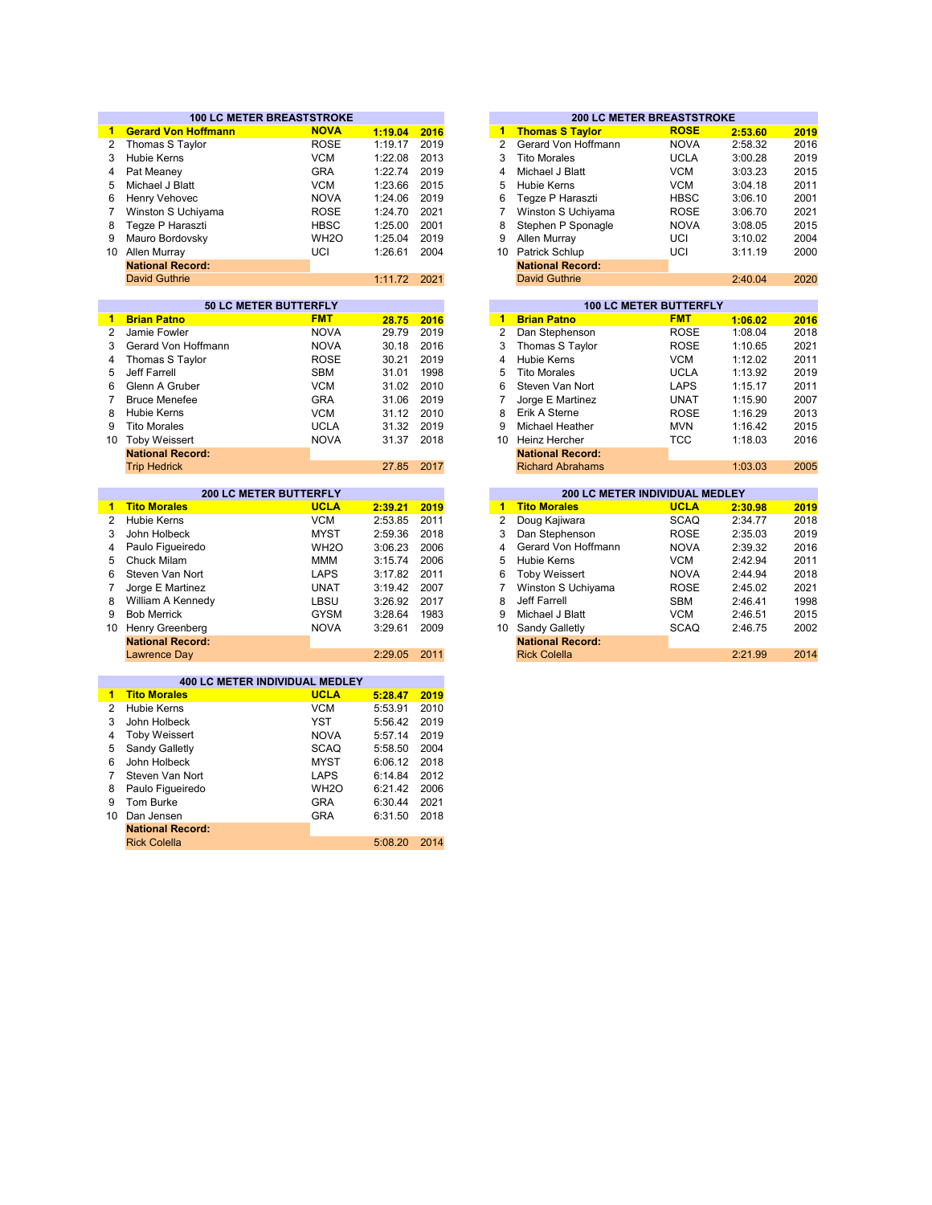### 100 LC METER BREASTSTROKE

| Rank | Name | Team | Time | Year |
|---|---|---|---|---|
| **1** | **Gerard Von Hoffmann** | **NOVA** | **1:19.04** | **2016** |
| 2 | Thomas S Taylor | ROSE | 1:19.17 | 2019 |
| 3 | Hubie Kerns | VCM | 1:22.08 | 2013 |
| 4 | Pat Meaney | GRA | 1:22.74 | 2019 |
| 5 | Michael J Blatt | VCM | 1:23.66 | 2015 |
| 6 | Henry Vehovec | NOVA | 1:24.06 | 2019 |
| 7 | Winston S Uchiyama | ROSE | 1:24.70 | 2021 |
| 8 | Tegze P Haraszti | HBSC | 1:25.00 | 2001 |
| 9 | Mauro Bordovsky | WH2O | 1:25.04 | 2019 |
| 10 | Allen Murray | UCI | 1:26.61 | 2004 |
| | **National Record:** | | | |
| | David Guthrie | | 1:11.72 | 2021 |

### 200 LC METER BREASTSTROKE

| Rank | Name | Team | Time | Year |
|---|---|---|---|---|
| **1** | **Thomas S Taylor** | **ROSE** | **2:53.60** | **2019** |
| 2 | Gerard Von Hoffmann | NOVA | 2:58.32 | 2016 |
| 3 | Tito Morales | UCLA | 3:00.28 | 2019 |
| 4 | Michael J Blatt | VCM | 3:03.23 | 2015 |
| 5 | Hubie Kerns | VCM | 3:04.18 | 2011 |
| 6 | Tegze P Haraszti | HBSC | 3:06.10 | 2001 |
| 7 | Winston S Uchiyama | ROSE | 3:06.70 | 2021 |
| 8 | Stephen P Sponagle | NOVA | 3:08.05 | 2015 |
| 9 | Allen Murray | UCI | 3:10.02 | 2004 |
| 10 | Patrick Schlup | UCI | 3:11.19 | 2000 |
| | **National Record:** | | | |
| | David Guthrie | | 2:40.04 | 2020 |

### 50 LC METER BUTTERFLY

| Rank | Name | Team | Time | Year |
|---|---|---|---|---|
| **1** | **Brian Patno** | **FMT** | **28.75** | **2016** |
| 2 | Jamie Fowler | NOVA | 29.79 | 2019 |
| 3 | Gerard Von Hoffmann | NOVA | 30.18 | 2016 |
| 4 | Thomas S Taylor | ROSE | 30.21 | 2019 |
| 5 | Jeff Farrell | SBM | 31.01 | 1998 |
| 6 | Glenn A Gruber | VCM | 31.02 | 2010 |
| 7 | Bruce Menefee | GRA | 31.06 | 2019 |
| 8 | Hubie Kerns | VCM | 31.12 | 2010 |
| 9 | Tito Morales | UCLA | 31.32 | 2019 |
| 10 | Toby Weissert | NOVA | 31.37 | 2018 |
| | **National Record:** | | | |
| | Trip Hedrick | | 27.85 | 2017 |

### 100 LC METER BUTTERFLY

| Rank | Name | Team | Time | Year |
|---|---|---|---|---|
| **1** | **Brian Patno** | **FMT** | **1:06.02** | **2016** |
| 2 | Dan Stephenson | ROSE | 1:08.04 | 2018 |
| 3 | Thomas S Taylor | ROSE | 1:10.65 | 2021 |
| 4 | Hubie Kerns | VCM | 1:12.02 | 2011 |
| 5 | Tito Morales | UCLA | 1:13.92 | 2019 |
| 6 | Steven Van Nort | LAPS | 1:15.17 | 2011 |
| 7 | Jorge E Martinez | UNAT | 1:15.90 | 2007 |
| 8 | Erik A Sterne | ROSE | 1:16.29 | 2013 |
| 9 | Michael Heather | MVN | 1:16.42 | 2015 |
| 10 | Heinz Hercher | TCC | 1:18.03 | 2016 |
| | **National Record:** | | | |
| | Richard Abrahams | | 1:03.03 | 2005 |

### 200 LC METER BUTTERFLY

| Rank | Name | Team | Time | Year |
|---|---|---|---|---|
| **1** | **Tito Morales** | **UCLA** | **2:39.21** | **2019** |
| 2 | Hubie Kerns | VCM | 2:53.85 | 2011 |
| 3 | John Holbeck | MYST | 2:59.36 | 2018 |
| 4 | Paulo Figueiredo | WH2O | 3:06.23 | 2006 |
| 5 | Chuck Milam | MMM | 3:15.74 | 2006 |
| 6 | Steven Van Nort | LAPS | 3:17.82 | 2011 |
| 7 | Jorge E Martinez | UNAT | 3:19.42 | 2007 |
| 8 | William A Kennedy | LBSU | 3:26.92 | 2017 |
| 9 | Bob Merrick | GYSM | 3:28.64 | 1983 |
| 10 | Henry Greenberg | NOVA | 3:29.61 | 2009 |
| | **National Record:** | | | |
| | Lawrence Day | | 2:29.05 | 2011 |

### 200 LC METER INDIVIDUAL MEDLEY

| Rank | Name | Team | Time | Year |
|---|---|---|---|---|
| **1** | **Tito Morales** | **UCLA** | **2:30.98** | **2019** |
| 2 | Doug Kajiwara | SCAQ | 2:34.77 | 2018 |
| 3 | Dan Stephenson | ROSE | 2:35.03 | 2019 |
| 4 | Gerard Von Hoffmann | NOVA | 2:39.32 | 2016 |
| 5 | Hubie Kerns | VCM | 2:42.94 | 2011 |
| 6 | Toby Weissert | NOVA | 2:44.94 | 2018 |
| 7 | Winston S Uchiyama | ROSE | 2:45.02 | 2021 |
| 8 | Jeff Farrell | SBM | 2:46.41 | 1998 |
| 9 | Michael J Blatt | VCM | 2:46.51 | 2015 |
| 10 | Sandy Galletly | SCAQ | 2:46.75 | 2002 |
| | **National Record:** | | | |
| | Rick Colella | | 2:21.99 | 2014 |

### 400 LC METER INDIVIDUAL MEDLEY

| Rank | Name | Team | Time | Year |
|---|---|---|---|---|
| **1** | **Tito Morales** | **UCLA** | **5:28.47** | **2019** |
| 2 | Hubie Kerns | VCM | 5:53.91 | 2010 |
| 3 | John Holbeck | YST | 5:56.42 | 2019 |
| 4 | Toby Weissert | NOVA | 5:57.14 | 2019 |
| 5 | Sandy Galletly | SCAQ | 5:58.50 | 2004 |
| 6 | John Holbeck | MYST | 6:06.12 | 2018 |
| 7 | Steven Van Nort | LAPS | 6:14.84 | 2012 |
| 8 | Paulo Figueiredo | WH2O | 6:21.42 | 2006 |
| 9 | Tom Burke | GRA | 6:30.44 | 2021 |
| 10 | Dan Jensen | GRA | 6:31.50 | 2018 |
| | **National Record:** | | | |
| | Rick Colella | | 5:08.20 | 2014 |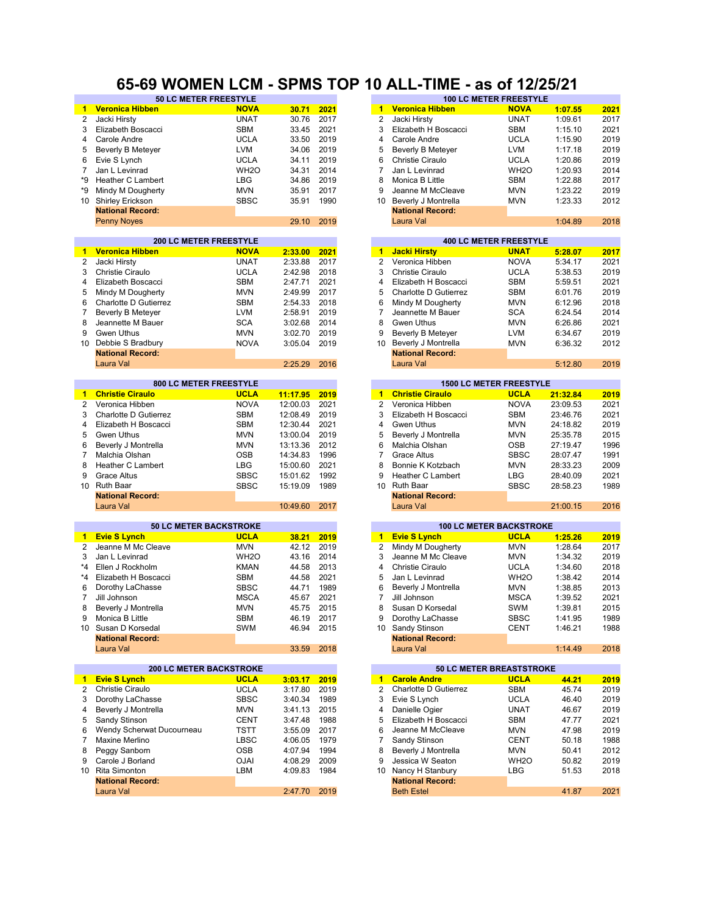# 65-69 WOMEN LCM - SPMS TOP 10 ALL-TIME - as of 12/25/21

| 50 LC METER FREESTYLE | | | | |
|---|---|---|---|---|
| **1** | **Veronica Hibben** | **NOVA** | **30.71** | **2021** |
| 2 | Jacki Hirsty | UNAT | 30.76 | 2017 |
| 3 | Elizabeth Boscacci | SBM | 33.45 | 2021 |
| 4 | Carole Andre | UCLA | 33.50 | 2019 |
| 5 | Beverly B Meteyer | LVM | 34.06 | 2019 |
| 6 | Evie S Lynch | UCLA | 34.11 | 2019 |
| 7 | Jan L Levinrad | WH2O | 34.31 | 2014 |
| *9 | Heather C Lambert | LBG | 34.86 | 2019 |
| *9 | Mindy M Dougherty | MVN | 35.91 | 2017 |
| 10 | Shirley Erickson | SBSC | 35.91 | 1990 |
| | **National Record:** | | | |
| | Penny Noyes | | 29.10 | 2019 |

| 100 LC METER FREESTYLE | | | | |
|---|---|---|---|---|
| **1** | **Veronica Hibben** | **NOVA** | **1:07.55** | **2021** |
| 2 | Jacki Hirsty | UNAT | 1:09.61 | 2017 |
| 3 | Elizabeth H Boscacci | SBM | 1:15.10 | 2021 |
| 4 | Carole Andre | UCLA | 1:15.90 | 2019 |
| 5 | Beverly B Meteyer | LVM | 1:17.18 | 2019 |
| 6 | Christie Ciraulo | UCLA | 1:20.86 | 2019 |
| 7 | Jan L Levinrad | WH2O | 1:20.93 | 2014 |
| 8 | Monica B Little | SBM | 1:22.88 | 2017 |
| 9 | Jeanne M McCleave | MVN | 1:23.22 | 2019 |
| 10 | Beverly J Montrella | MVN | 1:23.33 | 2012 |
| | **National Record:** | | | |
| | Laura Val | | 1:04.89 | 2018 |

| 200 LC METER FREESTYLE | | | | |
|---|---|---|---|---|
| **1** | **Veronica Hibben** | **NOVA** | **2:33.00** | **2021** |
| 2 | Jacki Hirsty | UNAT | 2:33.88 | 2017 |
| 3 | Christie Ciraulo | UCLA | 2:42.98 | 2018 |
| 4 | Elizabeth Boscacci | SBM | 2:47.71 | 2021 |
| 5 | Mindy M Dougherty | MVN | 2:49.99 | 2017 |
| 6 | Charlotte D Gutierrez | SBM | 2:54.33 | 2018 |
| 7 | Beverly B Meteyer | LVM | 2:58.91 | 2019 |
| 8 | Jeannette M Bauer | SCA | 3:02.68 | 2014 |
| 9 | Gwen Uthus | MVN | 3:02.70 | 2019 |
| 10 | Debbie S Bradbury | NOVA | 3:05.04 | 2019 |
| | **National Record:** | | | |
| | Laura Val | | 2:25.29 | 2016 |

| 400 LC METER FREESTYLE | | | | |
|---|---|---|---|---|
| **1** | **Jacki Hirsty** | **UNAT** | **5:28.07** | **2017** |
| 2 | Veronica Hibben | NOVA | 5:34.17 | 2021 |
| 3 | Christie Ciraulo | UCLA | 5:38.53 | 2019 |
| 4 | Elizabeth H Boscacci | SBM | 5:59.51 | 2021 |
| 5 | Charlotte D Gutierrez | SBM | 6:01.76 | 2019 |
| 6 | Mindy M Dougherty | MVN | 6:12.96 | 2018 |
| 7 | Jeannette M Bauer | SCA | 6:24.54 | 2014 |
| 8 | Gwen Uthus | MVN | 6:26.86 | 2021 |
| 9 | Beverly B Meteyer | LVM | 6:34.67 | 2019 |
| 10 | Beverly J Montrella | MVN | 6:36.32 | 2012 |
| | **National Record:** | | | |
| | Laura Val | | 5:12.80 | 2019 |

| 800 LC METER FREESTYLE | | | | |
|---|---|---|---|---|
| **1** | **Christie Ciraulo** | **UCLA** | **11:17.95** | **2019** |
| 2 | Veronica Hibben | NOVA | 12:00.03 | 2021 |
| 3 | Charlotte D Gutierrez | SBM | 12:08.49 | 2019 |
| 4 | Elizabeth H Boscacci | SBM | 12:30.44 | 2021 |
| 5 | Gwen Uthus | MVN | 13:00.04 | 2019 |
| 6 | Beverly J Montrella | MVN | 13:13.36 | 2012 |
| 7 | Malchia Olshan | OSB | 14:34.83 | 1996 |
| 8 | Heather C Lambert | LBG | 15:00.60 | 2021 |
| 9 | Grace Altus | SBSC | 15:01.62 | 1992 |
| 10 | Ruth Baar | SBSC | 15:19.09 | 1989 |
| | **National Record:** | | | |
| | Laura Val | | 10:49.60 | 2017 |

| 1500 LC METER FREESTYLE | | | | |
|---|---|---|---|---|
| **1** | **Christie Ciraulo** | **UCLA** | **21:32.84** | **2019** |
| 2 | Veronica Hibben | NOVA | 23:09.53 | 2021 |
| 3 | Elizabeth H Boscacci | SBM | 23:46.76 | 2021 |
| 4 | Gwen Uthus | MVN | 24:18.82 | 2019 |
| 5 | Beverly J Montrella | MVN | 25:35.78 | 2015 |
| 6 | Malchia Olshan | OSB | 27:19.47 | 1996 |
| 7 | Grace Altus | SBSC | 28:07.47 | 1991 |
| 8 | Bonnie K Kotzbach | MVN | 28:33.23 | 2009 |
| 9 | Heather C Lambert | LBG | 28:40.09 | 2021 |
| 10 | Ruth Baar | SBSC | 28:58.23 | 1989 |
| | **National Record:** | | | |
| | Laura Val | | 21:00.15 | 2016 |

| 50 LC METER BACKSTROKE | | | | |
|---|---|---|---|---|
| **1** | **Evie S Lynch** | **UCLA** | **38.21** | **2019** |
| 2 | Jeanne M Mc Cleave | MVN | 42.12 | 2019 |
| 3 | Jan L Levinrad | WH2O | 43.16 | 2014 |
| *4 | Ellen J Rockholm | KMAN | 44.58 | 2013 |
| *4 | Elizabeth H Boscacci | SBM | 44.58 | 2021 |
| 6 | Dorothy LaChasse | SBSC | 44.71 | 1989 |
| 7 | Jill Johnson | MSCA | 45.67 | 2021 |
| 8 | Beverly J Montrella | MVN | 45.75 | 2015 |
| 9 | Monica B Little | SBM | 46.19 | 2017 |
| 10 | Susan D Korsedal | SWM | 46.94 | 2015 |
| | **National Record:** | | | |
| | Laura Val | | 33.59 | 2018 |

| 100 LC METER BACKSTROKE | | | | |
|---|---|---|---|---|
| **1** | **Evie S Lynch** | **UCLA** | **1:25.26** | **2019** |
| 2 | Mindy M Dougherty | MVN | 1:28.64 | 2017 |
| 3 | Jeanne M Mc Cleave | MVN | 1:34.32 | 2019 |
| 4 | Christie Ciraulo | UCLA | 1:34.60 | 2018 |
| 5 | Jan L Levinrad | WH2O | 1:38.42 | 2014 |
| 6 | Beverly J Montrella | MVN | 1:38.85 | 2013 |
| 7 | Jill Johnson | MSCA | 1:39.52 | 2021 |
| 8 | Susan D Korsedal | SWM | 1:39.81 | 2015 |
| 9 | Dorothy LaChasse | SBSC | 1:41.95 | 1989 |
| 10 | Sandy Stinson | CENT | 1:46.21 | 1988 |
| | **National Record:** | | | |
| | Laura Val | | 1:14.49 | 2018 |

| 200 LC METER BACKSTROKE | | | | |
|---|---|---|---|---|
| **1** | **Evie S Lynch** | **UCLA** | **3:03.17** | **2019** |
| 2 | Christie Ciraulo | UCLA | 3:17.80 | 2019 |
| 3 | Dorothy LaChasse | SBSC | 3:40.34 | 1989 |
| 4 | Beverly J Montrella | MVN | 3:41.13 | 2015 |
| 5 | Sandy Stinson | CENT | 3:47.48 | 1988 |
| 6 | Wendy Scherwat Ducourneau | TSTT | 3:55.09 | 2017 |
| 7 | Maxine Merlino | LBSC | 4:06.05 | 1979 |
| 8 | Peggy Sanborn | OSB | 4:07.94 | 1994 |
| 9 | Carole J Borland | OJAI | 4:08.29 | 2009 |
| 10 | Rita Simonton | LBM | 4:09.83 | 1984 |
| | **National Record:** | | | |
| | Laura Val | | 2:47.70 | 2019 |

| 50 LC METER BREASTSTROKE | | | | |
|---|---|---|---|---|
| **1** | **Carole Andre** | **UCLA** | **44.21** | **2019** |
| 2 | Charlotte D Gutierrez | SBM | 45.74 | 2019 |
| 3 | Evie S Lynch | UCLA | 46.40 | 2019 |
| 4 | Danielle Ogier | UNAT | 46.67 | 2019 |
| 5 | Elizabeth H Boscacci | SBM | 47.77 | 2021 |
| 6 | Jeanne M McCleave | MVN | 47.98 | 2019 |
| 7 | Sandy Stinson | CENT | 50.18 | 1988 |
| 8 | Beverly J Montrella | MVN | 50.41 | 2012 |
| 9 | Jessica W Seaton | WH2O | 50.82 | 2019 |
| 10 | Nancy H Stanbury | LBG | 51.53 | 2018 |
| | **National Record:** | | | |
| | Beth Estel | | 41.87 | 2021 |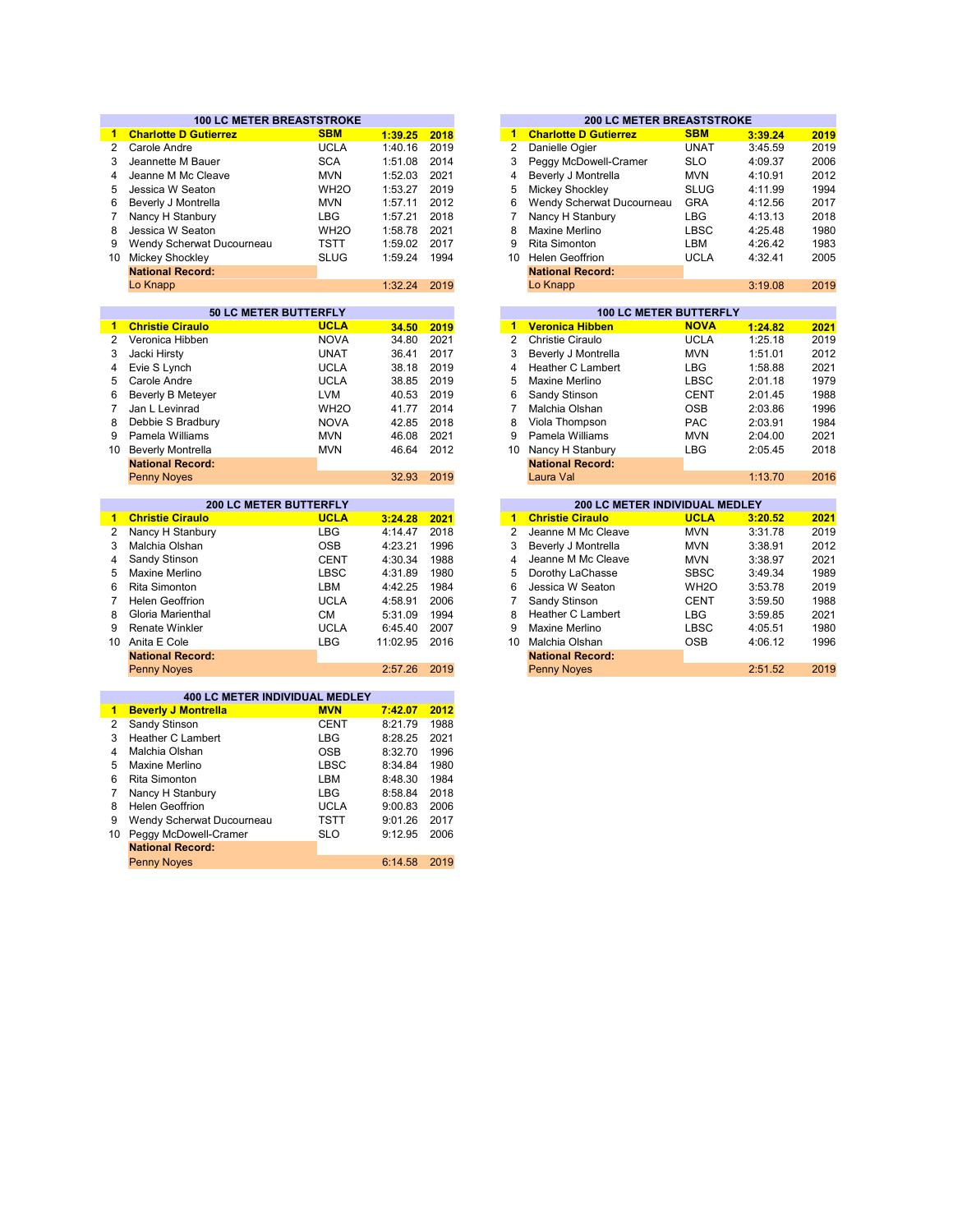### 100 LC METER BREASTSTROKE

| | | | | |
|---|---|---|---|---|
| **1** | **Charlotte D Gutierrez** | **SBM** | **1:39.25** | **2018** |
| 2 | Carole Andre | UCLA | 1:40.16 | 2019 |
| 3 | Jeannette M Bauer | SCA | 1:51.08 | 2014 |
| 4 | Jeanne M Mc Cleave | MVN | 1:52.03 | 2021 |
| 5 | Jessica W Seaton | WH2O | 1:53.27 | 2019 |
| 6 | Beverly J Montrella | MVN | 1:57.11 | 2012 |
| 7 | Nancy H Stanbury | LBG | 1:57.21 | 2018 |
| 8 | Jessica W Seaton | WH2O | 1:58.78 | 2021 |
| 9 | Wendy Scherwat Ducourneau | TSTT | 1:59.02 | 2017 |
| 10 | Mickey Shockley | SLUG | 1:59.24 | 1994 |
| | **National Record:** | | | |
| | Lo Knapp | | 1:32.24 | 2019 |

### 200 LC METER BREASTSTROKE

| | | | | |
|---|---|---|---|---|
| **1** | **Charlotte D Gutierrez** | **SBM** | **3:39.24** | **2019** |
| 2 | Danielle Ogier | UNAT | 3:45.59 | 2019 |
| 3 | Peggy McDowell-Cramer | SLO | 4:09.37 | 2006 |
| 4 | Beverly J Montrella | MVN | 4:10.91 | 2012 |
| 5 | Mickey Shockley | SLUG | 4:11.99 | 1994 |
| 6 | Wendy Scherwat Ducourneau | GRA | 4:12.56 | 2017 |
| 7 | Nancy H Stanbury | LBG | 4:13.13 | 2018 |
| 8 | Maxine Merlino | LBSC | 4:25.48 | 1980 |
| 9 | Rita Simonton | LBM | 4:26.42 | 1983 |
| 10 | Helen Geoffrion | UCLA | 4:32.41 | 2005 |
| | **National Record:** | | | |
| | Lo Knapp | | 3:19.08 | 2019 |

### 50 LC METER BUTTERFLY

| | | | | |
|---|---|---|---|---|
| **1** | **Christie Ciraulo** | **UCLA** | **34.50** | **2019** |
| 2 | Veronica Hibben | NOVA | 34.80 | 2021 |
| 3 | Jacki Hirsty | UNAT | 36.41 | 2017 |
| 4 | Evie S Lynch | UCLA | 38.18 | 2019 |
| 5 | Carole Andre | UCLA | 38.85 | 2019 |
| 6 | Beverly B Meteyer | LVM | 40.53 | 2019 |
| 7 | Jan L Levinrad | WH2O | 41.77 | 2014 |
| 8 | Debbie S Bradbury | NOVA | 42.85 | 2018 |
| 9 | Pamela Williams | MVN | 46.08 | 2021 |
| 10 | Beverly Montrella | MVN | 46.64 | 2012 |
| | **National Record:** | | | |
| | Penny Noyes | | 32.93 | 2019 |

### 100 LC METER BUTTERFLY

| | | | | |
|---|---|---|---|---|
| **1** | **Veronica Hibben** | **NOVA** | **1:24.82** | **2021** |
| 2 | Christie Ciraulo | UCLA | 1:25.18 | 2019 |
| 3 | Beverly J Montrella | MVN | 1:51.01 | 2012 |
| 4 | Heather C Lambert | LBG | 1:58.88 | 2021 |
| 5 | Maxine Merlino | LBSC | 2:01.18 | 1979 |
| 6 | Sandy Stinson | CENT | 2:01.45 | 1988 |
| 7 | Malchia Olshan | OSB | 2:03.86 | 1996 |
| 8 | Viola Thompson | PAC | 2:03.91 | 1984 |
| 9 | Pamela Williams | MVN | 2:04.00 | 2021 |
| 10 | Nancy H Stanbury | LBG | 2:05.45 | 2018 |
| | **National Record:** | | | |
| | Laura Val | | 1:13.70 | 2016 |

### 200 LC METER BUTTERFLY

| | | | | |
|---|---|---|---|---|
| **1** | **Christie Ciraulo** | **UCLA** | **3:24.28** | **2021** |
| 2 | Nancy H Stanbury | LBG | 4:14.47 | 2018 |
| 3 | Malchia Olshan | OSB | 4:23.21 | 1996 |
| 4 | Sandy Stinson | CENT | 4:30.34 | 1988 |
| 5 | Maxine Merlino | LBSC | 4:31.89 | 1980 |
| 6 | Rita Simonton | LBM | 4:42.25 | 1984 |
| 7 | Helen Geoffrion | UCLA | 4:58.91 | 2006 |
| 8 | Gloria Marienthal | CM | 5:31.09 | 1994 |
| 9 | Renate Winkler | UCLA | 6:45.40 | 2007 |
| 10 | Anita E Cole | LBG | 11:02.95 | 2016 |
| | **National Record:** | | | |
| | Penny Noyes | | 2:57.26 | 2019 |

### 200 LC METER INDIVIDUAL MEDLEY

| | | | | |
|---|---|---|---|---|
| **1** | **Christie Ciraulo** | **UCLA** | **3:20.52** | **2021** |
| 2 | Jeanne M Mc Cleave | MVN | 3:31.78 | 2019 |
| 3 | Beverly J Montrella | MVN | 3:38.91 | 2012 |
| 4 | Jeanne M Mc Cleave | MVN | 3:38.97 | 2021 |
| 5 | Dorothy LaChasse | SBSC | 3:49.34 | 1989 |
| 6 | Jessica W Seaton | WH2O | 3:53.78 | 2019 |
| 7 | Sandy Stinson | CENT | 3:59.50 | 1988 |
| 8 | Heather C Lambert | LBG | 3:59.85 | 2021 |
| 9 | Maxine Merlino | LBSC | 4:05.51 | 1980 |
| 10 | Malchia Olshan | OSB | 4:06.12 | 1996 |
| | **National Record:** | | | |
| | Penny Noyes | | 2:51.52 | 2019 |

### 400 LC METER INDIVIDUAL MEDLEY

| | | | | |
|---|---|---|---|---|
| **1** | **Beverly J Montrella** | **MVN** | **7:42.07** | **2012** |
| 2 | Sandy Stinson | CENT | 8:21.79 | 1988 |
| 3 | Heather C Lambert | LBG | 8:28.25 | 2021 |
| 4 | Malchia Olshan | OSB | 8:32.70 | 1996 |
| 5 | Maxine Merlino | LBSC | 8:34.84 | 1980 |
| 6 | Rita Simonton | LBM | 8:48.30 | 1984 |
| 7 | Nancy H Stanbury | LBG | 8:58.84 | 2018 |
| 8 | Helen Geoffrion | UCLA | 9:00.83 | 2006 |
| 9 | Wendy Scherwat Ducourneau | TSTT | 9:01.26 | 2017 |
| 10 | Peggy McDowell-Cramer | SLO | 9:12.95 | 2006 |
| | **National Record:** | | | |
| | Penny Noyes | | 6:14.58 | 2019 |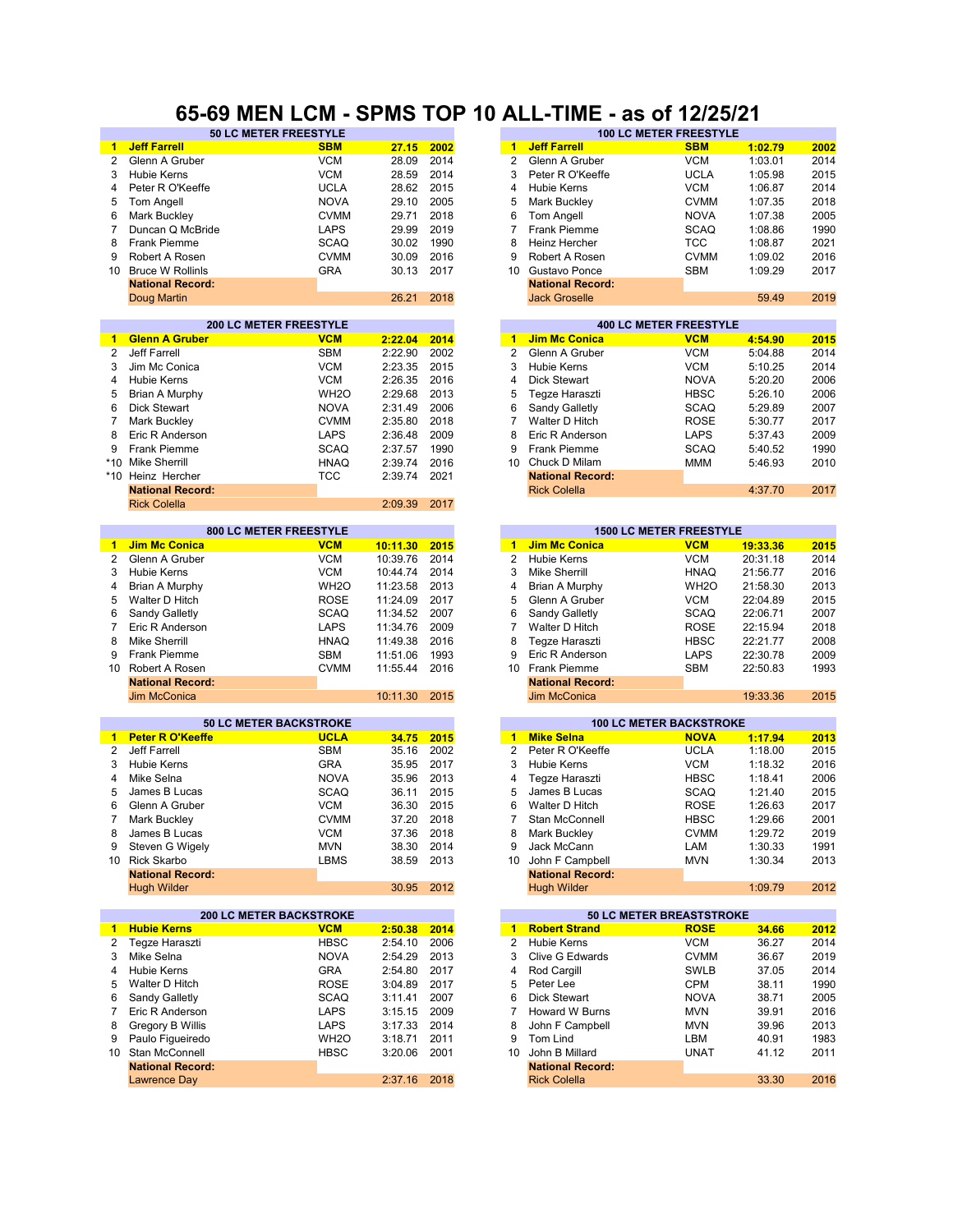# 65-69 MEN LCM - SPMS TOP 10 ALL-TIME - as of 12/25/21

## 50 LC METER FREESTYLE

| Rank | Name | Club | Time | Year |
|---|---|---|---|---|
| **1** | **Jeff Farrell** | **SBM** | **27.15** | **2002** |
| 2 | Glenn A Gruber | VCM | 28.09 | 2014 |
| 3 | Hubie Kerns | VCM | 28.59 | 2014 |
| 4 | Peter R O'Keeffe | UCLA | 28.62 | 2015 |
| 5 | Tom Angell | NOVA | 29.10 | 2005 |
| 6 | Mark Buckley | CVMM | 29.71 | 2018 |
| 7 | Duncan Q McBride | LAPS | 29.99 | 2019 |
| 8 | Frank Piemme | SCAQ | 30.02 | 1990 |
| 9 | Robert A Rosen | CVMM | 30.09 | 2016 |
| 10 | Bruce W Rollinls | GRA | 30.13 | 2017 |
| | **National Record:** | | | |
| | Doug Martin | | 26.21 | 2018 |

## 100 LC METER FREESTYLE

| Rank | Name | Club | Time | Year |
|---|---|---|---|---|
| **1** | **Jeff Farrell** | **SBM** | **1:02.79** | **2002** |
| 2 | Glenn A Gruber | VCM | 1:03.01 | 2014 |
| 3 | Peter R O'Keeffe | UCLA | 1:05.98 | 2015 |
| 4 | Hubie Kerns | VCM | 1:06.87 | 2014 |
| 5 | Mark Buckley | CVMM | 1:07.35 | 2018 |
| 6 | Tom Angell | NOVA | 1:07.38 | 2005 |
| 7 | Frank Piemme | SCAQ | 1:08.86 | 1990 |
| 8 | Heinz Hercher | TCC | 1:08.87 | 2021 |
| 9 | Robert A Rosen | CVMM | 1:09.02 | 2016 |
| 10 | Gustavo Ponce | SBM | 1:09.29 | 2017 |
| | **National Record:** | | | |
| | Jack Groselle | | 59.49 | 2019 |

## 200 LC METER FREESTYLE

| Rank | Name | Club | Time | Year |
|---|---|---|---|---|
| **1** | **Glenn A Gruber** | **VCM** | **2:22.04** | **2014** |
| 2 | Jeff Farrell | SBM | 2:22.90 | 2002 |
| 3 | Jim Mc Conica | VCM | 2:23.35 | 2015 |
| 4 | Hubie Kerns | VCM | 2:26.35 | 2016 |
| 5 | Brian A Murphy | WH2O | 2:29.68 | 2013 |
| 6 | Dick Stewart | NOVA | 2:31.49 | 2006 |
| 7 | Mark Buckley | CVMM | 2:35.80 | 2018 |
| 8 | Eric R Anderson | LAPS | 2:36.48 | 2009 |
| 9 | Frank Piemme | SCAQ | 2:37.57 | 1990 |
| *10 | Mike Sherrill | HNAQ | 2:39.74 | 2016 |
| *10 | Heinz Hercher | TCC | 2:39.74 | 2021 |
| | **National Record:** | | | |
| | Rick Colella | | 2:09.39 | 2017 |

## 400 LC METER FREESTYLE

| Rank | Name | Club | Time | Year |
|---|---|---|---|---|
| **1** | **Jim Mc Conica** | **VCM** | **4:54.90** | **2015** |
| 2 | Glenn A Gruber | VCM | 5:04.88 | 2014 |
| 3 | Hubie Kerns | VCM | 5:10.25 | 2014 |
| 4 | Dick Stewart | NOVA | 5:20.20 | 2006 |
| 5 | Tegze Haraszti | HBSC | 5:26.10 | 2006 |
| 6 | Sandy Galletly | SCAQ | 5:29.89 | 2007 |
| 7 | Walter D Hitch | ROSE | 5:30.77 | 2017 |
| 8 | Eric R Anderson | LAPS | 5:37.43 | 2009 |
| 9 | Frank Piemme | SCAQ | 5:40.52 | 1990 |
| 10 | Chuck D Milam | MMM | 5:46.93 | 2010 |
| | **National Record:** | | | |
| | Rick Colella | | 4:37.70 | 2017 |

## 800 LC METER FREESTYLE

| Rank | Name | Club | Time | Year |
|---|---|---|---|---|
| **1** | **Jim Mc Conica** | **VCM** | **10:11.30** | **2015** |
| 2 | Glenn A Gruber | VCM | 10:39.76 | 2014 |
| 3 | Hubie Kerns | VCM | 10:44.74 | 2014 |
| 4 | Brian A Murphy | WH2O | 11:23.58 | 2013 |
| 5 | Walter D Hitch | ROSE | 11:24.09 | 2017 |
| 6 | Sandy Galletly | SCAQ | 11:34.52 | 2007 |
| 7 | Eric R Anderson | LAPS | 11:34.76 | 2009 |
| 8 | Mike Sherrill | HNAQ | 11:49.38 | 2016 |
| 9 | Frank Piemme | SBM | 11:51.06 | 1993 |
| 10 | Robert A Rosen | CVMM | 11:55.44 | 2016 |
| | **National Record:** | | | |
| | Jim McConica | | 10:11.30 | 2015 |

## 1500 LC METER FREESTYLE

| Rank | Name | Club | Time | Year |
|---|---|---|---|---|
| **1** | **Jim Mc Conica** | **VCM** | **19:33.36** | **2015** |
| 2 | Hubie Kerns | VCM | 20:31.18 | 2014 |
| 3 | Mike Sherrill | HNAQ | 21:56.77 | 2016 |
| 4 | Brian A Murphy | WH2O | 21:58.30 | 2013 |
| 5 | Glenn A Gruber | VCM | 22:04.89 | 2015 |
| 6 | Sandy Galletly | SCAQ | 22:06.71 | 2007 |
| 7 | Walter D Hitch | ROSE | 22:15.94 | 2018 |
| 8 | Tegze Haraszti | HBSC | 22:21.77 | 2008 |
| 9 | Eric R Anderson | LAPS | 22:30.78 | 2009 |
| 10 | Frank Piemme | SBM | 22:50.83 | 1993 |
| | **National Record:** | | | |
| | Jim McConica | | 19:33.36 | 2015 |

## 50 LC METER BACKSTROKE

| Rank | Name | Club | Time | Year |
|---|---|---|---|---|
| **1** | **Peter R O'Keeffe** | **UCLA** | **34.75** | **2015** |
| 2 | Jeff Farrell | SBM | 35.16 | 2002 |
| 3 | Hubie Kerns | GRA | 35.95 | 2017 |
| 4 | Mike Selna | NOVA | 35.96 | 2013 |
| 5 | James B Lucas | SCAQ | 36.11 | 2015 |
| 6 | Glenn A Gruber | VCM | 36.30 | 2015 |
| 7 | Mark Buckley | CVMM | 37.20 | 2018 |
| 8 | James B Lucas | VCM | 37.36 | 2018 |
| 9 | Steven G Wigely | MVN | 38.30 | 2014 |
| 10 | Rick Skarbo | LBMS | 38.59 | 2013 |
| | **National Record:** | | | |
| | Hugh Wilder | | 30.95 | 2012 |

## 100 LC METER BACKSTROKE

| Rank | Name | Club | Time | Year |
|---|---|---|---|---|
| **1** | **Mike Selna** | **NOVA** | **1:17.94** | **2013** |
| 2 | Peter R O'Keeffe | UCLA | 1:18.00 | 2015 |
| 3 | Hubie Kerns | VCM | 1:18.32 | 2016 |
| 4 | Tegze Haraszti | HBSC | 1:18.41 | 2006 |
| 5 | James B Lucas | SCAQ | 1:21.40 | 2015 |
| 6 | Walter D Hitch | ROSE | 1:26.63 | 2017 |
| 7 | Stan McConnell | HBSC | 1:29.66 | 2001 |
| 8 | Mark Buckley | CVMM | 1:29.72 | 2019 |
| 9 | Jack McCann | LAM | 1:30.33 | 1991 |
| 10 | John F Campbell | MVN | 1:30.34 | 2013 |
| | **National Record:** | | | |
| | Hugh Wilder | | 1:09.79 | 2012 |

## 200 LC METER BACKSTROKE

| Rank | Name | Club | Time | Year |
|---|---|---|---|---|
| **1** | **Hubie Kerns** | **VCM** | **2:50.38** | **2014** |
| 2 | Tegze Haraszti | HBSC | 2:54.10 | 2006 |
| 3 | Mike Selna | NOVA | 2:54.29 | 2013 |
| 4 | Hubie Kerns | GRA | 2:54.80 | 2017 |
| 5 | Walter D Hitch | ROSE | 3:04.89 | 2017 |
| 6 | Sandy Galletly | SCAQ | 3:11.41 | 2007 |
| 7 | Eric R Anderson | LAPS | 3:15.15 | 2009 |
| 8 | Gregory B Willis | LAPS | 3:17.33 | 2014 |
| 9 | Paulo Figueiredo | WH2O | 3:18.71 | 2011 |
| 10 | Stan McConnell | HBSC | 3:20.06 | 2001 |
| | **National Record:** | | | |
| | Lawrence Day | | 2:37.16 | 2018 |

## 50 LC METER BREASTSTROKE

| Rank | Name | Club | Time | Year |
|---|---|---|---|---|
| **1** | **Robert Strand** | **ROSE** | **34.66** | **2012** |
| 2 | Hubie Kerns | VCM | 36.27 | 2014 |
| 3 | Clive G Edwards | CVMM | 36.67 | 2019 |
| 4 | Rod Cargill | SWLB | 37.05 | 2014 |
| 5 | Peter Lee | CPM | 38.11 | 1990 |
| 6 | Dick Stewart | NOVA | 38.71 | 2005 |
| 7 | Howard W Burns | MVN | 39.91 | 2016 |
| 8 | John F Campbell | MVN | 39.96 | 2013 |
| 9 | Tom Lind | LBM | 40.91 | 1983 |
| 10 | John B Millard | UNAT | 41.12 | 2011 |
| | **National Record:** | | | |
| | Rick Colella | | 33.30 | 2016 |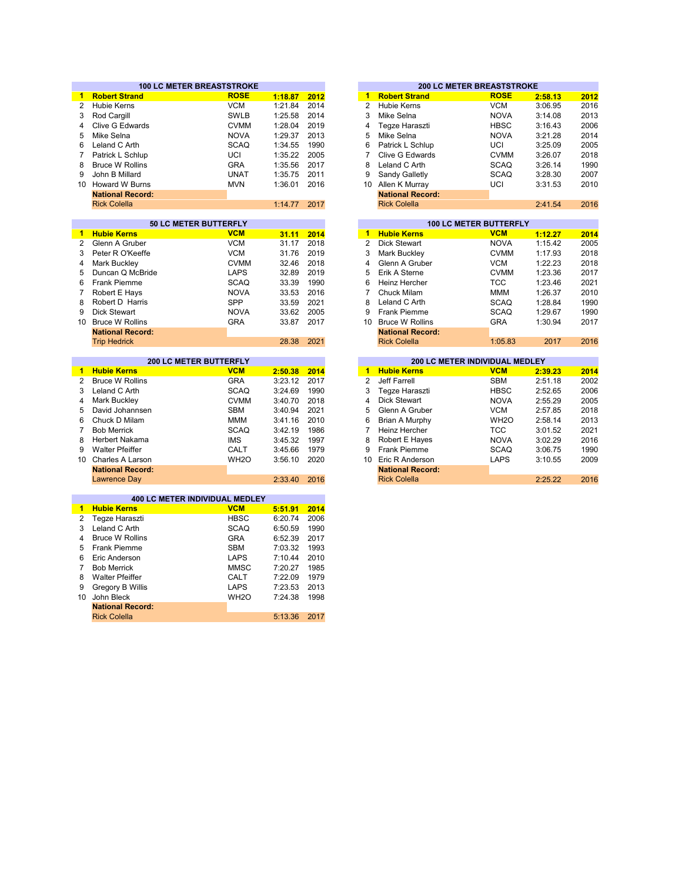### 100 LC METER BREASTSTROKE

| | Name | Club | Time | Year |
|---|---|---|---|---|
| **1** | **Robert Strand** | **ROSE** | **1:18.87** | **2012** |
| 2 | Hubie Kerns | VCM | 1:21.84 | 2014 |
| 3 | Rod Cargill | SWLB | 1:25.58 | 2014 |
| 4 | Clive G Edwards | CVMM | 1:28.04 | 2019 |
| 5 | Mike Selna | NOVA | 1:29.37 | 2013 |
| 6 | Leland C Arth | SCAQ | 1:34.55 | 1990 |
| 7 | Patrick L Schlup | UCI | 1:35.22 | 2005 |
| 8 | Bruce W Rollins | GRA | 1:35.56 | 2017 |
| 9 | John B Millard | UNAT | 1:35.75 | 2011 |
| 10 | Howard W Burns | MVN | 1:36.01 | 2016 |
| | **National Record:** | | | |
| | Rick Colella | | 1:14.77 | 2017 |

### 200 LC METER BREASTSTROKE

| | Name | Club | Time | Year |
|---|---|---|---|---|
| **1** | **Robert Strand** | **ROSE** | **2:58.13** | **2012** |
| 2 | Hubie Kerns | VCM | 3:06.95 | 2016 |
| 3 | Mike Selna | NOVA | 3:14.08 | 2013 |
| 4 | Tegze Haraszti | HBSC | 3:16.43 | 2006 |
| 5 | Mike Selna | NOVA | 3:21.28 | 2014 |
| 6 | Patrick L Schlup | UCI | 3:25.09 | 2005 |
| 7 | Clive G Edwards | CVMM | 3:26.07 | 2018 |
| 8 | Leland C Arth | SCAQ | 3:26.14 | 1990 |
| 9 | Sandy Galletly | SCAQ | 3:28.30 | 2007 |
| 10 | Allen K Murray | UCI | 3:31.53 | 2010 |
| | **National Record:** | | | |
| | Rick Colella | | 2:41.54 | 2016 |

### 50 LC METER BUTTERFLY

| | Name | Club | Time | Year |
|---|---|---|---|---|
| **1** | **Hubie Kerns** | **VCM** | **31.11** | **2014** |
| 2 | Glenn A Gruber | VCM | 31.17 | 2018 |
| 3 | Peter R O'Keeffe | VCM | 31.76 | 2019 |
| 4 | Mark Buckley | CVMM | 32.46 | 2018 |
| 5 | Duncan Q McBride | LAPS | 32.89 | 2019 |
| 6 | Frank Piemme | SCAQ | 33.39 | 1990 |
| 7 | Robert E Hays | NOVA | 33.53 | 2016 |
| 8 | Robert D Harris | SPP | 33.59 | 2021 |
| 9 | Dick Stewart | NOVA | 33.62 | 2005 |
| 10 | Bruce W Rollins | GRA | 33.87 | 2017 |
| | **National Record:** | | | |
| | Trip Hedrick | | 28.38 | 2021 |

### 100 LC METER BUTTERFLY

| | Name | Club | Time | Year |
|---|---|---|---|---|
| **1** | **Hubie Kerns** | **VCM** | **1:12.27** | **2014** |
| 2 | Dick Stewart | NOVA | 1:15.42 | 2005 |
| 3 | Mark Buckley | CVMM | 1:17.93 | 2018 |
| 4 | Glenn A Gruber | VCM | 1:22.23 | 2018 |
| 5 | Erik A Sterne | CVMM | 1:23.36 | 2017 |
| 6 | Heinz Hercher | TCC | 1:23.46 | 2021 |
| 7 | Chuck Milam | MMM | 1:26.37 | 2010 |
| 8 | Leland C Arth | SCAQ | 1:28.84 | 1990 |
| 9 | Frank Piemme | SCAQ | 1:29.67 | 1990 |
| 10 | Bruce W Rollins | GRA | 1:30.94 | 2017 |
| | **National Record:** | | | |
| | Rick Colella | 1:05.83 | 2017 | 2016 |

### 200 LC METER BUTTERFLY

| | Name | Club | Time | Year |
|---|---|---|---|---|
| **1** | **Hubie Kerns** | **VCM** | **2:50.38** | **2014** |
| 2 | Bruce W Rollins | GRA | 3:23.12 | 2017 |
| 3 | Leland C Arth | SCAQ | 3:24.69 | 1990 |
| 4 | Mark Buckley | CVMM | 3:40.70 | 2018 |
| 5 | David Johannsen | SBM | 3:40.94 | 2021 |
| 6 | Chuck D Milam | MMM | 3:41.16 | 2010 |
| 7 | Bob Merrick | SCAQ | 3:42.19 | 1986 |
| 8 | Herbert Nakama | IMS | 3:45.32 | 1997 |
| 9 | Walter Pfeiffer | CALT | 3:45.66 | 1979 |
| 10 | Charles A Larson | WH2O | 3:56.10 | 2020 |
| | **National Record:** | | | |
| | Lawrence Day | | 2:33.40 | 2016 |

### 200 LC METER INDIVIDUAL MEDLEY

| | Name | Club | Time | Year |
|---|---|---|---|---|
| **1** | **Hubie Kerns** | **VCM** | **2:39.23** | **2014** |
| 2 | Jeff Farrell | SBM | 2:51.18 | 2002 |
| 3 | Tegze Haraszti | HBSC | 2:52.65 | 2006 |
| 4 | Dick Stewart | NOVA | 2:55.29 | 2005 |
| 5 | Glenn A Gruber | VCM | 2:57.85 | 2018 |
| 6 | Brian A Murphy | WH2O | 2:58.14 | 2013 |
| 7 | Heinz Hercher | TCC | 3:01.52 | 2021 |
| 8 | Robert E Hayes | NOVA | 3:02.29 | 2016 |
| 9 | Frank Piemme | SCAQ | 3:06.75 | 1990 |
| 10 | Eric R Anderson | LAPS | 3:10.55 | 2009 |
| | **National Record:** | | | |
| | Rick Colella | | 2:25.22 | 2016 |

### 400 LC METER INDIVIDUAL MEDLEY

| | Name | Club | Time | Year |
|---|---|---|---|---|
| **1** | **Hubie Kerns** | **VCM** | **5:51.91** | **2014** |
| 2 | Tegze Haraszti | HBSC | 6:20.74 | 2006 |
| 3 | Leland C Arth | SCAQ | 6:50.59 | 1990 |
| 4 | Bruce W Rollins | GRA | 6:52.39 | 2017 |
| 5 | Frank Piemme | SBM | 7:03.32 | 1993 |
| 6 | Eric Anderson | LAPS | 7:10.44 | 2010 |
| 7 | Bob Merrick | MMSC | 7:20.27 | 1985 |
| 8 | Walter Pfeiffer | CALT | 7:22.09 | 1979 |
| 9 | Gregory B Willis | LAPS | 7:23.53 | 2013 |
| 10 | John Bleck | WH2O | 7:24.38 | 1998 |
| | **National Record:** | | | |
| | Rick Colella | | 5:13.36 | 2017 |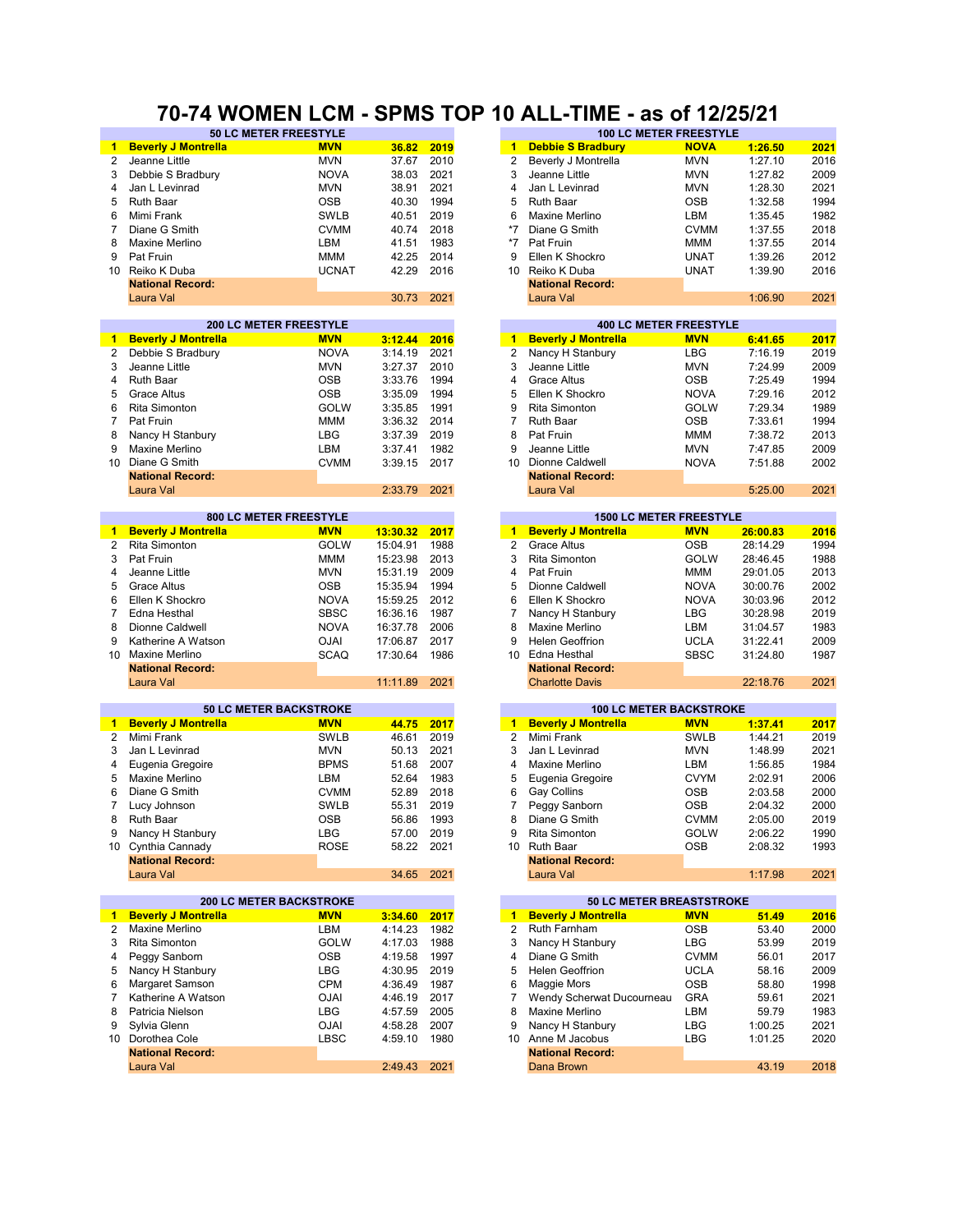# 70-74 WOMEN LCM - SPMS TOP 10 ALL-TIME - as of 12/25/21

| 50 LC METER FREESTYLE | | | | |
|---|---|---|---|---|
| **1** | **Beverly J Montrella** | **MVN** | **36.82** | **2019** |
| 2 | Jeanne Little | MVN | 37.67 | 2010 |
| 3 | Debbie S Bradbury | NOVA | 38.03 | 2021 |
| 4 | Jan L Levinrad | MVN | 38.91 | 2021 |
| 5 | Ruth Baar | OSB | 40.30 | 1994 |
| 6 | Mimi Frank | SWLB | 40.51 | 2019 |
| 7 | Diane G Smith | CVMM | 40.74 | 2018 |
| 8 | Maxine Merlino | LBM | 41.51 | 1983 |
| 9 | Pat Fruin | MMM | 42.25 | 2014 |
| 10 | Reiko K Duba | UCNAT | 42.29 | 2016 |
| | **National Record:** | | | |
| | Laura Val | | 30.73 | 2021 |

| 100 LC METER FREESTYLE | | | | |
|---|---|---|---|---|
| **1** | **Debbie S Bradbury** | **NOVA** | **1:26.50** | **2021** |
| 2 | Beverly J Montrella | MVN | 1:27.10 | 2016 |
| 3 | Jeanne Little | MVN | 1:27.82 | 2009 |
| 4 | Jan L Levinrad | MVN | 1:28.30 | 2021 |
| 5 | Ruth Baar | OSB | 1:32.58 | 1994 |
| 6 | Maxine Merlino | LBM | 1:35.45 | 1982 |
| *7 | Diane G Smith | CVMM | 1:37.55 | 2018 |
| *7 | Pat Fruin | MMM | 1:37.55 | 2014 |
| 9 | Ellen K Shockro | UNAT | 1:39.26 | 2012 |
| 10 | Reiko K Duba | UNAT | 1:39.90 | 2016 |
| | **National Record:** | | | |
| | Laura Val | | 1:06.90 | 2021 |

| 200 LC METER FREESTYLE | | | | |
|---|---|---|---|---|
| **1** | **Beverly J Montrella** | **MVN** | **3:12.44** | **2016** |
| 2 | Debbie S Bradbury | NOVA | 3:14.19 | 2021 |
| 3 | Jeanne Little | MVN | 3:27.37 | 2010 |
| 4 | Ruth Baar | OSB | 3:33.76 | 1994 |
| 5 | Grace Altus | OSB | 3:35.09 | 1994 |
| 6 | Rita Simonton | GOLW | 3:35.85 | 1991 |
| 7 | Pat Fruin | MMM | 3:36.32 | 2014 |
| 8 | Nancy H Stanbury | LBG | 3:37.39 | 2019 |
| 9 | Maxine Merlino | LBM | 3:37.41 | 1982 |
| 10 | Diane G Smith | CVMM | 3:39.15 | 2017 |
| | **National Record:** | | | |
| | Laura Val | | 2:33.79 | 2021 |

| 400 LC METER FREESTYLE | | | | |
|---|---|---|---|---|
| **1** | **Beverly J Montrella** | **MVN** | **6:41.65** | **2017** |
| 2 | Nancy H Stanbury | LBG | 7:16.19 | 2019 |
| 3 | Jeanne Little | MVN | 7:24.99 | 2009 |
| 4 | Grace Altus | OSB | 7:25.49 | 1994 |
| 5 | Ellen K Shockro | NOVA | 7:29.16 | 2012 |
| 9 | Rita Simonton | GOLW | 7:29.34 | 1989 |
| 7 | Ruth Baar | OSB | 7:33.61 | 1994 |
| 8 | Pat Fruin | MMM | 7:38.72 | 2013 |
| 9 | Jeanne Little | MVN | 7:47.85 | 2009 |
| 10 | Dionne Caldwell | NOVA | 7:51.88 | 2002 |
| | **National Record:** | | | |
| | Laura Val | | 5:25.00 | 2021 |

| 800 LC METER FREESTYLE | | | | |
|---|---|---|---|---|
| **1** | **Beverly J Montrella** | **MVN** | **13:30.32** | **2017** |
| 2 | Rita Simonton | GOLW | 15:04.91 | 1988 |
| 3 | Pat Fruin | MMM | 15:23.98 | 2013 |
| 4 | Jeanne Little | MVN | 15:31.19 | 2009 |
| 5 | Grace Altus | OSB | 15:35.94 | 1994 |
| 6 | Ellen K Shockro | NOVA | 15:59.25 | 2012 |
| 7 | Edna Hesthal | SBSC | 16:36.16 | 1987 |
| 8 | Dionne Caldwell | NOVA | 16:37.78 | 2006 |
| 9 | Katherine A Watson | OJAI | 17:06.87 | 2017 |
| 10 | Maxine Merlino | SCAQ | 17:30.64 | 1986 |
| | **National Record:** | | | |
| | Laura Val | | 11:11.89 | 2021 |

| 1500 LC METER FREESTYLE | | | | |
|---|---|---|---|---|
| **1** | **Beverly J Montrella** | **MVN** | **26:00.83** | **2016** |
| 2 | Grace Altus | OSB | 28:14.29 | 1994 |
| 3 | Rita Simonton | GOLW | 28:46.45 | 1988 |
| 4 | Pat Fruin | MMM | 29:01.05 | 2013 |
| 5 | Dionne Caldwell | NOVA | 30:00.76 | 2002 |
| 6 | Ellen K Shockro | NOVA | 30:03.96 | 2012 |
| 7 | Nancy H Stanbury | LBG | 30:28.98 | 2019 |
| 8 | Maxine Merlino | LBM | 31:04.57 | 1983 |
| 9 | Helen Geoffrion | UCLA | 31:22.41 | 2009 |
| 10 | Edna Hesthal | SBSC | 31:24.80 | 1987 |
| | **National Record:** | | | |
| | Charlotte Davis | | 22:18.76 | 2021 |

| 50 LC METER BACKSTROKE | | | | |
|---|---|---|---|---|
| **1** | **Beverly J Montrella** | **MVN** | **44.75** | **2017** |
| 2 | Mimi Frank | SWLB | 46.61 | 2019 |
| 3 | Jan L Levinrad | MVN | 50.13 | 2021 |
| 4 | Eugenia Gregoire | BPMS | 51.68 | 2007 |
| 5 | Maxine Merlino | LBM | 52.64 | 1983 |
| 6 | Diane G Smith | CVMM | 52.89 | 2018 |
| 7 | Lucy Johnson | SWLB | 55.31 | 2019 |
| 8 | Ruth Baar | OSB | 56.86 | 1993 |
| 9 | Nancy H Stanbury | LBG | 57.00 | 2019 |
| 10 | Cynthia Cannady | ROSE | 58.22 | 2021 |
| | **National Record:** | | | |
| | Laura Val | | 34.65 | 2021 |

| 100 LC METER BACKSTROKE | | | | |
|---|---|---|---|---|
| **1** | **Beverly J Montrella** | **MVN** | **1:37.41** | **2017** |
| 2 | Mimi Frank | SWLB | 1:44.21 | 2019 |
| 3 | Jan L Levinrad | MVN | 1:48.99 | 2021 |
| 4 | Maxine Merlino | LBM | 1:56.85 | 1984 |
| 5 | Eugenia Gregoire | CVYM | 2:02.91 | 2006 |
| 6 | Gay Collins | OSB | 2:03.58 | 2000 |
| 7 | Peggy Sanborn | OSB | 2:04.32 | 2000 |
| 8 | Diane G Smith | CVMM | 2:05.00 | 2019 |
| 9 | Rita Simonton | GOLW | 2:06.22 | 1990 |
| 10 | Ruth Baar | OSB | 2:08.32 | 1993 |
| | **National Record:** | | | |
| | Laura Val | | 1:17.98 | 2021 |

| 200 LC METER BACKSTROKE | | | | |
|---|---|---|---|---|
| **1** | **Beverly J Montrella** | **MVN** | **3:34.60** | **2017** |
| 2 | Maxine Merlino | LBM | 4:14.23 | 1982 |
| 3 | Rita Simonton | GOLW | 4:17.03 | 1988 |
| 4 | Peggy Sanborn | OSB | 4:19.58 | 1997 |
| 5 | Nancy H Stanbury | LBG | 4:30.95 | 2019 |
| 6 | Margaret Samson | CPM | 4:36.49 | 1987 |
| 7 | Katherine A Watson | OJAI | 4:46.19 | 2017 |
| 8 | Patricia Nielson | LBG | 4:57.59 | 2005 |
| 9 | Sylvia Glenn | OJAI | 4:58.28 | 2007 |
| 10 | Dorothea Cole | LBSC | 4:59.10 | 1980 |
| | **National Record:** | | | |
| | Laura Val | | 2:49.43 | 2021 |

| 50 LC METER BREASTSTROKE | | | | |
|---|---|---|---|---|
| **1** | **Beverly J Montrella** | **MVN** | **51.49** | **2016** |
| 2 | Ruth Farnham | OSB | 53.40 | 2000 |
| 3 | Nancy H Stanbury | LBG | 53.99 | 2019 |
| 4 | Diane G Smith | CVMM | 56.01 | 2017 |
| 5 | Helen Geoffrion | UCLA | 58.16 | 2009 |
| 6 | Maggie Mors | OSB | 58.80 | 1998 |
| 7 | Wendy Scherwat Ducourneau | GRA | 59.61 | 2021 |
| 8 | Maxine Merlino | LBM | 59.79 | 1983 |
| 9 | Nancy H Stanbury | LBG | 1:00.25 | 2021 |
| 10 | Anne M Jacobus | LBG | 1:01.25 | 2020 |
| | **National Record:** | | | |
| | Dana Brown | | 43.19 | 2018 |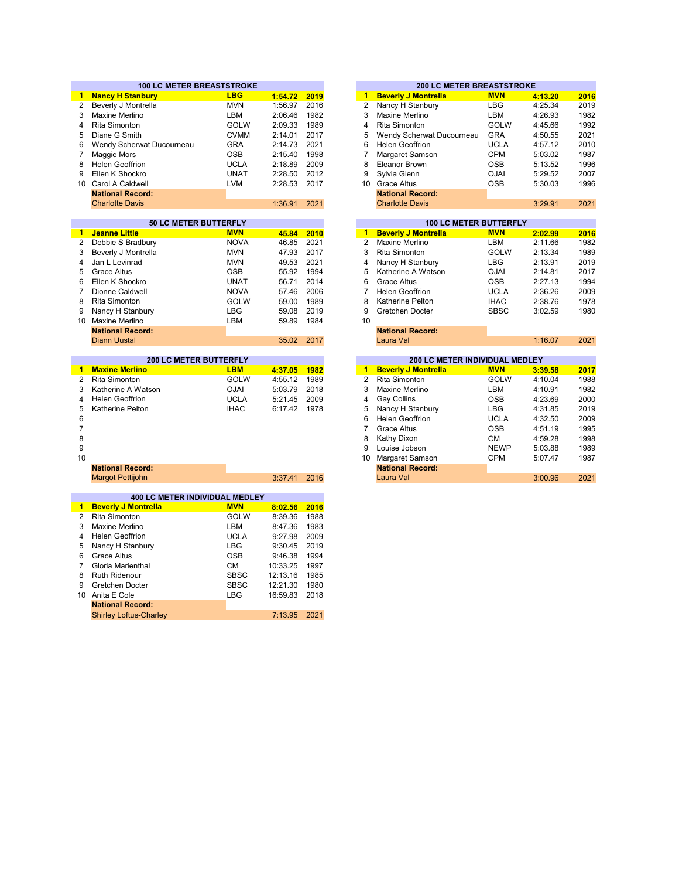## 100 LC METER BREASTSTROKE

| | Name | Team | Time | Year |
|---|---|---|---|---|
| 1 | **Nancy H Stanbury** | **LBG** | **1:54.72** | **2019** |
| 2 | Beverly J Montrella | MVN | 1:56.97 | 2016 |
| 3 | Maxine Merlino | LBM | 2:06.46 | 1982 |
| 4 | Rita Simonton | GOLW | 2:09.33 | 1989 |
| 5 | Diane G Smith | CVMM | 2:14.01 | 2017 |
| 6 | Wendy Scherwat Ducourneau | GRA | 2:14.73 | 2021 |
| 7 | Maggie Mors | OSB | 2:15.40 | 1998 |
| 8 | Helen Geoffrion | UCLA | 2:18.89 | 2009 |
| 9 | Ellen K Shockro | UNAT | 2:28.50 | 2012 |
| 10 | Carol A Caldwell | LVM | 2:28.53 | 2017 |
| | **National Record:** | | | |
| | Charlotte Davis | | 1:36.91 | 2021 |

## 200 LC METER BREASTSTROKE

| | Name | Team | Time | Year |
|---|---|---|---|---|
| 1 | **Beverly J Montrella** | **MVN** | **4:13.20** | **2016** |
| 2 | Nancy H Stanbury | LBG | 4:25.34 | 2019 |
| 3 | Maxine Merlino | LBM | 4:26.93 | 1982 |
| 4 | Rita Simonton | GOLW | 4:45.66 | 1992 |
| 5 | Wendy Scherwat Ducourneau | GRA | 4:50.55 | 2021 |
| 6 | Helen Geoffrion | UCLA | 4:57.12 | 2010 |
| 7 | Margaret Samson | CPM | 5:03.02 | 1987 |
| 8 | Eleanor Brown | OSB | 5:13.52 | 1996 |
| 9 | Sylvia Glenn | OJAI | 5:29.52 | 2007 |
| 10 | Grace Altus | OSB | 5:30.03 | 1996 |
| | **National Record:** | | | |
| | Charlotte Davis | | 3:29.91 | 2021 |

## 50 LC METER BUTTERFLY

| | Name | Team | Time | Year |
|---|---|---|---|---|
| 1 | **Jeanne Little** | **MVN** | **45.84** | **2010** |
| 2 | Debbie S Bradbury | NOVA | 46.85 | 2021 |
| 3 | Beverly J Montrella | MVN | 47.93 | 2017 |
| 4 | Jan L Levinrad | MVN | 49.53 | 2021 |
| 5 | Grace Altus | OSB | 55.92 | 1994 |
| 6 | Ellen K Shockro | UNAT | 56.71 | 2014 |
| 7 | Dionne Caldwell | NOVA | 57.46 | 2006 |
| 8 | Rita Simonton | GOLW | 59.00 | 1989 |
| 9 | Nancy H Stanbury | LBG | 59.08 | 2019 |
| 10 | Maxine Merlino | LBM | 59.89 | 1984 |
| | **National Record:** | | | |
| | Diann Uustal | | 35.02 | 2017 |

## 100 LC METER BUTTERFLY

| | Name | Team | Time | Year |
|---|---|---|---|---|
| 1 | **Beverly J Montrella** | **MVN** | **2:02.99** | **2016** |
| 2 | Maxine Merlino | LBM | 2:11.66 | 1982 |
| 3 | Rita Simonton | GOLW | 2:13.34 | 1989 |
| 4 | Nancy H Stanbury | LBG | 2:13.91 | 2019 |
| 5 | Katherine A Watson | OJAI | 2:14.81 | 2017 |
| 6 | Grace Altus | OSB | 2:27.13 | 1994 |
| 7 | Helen Geoffrion | UCLA | 2:36.26 | 2009 |
| 8 | Katherine Pelton | IHAC | 2:38.76 | 1978 |
| 9 | Gretchen Docter | SBSC | 3:02.59 | 1980 |
| 10 | | | | |
| | **National Record:** | | | |
| | Laura Val | | 1:16.07 | 2021 |

## 200 LC METER BUTTERFLY

| | Name | Team | Time | Year |
|---|---|---|---|---|
| 1 | **Maxine Merlino** | **LBM** | **4:37.05** | **1982** |
| 2 | Rita Simonton | GOLW | 4:55.12 | 1989 |
| 3 | Katherine A Watson | OJAI | 5:03.79 | 2018 |
| 4 | Helen Geoffrion | UCLA | 5:21.45 | 2009 |
| 5 | Katherine Pelton | IHAC | 6:17.42 | 1978 |
| 6 | | | | |
| 7 | | | | |
| 8 | | | | |
| 9 | | | | |
| 10 | | | | |
| | **National Record:** | | | |
| | Margot Pettijohn | | 3:37.41 | 2016 |

## 200 LC METER INDIVIDUAL MEDLEY

| | Name | Team | Time | Year |
|---|---|---|---|---|
| 1 | **Beverly J Montrella** | **MVN** | **3:39.58** | **2017** |
| 2 | Rita Simonton | GOLW | 4:10.04 | 1988 |
| 3 | Maxine Merlino | LBM | 4:10.91 | 1982 |
| 4 | Gay Collins | OSB | 4:23.69 | 2000 |
| 5 | Nancy H Stanbury | LBG | 4:31.85 | 2019 |
| 6 | Helen Geoffrion | UCLA | 4:32.50 | 2009 |
| 7 | Grace Altus | OSB | 4:51.19 | 1995 |
| 8 | Kathy Dixon | CM | 4:59.28 | 1998 |
| 9 | Louise Jobson | NEWP | 5:03.88 | 1989 |
| 10 | Margaret Samson | CPM | 5:07.47 | 1987 |
| | **National Record:** | | | |
| | Laura Val | | 3:00.96 | 2021 |

## 400 LC METER INDIVIDUAL MEDLEY

| | Name | Team | Time | Year |
|---|---|---|---|---|
| 1 | **Beverly J Montrella** | **MVN** | **8:02.56** | **2016** |
| 2 | Rita Simonton | GOLW | 8:39.36 | 1988 |
| 3 | Maxine Merlino | LBM | 8:47.36 | 1983 |
| 4 | Helen Geoffrion | UCLA | 9:27.98 | 2009 |
| 5 | Nancy H Stanbury | LBG | 9:30.45 | 2019 |
| 6 | Grace Altus | OSB | 9:46.38 | 1994 |
| 7 | Gloria Marienthal | CM | 10:33.25 | 1997 |
| 8 | Ruth Ridenour | SBSC | 12:13.16 | 1985 |
| 9 | Gretchen Docter | SBSC | 12:21.30 | 1980 |
| 10 | Anita E Cole | LBG | 16:59.83 | 2018 |
| | **National Record:** | | | |
| | Shirley Loftus-Charley | | 7:13.95 | 2021 |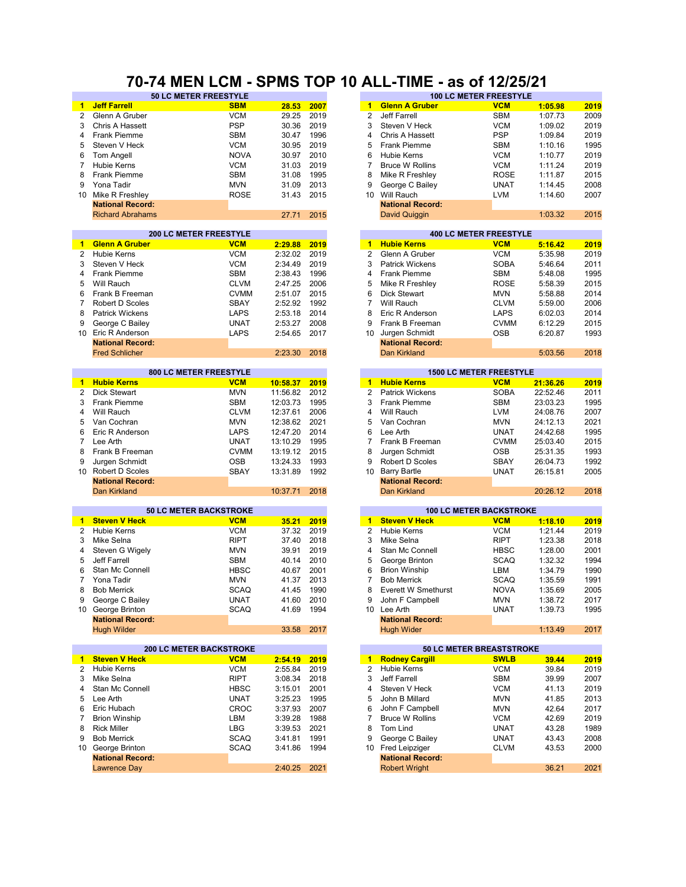# 70-74 MEN LCM - SPMS TOP 10 ALL-TIME - as of 12/25/21

## 50 LC METER FREESTYLE

| # | Name | Club | Time | Year |
|---|---|---|---|---|
| 1 | **Jeff Farrell** | **SBM** | **28.53** | **2007** |
| 2 | Glenn A Gruber | VCM | 29.25 | 2019 |
| 3 | Chris A Hassett | PSP | 30.36 | 2019 |
| 4 | Frank Piemme | SBM | 30.47 | 1996 |
| 5 | Steven V Heck | VCM | 30.95 | 2019 |
| 6 | Tom Angell | NOVA | 30.97 | 2010 |
| 7 | Hubie Kerns | VCM | 31.03 | 2019 |
| 8 | Frank Piemme | SBM | 31.08 | 1995 |
| 9 | Yona Tadir | MVN | 31.09 | 2013 |
| 10 | Mike R Freshley | ROSE | 31.43 | 2015 |
| | **National Record:** | | | |
| | Richard Abrahams | | 27.71 | 2015 |

## 100 LC METER FREESTYLE

| # | Name | Club | Time | Year |
|---|---|---|---|---|
| 1 | **Glenn A Gruber** | **VCM** | **1:05.98** | **2019** |
| 2 | Jeff Farrell | SBM | 1:07.73 | 2009 |
| 3 | Steven V Heck | VCM | 1:09.02 | 2019 |
| 4 | Chris A Hassett | PSP | 1:09.84 | 2019 |
| 5 | Frank Piemme | SBM | 1:10.16 | 1995 |
| 6 | Hubie Kerns | VCM | 1:10.77 | 2019 |
| 7 | Bruce W Rollins | VCM | 1:11.24 | 2019 |
| 8 | Mike R Freshley | ROSE | 1:11.87 | 2015 |
| 9 | George C Bailey | UNAT | 1:14.45 | 2008 |
| 10 | Will Rauch | LVM | 1:14.60 | 2007 |
| | **National Record:** | | | |
| | David Quiggin | | 1:03.32 | 2015 |

## 200 LC METER FREESTYLE

| # | Name | Club | Time | Year |
|---|---|---|---|---|
| 1 | **Glenn A Gruber** | **VCM** | **2:29.88** | **2019** |
| 2 | Hubie Kerns | VCM | 2:32.02 | 2019 |
| 3 | Steven V Heck | VCM | 2:34.49 | 2019 |
| 4 | Frank Piemme | SBM | 2:38.43 | 1996 |
| 5 | Will Rauch | CLVM | 2:47.25 | 2006 |
| 6 | Frank B Freeman | CVMM | 2:51.07 | 2015 |
| 7 | Robert D Scoles | SBAY | 2:52.92 | 1992 |
| 8 | Patrick Wickens | LAPS | 2:53.18 | 2014 |
| 9 | George C Bailey | UNAT | 2:53.27 | 2008 |
| 10 | Eric R Anderson | LAPS | 2:54.65 | 2017 |
| | **National Record:** | | | |
| | Fred Schlicher | | 2:23.30 | 2018 |

## 400 LC METER FREESTYLE

| # | Name | Club | Time | Year |
|---|---|---|---|---|
| 1 | **Hubie Kerns** | **VCM** | **5:16.42** | **2019** |
| 2 | Glenn A Gruber | VCM | 5:35.98 | 2019 |
| 3 | Patrick Wickens | SOBA | 5:46.64 | 2011 |
| 4 | Frank Piemme | SBM | 5:48.08 | 1995 |
| 5 | Mike R Freshley | ROSE | 5:58.39 | 2015 |
| 6 | Dick Stewart | MVN | 5:58.88 | 2014 |
| 7 | Will Rauch | CLVM | 5:59.00 | 2006 |
| 8 | Eric R Anderson | LAPS | 6:02.03 | 2014 |
| 9 | Frank B Freeman | CVMM | 6:12.29 | 2015 |
| 10 | Jurgen Schmidt | OSB | 6:20.87 | 1993 |
| | **National Record:** | | | |
| | Dan Kirkland | | 5:03.56 | 2018 |

## 800 LC METER FREESTYLE

| # | Name | Club | Time | Year |
|---|---|---|---|---|
| 1 | **Hubie Kerns** | **VCM** | **10:58.37** | **2019** |
| 2 | Dick Stewart | MVN | 11:56.82 | 2012 |
| 3 | Frank Piemme | SBM | 12:03.73 | 1995 |
| 4 | Will Rauch | CLVM | 12:37.61 | 2006 |
| 5 | Van Cochran | MVN | 12:38.62 | 2021 |
| 6 | Eric R Anderson | LAPS | 12:47.20 | 2014 |
| 7 | Lee Arth | UNAT | 13:10.29 | 1995 |
| 8 | Frank B Freeman | CVMM | 13:19.12 | 2015 |
| 9 | Jurgen Schmidt | OSB | 13:24.33 | 1993 |
| 10 | Robert D Scoles | SBAY | 13:31.89 | 1992 |
| | **National Record:** | | | |
| | Dan Kirkland | | 10:37.71 | 2018 |

## 1500 LC METER FREESTYLE

| # | Name | Club | Time | Year |
|---|---|---|---|---|
| 1 | **Hubie Kerns** | **VCM** | **21:36.26** | **2019** |
| 2 | Patrick Wickens | SOBA | 22:52.46 | 2011 |
| 3 | Frank Piemme | SBM | 23:03.23 | 1995 |
| 4 | Will Rauch | LVM | 24:08.76 | 2007 |
| 5 | Van Cochran | MVN | 24:12.13 | 2021 |
| 6 | Lee Arth | UNAT | 24:42.68 | 1995 |
| 7 | Frank B Freeman | CVMM | 25:03.40 | 2015 |
| 8 | Jurgen Schmidt | OSB | 25:31.35 | 1993 |
| 9 | Robert D Scoles | SBAY | 26:04.73 | 1992 |
| 10 | Barry Bartle | UNAT | 26:15.81 | 2005 |
| | **National Record:** | | | |
| | Dan Kirkland | | 20:26.12 | 2018 |

## 50 LC METER BACKSTROKE

| # | Name | Club | Time | Year |
|---|---|---|---|---|
| 1 | **Steven V Heck** | **VCM** | **35.21** | **2019** |
| 2 | Hubie Kerns | VCM | 37.32 | 2019 |
| 3 | Mike Selna | RIPT | 37.40 | 2018 |
| 4 | Steven G Wigely | MVN | 39.91 | 2019 |
| 5 | Jeff Farrell | SBM | 40.14 | 2010 |
| 6 | Stan Mc Connell | HBSC | 40.67 | 2001 |
| 7 | Yona Tadir | MVN | 41.37 | 2013 |
| 8 | Bob Merrick | SCAQ | 41.45 | 1990 |
| 9 | George C Bailey | UNAT | 41.60 | 2010 |
| 10 | George Brinton | SCAQ | 41.69 | 1994 |
| | **National Record:** | | | |
| | Hugh Wilder | | 33.58 | 2017 |

## 100 LC METER BACKSTROKE

| # | Name | Club | Time | Year |
|---|---|---|---|---|
| 1 | **Steven V Heck** | **VCM** | **1:18.10** | **2019** |
| 2 | Hubie Kerns | VCM | 1:21.44 | 2019 |
| 3 | Mike Selna | RIPT | 1:23.38 | 2018 |
| 4 | Stan Mc Connell | HBSC | 1:28.00 | 2001 |
| 5 | George Brinton | SCAQ | 1:32.32 | 1994 |
| 6 | Brion Winship | LBM | 1:34.79 | 1990 |
| 7 | Bob Merrick | SCAQ | 1:35.59 | 1991 |
| 8 | Everett W Smethurst | NOVA | 1:35.69 | 2005 |
| 9 | John F Campbell | MVN | 1:38.72 | 2017 |
| 10 | Lee Arth | UNAT | 1:39.73 | 1995 |
| | **National Record:** | | | |
| | Hugh Wider | | 1:13.49 | 2017 |

## 200 LC METER BACKSTROKE

| # | Name | Club | Time | Year |
|---|---|---|---|---|
| 1 | **Steven V Heck** | **VCM** | **2:54.19** | **2019** |
| 2 | Hubie Kerns | VCM | 2:55.84 | 2019 |
| 3 | Mike Selna | RIPT | 3:08.34 | 2018 |
| 4 | Stan Mc Connell | HBSC | 3:15.01 | 2001 |
| 5 | Lee Arth | UNAT | 3:25.23 | 1995 |
| 6 | Eric Hubach | CROC | 3:37.93 | 2007 |
| 7 | Brion Winship | LBM | 3:39.28 | 1988 |
| 8 | Rick Miller | LBG | 3:39.53 | 2021 |
| 9 | Bob Merrick | SCAQ | 3:41.81 | 1991 |
| 10 | George Brinton | SCAQ | 3:41.86 | 1994 |
| | **National Record:** | | | |
| | Lawrence Day | | 2:40.25 | 2021 |

## 50 LC METER BREASTSTROKE

| # | Name | Club | Time | Year |
|---|---|---|---|---|
| 1 | **Rodney Cargill** | **SWLB** | **39.44** | **2019** |
| 2 | Hubie Kerns | VCM | 39.84 | 2019 |
| 3 | Jeff Farrell | SBM | 39.99 | 2007 |
| 4 | Steven V Heck | VCM | 41.13 | 2019 |
| 5 | John B Millard | MVN | 41.85 | 2013 |
| 6 | John F Campbell | MVN | 42.64 | 2017 |
| 7 | Bruce W Rollins | VCM | 42.69 | 2019 |
| 8 | Tom Lind | UNAT | 43.28 | 1989 |
| 9 | George C Bailey | UNAT | 43.43 | 2008 |
| 10 | Fred Leipziger | CLVM | 43.53 | 2000 |
| | **National Record:** | | | |
| | Robert Wright | | 36.21 | 2021 |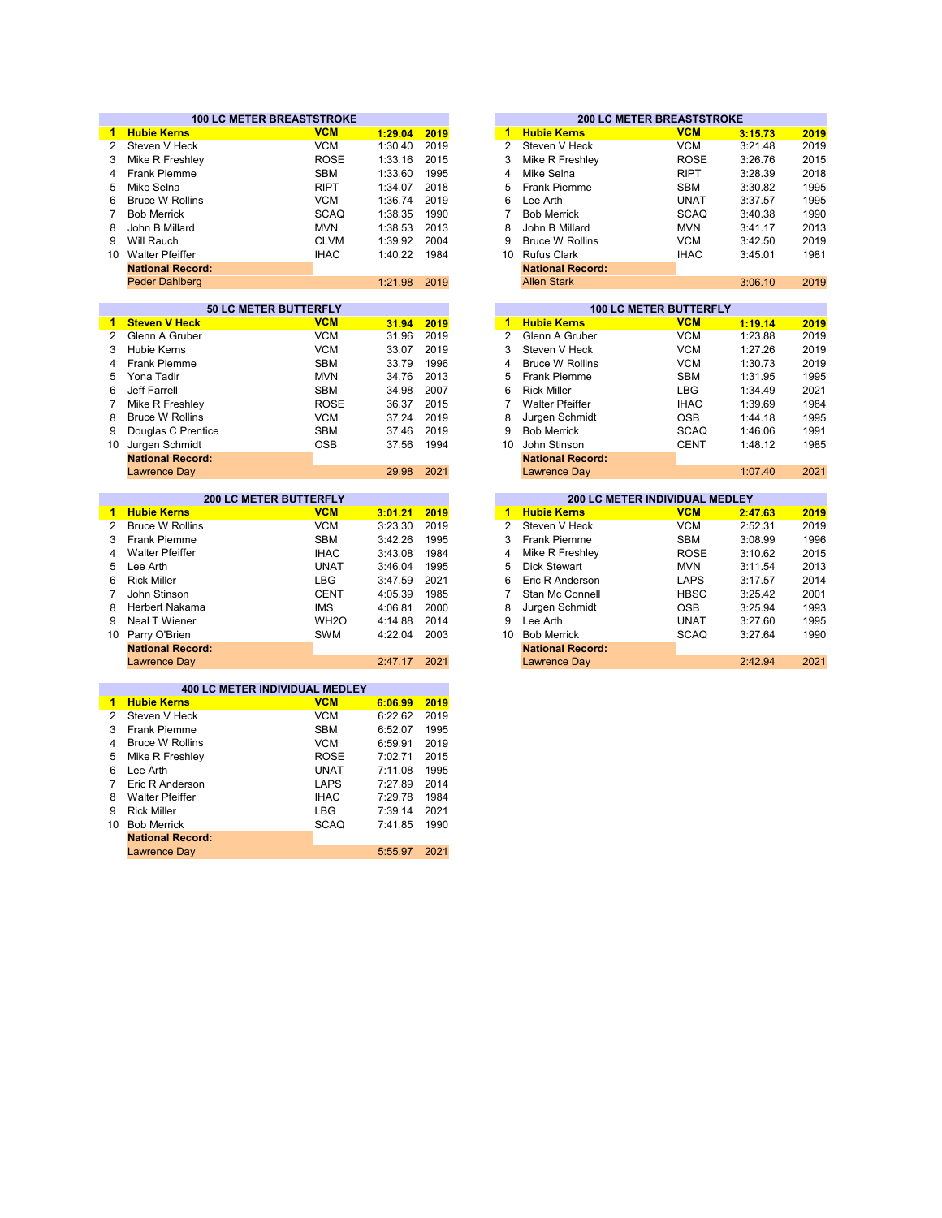## 100 LC METER BREASTSTROKE

| Rank | Name | Club | Time | Year |
|---|---|---|---|---|
| **1** | **Hubie Kerns** | **VCM** | **1:29.04** | **2019** |
| 2 | Steven V Heck | VCM | 1:30.40 | 2019 |
| 3 | Mike R Freshley | ROSE | 1:33.16 | 2015 |
| 4 | Frank Piemme | SBM | 1:33.60 | 1995 |
| 5 | Mike Selna | RIPT | 1:34.07 | 2018 |
| 6 | Bruce W Rollins | VCM | 1:36.74 | 2019 |
| 7 | Bob Merrick | SCAQ | 1:38.35 | 1990 |
| 8 | John B Millard | MVN | 1:38.53 | 2013 |
| 9 | Will Rauch | CLVM | 1:39.92 | 2004 |
| 10 | Walter Pfeiffer | IHAC | 1:40.22 | 1984 |
| | **National Record:** | | | |
| | Peder Dahlberg | | 1:21.98 | 2019 |

## 200 LC METER BREASTSTROKE

| Rank | Name | Club | Time | Year |
|---|---|---|---|---|
| **1** | **Hubie Kerns** | **VCM** | **3:15.73** | **2019** |
| 2 | Steven V Heck | VCM | 3:21.48 | 2019 |
| 3 | Mike R Freshley | ROSE | 3:26.76 | 2015 |
| 4 | Mike Selna | RIPT | 3:28.39 | 2018 |
| 5 | Frank Piemme | SBM | 3:30.82 | 1995 |
| 6 | Lee Arth | UNAT | 3:37.57 | 1995 |
| 7 | Bob Merrick | SCAQ | 3:40.38 | 1990 |
| 8 | John B Millard | MVN | 3:41.17 | 2013 |
| 9 | Bruce W Rollins | VCM | 3:42.50 | 2019 |
| 10 | Rufus Clark | IHAC | 3:45.01 | 1981 |
| | **National Record:** | | | |
| | Allen Stark | | 3:06.10 | 2019 |

## 50 LC METER BUTTERFLY

| Rank | Name | Club | Time | Year |
|---|---|---|---|---|
| **1** | **Steven V Heck** | **VCM** | **31.94** | **2019** |
| 2 | Glenn A Gruber | VCM | 31.96 | 2019 |
| 3 | Hubie Kerns | VCM | 33.07 | 2019 |
| 4 | Frank Piemme | SBM | 33.79 | 1996 |
| 5 | Yona Tadir | MVN | 34.76 | 2013 |
| 6 | Jeff Farrell | SBM | 34.98 | 2007 |
| 7 | Mike R Freshley | ROSE | 36.37 | 2015 |
| 8 | Bruce W Rollins | VCM | 37.24 | 2019 |
| 9 | Douglas C Prentice | SBM | 37.46 | 2019 |
| 10 | Jurgen Schmidt | OSB | 37.56 | 1994 |
| | **National Record:** | | | |
| | Lawrence Day | | 29.98 | 2021 |

## 100 LC METER BUTTERFLY

| Rank | Name | Club | Time | Year |
|---|---|---|---|---|
| **1** | **Hubie Kerns** | **VCM** | **1:19.14** | **2019** |
| 2 | Glenn A Gruber | VCM | 1:23.88 | 2019 |
| 3 | Steven V Heck | VCM | 1:27.26 | 2019 |
| 4 | Bruce W Rollins | VCM | 1:30.73 | 2019 |
| 5 | Frank Piemme | SBM | 1:31.95 | 1995 |
| 6 | Rick Miller | LBG | 1:34.49 | 2021 |
| 7 | Walter Pfeiffer | IHAC | 1:39.69 | 1984 |
| 8 | Jurgen Schmidt | OSB | 1:44.18 | 1995 |
| 9 | Bob Merrick | SCAQ | 1:46.06 | 1991 |
| 10 | John Stinson | CENT | 1:48.12 | 1985 |
| | **National Record:** | | | |
| | Lawrence Day | | 1:07.40 | 2021 |

## 200 LC METER BUTTERFLY

| Rank | Name | Club | Time | Year |
|---|---|---|---|---|
| **1** | **Hubie Kerns** | **VCM** | **3:01.21** | **2019** |
| 2 | Bruce W Rollins | VCM | 3:23.30 | 2019 |
| 3 | Frank Piemme | SBM | 3:42.26 | 1995 |
| 4 | Walter Pfeiffer | IHAC | 3:43.08 | 1984 |
| 5 | Lee Arth | UNAT | 3:46.04 | 1995 |
| 6 | Rick Miller | LBG | 3:47.59 | 2021 |
| 7 | John Stinson | CENT | 4:05.39 | 1985 |
| 8 | Herbert Nakama | IMS | 4:06.81 | 2000 |
| 9 | Neal T Wiener | WH2O | 4:14.88 | 2014 |
| 10 | Parry O'Brien | SWM | 4:22.04 | 2003 |
| | **National Record:** | | | |
| | Lawrence Day | | 2:47.17 | 2021 |

## 200 LC METER INDIVIDUAL MEDLEY

| Rank | Name | Club | Time | Year |
|---|---|---|---|---|
| **1** | **Hubie Kerns** | **VCM** | **2:47.63** | **2019** |
| 2 | Steven V Heck | VCM | 2:52.31 | 2019 |
| 3 | Frank Piemme | SBM | 3:08.99 | 1996 |
| 4 | Mike R Freshley | ROSE | 3:10.62 | 2015 |
| 5 | Dick Stewart | MVN | 3:11.54 | 2013 |
| 6 | Eric R Anderson | LAPS | 3:17.57 | 2014 |
| 7 | Stan Mc Connell | HBSC | 3:25.42 | 2001 |
| 8 | Jurgen Schmidt | OSB | 3:25.94 | 1993 |
| 9 | Lee Arth | UNAT | 3:27.60 | 1995 |
| 10 | Bob Merrick | SCAQ | 3:27.64 | 1990 |
| | **National Record:** | | | |
| | Lawrence Day | | 2:42.94 | 2021 |

## 400 LC METER INDIVIDUAL MEDLEY

| Rank | Name | Club | Time | Year |
|---|---|---|---|---|
| **1** | **Hubie Kerns** | **VCM** | **6:06.99** | **2019** |
| 2 | Steven V Heck | VCM | 6:22.62 | 2019 |
| 3 | Frank Piemme | SBM | 6:52.07 | 1995 |
| 4 | Bruce W Rollins | VCM | 6:59.91 | 2019 |
| 5 | Mike R Freshley | ROSE | 7:02.71 | 2015 |
| 6 | Lee Arth | UNAT | 7:11.08 | 1995 |
| 7 | Eric R Anderson | LAPS | 7:27.89 | 2014 |
| 8 | Walter Pfeiffer | IHAC | 7:29.78 | 1984 |
| 9 | Rick Miller | LBG | 7:39.14 | 2021 |
| 10 | Bob Merrick | SCAQ | 7:41.85 | 1990 |
| | **National Record:** | | | |
| | Lawrence Day | | 5:55.97 | 2021 |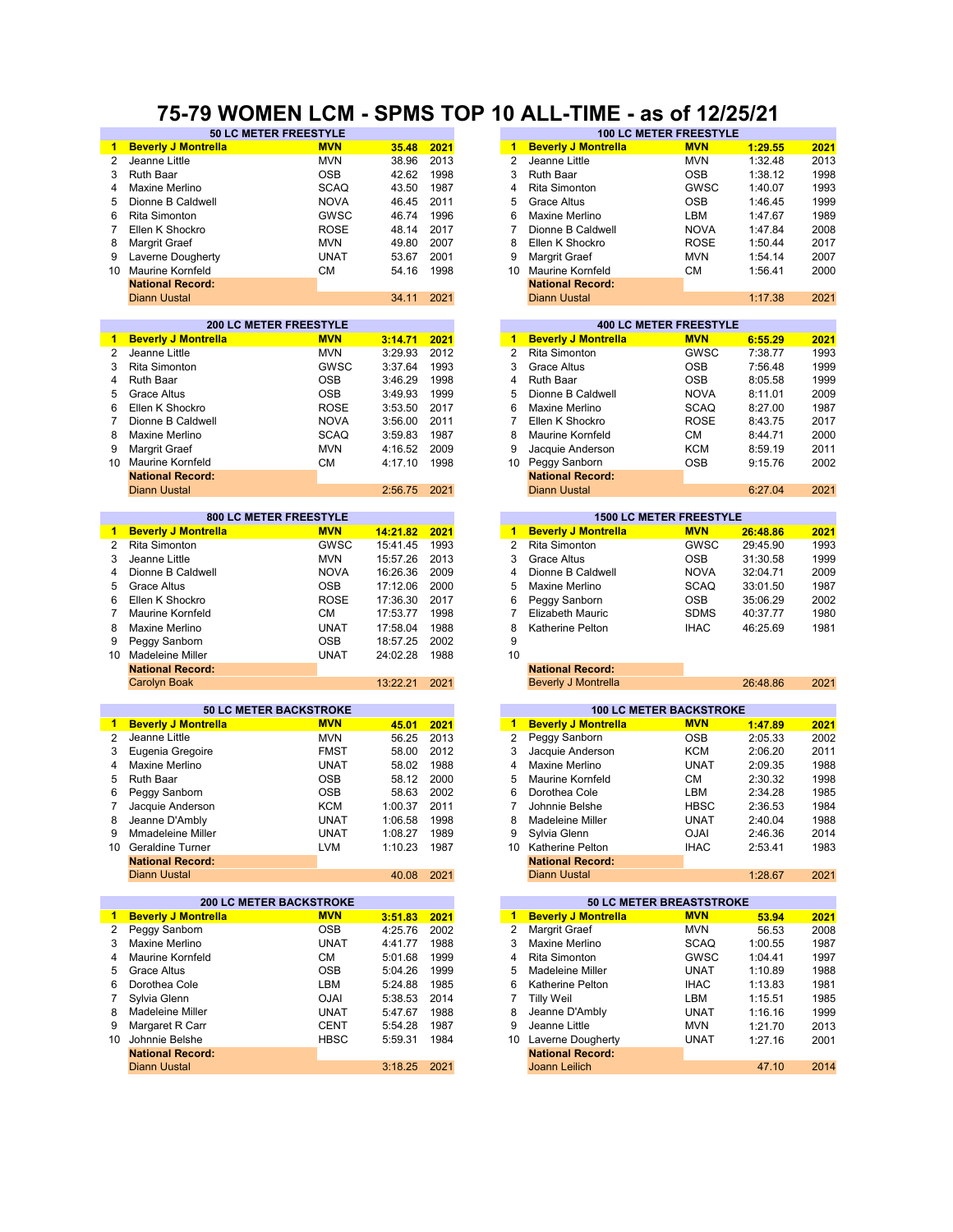# 75-79 WOMEN LCM - SPMS TOP 10 ALL-TIME - as of 12/25/21

| 50 LC METER FREESTYLE | | | | |
|---|---|---|---|---|
| **1** | **Beverly J Montrella** | **MVN** | **35.48** | **2021** |
| 2 | Jeanne Little | MVN | 38.96 | 2013 |
| 3 | Ruth Baar | OSB | 42.62 | 1998 |
| 4 | Maxine Merlino | SCAQ | 43.50 | 1987 |
| 5 | Dionne B Caldwell | NOVA | 46.45 | 2011 |
| 6 | Rita Simonton | GWSC | 46.74 | 1996 |
| 7 | Ellen K Shockro | ROSE | 48.14 | 2017 |
| 8 | Margrit Graef | MVN | 49.80 | 2007 |
| 9 | Laverne Dougherty | UNAT | 53.67 | 2001 |
| 10 | Maurine Kornfeld | CM | 54.16 | 1998 |
| | **National Record:** | | | |
| | Diann Uustal | | 34.11 | 2021 |

| 100 LC METER FREESTYLE | | | | |
|---|---|---|---|---|
| **1** | **Beverly J Montrella** | **MVN** | **1:29.55** | **2021** |
| 2 | Jeanne Little | MVN | 1:32.48 | 2013 |
| 3 | Ruth Baar | OSB | 1:38.12 | 1998 |
| 4 | Rita Simonton | GWSC | 1:40.07 | 1993 |
| 5 | Grace Altus | OSB | 1:46.45 | 1999 |
| 6 | Maxine Merlino | LBM | 1:47.67 | 1989 |
| 7 | Dionne B Caldwell | NOVA | 1:47.84 | 2008 |
| 8 | Ellen K Shockro | ROSE | 1:50.44 | 2017 |
| 9 | Margrit Graef | MVN | 1:54.14 | 2007 |
| 10 | Maurine Kornfeld | CM | 1:56.41 | 2000 |
| | **National Record:** | | | |
| | Diann Uustal | | 1:17.38 | 2021 |

| 200 LC METER FREESTYLE | | | | |
|---|---|---|---|---|
| **1** | **Beverly J Montrella** | **MVN** | **3:14.71** | **2021** |
| 2 | Jeanne Little | MVN | 3:29.93 | 2012 |
| 3 | Rita Simonton | GWSC | 3:37.64 | 1993 |
| 4 | Ruth Baar | OSB | 3:46.29 | 1998 |
| 5 | Grace Altus | OSB | 3:49.93 | 1999 |
| 6 | Ellen K Shockro | ROSE | 3:53.50 | 2017 |
| 7 | Dionne B Caldwell | NOVA | 3:56.00 | 2011 |
| 8 | Maxine Merlino | SCAQ | 3:59.83 | 1987 |
| 9 | Margrit Graef | MVN | 4:16.52 | 2009 |
| 10 | Maurine Kornfeld | CM | 4:17.10 | 1998 |
| | **National Record:** | | | |
| | Diann Uustal | | 2:56.75 | 2021 |

| 400 LC METER FREESTYLE | | | | |
|---|---|---|---|---|
| **1** | **Beverly J Montrella** | **MVN** | **6:55.29** | **2021** |
| 2 | Rita Simonton | GWSC | 7:38.77 | 1993 |
| 3 | Grace Altus | OSB | 7:56.48 | 1999 |
| 4 | Ruth Baar | OSB | 8:05.58 | 1999 |
| 5 | Dionne B Caldwell | NOVA | 8:11.01 | 2009 |
| 6 | Maxine Merlino | SCAQ | 8:27.00 | 1987 |
| 7 | Ellen K Shockro | ROSE | 8:43.75 | 2017 |
| 8 | Maurine Kornfeld | CM | 8:44.71 | 2000 |
| 9 | Jacquie Anderson | KCM | 8:59.19 | 2011 |
| 10 | Peggy Sanborn | OSB | 9:15.76 | 2002 |
| | **National Record:** | | | |
| | Diann Uustal | | 6:27.04 | 2021 |

| 800 LC METER FREESTYLE | | | | |
|---|---|---|---|---|
| **1** | **Beverly J Montrella** | **MVN** | **14:21.82** | **2021** |
| 2 | Rita Simonton | GWSC | 15:41.45 | 1993 |
| 3 | Jeanne Little | MVN | 15:57.26 | 2013 |
| 4 | Dionne B Caldwell | NOVA | 16:26.36 | 2009 |
| 5 | Grace Altus | OSB | 17:12.06 | 2000 |
| 6 | Ellen K Shockro | ROSE | 17:36.30 | 2017 |
| 7 | Maurine Kornfeld | CM | 17:53.77 | 1998 |
| 8 | Maxine Merlino | UNAT | 17:58.04 | 1988 |
| 9 | Peggy Sanborn | OSB | 18:57.25 | 2002 |
| 10 | Madeleine Miller | UNAT | 24:02.28 | 1988 |
| | **National Record:** | | | |
| | Carolyn Boak | | 13:22.21 | 2021 |

| 1500 LC METER FREESTYLE | | | | |
|---|---|---|---|---|
| **1** | **Beverly J Montrella** | **MVN** | **26:48.86** | **2021** |
| 2 | Rita Simonton | GWSC | 29:45.90 | 1993 |
| 3 | Grace Altus | OSB | 31:30.58 | 1999 |
| 4 | Dionne B Caldwell | NOVA | 32:04.71 | 2009 |
| 5 | Maxine Merlino | SCAQ | 33:01.50 | 1987 |
| 6 | Peggy Sanborn | OSB | 35:06.29 | 2002 |
| 7 | Elizabeth Mauric | SDMS | 40:37.77 | 1980 |
| 8 | Katherine Pelton | IHAC | 46:25.69 | 1981 |
| 9 | | | | |
| 10 | | | | |
| | **National Record:** | | | |
| | Beverly J Montrella | | 26:48.86 | 2021 |

| 50 LC METER BACKSTROKE | | | | |
|---|---|---|---|---|
| **1** | **Beverly J Montrella** | **MVN** | **45.01** | **2021** |
| 2 | Jeanne Little | MVN | 56.25 | 2013 |
| 3 | Eugenia Gregoire | FMST | 58.00 | 2012 |
| 4 | Maxine Merlino | UNAT | 58.02 | 1988 |
| 5 | Ruth Baar | OSB | 58.12 | 2000 |
| 6 | Peggy Sanborn | OSB | 58.63 | 2002 |
| 7 | Jacquie Anderson | KCM | 1:00.37 | 2011 |
| 8 | Jeanne D'Ambly | UNAT | 1:06.58 | 1998 |
| 9 | Mmadeleine Miller | UNAT | 1:08.27 | 1989 |
| 10 | Geraldine Turner | LVM | 1:10.23 | 1987 |
| | **National Record:** | | | |
| | Diann Uustal | | 40.08 | 2021 |

| 100 LC METER BACKSTROKE | | | | |
|---|---|---|---|---|
| **1** | **Beverly J Montrella** | **MVN** | **1:47.89** | **2021** |
| 2 | Peggy Sanborn | OSB | 2:05.33 | 2002 |
| 3 | Jacquie Anderson | KCM | 2:06.20 | 2011 |
| 4 | Maxine Merlino | UNAT | 2:09.35 | 1988 |
| 5 | Maurine Kornfeld | CM | 2:30.32 | 1998 |
| 6 | Dorothea Cole | LBM | 2:34.28 | 1985 |
| 7 | Johnnie Belshe | HBSC | 2:36.53 | 1984 |
| 8 | Madeleine Miller | UNAT | 2:40.04 | 1988 |
| 9 | Sylvia Glenn | OJAI | 2:46.36 | 2014 |
| 10 | Katherine Pelton | IHAC | 2:53.41 | 1983 |
| | **National Record:** | | | |
| | Diann Uustal | | 1:28.67 | 2021 |

| 200 LC METER BACKSTROKE | | | | |
|---|---|---|---|---|
| **1** | **Beverly J Montrella** | **MVN** | **3:51.83** | **2021** |
| 2 | Peggy Sanborn | OSB | 4:25.76 | 2002 |
| 3 | Maxine Merlino | UNAT | 4:41.77 | 1988 |
| 4 | Maurine Kornfeld | CM | 5:01.68 | 1999 |
| 5 | Grace Altus | OSB | 5:04.26 | 1999 |
| 6 | Dorothea Cole | LBM | 5:24.88 | 1985 |
| 7 | Sylvia Glenn | OJAI | 5:38.53 | 2014 |
| 8 | Madeleine Miller | UNAT | 5:47.67 | 1988 |
| 9 | Margaret R Carr | CENT | 5:54.28 | 1987 |
| 10 | Johnnie Belshe | HBSC | 5:59.31 | 1984 |
| | **National Record:** | | | |
| | Diann Uustal | | 3:18.25 | 2021 |

| 50 LC METER BREASTSTROKE | | | | |
|---|---|---|---|---|
| **1** | **Beverly J Montrella** | **MVN** | **53.94** | **2021** |
| 2 | Margrit Graef | MVN | 56.53 | 2008 |
| 3 | Maxine Merlino | SCAQ | 1:00.55 | 1987 |
| 4 | Rita Simonton | GWSC | 1:04.41 | 1997 |
| 5 | Madeleine Miller | UNAT | 1:10.89 | 1988 |
| 6 | Katherine Pelton | IHAC | 1:13.83 | 1981 |
| 7 | Tilly Weil | LBM | 1:15.51 | 1985 |
| 8 | Jeanne D'Ambly | UNAT | 1:16.16 | 1999 |
| 9 | Jeanne Little | MVN | 1:21.70 | 2013 |
| 10 | Laverne Dougherty | UNAT | 1:27.16 | 2001 |
| | **National Record:** | | | |
| | Joann Leilich | | 47.10 | 2014 |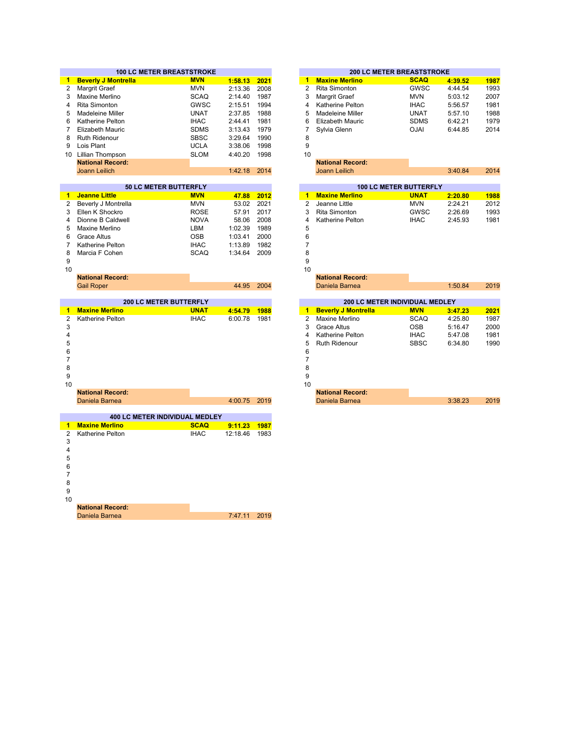## 100 LC METER BREASTSTROKE

| Rank | Name | Team | Time | Year |
|---|---|---|---|---|
| **1** | **Beverly J Montrella** | **MVN** | **1:58.13** | **2021** |
| 2 | Margrit Graef | MVN | 2:13.36 | 2008 |
| 3 | Maxine Merlino | SCAQ | 2:14.40 | 1987 |
| 4 | Rita Simonton | GWSC | 2:15.51 | 1994 |
| 5 | Madeleine Miller | UNAT | 2:37.85 | 1988 |
| 6 | Katherine Pelton | IHAC | 2:44.41 | 1981 |
| 7 | Elizabeth Mauric | SDMS | 3:13.43 | 1979 |
| 8 | Ruth Ridenour | SBSC | 3:29.64 | 1990 |
| 9 | Lois Plant | UCLA | 3:38.06 | 1998 |
| 10 | Lillian Thompson | SLOM | 4:40.20 | 1998 |
| | **National Record:** | | | |
| | Joann Leilich | | 1:42.18 | 2014 |

## 200 LC METER BREASTSTROKE

| Rank | Name | Team | Time | Year |
|---|---|---|---|---|
| **1** | **Maxine Merlino** | **SCAQ** | **4:39.52** | **1987** |
| 2 | Rita Simonton | GWSC | 4:44.54 | 1993 |
| 3 | Margrit Graef | MVN | 5:03.12 | 2007 |
| 4 | Katherine Pelton | IHAC | 5:56.57 | 1981 |
| 5 | Madeleine Miller | UNAT | 5:57.10 | 1988 |
| 6 | Elizabeth Mauric | SDMS | 6:42.21 | 1979 |
| 7 | Sylvia Glenn | OJAI | 6:44.85 | 2014 |
| 8 | | | | |
| 9 | | | | |
| 10 | | | | |
| | **National Record:** | | | |
| | Joann Leilich | | 3:40.84 | 2014 |

## 50 LC METER BUTTERFLY

| Rank | Name | Team | Time | Year |
|---|---|---|---|---|
| **1** | **Jeanne Little** | **MVN** | **47.88** | **2012** |
| 2 | Beverly J Montrella | MVN | 53.02 | 2021 |
| 3 | Ellen K Shockro | ROSE | 57.91 | 2017 |
| 4 | Dionne B Caldwell | NOVA | 58.06 | 2008 |
| 5 | Maxine Merlino | LBM | 1:02.39 | 1989 |
| 6 | Grace Altus | OSB | 1:03.41 | 2000 |
| 7 | Katherine Pelton | IHAC | 1:13.89 | 1982 |
| 8 | Marcia F Cohen | SCAQ | 1:34.64 | 2009 |
| 9 | | | | |
| 10 | | | | |
| | **National Record:** | | | |
| | Gail Roper | | 44.95 | 2004 |

## 100 LC METER BUTTERFLY

| Rank | Name | Team | Time | Year |
|---|---|---|---|---|
| **1** | **Maxine Merlino** | **UNAT** | **2:20.80** | **1988** |
| 2 | Jeanne Little | MVN | 2:24.21 | 2012 |
| 3 | Rita Simonton | GWSC | 2:26.69 | 1993 |
| 4 | Katherine Pelton | IHAC | 2:45.93 | 1981 |
| 5 | | | | |
| 6 | | | | |
| 7 | | | | |
| 8 | | | | |
| 9 | | | | |
| 10 | | | | |
| | **National Record:** | | | |
| | Daniela Barnea | | 1:50.84 | 2019 |

## 200 LC METER BUTTERFLY

| Rank | Name | Team | Time | Year |
|---|---|---|---|---|
| **1** | **Maxine Merlino** | **UNAT** | **4:54.79** | **1988** |
| 2 | Katherine Pelton | IHAC | 6:00.78 | 1981 |
| 3 | | | | |
| 4 | | | | |
| 5 | | | | |
| 6 | | | | |
| 7 | | | | |
| 8 | | | | |
| 9 | | | | |
| 10 | | | | |
| | **National Record:** | | | |
| | Daniela Barnea | | 4:00.75 | 2019 |

## 200 LC METER INDIVIDUAL MEDLEY

| Rank | Name | Team | Time | Year |
|---|---|---|---|---|
| **1** | **Beverly J Montrella** | **MVN** | **3:47.23** | **2021** |
| 2 | Maxine Merlino | SCAQ | 4:25.80 | 1987 |
| 3 | Grace Altus | OSB | 5:16.47 | 2000 |
| 4 | Katherine Pelton | IHAC | 5:47.08 | 1981 |
| 5 | Ruth Ridenour | SBSC | 6:34.80 | 1990 |
| 6 | | | | |
| 7 | | | | |
| 8 | | | | |
| 9 | | | | |
| 10 | | | | |
| | **National Record:** | | | |
| | Daniela Barnea | | 3:38.23 | 2019 |

## 400 LC METER INDIVIDUAL MEDLEY

| Rank | Name | Team | Time | Year |
|---|---|---|---|---|
| **1** | **Maxine Merlino** | **SCAQ** | **9:11.23** | **1987** |
| 2 | Katherine Pelton | IHAC | 12:18.46 | 1983 |
| 3 | | | | |
| 4 | | | | |
| 5 | | | | |
| 6 | | | | |
| 7 | | | | |
| 8 | | | | |
| 9 | | | | |
| 10 | | | | |
| | **National Record:** | | | |
| | Daniela Barnea | | 7:47.11 | 2019 |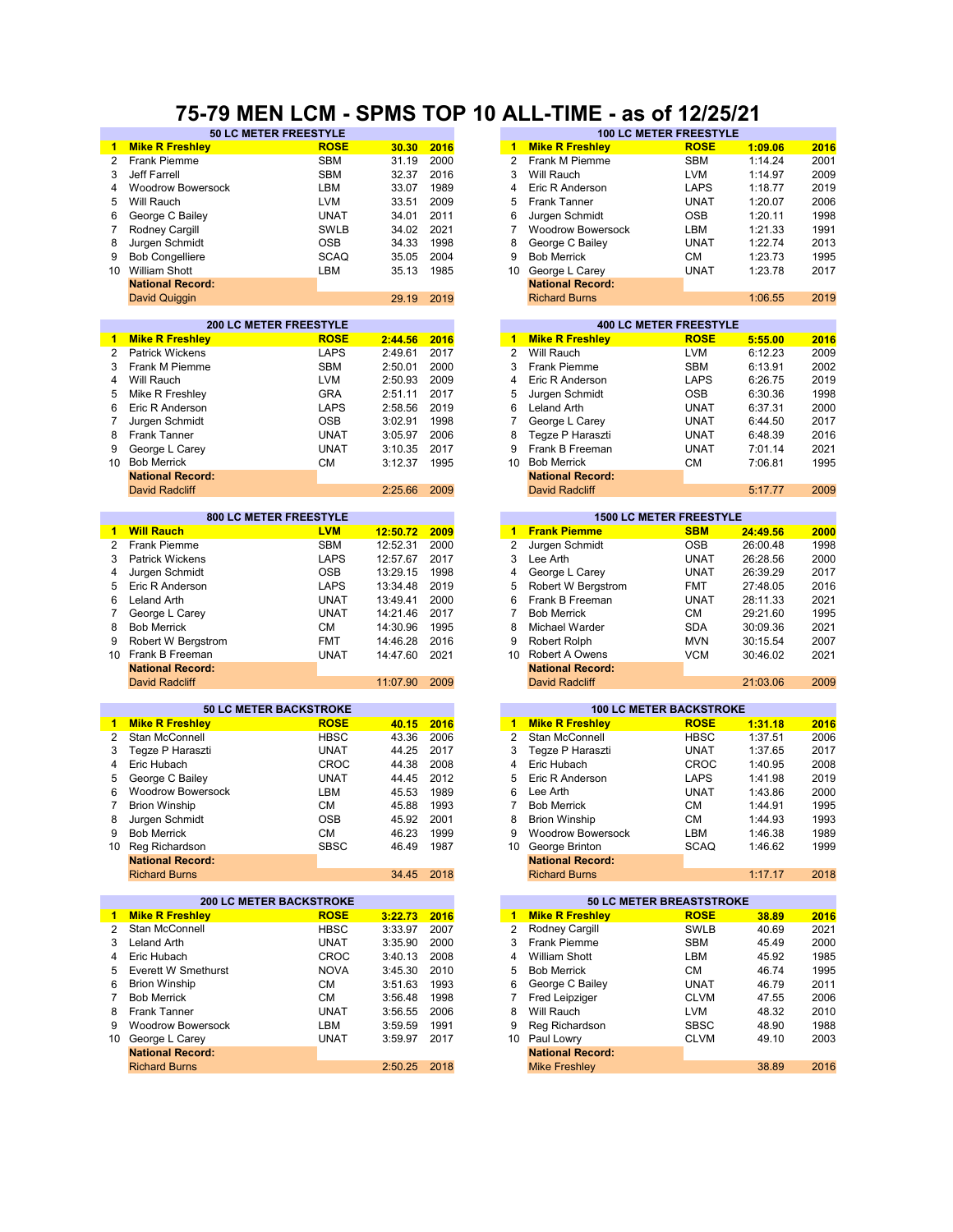# 75-79 MEN LCM - SPMS TOP 10 ALL-TIME - as of 12/25/21

## 50 LC METER FREESTYLE

| | Name | Club | Time | Year |
|---|---|---|---|---|
| **1** | **Mike R Freshley** | **ROSE** | **30.30** | **2016** |
| 2 | Frank Piemme | SBM | 31.19 | 2000 |
| 3 | Jeff Farrell | SBM | 32.37 | 2016 |
| 4 | Woodrow Bowersock | LBM | 33.07 | 1989 |
| 5 | Will Rauch | LVM | 33.51 | 2009 |
| 6 | George C Bailey | UNAT | 34.01 | 2011 |
| 7 | Rodney Cargill | SWLB | 34.02 | 2021 |
| 8 | Jurgen Schmidt | OSB | 34.33 | 1998 |
| 9 | Bob Congelliere | SCAQ | 35.05 | 2004 |
| 10 | William Shott | LBM | 35.13 | 1985 |
| | **National Record:** | | | |
| | David Quiggin | | 29.19 | 2019 |

## 100 LC METER FREESTYLE

| | Name | Club | Time | Year |
|---|---|---|---|---|
| **1** | **Mike R Freshley** | **ROSE** | **1:09.06** | **2016** |
| 2 | Frank M Piemme | SBM | 1:14.24 | 2001 |
| 3 | Will Rauch | LVM | 1:14.97 | 2009 |
| 4 | Eric R Anderson | LAPS | 1:18.77 | 2019 |
| 5 | Frank Tanner | UNAT | 1:20.07 | 2006 |
| 6 | Jurgen Schmidt | OSB | 1:20.11 | 1998 |
| 7 | Woodrow Bowersock | LBM | 1:21.33 | 1991 |
| 8 | George C Bailey | UNAT | 1:22.74 | 2013 |
| 9 | Bob Merrick | CM | 1:23.73 | 1995 |
| 10 | George L Carey | UNAT | 1:23.78 | 2017 |
| | **National Record:** | | | |
| | Richard Burns | | 1:06.55 | 2019 |

## 200 LC METER FREESTYLE

| | Name | Club | Time | Year |
|---|---|---|---|---|
| **1** | **Mike R Freshley** | **ROSE** | **2:44.56** | **2016** |
| 2 | Patrick Wickens | LAPS | 2:49.61 | 2017 |
| 3 | Frank M Piemme | SBM | 2:50.01 | 2000 |
| 4 | Will Rauch | LVM | 2:50.93 | 2009 |
| 5 | Mike R Freshley | GRA | 2:51.11 | 2017 |
| 6 | Eric R Anderson | LAPS | 2:58.56 | 2019 |
| 7 | Jurgen Schmidt | OSB | 3:02.91 | 1998 |
| 8 | Frank Tanner | UNAT | 3:05.97 | 2006 |
| 9 | George L Carey | UNAT | 3:10.35 | 2017 |
| 10 | Bob Merrick | CM | 3:12.37 | 1995 |
| | **National Record:** | | | |
| | David Radcliff | | 2:25.66 | 2009 |

## 400 LC METER FREESTYLE

| | Name | Club | Time | Year |
|---|---|---|---|---|
| **1** | **Mike R Freshley** | **ROSE** | **5:55.00** | **2016** |
| 2 | Will Rauch | LVM | 6:12.23 | 2009 |
| 3 | Frank Piemme | SBM | 6:13.91 | 2002 |
| 4 | Eric R Anderson | LAPS | 6:26.75 | 2019 |
| 5 | Jurgen Schmidt | OSB | 6:30.36 | 1998 |
| 6 | Leland Arth | UNAT | 6:37.31 | 2000 |
| 7 | George L Carey | UNAT | 6:44.50 | 2017 |
| 8 | Tegze P Haraszti | UNAT | 6:48.39 | 2016 |
| 9 | Frank B Freeman | UNAT | 7:01.14 | 2021 |
| 10 | Bob Merrick | CM | 7:06.81 | 1995 |
| | **National Record:** | | | |
| | David Radcliff | | 5:17.77 | 2009 |

## 800 LC METER FREESTYLE

| | Name | Club | Time | Year |
|---|---|---|---|---|
| **1** | **Will Rauch** | **LVM** | **12:50.72** | **2009** |
| 2 | Frank Piemme | SBM | 12:52.31 | 2000 |
| 3 | Patrick Wickens | LAPS | 12:57.67 | 2017 |
| 4 | Jurgen Schmidt | OSB | 13:29.15 | 1998 |
| 5 | Eric R Anderson | LAPS | 13:34.48 | 2019 |
| 6 | Leland Arth | UNAT | 13:49.41 | 2000 |
| 7 | George L Carey | UNAT | 14:21.46 | 2017 |
| 8 | Bob Merrick | CM | 14:30.96 | 1995 |
| 9 | Robert W Bergstrom | FMT | 14:46.28 | 2016 |
| 10 | Frank B Freeman | UNAT | 14:47.60 | 2021 |
| | **National Record:** | | | |
| | David Radcliff | | 11:07.90 | 2009 |

## 1500 LC METER FREESTYLE

| | Name | Club | Time | Year |
|---|---|---|---|---|
| **1** | **Frank Piemme** | **SBM** | **24:49.56** | **2000** |
| 2 | Jurgen Schmidt | OSB | 26:00.48 | 1998 |
| 3 | Lee Arth | UNAT | 26:28.56 | 2000 |
| 4 | George L Carey | UNAT | 26:39.29 | 2017 |
| 5 | Robert W Bergstrom | FMT | 27:48.05 | 2016 |
| 6 | Frank B Freeman | UNAT | 28:11.33 | 2021 |
| 7 | Bob Merrick | CM | 29:21.60 | 1995 |
| 8 | Michael Warder | SDA | 30:09.36 | 2021 |
| 9 | Robert Rolph | MVN | 30:15.54 | 2007 |
| 10 | Robert A Owens | VCM | 30:46.02 | 2021 |
| | **National Record:** | | | |
| | David Radcliff | | 21:03.06 | 2009 |

## 50 LC METER BACKSTROKE

| | Name | Club | Time | Year |
|---|---|---|---|---|
| **1** | **Mike R Freshley** | **ROSE** | **40.15** | **2016** |
| 2 | Stan McConnell | HBSC | 43.36 | 2006 |
| 3 | Tegze P Haraszti | UNAT | 44.25 | 2017 |
| 4 | Eric Hubach | CROC | 44.38 | 2008 |
| 5 | George C Bailey | UNAT | 44.45 | 2012 |
| 6 | Woodrow Bowersock | LBM | 45.53 | 1989 |
| 7 | Brion Winship | CM | 45.88 | 1993 |
| 8 | Jurgen Schmidt | OSB | 45.92 | 2001 |
| 9 | Bob Merrick | CM | 46.23 | 1999 |
| 10 | Reg Richardson | SBSC | 46.49 | 1987 |
| | **National Record:** | | | |
| | Richard Burns | | 34.45 | 2018 |

## 100 LC METER BACKSTROKE

| | Name | Club | Time | Year |
|---|---|---|---|---|
| **1** | **Mike R Freshley** | **ROSE** | **1:31.18** | **2016** |
| 2 | Stan McConnell | HBSC | 1:37.51 | 2006 |
| 3 | Tegze P Haraszti | UNAT | 1:37.65 | 2017 |
| 4 | Eric Hubach | CROC | 1:40.95 | 2008 |
| 5 | Eric R Anderson | LAPS | 1:41.98 | 2019 |
| 6 | Lee Arth | UNAT | 1:43.86 | 2000 |
| 7 | Bob Merrick | CM | 1:44.91 | 1995 |
| 8 | Brion Winship | CM | 1:44.93 | 1993 |
| 9 | Woodrow Bowersock | LBM | 1:46.38 | 1989 |
| 10 | George Brinton | SCAQ | 1:46.62 | 1999 |
| | **National Record:** | | | |
| | Richard Burns | | 1:17.17 | 2018 |

## 200 LC METER BACKSTROKE

| | Name | Club | Time | Year |
|---|---|---|---|---|
| **1** | **Mike R Freshley** | **ROSE** | **3:22.73** | **2016** |
| 2 | Stan McConnell | HBSC | 3:33.97 | 2007 |
| 3 | Leland Arth | UNAT | 3:35.90 | 2000 |
| 4 | Eric Hubach | CROC | 3:40.13 | 2008 |
| 5 | Everett W Smethurst | NOVA | 3:45.30 | 2010 |
| 6 | Brion Winship | CM | 3:51.63 | 1993 |
| 7 | Bob Merrick | CM | 3:56.48 | 1998 |
| 8 | Frank Tanner | UNAT | 3:56.55 | 2006 |
| 9 | Woodrow Bowersock | LBM | 3:59.59 | 1991 |
| 10 | George L Carey | UNAT | 3:59.97 | 2017 |
| | **National Record:** | | | |
| | Richard Burns | | 2:50.25 | 2018 |

## 50 LC METER BREASTSTROKE

| | Name | Club | Time | Year |
|---|---|---|---|---|
| **1** | **Mike R Freshley** | **ROSE** | **38.89** | **2016** |
| 2 | Rodney Cargill | SWLB | 40.69 | 2021 |
| 3 | Frank Piemme | SBM | 45.49 | 2000 |
| 4 | William Shott | LBM | 45.92 | 1985 |
| 5 | Bob Merrick | CM | 46.74 | 1995 |
| 6 | George C Bailey | UNAT | 46.79 | 2011 |
| 7 | Fred Leipziger | CLVM | 47.55 | 2006 |
| 8 | Will Rauch | LVM | 48.32 | 2010 |
| 9 | Reg Richardson | SBSC | 48.90 | 1988 |
| 10 | Paul Lowry | CLVM | 49.10 | 2003 |
| | **National Record:** | | | |
| | Mike Freshley | | 38.89 | 2016 |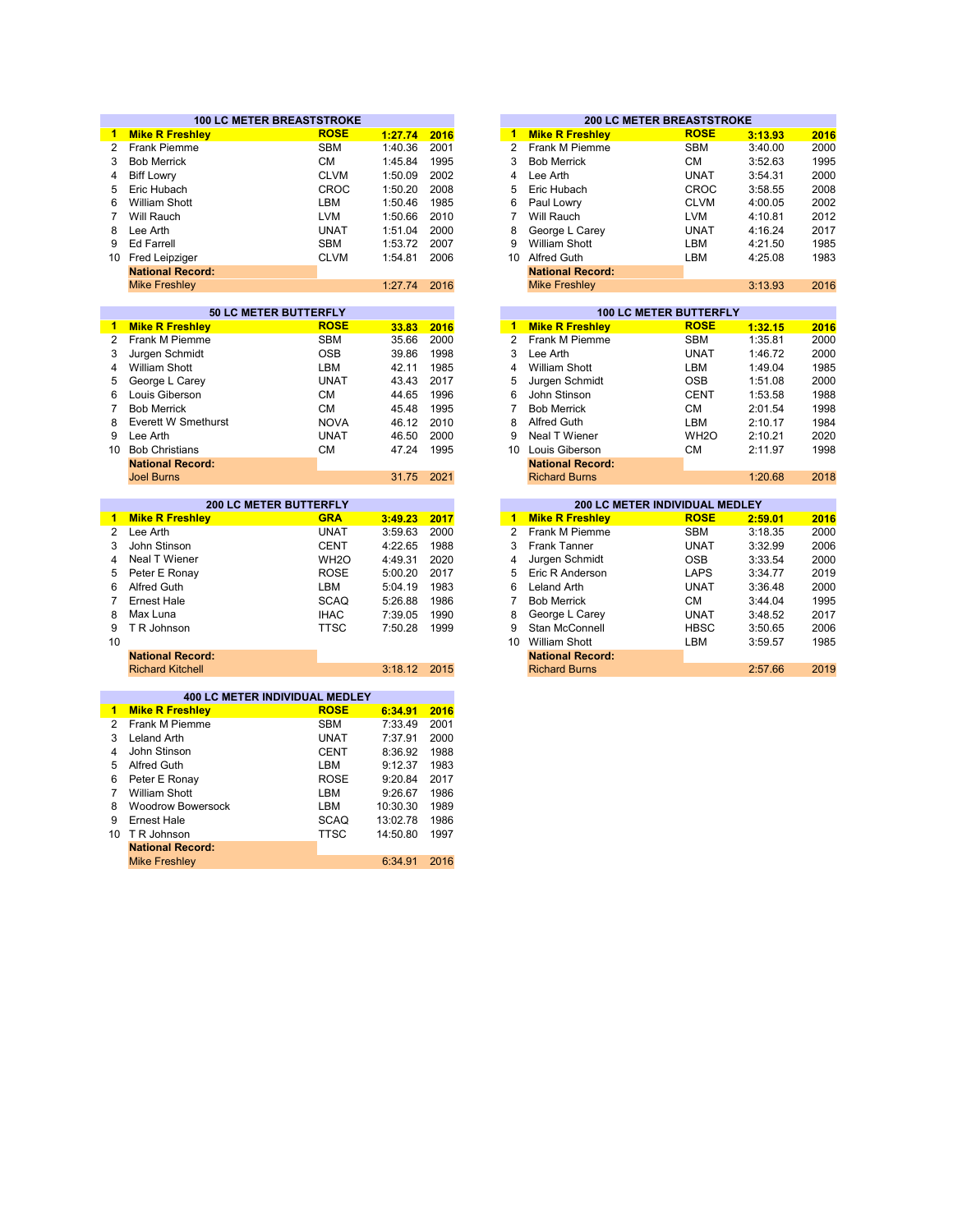## 100 LC METER BREASTSTROKE

| | Name | Club | Time | Year |
|---|---|---|---|---|
| **1** | **Mike R Freshley** | **ROSE** | **1:27.74** | **2016** |
| 2 | Frank Piemme | SBM | 1:40.36 | 2001 |
| 3 | Bob Merrick | CM | 1:45.84 | 1995 |
| 4 | Biff Lowry | CLVM | 1:50.09 | 2002 |
| 5 | Eric Hubach | CROC | 1:50.20 | 2008 |
| 6 | William Shott | LBM | 1:50.46 | 1985 |
| 7 | Will Rauch | LVM | 1:50.66 | 2010 |
| 8 | Lee Arth | UNAT | 1:51.04 | 2000 |
| 9 | Ed Farrell | SBM | 1:53.72 | 2007 |
| 10 | Fred Leipziger | CLVM | 1:54.81 | 2006 |
| | **National Record:** | | | |
| | Mike Freshley | | 1:27.74 | 2016 |

## 200 LC METER BREASTSTROKE

| | Name | Club | Time | Year |
|---|---|---|---|---|
| **1** | **Mike R Freshley** | **ROSE** | **3:13.93** | **2016** |
| 2 | Frank M Piemme | SBM | 3:40.00 | 2000 |
| 3 | Bob Merrick | CM | 3:52.63 | 1995 |
| 4 | Lee Arth | UNAT | 3:54.31 | 2000 |
| 5 | Eric Hubach | CROC | 3:58.55 | 2008 |
| 6 | Paul Lowry | CLVM | 4:00.05 | 2002 |
| 7 | Will Rauch | LVM | 4:10.81 | 2012 |
| 8 | George L Carey | UNAT | 4:16.24 | 2017 |
| 9 | William Shott | LBM | 4:21.50 | 1985 |
| 10 | Alfred Guth | LBM | 4:25.08 | 1983 |
| | **National Record:** | | | |
| | Mike Freshley | | 3:13.93 | 2016 |

## 50 LC METER BUTTERFLY

| | Name | Club | Time | Year |
|---|---|---|---|---|
| **1** | **Mike R Freshley** | **ROSE** | **33.83** | **2016** |
| 2 | Frank M Piemme | SBM | 35.66 | 2000 |
| 3 | Jurgen Schmidt | OSB | 39.86 | 1998 |
| 4 | William Shott | LBM | 42.11 | 1985 |
| 5 | George L Carey | UNAT | 43.43 | 2017 |
| 6 | Louis Giberson | CM | 44.65 | 1996 |
| 7 | Bob Merrick | CM | 45.48 | 1995 |
| 8 | Everett W Smethurst | NOVA | 46.12 | 2010 |
| 9 | Lee Arth | UNAT | 46.50 | 2000 |
| 10 | Bob Christians | CM | 47.24 | 1995 |
| | **National Record:** | | | |
| | Joel Burns | | 31.75 | 2021 |

## 100 LC METER BUTTERFLY

| | Name | Club | Time | Year |
|---|---|---|---|---|
| **1** | **Mike R Freshley** | **ROSE** | **1:32.15** | **2016** |
| 2 | Frank M Piemme | SBM | 1:35.81 | 2000 |
| 3 | Lee Arth | UNAT | 1:46.72 | 2000 |
| 4 | William Shott | LBM | 1:49.04 | 1985 |
| 5 | Jurgen Schmidt | OSB | 1:51.08 | 2000 |
| 6 | John Stinson | CENT | 1:53.58 | 1988 |
| 7 | Bob Merrick | CM | 2:01.54 | 1998 |
| 8 | Alfred Guth | LBM | 2:10.17 | 1984 |
| 9 | Neal T Wiener | WH2O | 2:10.21 | 2020 |
| 10 | Louis Giberson | CM | 2:11.97 | 1998 |
| | **National Record:** | | | |
| | Richard Burns | | 1:20.68 | 2018 |

## 200 LC METER BUTTERFLY

| | Name | Club | Time | Year |
|---|---|---|---|---|
| **1** | **Mike R Freshley** | **GRA** | **3:49.23** | **2017** |
| 2 | Lee Arth | UNAT | 3:59.63 | 2000 |
| 3 | John Stinson | CENT | 4:22.65 | 1988 |
| 4 | Neal T Wiener | WH2O | 4:49.31 | 2020 |
| 5 | Peter E Ronay | ROSE | 5:00.20 | 2017 |
| 6 | Alfred Guth | LBM | 5:04.19 | 1983 |
| 7 | Ernest Hale | SCAQ | 5:26.88 | 1986 |
| 8 | Max Luna | IHAC | 7:39.05 | 1990 |
| 9 | T R Johnson | TTSC | 7:50.28 | 1999 |
| 10 | | | | |
| | **National Record:** | | | |
| | Richard Kitchell | | 3:18.12 | 2015 |

## 200 LC METER INDIVIDUAL MEDLEY

| | Name | Club | Time | Year |
|---|---|---|---|---|
| **1** | **Mike R Freshley** | **ROSE** | **2:59.01** | **2016** |
| 2 | Frank M Piemme | SBM | 3:18.35 | 2000 |
| 3 | Frank Tanner | UNAT | 3:32.99 | 2006 |
| 4 | Jurgen Schmidt | OSB | 3:33.54 | 2000 |
| 5 | Eric R Anderson | LAPS | 3:34.77 | 2019 |
| 6 | Leland Arth | UNAT | 3:36.48 | 2000 |
| 7 | Bob Merrick | CM | 3:44.04 | 1995 |
| 8 | George L Carey | UNAT | 3:48.52 | 2017 |
| 9 | Stan McConnell | HBSC | 3:50.65 | 2006 |
| 10 | William Shott | LBM | 3:59.57 | 1985 |
| | **National Record:** | | | |
| | Richard Burns | | 2:57.66 | 2019 |

## 400 LC METER INDIVIDUAL MEDLEY

| | Name | Club | Time | Year |
|---|---|---|---|---|
| **1** | **Mike R Freshley** | **ROSE** | **6:34.91** | **2016** |
| 2 | Frank M Piemme | SBM | 7:33.49 | 2001 |
| 3 | Leland Arth | UNAT | 7:37.91 | 2000 |
| 4 | John Stinson | CENT | 8:36.92 | 1988 |
| 5 | Alfred Guth | LBM | 9:12.37 | 1983 |
| 6 | Peter E Ronay | ROSE | 9:20.84 | 2017 |
| 7 | William Shott | LBM | 9:26.67 | 1986 |
| 8 | Woodrow Bowersock | LBM | 10:30.30 | 1989 |
| 9 | Ernest Hale | SCAQ | 13:02.78 | 1986 |
| 10 | T R Johnson | TTSC | 14:50.80 | 1997 |
| | **National Record:** | | | |
| | Mike Freshley | | 6:34.91 | 2016 |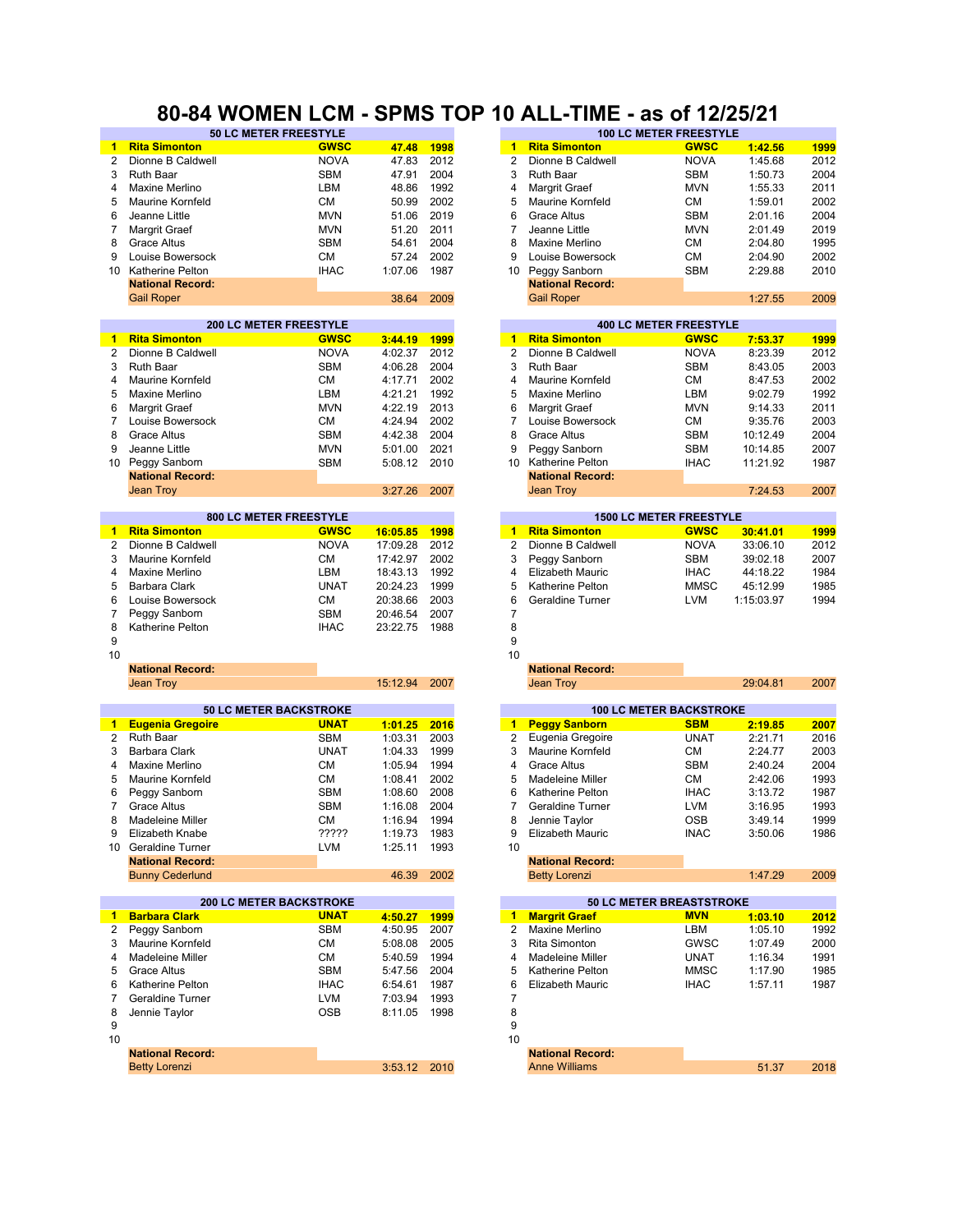# 80-84 WOMEN LCM - SPMS TOP 10 ALL-TIME - as of 12/25/21

## 50 LC METER FREESTYLE

| | Name | Club | Time | Year |
|---|---|---|---|---|
| **1** | **Rita Simonton** | **GWSC** | **47.48** | **1998** |
| 2 | Dionne B Caldwell | NOVA | 47.83 | 2012 |
| 3 | Ruth Baar | SBM | 47.91 | 2004 |
| 4 | Maxine Merlino | LBM | 48.86 | 1992 |
| 5 | Maurine Kornfeld | CM | 50.99 | 2002 |
| 6 | Jeanne Little | MVN | 51.06 | 2019 |
| 7 | Margrit Graef | MVN | 51.20 | 2011 |
| 8 | Grace Altus | SBM | 54.61 | 2004 |
| 9 | Louise Bowersock | CM | 57.24 | 2002 |
| 10 | Katherine Pelton | IHAC | 1:07.06 | 1987 |
| | **National Record:** | | | |
| | Gail Roper | | 38.64 | 2009 |

## 100 LC METER FREESTYLE

| | Name | Club | Time | Year |
|---|---|---|---|---|
| **1** | **Rita Simonton** | **GWSC** | **1:42.56** | **1999** |
| 2 | Dionne B Caldwell | NOVA | 1:45.68 | 2012 |
| 3 | Ruth Baar | SBM | 1:50.73 | 2004 |
| 4 | Margrit Graef | MVN | 1:55.33 | 2011 |
| 5 | Maurine Kornfeld | CM | 1:59.01 | 2002 |
| 6 | Grace Altus | SBM | 2:01.16 | 2004 |
| 7 | Jeanne Little | MVN | 2:01.49 | 2019 |
| 8 | Maxine Merlino | CM | 2:04.80 | 1995 |
| 9 | Louise Bowersock | CM | 2:04.90 | 2002 |
| 10 | Peggy Sanborn | SBM | 2:29.88 | 2010 |
| | **National Record:** | | | |
| | Gail Roper | | 1:27.55 | 2009 |

## 200 LC METER FREESTYLE

| | Name | Club | Time | Year |
|---|---|---|---|---|
| **1** | **Rita Simonton** | **GWSC** | **3:44.19** | **1999** |
| 2 | Dionne B Caldwell | NOVA | 4:02.37 | 2012 |
| 3 | Ruth Baar | SBM | 4:06.28 | 2004 |
| 4 | Maurine Kornfeld | CM | 4:17.71 | 2002 |
| 5 | Maxine Merlino | LBM | 4:21.21 | 1992 |
| 6 | Margrit Graef | MVN | 4:22.19 | 2013 |
| 7 | Louise Bowersock | CM | 4:24.94 | 2002 |
| 8 | Grace Altus | SBM | 4:42.38 | 2004 |
| 9 | Jeanne Little | MVN | 5:01.00 | 2021 |
| 10 | Peggy Sanborn | SBM | 5:08.12 | 2010 |
| | **National Record:** | | | |
| | Jean Troy | | 3:27.26 | 2007 |

## 400 LC METER FREESTYLE

| | Name | Club | Time | Year |
|---|---|---|---|---|
| **1** | **Rita Simonton** | **GWSC** | **7:53.37** | **1999** |
| 2 | Dionne B Caldwell | NOVA | 8:23.39 | 2012 |
| 3 | Ruth Baar | SBM | 8:43.05 | 2003 |
| 4 | Maurine Kornfeld | CM | 8:47.53 | 2002 |
| 5 | Maxine Merlino | LBM | 9:02.79 | 1992 |
| 6 | Margrit Graef | MVN | 9:14.33 | 2011 |
| 7 | Louise Bowersock | CM | 9:35.76 | 2003 |
| 8 | Grace Altus | SBM | 10:12.49 | 2004 |
| 9 | Peggy Sanborn | SBM | 10:14.85 | 2007 |
| 10 | Katherine Pelton | IHAC | 11:21.92 | 1987 |
| | **National Record:** | | | |
| | Jean Troy | | 7:24.53 | 2007 |

## 800 LC METER FREESTYLE

| | Name | Club | Time | Year |
|---|---|---|---|---|
| **1** | **Rita Simonton** | **GWSC** | **16:05.85** | **1998** |
| 2 | Dionne B Caldwell | NOVA | 17:09.28 | 2012 |
| 3 | Maurine Kornfeld | CM | 17:42.97 | 2002 |
| 4 | Maxine Merlino | LBM | 18:43.13 | 1992 |
| 5 | Barbara Clark | UNAT | 20:24.23 | 1999 |
| 6 | Louise Bowersock | CM | 20:38.66 | 2003 |
| 7 | Peggy Sanborn | SBM | 20:46.54 | 2007 |
| 8 | Katherine Pelton | IHAC | 23:22.75 | 1988 |
| 9 | | | | |
| 10 | | | | |
| | **National Record:** | | | |
| | Jean Troy | | 15:12.94 | 2007 |

## 1500 LC METER FREESTYLE

| | Name | Club | Time | Year |
|---|---|---|---|---|
| **1** | **Rita Simonton** | **GWSC** | **30:41.01** | **1999** |
| 2 | Dionne B Caldwell | NOVA | 33:06.10 | 2012 |
| 3 | Peggy Sanborn | SBM | 39:02.18 | 2007 |
| 4 | Elizabeth Mauric | IHAC | 44:18.22 | 1984 |
| 5 | Katherine Pelton | MMSC | 45:12.99 | 1985 |
| 6 | Geraldine Turner | LVM | 1:15:03.97 | 1994 |
| 7 | | | | |
| 8 | | | | |
| 9 | | | | |
| 10 | | | | |
| | **National Record:** | | | |
| | Jean Troy | | 29:04.81 | 2007 |

## 50 LC METER BACKSTROKE

| | Name | Club | Time | Year |
|---|---|---|---|---|
| **1** | **Eugenia Gregoire** | **UNAT** | **1:01.25** | **2016** |
| 2 | Ruth Baar | SBM | 1:03.31 | 2003 |
| 3 | Barbara Clark | UNAT | 1:04.33 | 1999 |
| 4 | Maxine Merlino | CM | 1:05.94 | 1994 |
| 5 | Maurine Kornfeld | CM | 1:08.41 | 2002 |
| 6 | Peggy Sanborn | SBM | 1:08.60 | 2008 |
| 7 | Grace Altus | SBM | 1:16.08 | 2004 |
| 8 | Madeleine Miller | CM | 1:16.94 | 1994 |
| 9 | Elizabeth Knabe | ????? | 1:19.73 | 1983 |
| 10 | Geraldine Turner | LVM | 1:25.11 | 1993 |
| | **National Record:** | | | |
| | Bunny Cederlund | | 46.39 | 2002 |

## 100 LC METER BACKSTROKE

| | Name | Club | Time | Year |
|---|---|---|---|---|
| **1** | **Peggy Sanborn** | **SBM** | **2:19.85** | **2007** |
| 2 | Eugenia Gregoire | UNAT | 2:21.71 | 2016 |
| 3 | Maurine Kornfeld | CM | 2:24.77 | 2003 |
| 4 | Grace Altus | SBM | 2:40.24 | 2004 |
| 5 | Madeleine Miller | CM | 2:42.06 | 1993 |
| 6 | Katherine Pelton | IHAC | 3:13.72 | 1987 |
| 7 | Geraldine Turner | LVM | 3:16.95 | 1993 |
| 8 | Jennie Taylor | OSB | 3:49.14 | 1999 |
| 9 | Elizabeth Mauric | INAC | 3:50.06 | 1986 |
| 10 | | | | |
| | **National Record:** | | | |
| | Betty Lorenzi | | 1:47.29 | 2009 |

## 200 LC METER BACKSTROKE

| | Name | Club | Time | Year |
|---|---|---|---|---|
| **1** | **Barbara Clark** | **UNAT** | **4:50.27** | **1999** |
| 2 | Peggy Sanborn | SBM | 4:50.95 | 2007 |
| 3 | Maurine Kornfeld | CM | 5:08.08 | 2005 |
| 4 | Madeleine Miller | CM | 5:40.59 | 1994 |
| 5 | Grace Altus | SBM | 5:47.56 | 2004 |
| 6 | Katherine Pelton | IHAC | 6:54.61 | 1987 |
| 7 | Geraldine Turner | LVM | 7:03.94 | 1993 |
| 8 | Jennie Taylor | OSB | 8:11.05 | 1998 |
| 9 | | | | |
| 10 | | | | |
| | **National Record:** | | | |
| | Betty Lorenzi | | 3:53.12 | 2010 |

## 50 LC METER BREASTSTROKE

| | Name | Club | Time | Year |
|---|---|---|---|---|
| **1** | **Margrit Graef** | **MVN** | **1:03.10** | **2012** |
| 2 | Maxine Merlino | LBM | 1:05.10 | 1992 |
| 3 | Rita Simonton | GWSC | 1:07.49 | 2000 |
| 4 | Madeleine Miller | UNAT | 1:16.34 | 1991 |
| 5 | Katherine Pelton | MMSC | 1:17.90 | 1985 |
| 6 | Elizabeth Mauric | IHAC | 1:57.11 | 1987 |
| 7 | | | | |
| 8 | | | | |
| 9 | | | | |
| 10 | | | | |
| | **National Record:** | | | |
| | Anne Williams | | 51.37 | 2018 |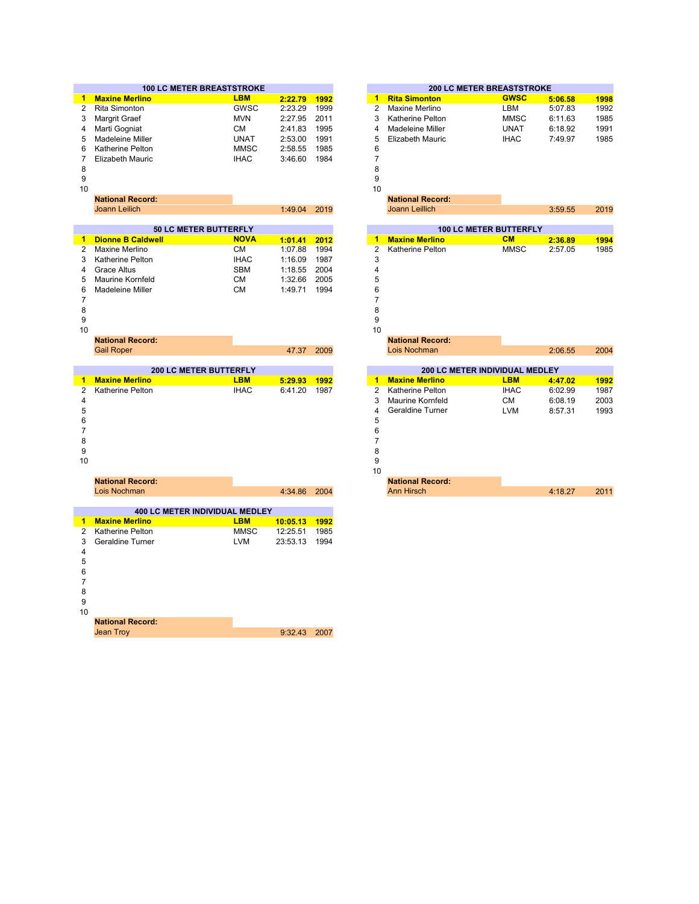## 100 LC METER BREASTSTROKE

| | Name | Club | Time | Year |
|---|---|---|---|---|
| **1** | **Maxine Merlino** | **LBM** | **2:22.79** | **1992** |
| 2 | Rita Simonton | GWSC | 2:23.29 | 1999 |
| 3 | Margrit Graef | MVN | 2:27.95 | 2011 |
| 4 | Marti Gogniat | CM | 2:41.83 | 1995 |
| 5 | Madeleine Miller | UNAT | 2:53.00 | 1991 |
| 6 | Katherine Pelton | MMSC | 2:58.55 | 1985 |
| 7 | Elizabeth Mauric | IHAC | 3:46.60 | 1984 |
| 8 | | | | |
| 9 | | | | |
| 10 | | | | |
| | **National Record:** | | | |
| | Joann Leilich | | 1:49.04 | 2019 |

## 200 LC METER BREASTSTROKE

| | Name | Club | Time | Year |
|---|---|---|---|---|
| **1** | **Rita Simonton** | **GWSC** | **5:06.58** | **1998** |
| 2 | Maxine Merlino | LBM | 5:07.83 | 1992 |
| 3 | Katherine Pelton | MMSC | 6:11.63 | 1985 |
| 4 | Madeleine Miller | UNAT | 6:18.92 | 1991 |
| 5 | Elizabeth Mauric | IHAC | 7:49.97 | 1985 |
| 6 | | | | |
| 7 | | | | |
| 8 | | | | |
| 9 | | | | |
| 10 | | | | |
| | **National Record:** | | | |
| | Joann Leillich | | 3:59.55 | 2019 |

## 50 LC METER BUTTERFLY

| | Name | Club | Time | Year |
|---|---|---|---|---|
| **1** | **Dionne B Caldwell** | **NOVA** | **1:01.41** | **2012** |
| 2 | Maxine Merlino | CM | 1:07.88 | 1994 |
| 3 | Katherine Pelton | IHAC | 1:16.09 | 1987 |
| 4 | Grace Altus | SBM | 1:18.55 | 2004 |
| 5 | Maurine Kornfeld | CM | 1:32.66 | 2005 |
| 6 | Madeleine Miller | CM | 1:49.71 | 1994 |
| 7 | | | | |
| 8 | | | | |
| 9 | | | | |
| 10 | | | | |
| | **National Record:** | | | |
| | Gail Roper | | 47.37 | 2009 |

## 100 LC METER BUTTERFLY

| | Name | Club | Time | Year |
|---|---|---|---|---|
| **1** | **Maxine Merlino** | **CM** | **2:36.89** | **1994** |
| 2 | Katherine Pelton | MMSC | 2:57.05 | 1985 |
| 3 | | | | |
| 4 | | | | |
| 5 | | | | |
| 6 | | | | |
| 7 | | | | |
| 8 | | | | |
| 9 | | | | |
| 10 | | | | |
| | **National Record:** | | | |
| | Lois Nochman | | 2:06.55 | 2004 |

## 200 LC METER BUTTERFLY

| | Name | Club | Time | Year |
|---|---|---|---|---|
| **1** | **Maxine Merlino** | **LBM** | **5:29.93** | **1992** |
| 2 | Katherine Pelton | IHAC | 6:41.20 | 1987 |
| 4 | | | | |
| 5 | | | | |
| 6 | | | | |
| 7 | | | | |
| 8 | | | | |
| 9 | | | | |
| 10 | | | | |
| | **National Record:** | | | |
| | Lois Nochman | | 4:34.86 | 2004 |

## 200 LC METER INDIVIDUAL MEDLEY

| | Name | Club | Time | Year |
|---|---|---|---|---|
| **1** | **Maxine Merlino** | **LBM** | **4:47.02** | **1992** |
| 2 | Katherine Pelton | IHAC | 6:02.99 | 1987 |
| 3 | Maurine Kornfeld | CM | 6:08.19 | 2003 |
| 4 | Geraldine Turner | LVM | 8:57.31 | 1993 |
| 5 | | | | |
| 6 | | | | |
| 7 | | | | |
| 8 | | | | |
| 9 | | | | |
| 10 | | | | |
| | **National Record:** | | | |
| | Ann Hirsch | | 4:18.27 | 2011 |

## 400 LC METER INDIVIDUAL MEDLEY

| | Name | Club | Time | Year |
|---|---|---|---|---|
| **1** | **Maxine Merlino** | **LBM** | **10:05.13** | **1992** |
| 2 | Katherine Pelton | MMSC | 12:25.51 | 1985 |
| 3 | Geraldine Turner | LVM | 23:53.13 | 1994 |
| 4 | | | | |
| 5 | | | | |
| 6 | | | | |
| 7 | | | | |
| 8 | | | | |
| 9 | | | | |
| 10 | | | | |
| | **National Record:** | | | |
| | Jean Troy | | 9:32.43 | 2007 |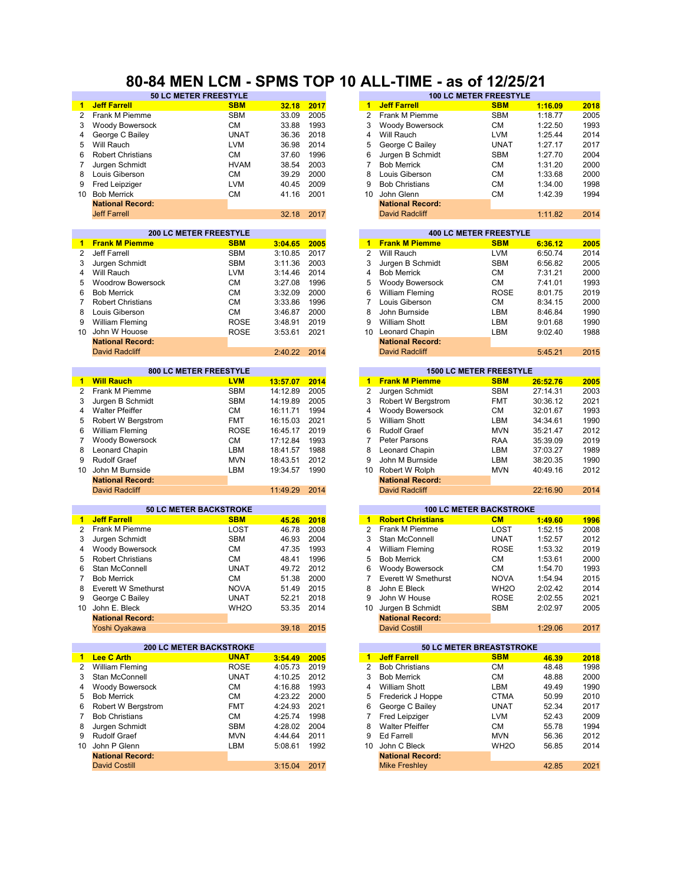# 80-84 MEN LCM - SPMS TOP 10 ALL-TIME - as of 12/25/21

### 50 LC METER FREESTYLE

| | Name | Team | Time | Year |
|---|---|---|---|---|
| 1 | **Jeff Farrell** | **SBM** | **32.18** | **2017** |
| 2 | Frank M Piemme | SBM | 33.09 | 2005 |
| 3 | Woody Bowersock | CM | 33.88 | 1993 |
| 4 | George C Bailey | UNAT | 36.36 | 2018 |
| 5 | Will Rauch | LVM | 36.98 | 2014 |
| 6 | Robert Christians | CM | 37.60 | 1996 |
| 7 | Jurgen Schmidt | HVAM | 38.54 | 2003 |
| 8 | Louis Giberson | CM | 39.29 | 2000 |
| 9 | Fred Leipziger | LVM | 40.45 | 2009 |
| 10 | Bob Merrick | CM | 41.16 | 2001 |
| | **National Record:** | | | |
| | Jeff Farrell | | 32.18 | 2017 |

### 100 LC METER FREESTYLE

| | Name | Team | Time | Year |
|---|---|---|---|---|
| 1 | **Jeff Farrell** | **SBM** | **1:16.09** | **2018** |
| 2 | Frank M Piemme | SBM | 1:18.77 | 2005 |
| 3 | Woody Bowersock | CM | 1:22.50 | 1993 |
| 4 | Will Rauch | LVM | 1:25.44 | 2014 |
| 5 | George C Bailey | UNAT | 1:27.17 | 2017 |
| 6 | Jurgen B Schmidt | SBM | 1:27.70 | 2004 |
| 7 | Bob Merrick | CM | 1:31.20 | 2000 |
| 8 | Louis Giberson | CM | 1:33.68 | 2000 |
| 9 | Bob Christians | CM | 1:34.00 | 1998 |
| 10 | John Glenn | CM | 1:42.39 | 1994 |
| | **National Record:** | | | |
| | David Radcliff | | 1:11.82 | 2014 |

### 200 LC METER FREESTYLE

| | Name | Team | Time | Year |
|---|---|---|---|---|
| 1 | **Frank M Piemme** | **SBM** | **3:04.65** | **2005** |
| 2 | Jeff Farrell | SBM | 3:10.85 | 2017 |
| 3 | Jurgen Schmidt | SBM | 3:11.36 | 2003 |
| 4 | Will Rauch | LVM | 3:14.46 | 2014 |
| 5 | Woodrow Bowersock | CM | 3:27.08 | 1996 |
| 6 | Bob Merrick | CM | 3:32.09 | 2000 |
| 7 | Robert Christians | CM | 3:33.86 | 1996 |
| 8 | Louis Giberson | CM | 3:46.87 | 2000 |
| 9 | William Fleming | ROSE | 3:48.91 | 2019 |
| 10 | John W Houose | ROSE | 3:53.61 | 2021 |
| | **National Record:** | | | |
| | David Radcliff | | 2:40.22 | 2014 |

### 400 LC METER FREESTYLE

| | Name | Team | Time | Year |
|---|---|---|---|---|
| 1 | **Frank M Piemme** | **SBM** | **6:36.12** | **2005** |
| 2 | Will Rauch | LVM | 6:50.74 | 2014 |
| 3 | Jurgen B Schmidt | SBM | 6:56.82 | 2005 |
| 4 | Bob Merrick | CM | 7:31.21 | 2000 |
| 5 | Woody Bowersock | CM | 7:41.01 | 1993 |
| 6 | William Fleming | ROSE | 8:01.75 | 2019 |
| 7 | Louis Giberson | CM | 8:34.15 | 2000 |
| 8 | John Burnside | LBM | 8:46.84 | 1990 |
| 9 | William Shott | LBM | 9:01.68 | 1990 |
| 10 | Leonard Chapin | LBM | 9:02.40 | 1988 |
| | **National Record:** | | | |
| | David Radcliff | | 5:45.21 | 2015 |

### 800 LC METER FREESTYLE

| | Name | Team | Time | Year |
|---|---|---|---|---|
| 1 | **Will Rauch** | **LVM** | **13:57.07** | **2014** |
| 2 | Frank M Piemme | SBM | 14:12.89 | 2005 |
| 3 | Jurgen B Schmidt | SBM | 14:19.89 | 2005 |
| 4 | Walter Pfeiffer | CM | 16:11.71 | 1994 |
| 5 | Robert W Bergstrom | FMT | 16:15.03 | 2021 |
| 6 | William Fleming | ROSE | 16:45.17 | 2019 |
| 7 | Woody Bowersock | CM | 17:12.84 | 1993 |
| 8 | Leonard Chapin | LBM | 18:41.57 | 1988 |
| 9 | Rudolf Graef | MVN | 18:43.51 | 2012 |
| 10 | John M Burnside | LBM | 19:34.57 | 1990 |
| | **National Record:** | | | |
| | David Radcliff | | 11:49.29 | 2014 |

### 1500 LC METER FREESTYLE

| | Name | Team | Time | Year |
|---|---|---|---|---|
| 1 | **Frank M Piemme** | **SBM** | **26:52.76** | **2005** |
| 2 | Jurgen Schmidt | SBM | 27:14.31 | 2003 |
| 3 | Robert W Bergstrom | FMT | 30:36.12 | 2021 |
| 4 | Woody Bowersock | CM | 32:01.67 | 1993 |
| 5 | William Shott | LBM | 34:34.61 | 1990 |
| 6 | Rudolf Graef | MVN | 35:21.47 | 2012 |
| 7 | Peter Parsons | RAA | 35:39.09 | 2019 |
| 8 | Leonard Chapin | LBM | 37:03.27 | 1989 |
| 9 | John M Burnside | LBM | 38:20.35 | 1990 |
| 10 | Robert W Rolph | MVN | 40:49.16 | 2012 |
| | **National Record:** | | | |
| | David Radcliff | | 22:16.90 | 2014 |

### 50 LC METER BACKSTROKE

| | Name | Team | Time | Year |
|---|---|---|---|---|
| 1 | **Jeff Farrell** | **SBM** | **45.26** | **2018** |
| 2 | Frank M Piemme | LOST | 46.78 | 2008 |
| 3 | Jurgen Schmidt | SBM | 46.93 | 2004 |
| 4 | Woody Bowersock | CM | 47.35 | 1993 |
| 5 | Robert Christians | CM | 48.41 | 1996 |
| 6 | Stan McConnell | UNAT | 49.72 | 2012 |
| 7 | Bob Merrick | CM | 51.38 | 2000 |
| 8 | Everett W Smethurst | NOVA | 51.49 | 2015 |
| 9 | George C Bailey | UNAT | 52.21 | 2018 |
| 10 | John E. Bleck | WH2O | 53.35 | 2014 |
| | **National Record:** | | | |
| | Yoshi Oyakawa | | 39.18 | 2015 |

### 100 LC METER BACKSTROKE

| | Name | Team | Time | Year |
|---|---|---|---|---|
| 1 | **Robert Christians** | **CM** | **1:49.60** | **1996** |
| 2 | Frank M Piemme | LOST | 1:52.15 | 2008 |
| 3 | Stan McConnell | UNAT | 1:52.57 | 2012 |
| 4 | William Fleming | ROSE | 1:53.32 | 2019 |
| 5 | Bob Merrick | CM | 1:53.61 | 2000 |
| 6 | Woody Bowersock | CM | 1:54.70 | 1993 |
| 7 | Everett W Smethurst | NOVA | 1:54.94 | 2015 |
| 8 | John E Bleck | WH2O | 2:02.42 | 2014 |
| 9 | John W House | ROSE | 2:02.55 | 2021 |
| 10 | Jurgen B Schmidt | SBM | 2:02.97 | 2005 |
| | **National Record:** | | | |
| | David Costill | | 1:29.06 | 2017 |

### 200 LC METER BACKSTROKE

| | Name | Team | Time | Year |
|---|---|---|---|---|
| 1 | **Lee C Arth** | **UNAT** | **3:54.49** | **2005** |
| 2 | William Fleming | ROSE | 4:05.73 | 2019 |
| 3 | Stan McConnell | UNAT | 4:10.25 | 2012 |
| 4 | Woody Bowersock | CM | 4:16.88 | 1993 |
| 5 | Bob Merrick | CM | 4:23.22 | 2000 |
| 6 | Robert W Bergstrom | FMT | 4:24.93 | 2021 |
| 7 | Bob Christians | CM | 4:25.74 | 1998 |
| 8 | Jurgen Schmidt | SBM | 4:28.02 | 2004 |
| 9 | Rudolf Graef | MVN | 4:44.64 | 2011 |
| 10 | John P Glenn | LBM | 5:08.61 | 1992 |
| | **National Record:** | | | |
| | David Costill | | 3:15.04 | 2017 |

### 50 LC METER BREASTSTROKE

| | Name | Team | Time | Year |
|---|---|---|---|---|
| 1 | **Jeff Farrell** | **SBM** | **46.39** | **2018** |
| 2 | Bob Christians | CM | 48.48 | 1998 |
| 3 | Bob Merrick | CM | 48.88 | 2000 |
| 4 | William Shott | LBM | 49.49 | 1990 |
| 5 | Frederick J Hoppe | CTMA | 50.99 | 2010 |
| 6 | George C Bailey | UNAT | 52.34 | 2017 |
| 7 | Fred Leipziger | LVM | 52.43 | 2009 |
| 8 | Walter Pfeiffer | CM | 55.78 | 1994 |
| 9 | Ed Farrell | MVN | 56.36 | 2012 |
| 10 | John C Bleck | WH2O | 56.85 | 2014 |
| | **National Record:** | | | |
| | Mike Freshley | | 42.85 | 2021 |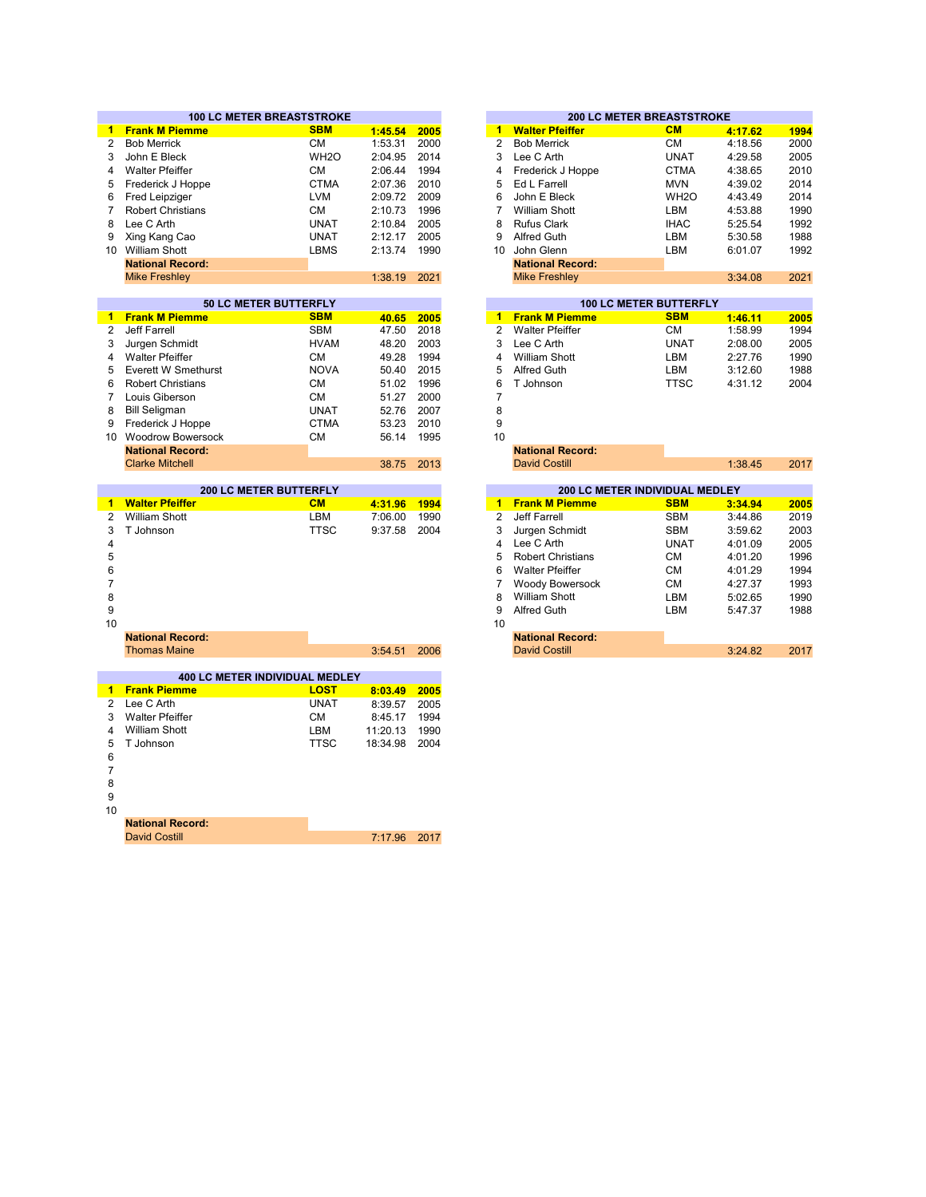## 100 LC METER BREASTSTROKE

| | Name | Team | Time | Year |
|---|---|---|---|---|
| 1 | **Frank M Piemme** | **SBM** | **1:45.54** | **2005** |
| 2 | Bob Merrick | CM | 1:53.31 | 2000 |
| 3 | John E Bleck | WH2O | 2:04.95 | 2014 |
| 4 | Walter Pfeiffer | CM | 2:06.44 | 1994 |
| 5 | Frederick J Hoppe | CTMA | 2:07.36 | 2010 |
| 6 | Fred Leipziger | LVM | 2:09.72 | 2009 |
| 7 | Robert Christians | CM | 2:10.73 | 1996 |
| 8 | Lee C Arth | UNAT | 2:10.84 | 2005 |
| 9 | Xing Kang Cao | UNAT | 2:12.17 | 2005 |
| 10 | William Shott | LBMS | 2:13.74 | 1990 |
| | **National Record:** | | | |
| | Mike Freshley | | 1:38.19 | 2021 |

## 200 LC METER BREASTSTROKE

| | Name | Team | Time | Year |
|---|---|---|---|---|
| 1 | **Walter Pfeiffer** | **CM** | **4:17.62** | **1994** |
| 2 | Bob Merrick | CM | 4:18.56 | 2000 |
| 3 | Lee C Arth | UNAT | 4:29.58 | 2005 |
| 4 | Frederick J Hoppe | CTMA | 4:38.65 | 2010 |
| 5 | Ed L Farrell | MVN | 4:39.02 | 2014 |
| 6 | John E Bleck | WH2O | 4:43.49 | 2014 |
| 7 | William Shott | LBM | 4:53.88 | 1990 |
| 8 | Rufus Clark | IHAC | 5:25.54 | 1992 |
| 9 | Alfred Guth | LBM | 5:30.58 | 1988 |
| 10 | John Glenn | LBM | 6:01.07 | 1992 |
| | **National Record:** | | | |
| | Mike Freshley | | 3:34.08 | 2021 |

## 50 LC METER BUTTERFLY

| | Name | Team | Time | Year |
|---|---|---|---|---|
| 1 | **Frank M Piemme** | **SBM** | **40.65** | **2005** |
| 2 | Jeff Farrell | SBM | 47.50 | 2018 |
| 3 | Jurgen Schmidt | HVAM | 48.20 | 2003 |
| 4 | Walter Pfeiffer | CM | 49.28 | 1994 |
| 5 | Everett W Smethurst | NOVA | 50.40 | 2015 |
| 6 | Robert Christians | CM | 51.02 | 1996 |
| 7 | Louis Giberson | CM | 51.27 | 2000 |
| 8 | Bill Seligman | UNAT | 52.76 | 2007 |
| 9 | Frederick J Hoppe | CTMA | 53.23 | 2010 |
| 10 | Woodrow Bowersock | CM | 56.14 | 1995 |
| | **National Record:** | | | |
| | Clarke Mitchell | | 38.75 | 2013 |

## 100 LC METER BUTTERFLY

| | Name | Team | Time | Year |
|---|---|---|---|---|
| 1 | **Frank M Piemme** | **SBM** | **1:46.11** | **2005** |
| 2 | Walter Pfeiffer | CM | 1:58.99 | 1994 |
| 3 | Lee C Arth | UNAT | 2:08.00 | 2005 |
| 4 | William Shott | LBM | 2:27.76 | 1990 |
| 5 | Alfred Guth | LBM | 3:12.60 | 1988 |
| 6 | T Johnson | TTSC | 4:31.12 | 2004 |
| 7 | | | | |
| 8 | | | | |
| 9 | | | | |
| 10 | | | | |
| | **National Record:** | | | |
| | David Costill | | 1:38.45 | 2017 |

## 200 LC METER BUTTERFLY

| | Name | Team | Time | Year |
|---|---|---|---|---|
| 1 | **Walter Pfeiffer** | **CM** | **4:31.96** | **1994** |
| 2 | William Shott | LBM | 7:06.00 | 1990 |
| 3 | T Johnson | TTSC | 9:37.58 | 2004 |
| 4 | | | | |
| 5 | | | | |
| 6 | | | | |
| 7 | | | | |
| 8 | | | | |
| 9 | | | | |
| 10 | | | | |
| | **National Record:** | | | |
| | Thomas Maine | | 3:54.51 | 2006 |

## 200 LC METER INDIVIDUAL MEDLEY

| | Name | Team | Time | Year |
|---|---|---|---|---|
| 1 | **Frank M Piemme** | **SBM** | **3:34.94** | **2005** |
| 2 | Jeff Farrell | SBM | 3:44.86 | 2019 |
| 3 | Jurgen Schmidt | SBM | 3:59.62 | 2003 |
| 4 | Lee C Arth | UNAT | 4:01.09 | 2005 |
| 5 | Robert Christians | CM | 4:01.20 | 1996 |
| 6 | Walter Pfeiffer | CM | 4:01.29 | 1994 |
| 7 | Woody Bowersock | CM | 4:27.37 | 1993 |
| 8 | William Shott | LBM | 5:02.65 | 1990 |
| 9 | Alfred Guth | LBM | 5:47.37 | 1988 |
| 10 | | | | |
| | **National Record:** | | | |
| | David Costill | | 3:24.82 | 2017 |

## 400 LC METER INDIVIDUAL MEDLEY

| | Name | Team | Time | Year |
|---|---|---|---|---|
| 1 | **Frank Piemme** | **LOST** | **8:03.49** | **2005** |
| 2 | Lee C Arth | UNAT | 8:39.57 | 2005 |
| 3 | Walter Pfeiffer | CM | 8:45.17 | 1994 |
| 4 | William Shott | LBM | 11:20.13 | 1990 |
| 5 | T Johnson | TTSC | 18:34.98 | 2004 |
| 6 | | | | |
| 7 | | | | |
| 8 | | | | |
| 9 | | | | |
| 10 | | | | |
| | **National Record:** | | | |
| | David Costill | | 7:17.96 | 2017 |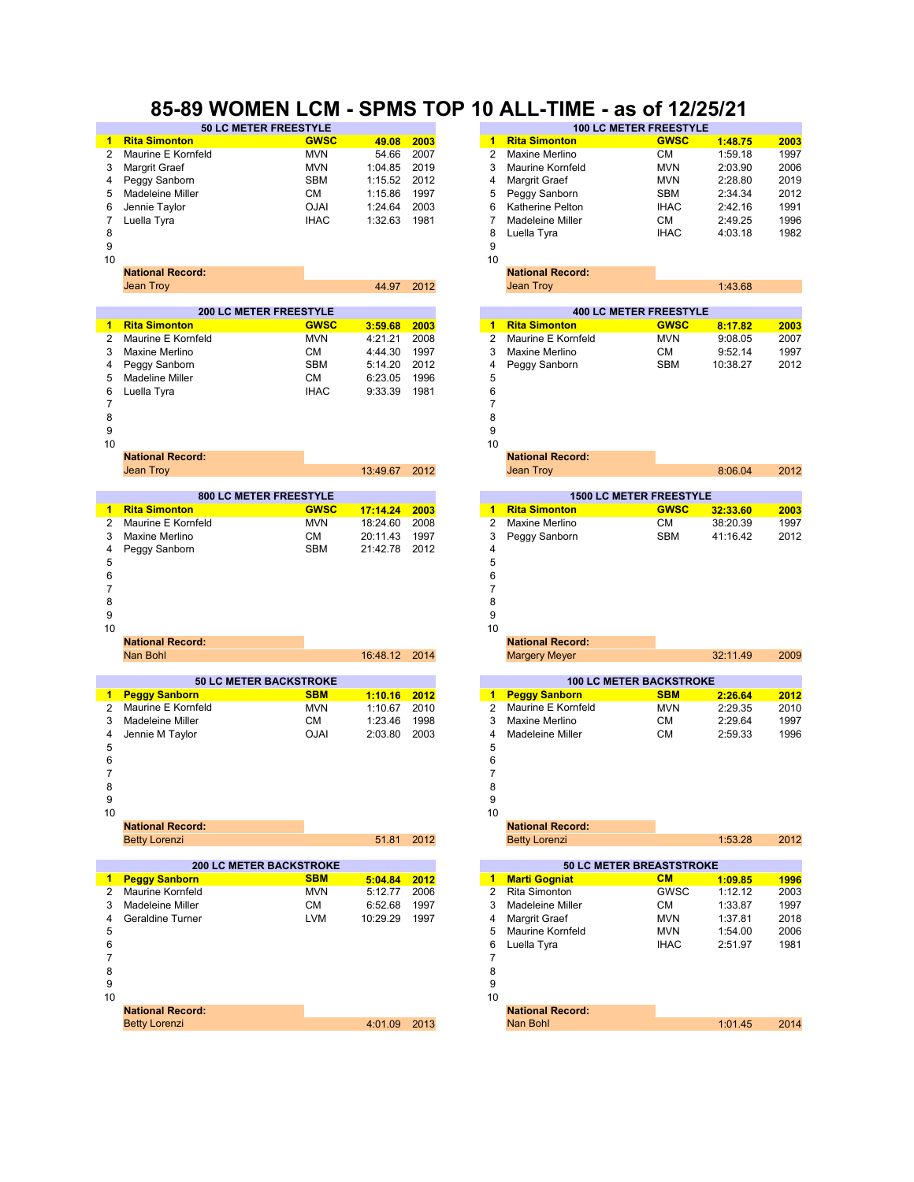# 85-89 WOMEN LCM - SPMS TOP 10 ALL-TIME - as of 12/25/21

### 50 LC METER FREESTYLE

| | Name | Club | Time | Year |
|---|---|---|---|---|
| 1 | **Rita Simonton** | **GWSC** | **49.08** | **2003** |
| 2 | Maurine E Kornfeld | MVN | 54.66 | 2007 |
| 3 | Margrit Graef | MVN | 1:04.85 | 2019 |
| 4 | Peggy Sanborn | SBM | 1:15.52 | 2012 |
| 5 | Madeleine Miller | CM | 1:15.86 | 1997 |
| 6 | Jennie Taylor | OJAI | 1:24.64 | 2003 |
| 7 | Luella Tyra | IHAC | 1:32.63 | 1981 |
| 8 | | | | |
| 9 | | | | |
| 10 | | | | |
| | **National Record:** | | | |
| | Jean Troy | | 44.97 | 2012 |

### 100 LC METER FREESTYLE

| | Name | Club | Time | Year |
|---|---|---|---|---|
| 1 | **Rita Simonton** | **GWSC** | **1:48.75** | **2003** |
| 2 | Maxine Merlino | CM | 1:59.18 | 1997 |
| 3 | Maurine Kornfeld | MVN | 2:03.90 | 2006 |
| 4 | Margrit Graef | MVN | 2:28.80 | 2019 |
| 5 | Peggy Sanborn | SBM | 2:34.34 | 2012 |
| 6 | Katherine Pelton | IHAC | 2:42.16 | 1991 |
| 7 | Madeleine Miller | CM | 2:49.25 | 1996 |
| 8 | Luella Tyra | IHAC | 4:03.18 | 1982 |
| 9 | | | | |
| 10 | | | | |
| | **National Record:** | | | |
| | Jean Troy | | 1:43.68 | |

### 200 LC METER FREESTYLE

| | Name | Club | Time | Year |
|---|---|---|---|---|
| 1 | **Rita Simonton** | **GWSC** | **3:59.68** | **2003** |
| 2 | Maurine E Kornfeld | MVN | 4:21.21 | 2008 |
| 3 | Maxine Merlino | CM | 4:44.30 | 1997 |
| 4 | Peggy Sanborn | SBM | 5:14.20 | 2012 |
| 5 | Madeline Miller | CM | 6:23.05 | 1996 |
| 6 | Luella Tyra | IHAC | 9:33.39 | 1981 |
| 7 | | | | |
| 8 | | | | |
| 9 | | | | |
| 10 | | | | |
| | **National Record:** | | | |
| | Jean Troy | | 13:49.67 | 2012 |

### 400 LC METER FREESTYLE

| | Name | Club | Time | Year |
|---|---|---|---|---|
| 1 | **Rita Simonton** | **GWSC** | **8:17.82** | **2003** |
| 2 | Maurine E Kornfeld | MVN | 9:08.05 | 2007 |
| 3 | Maxine Merlino | CM | 9:52.14 | 1997 |
| 4 | Peggy Sanborn | SBM | 10:38.27 | 2012 |
| 5 | | | | |
| 6 | | | | |
| 7 | | | | |
| 8 | | | | |
| 9 | | | | |
| 10 | | | | |
| | **National Record:** | | | |
| | Jean Troy | | 8:06.04 | 2012 |

### 800 LC METER FREESTYLE

| | Name | Club | Time | Year |
|---|---|---|---|---|
| 1 | **Rita Simonton** | **GWSC** | **17:14.24** | **2003** |
| 2 | Maurine E Kornfeld | MVN | 18:24.60 | 2008 |
| 3 | Maxine Merlino | CM | 20:11.43 | 1997 |
| 4 | Peggy Sanborn | SBM | 21:42.78 | 2012 |
| 5 | | | | |
| 6 | | | | |
| 7 | | | | |
| 8 | | | | |
| 9 | | | | |
| 10 | | | | |
| | **National Record:** | | | |
| | Nan Bohl | | 16:48.12 | 2014 |

### 1500 LC METER FREESTYLE

| | Name | Club | Time | Year |
|---|---|---|---|---|
| 1 | **Rita Simonton** | **GWSC** | **32:33.60** | **2003** |
| 2 | Maxine Merlino | CM | 38:20.39 | 1997 |
| 3 | Peggy Sanborn | SBM | 41:16.42 | 2012 |
| 4 | | | | |
| 5 | | | | |
| 6 | | | | |
| 7 | | | | |
| 8 | | | | |
| 9 | | | | |
| 10 | | | | |
| | **National Record:** | | | |
| | Margery Meyer | | 32:11.49 | 2009 |

### 50 LC METER BACKSTROKE

| | Name | Club | Time | Year |
|---|---|---|---|---|
| 1 | **Peggy Sanborn** | **SBM** | **1:10.16** | **2012** |
| 2 | Maurine E Kornfeld | MVN | 1:10.67 | 2010 |
| 3 | Madeleine Miller | CM | 1:23.46 | 1998 |
| 4 | Jennie M Taylor | OJAI | 2:03.80 | 2003 |
| 5 | | | | |
| 6 | | | | |
| 7 | | | | |
| 8 | | | | |
| 9 | | | | |
| 10 | | | | |
| | **National Record:** | | | |
| | Betty Lorenzi | | 51.81 | 2012 |

### 100 LC METER BACKSTROKE

| | Name | Club | Time | Year |
|---|---|---|---|---|
| 1 | **Peggy Sanborn** | **SBM** | **2:26.64** | **2012** |
| 2 | Maurine E Kornfeld | MVN | 2:29.35 | 2010 |
| 3 | Maxine Merlino | CM | 2:29.64 | 1997 |
| 4 | Madeleine Miller | CM | 2:59.33 | 1996 |
| 5 | | | | |
| 6 | | | | |
| 7 | | | | |
| 8 | | | | |
| 9 | | | | |
| 10 | | | | |
| | **National Record:** | | | |
| | Betty Lorenzi | | 1:53.28 | 2012 |

### 200 LC METER BACKSTROKE

| | Name | Club | Time | Year |
|---|---|---|---|---|
| 1 | **Peggy Sanborn** | **SBM** | **5:04.84** | **2012** |
| 2 | Maurine Kornfeld | MVN | 5:12.77 | 2006 |
| 3 | Madeleine Miller | CM | 6:52.68 | 1997 |
| 4 | Geraldine Turner | LVM | 10:29.29 | 1997 |
| 5 | | | | |
| 6 | | | | |
| 7 | | | | |
| 8 | | | | |
| 9 | | | | |
| 10 | | | | |
| | **National Record:** | | | |
| | Betty Lorenzi | | 4:01.09 | 2013 |

### 50 LC METER BREASTSTROKE

| | Name | Club | Time | Year |
|---|---|---|---|---|
| 1 | **Marti Gogniat** | **CM** | **1:09.85** | **1996** |
| 2 | Rita Simonton | GWSC | 1:12.12 | 2003 |
| 3 | Madeleine Miller | CM | 1:33.87 | 1997 |
| 4 | Margrit Graef | MVN | 1:37.81 | 2018 |
| 5 | Maurine Kornfeld | MVN | 1:54.00 | 2006 |
| 6 | Luella Tyra | IHAC | 2:51.97 | 1981 |
| 7 | | | | |
| 8 | | | | |
| 9 | | | | |
| 10 | | | | |
| | **National Record:** | | | |
| | Nan Bohl | | 1:01.45 | 2014 |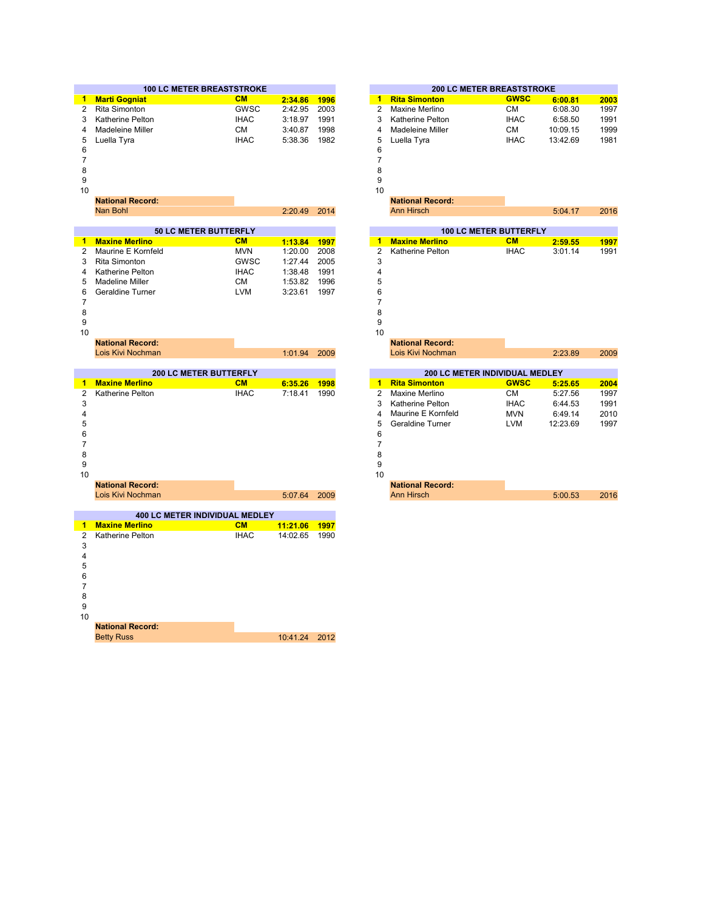## 100 LC METER BREASTSTROKE

| Place | Name | Club | Time | Year |
|---|---|---|---|---|
| **1** | **Marti Gogniat** | **CM** | **2:34.86** | **1996** |
| 2 | Rita Simonton | GWSC | 2:42.95 | 2003 |
| 3 | Katherine Pelton | IHAC | 3:18.97 | 1991 |
| 4 | Madeleine Miller | CM | 3:40.87 | 1998 |
| 5 | Luella Tyra | IHAC | 5:38.36 | 1982 |
| 6 | | | | |
| 7 | | | | |
| 8 | | | | |
| 9 | | | | |
| 10 | | | | |
| | **National Record:** | | | |
| | Nan Bohl | | 2:20.49 | 2014 |

## 200 LC METER BREASTSTROKE

| Place | Name | Club | Time | Year |
|---|---|---|---|---|
| **1** | **Rita Simonton** | **GWSC** | **6:00.81** | **2003** |
| 2 | Maxine Merlino | CM | 6:08.30 | 1997 |
| 3 | Katherine Pelton | IHAC | 6:58.50 | 1991 |
| 4 | Madeleine Miller | CM | 10:09.15 | 1999 |
| 5 | Luella Tyra | IHAC | 13:42.69 | 1981 |
| 6 | | | | |
| 7 | | | | |
| 8 | | | | |
| 9 | | | | |
| 10 | | | | |
| | **National Record:** | | | |
| | Ann Hirsch | | 5:04.17 | 2016 |

## 50 LC METER BUTTERFLY

| Place | Name | Club | Time | Year |
|---|---|---|---|---|
| **1** | **Maxine Merlino** | **CM** | **1:13.84** | **1997** |
| 2 | Maurine E Kornfeld | MVN | 1:20.00 | 2008 |
| 3 | Rita Simonton | GWSC | 1:27.44 | 2005 |
| 4 | Katherine Pelton | IHAC | 1:38.48 | 1991 |
| 5 | Madeline Miller | CM | 1:53.82 | 1996 |
| 6 | Geraldine Turner | LVM | 3:23.61 | 1997 |
| 7 | | | | |
| 8 | | | | |
| 9 | | | | |
| 10 | | | | |
| | **National Record:** | | | |
| | Lois Kivi Nochman | | 1:01.94 | 2009 |

## 100 LC METER BUTTERFLY

| Place | Name | Club | Time | Year |
|---|---|---|---|---|
| **1** | **Maxine Merlino** | **CM** | **2:59.55** | **1997** |
| 2 | Katherine Pelton | IHAC | 3:01.14 | 1991 |
| 3 | | | | |
| 4 | | | | |
| 5 | | | | |
| 6 | | | | |
| 7 | | | | |
| 8 | | | | |
| 9 | | | | |
| 10 | | | | |
| | **National Record:** | | | |
| | Lois Kivi Nochman | | 2:23.89 | 2009 |

## 200 LC METER BUTTERFLY

| Place | Name | Club | Time | Year |
|---|---|---|---|---|
| **1** | **Maxine Merlino** | **CM** | **6:35.26** | **1998** |
| 2 | Katherine Pelton | IHAC | 7:18.41 | 1990 |
| 3 | | | | |
| 4 | | | | |
| 5 | | | | |
| 6 | | | | |
| 7 | | | | |
| 8 | | | | |
| 9 | | | | |
| 10 | | | | |
| | **National Record:** | | | |
| | Lois Kivi Nochman | | 5:07.64 | 2009 |

## 200 LC METER INDIVIDUAL MEDLEY

| Place | Name | Club | Time | Year |
|---|---|---|---|---|
| **1** | **Rita Simonton** | **GWSC** | **5:25.65** | **2004** |
| 2 | Maxine Merlino | CM | 5:27.56 | 1997 |
| 3 | Katherine Pelton | IHAC | 6:44.53 | 1991 |
| 4 | Maurine E Kornfeld | MVN | 6:49.14 | 2010 |
| 5 | Geraldine Turner | LVM | 12:23.69 | 1997 |
| 6 | | | | |
| 7 | | | | |
| 8 | | | | |
| 9 | | | | |
| 10 | | | | |
| | **National Record:** | | | |
| | Ann Hirsch | | 5:00.53 | 2016 |

## 400 LC METER INDIVIDUAL MEDLEY

| Place | Name | Club | Time | Year |
|---|---|---|---|---|
| **1** | **Maxine Merlino** | **CM** | **11:21.06** | **1997** |
| 2 | Katherine Pelton | IHAC | 14:02.65 | 1990 |
| 3 | | | | |
| 4 | | | | |
| 5 | | | | |
| 6 | | | | |
| 7 | | | | |
| 8 | | | | |
| 9 | | | | |
| 10 | | | | |
| | **National Record:** | | | |
| | Betty Russ | | 10:41.24 | 2012 |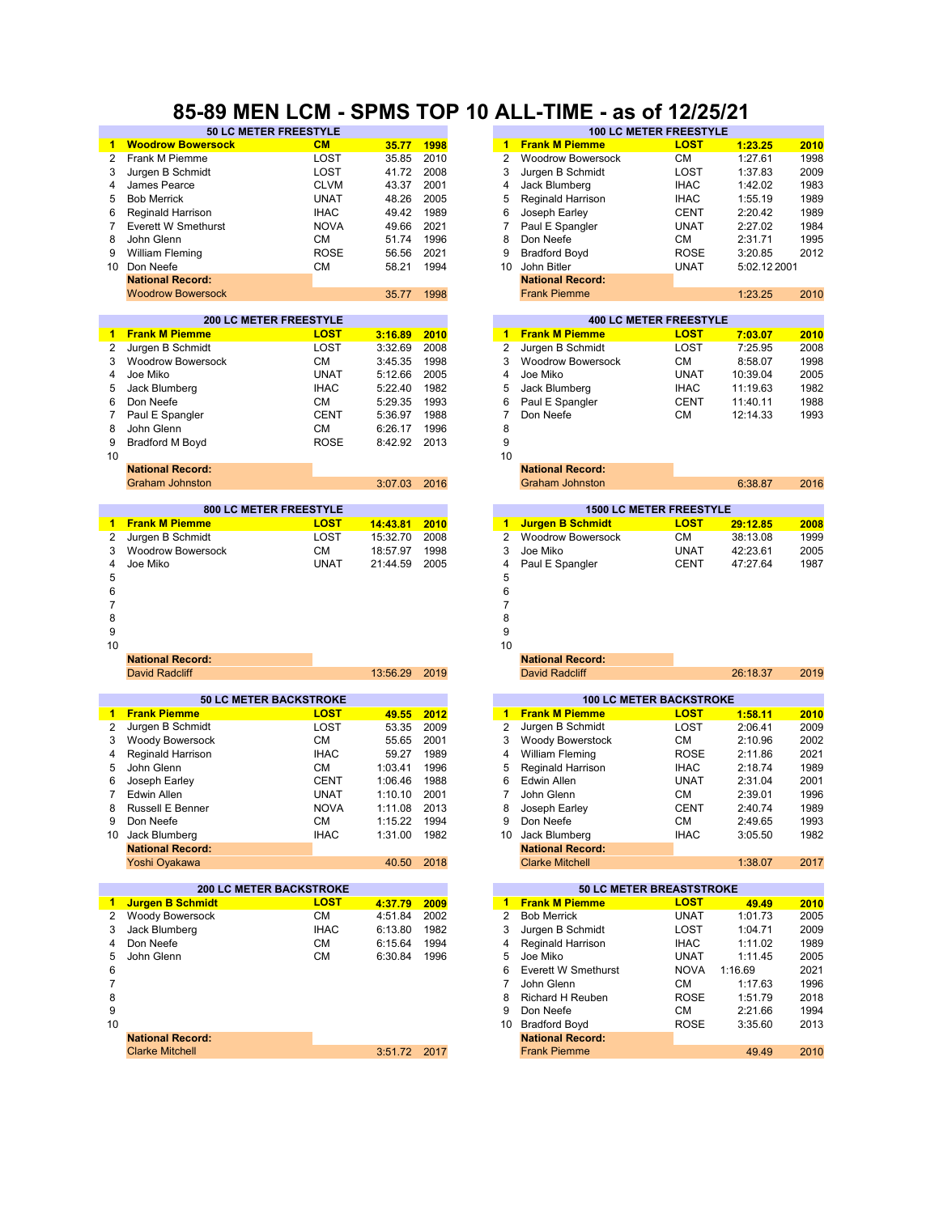# 85-89 MEN LCM - SPMS TOP 10 ALL-TIME - as of 12/25/21

## 50 LC METER FREESTYLE

| # | Name | Club | Time | Year |
|---|---|---|---|---|
| 1 | **Woodrow Bowersock** | **CM** | **35.77** | **1998** |
| 2 | Frank M Piemme | LOST | 35.85 | 2010 |
| 3 | Jurgen B Schmidt | LOST | 41.72 | 2008 |
| 4 | James Pearce | CLVM | 43.37 | 2001 |
| 5 | Bob Merrick | UNAT | 48.26 | 2005 |
| 6 | Reginald Harrison | IHAC | 49.42 | 1989 |
| 7 | Everett W Smethurst | NOVA | 49.66 | 2021 |
| 8 | John Glenn | CM | 51.74 | 1996 |
| 9 | William Fleming | ROSE | 56.56 | 2021 |
| 10 | Don Neefe | CM | 58.21 | 1994 |
| | **National Record:** | | | |
| | Woodrow Bowersock | | 35.77 | 1998 |

## 100 LC METER FREESTYLE

| # | Name | Club | Time | Year |
|---|---|---|---|---|
| 1 | **Frank M Piemme** | **LOST** | **1:23.25** | **2010** |
| 2 | Woodrow Bowersock | CM | 1:27.61 | 1998 |
| 3 | Jurgen B Schmidt | LOST | 1:37.83 | 2009 |
| 4 | Jack Blumberg | IHAC | 1:42.02 | 1983 |
| 5 | Reginald Harrison | IHAC | 1:55.19 | 1989 |
| 6 | Joseph Earley | CENT | 2:20.42 | 1989 |
| 7 | Paul E Spangler | UNAT | 2:27.02 | 1984 |
| 8 | Don Neefe | CM | 2:31.71 | 1995 |
| 9 | Bradford Boyd | ROSE | 3:20.85 | 2012 |
| 10 | John Bitler | UNAT | 5:02.12 | 2001 |
| | **National Record:** | | | |
| | Frank Piemme | | 1:23.25 | 2010 |

## 200 LC METER FREESTYLE

| # | Name | Club | Time | Year |
|---|---|---|---|---|
| 1 | **Frank M Piemme** | **LOST** | **3:16.89** | **2010** |
| 2 | Jurgen B Schmidt | LOST | 3:32.69 | 2008 |
| 3 | Woodrow Bowersock | CM | 3:45.35 | 1998 |
| 4 | Joe Miko | UNAT | 5:12.66 | 2005 |
| 5 | Jack Blumberg | IHAC | 5:22.40 | 1982 |
| 6 | Don Neefe | CM | 5:29.35 | 1993 |
| 7 | Paul E Spangler | CENT | 5:36.97 | 1988 |
| 8 | John Glenn | CM | 6:26.17 | 1996 |
| 9 | Bradford M Boyd | ROSE | 8:42.92 | 2013 |
| 10 | | | | |
| | **National Record:** | | | |
| | Graham Johnston | | 3:07.03 | 2016 |

## 400 LC METER FREESTYLE

| # | Name | Club | Time | Year |
|---|---|---|---|---|
| 1 | **Frank M Piemme** | **LOST** | **7:03.07** | **2010** |
| 2 | Jurgen B Schmidt | LOST | 7:25.95 | 2008 |
| 3 | Woodrow Bowersock | CM | 8:58.07 | 1998 |
| 4 | Joe Miko | UNAT | 10:39.04 | 2005 |
| 5 | Jack Blumberg | IHAC | 11:19.63 | 1982 |
| 6 | Paul E Spangler | CENT | 11:40.11 | 1988 |
| 7 | Don Neefe | CM | 12:14.33 | 1993 |
| 8 | | | | |
| 9 | | | | |
| 10 | | | | |
| | **National Record:** | | | |
| | Graham Johnston | | 6:38.87 | 2016 |

## 800 LC METER FREESTYLE

| # | Name | Club | Time | Year |
|---|---|---|---|---|
| 1 | **Frank M Piemme** | **LOST** | **14:43.81** | **2010** |
| 2 | Jurgen B Schmidt | LOST | 15:32.70 | 2008 |
| 3 | Woodrow Bowersock | CM | 18:57.97 | 1998 |
| 4 | Joe Miko | UNAT | 21:44.59 | 2005 |
| 5 | | | | |
| 6 | | | | |
| 7 | | | | |
| 8 | | | | |
| 9 | | | | |
| 10 | | | | |
| | **National Record:** | | | |
| | David Radcliff | | 13:56.29 | 2019 |

## 1500 LC METER FREESTYLE

| # | Name | Club | Time | Year |
|---|---|---|---|---|
| 1 | **Jurgen B Schmidt** | **LOST** | **29:12.85** | **2008** |
| 2 | Woodrow Bowersock | CM | 38:13.08 | 1999 |
| 3 | Joe Miko | UNAT | 42:23.61 | 2005 |
| 4 | Paul E Spangler | CENT | 47:27.64 | 1987 |
| 5 | | | | |
| 6 | | | | |
| 7 | | | | |
| 8 | | | | |
| 9 | | | | |
| 10 | | | | |
| | **National Record:** | | | |
| | David Radcliff | | 26:18.37 | 2019 |

## 50 LC METER BACKSTROKE

| # | Name | Club | Time | Year |
|---|---|---|---|---|
| 1 | **Frank Piemme** | **LOST** | **49.55** | **2012** |
| 2 | Jurgen B Schmidt | LOST | 53.35 | 2009 |
| 3 | Woody Bowersock | CM | 55.65 | 2001 |
| 4 | Reginald Harrison | IHAC | 59.27 | 1989 |
| 5 | John Glenn | CM | 1:03.41 | 1996 |
| 6 | Joseph Earley | CENT | 1:06.46 | 1988 |
| 7 | Edwin Allen | UNAT | 1:10.10 | 2001 |
| 8 | Russell E Benner | NOVA | 1:11.08 | 2013 |
| 9 | Don Neefe | CM | 1:15.22 | 1994 |
| 10 | Jack Blumberg | IHAC | 1:31.00 | 1982 |
| | **National Record:** | | | |
| | Yoshi Oyakawa | | 40.50 | 2018 |

## 100 LC METER BACKSTROKE

| # | Name | Club | Time | Year |
|---|---|---|---|---|
| 1 | **Frank M Piemme** | **LOST** | **1:58.11** | **2010** |
| 2 | Jurgen B Schmidt | LOST | 2:06.41 | 2009 |
| 3 | Woody Bowerstock | CM | 2:10.96 | 2002 |
| 4 | William Fleming | ROSE | 2:11.86 | 2021 |
| 5 | Reginald Harrison | IHAC | 2:18.74 | 1989 |
| 6 | Edwin Allen | UNAT | 2:31.04 | 2001 |
| 7 | John Glenn | CM | 2:39.01 | 1996 |
| 8 | Joseph Earley | CENT | 2:40.74 | 1989 |
| 9 | Don Neefe | CM | 2:49.65 | 1993 |
| 10 | Jack Blumberg | IHAC | 3:05.50 | 1982 |
| | **National Record:** | | | |
| | Clarke Mitchell | | 1:38.07 | 2017 |

## 200 LC METER BACKSTROKE

| # | Name | Club | Time | Year |
|---|---|---|---|---|
| 1 | **Jurgen B Schmidt** | **LOST** | **4:37.79** | **2009** |
| 2 | Woody Bowersock | CM | 4:51.84 | 2002 |
| 3 | Jack Blumberg | IHAC | 6:13.80 | 1982 |
| 4 | Don Neefe | CM | 6:15.64 | 1994 |
| 5 | John Glenn | CM | 6:30.84 | 1996 |
| 6 | | | | |
| 7 | | | | |
| 8 | | | | |
| 9 | | | | |
| 10 | | | | |
| | **National Record:** | | | |
| | Clarke Mitchell | | 3:51.72 | 2017 |

## 50 LC METER BREASTSTROKE

| # | Name | Club | Time | Year |
|---|---|---|---|---|
| 1 | **Frank M Piemme** | **LOST** | **49.49** | **2010** |
| 2 | Bob Merrick | UNAT | 1:01.73 | 2005 |
| 3 | Jurgen B Schmidt | LOST | 1:04.71 | 2009 |
| 4 | Reginald Harrison | IHAC | 1:11.02 | 1989 |
| 5 | Joe Miko | UNAT | 1:11.45 | 2005 |
| 6 | Everett W Smethurst | NOVA | 1:16.69 | 2021 |
| 7 | John Glenn | CM | 1:17.63 | 1996 |
| 8 | Richard H Reuben | ROSE | 1:51.79 | 2018 |
| 9 | Don Neefe | CM | 2:21.66 | 1994 |
| 10 | Bradford Boyd | ROSE | 3:35.60 | 2013 |
| | **National Record:** | | | |
| | Frank Piemme | | 49.49 | 2010 |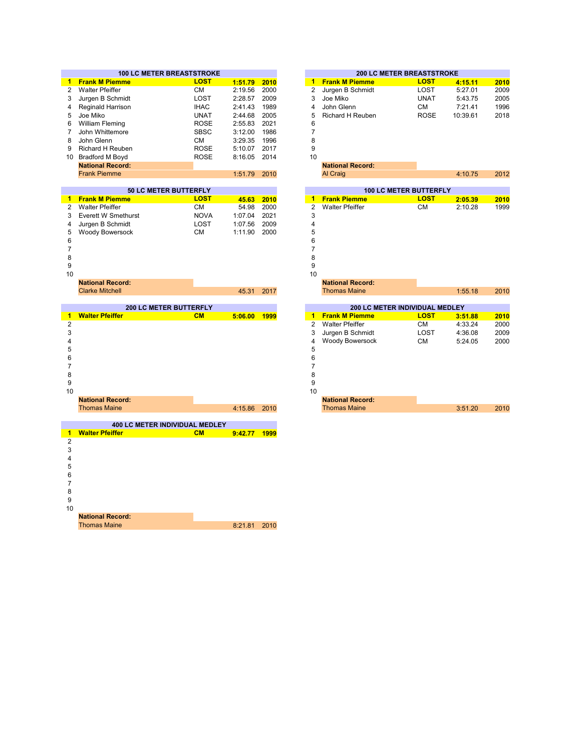## 100 LC METER BREASTSTROKE

| | Name | Team | Time | Year |
|---|---|---|---|---|
| 1 | **Frank M Piemme** | **LOST** | **1:51.79** | **2010** |
| 2 | Walter Pfeiffer | CM | 2:19.56 | 2000 |
| 3 | Jurgen B Schmidt | LOST | 2:28.57 | 2009 |
| 4 | Reginald Harrison | IHAC | 2:41.43 | 1989 |
| 5 | Joe Miko | UNAT | 2:44.68 | 2005 |
| 6 | William Fleming | ROSE | 2:55.83 | 2021 |
| 7 | John Whittemore | SBSC | 3:12.00 | 1986 |
| 8 | John Glenn | CM | 3:29.35 | 1996 |
| 9 | Richard H Reuben | ROSE | 5:10.07 | 2017 |
| 10 | Bradford M Boyd | ROSE | 8:16.05 | 2014 |
| | **National Record:** | | | |
| | Frank Piemme | | 1:51.79 | 2010 |

## 200 LC METER BREASTSTROKE

| | Name | Team | Time | Year |
|---|---|---|---|---|
| 1 | **Frank M Piemme** | **LOST** | **4:15.11** | **2010** |
| 2 | Jurgen B Schmidt | LOST | 5:27.01 | 2009 |
| 3 | Joe Miko | UNAT | 5:43.75 | 2005 |
| 4 | John Glenn | CM | 7:21.41 | 1996 |
| 5 | Richard H Reuben | ROSE | 10:39.61 | 2018 |
| 6 | | | | |
| 7 | | | | |
| 8 | | | | |
| 9 | | | | |
| 10 | | | | |
| | **National Record:** | | | |
| | Al Craig | | 4:10.75 | 2012 |

## 50 LC METER BUTTERFLY

| | Name | Team | Time | Year |
|---|---|---|---|---|
| 1 | **Frank M Piemme** | **LOST** | **45.63** | **2010** |
| 2 | Walter Pfeiffer | CM | 54.98 | 2000 |
| 3 | Everett W Smethurst | NOVA | 1:07.04 | 2021 |
| 4 | Jurgen B Schmidt | LOST | 1:07.56 | 2009 |
| 5 | Woody Bowersock | CM | 1:11.90 | 2000 |
| 6 | | | | |
| 7 | | | | |
| 8 | | | | |
| 9 | | | | |
| 10 | | | | |
| | **National Record:** | | | |
| | Clarke Mitchell | | 45.31 | 2017 |

## 100 LC METER BUTTERFLY

| | Name | Team | Time | Year |
|---|---|---|---|---|
| 1 | **Frank Piemme** | **LOST** | **2:05.39** | **2010** |
| 2 | Walter Pfeiffer | CM | 2:10.28 | 1999 |
| 3 | | | | |
| 4 | | | | |
| 5 | | | | |
| 6 | | | | |
| 7 | | | | |
| 8 | | | | |
| 9 | | | | |
| 10 | | | | |
| | **National Record:** | | | |
| | Thomas Maine | | 1:55.18 | 2010 |

## 200 LC METER BUTTERFLY

| | Name | Team | Time | Year |
|---|---|---|---|---|
| 1 | **Walter Pfeiffer** | **CM** | **5:06.00** | **1999** |
| 2 | | | | |
| 3 | | | | |
| 4 | | | | |
| 5 | | | | |
| 6 | | | | |
| 7 | | | | |
| 8 | | | | |
| 9 | | | | |
| 10 | | | | |
| | **National Record:** | | | |
| | Thomas Maine | | 4:15.86 | 2010 |

## 200 LC METER INDIVIDUAL MEDLEY

| | Name | Team | Time | Year |
|---|---|---|---|---|
| 1 | **Frank M Piemme** | **LOST** | **3:51.88** | **2010** |
| 2 | Walter Pfeiffer | CM | 4:33.24 | 2000 |
| 3 | Jurgen B Schmidt | LOST | 4:36.08 | 2009 |
| 4 | Woody Bowersock | CM | 5:24.05 | 2000 |
| 5 | | | | |
| 6 | | | | |
| 7 | | | | |
| 8 | | | | |
| 9 | | | | |
| 10 | | | | |
| | **National Record:** | | | |
| | Thomas Maine | | 3:51.20 | 2010 |

## 400 LC METER INDIVIDUAL MEDLEY

| | Name | Team | Time | Year |
|---|---|---|---|---|
| 1 | **Walter Pfeiffer** | **CM** | **9:42.77** | **1999** |
| 2 | | | | |
| 3 | | | | |
| 4 | | | | |
| 5 | | | | |
| 6 | | | | |
| 7 | | | | |
| 8 | | | | |
| 9 | | | | |
| 10 | | | | |
| | **National Record:** | | | |
| | Thomas Maine | | 8:21.81 | 2010 |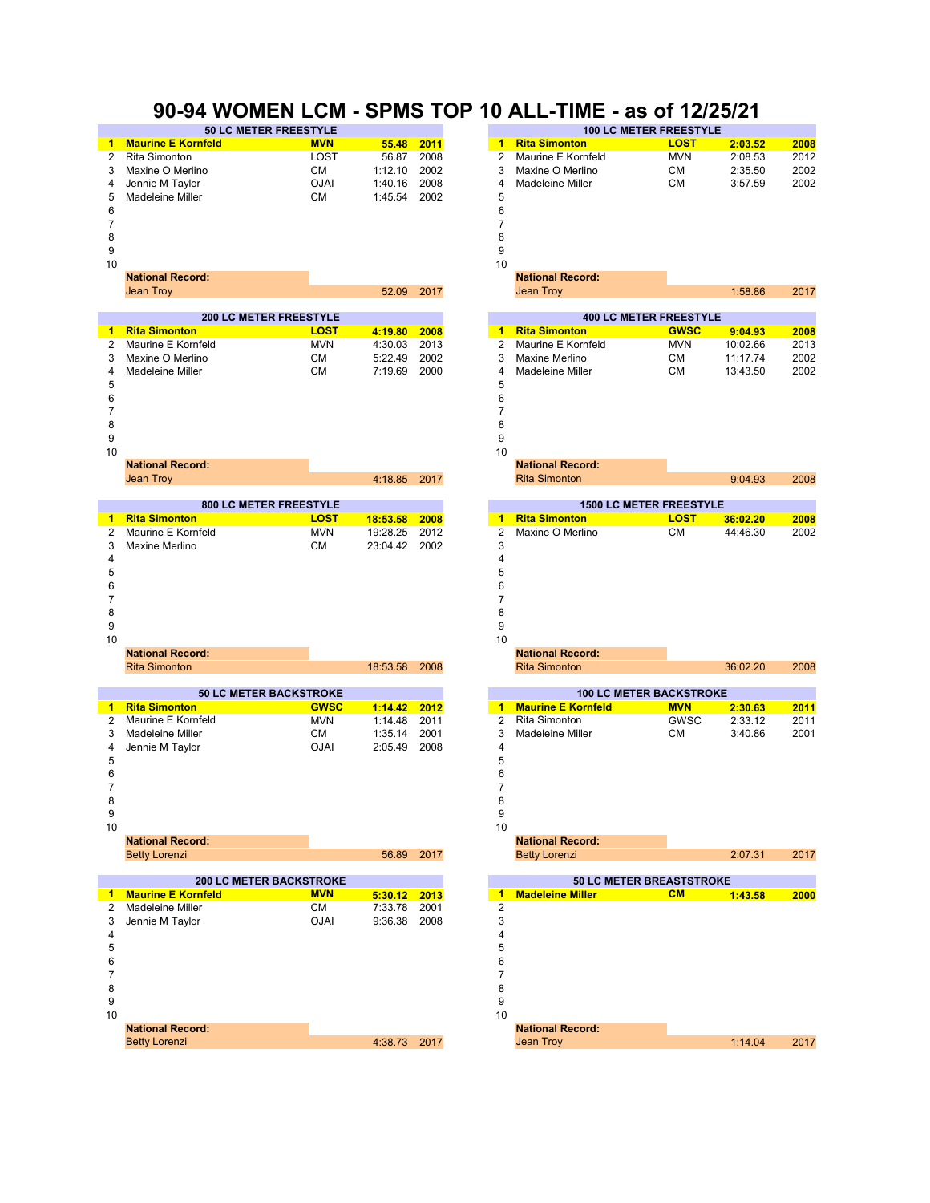# 90-94 WOMEN LCM - SPMS TOP 10 ALL-TIME - as of 12/25/21

### 50 LC METER FREESTYLE

| Rank | Name | Club | Time | Year |
|---|---|---|---|---|
| **1** | **Maurine E Kornfeld** | **MVN** | **55.48** | **2011** |
| 2 | Rita Simonton | LOST | 56.87 | 2008 |
| 3 | Maxine O Merlino | CM | 1:12.10 | 2002 |
| 4 | Jennie M Taylor | OJAI | 1:40.16 | 2008 |
| 5 | Madeleine Miller | CM | 1:45.54 | 2002 |
| 6 | | | | |
| 7 | | | | |
| 8 | | | | |
| 9 | | | | |
| 10 | | | | |
| | **National Record:** | | | |
| | Jean Troy | | 52.09 | 2017 |

### 100 LC METER FREESTYLE

| Rank | Name | Club | Time | Year |
|---|---|---|---|---|
| **1** | **Rita Simonton** | **LOST** | **2:03.52** | **2008** |
| 2 | Maurine E Kornfeld | MVN | 2:08.53 | 2012 |
| 3 | Maxine O Merlino | CM | 2:35.50 | 2002 |
| 4 | Madeleine Miller | CM | 3:57.59 | 2002 |
| 5 | | | | |
| 6 | | | | |
| 7 | | | | |
| 8 | | | | |
| 9 | | | | |
| 10 | | | | |
| | **National Record:** | | | |
| | Jean Troy | | 1:58.86 | 2017 |

### 200 LC METER FREESTYLE

| Rank | Name | Club | Time | Year |
|---|---|---|---|---|
| **1** | **Rita Simonton** | **LOST** | **4:19.80** | **2008** |
| 2 | Maurine E Kornfeld | MVN | 4:30.03 | 2013 |
| 3 | Maxine O Merlino | CM | 5:22.49 | 2002 |
| 4 | Madeleine Miller | CM | 7:19.69 | 2000 |
| 5 | | | | |
| 6 | | | | |
| 7 | | | | |
| 8 | | | | |
| 9 | | | | |
| 10 | | | | |
| | **National Record:** | | | |
| | Jean Troy | | 4:18.85 | 2017 |

### 400 LC METER FREESTYLE

| Rank | Name | Club | Time | Year |
|---|---|---|---|---|
| **1** | **Rita Simonton** | **GWSC** | **9:04.93** | **2008** |
| 2 | Maurine E Kornfeld | MVN | 10:02.66 | 2013 |
| 3 | Maxine Merlino | CM | 11:17.74 | 2002 |
| 4 | Madeleine Miller | CM | 13:43.50 | 2002 |
| 5 | | | | |
| 6 | | | | |
| 7 | | | | |
| 8 | | | | |
| 9 | | | | |
| 10 | | | | |
| | **National Record:** | | | |
| | Rita Simonton | | 9:04.93 | 2008 |

### 800 LC METER FREESTYLE

| Rank | Name | Club | Time | Year |
|---|---|---|---|---|
| **1** | **Rita Simonton** | **LOST** | **18:53.58** | **2008** |
| 2 | Maurine E Kornfeld | MVN | 19:28.25 | 2012 |
| 3 | Maxine Merlino | CM | 23:04.42 | 2002 |
| 4 | | | | |
| 5 | | | | |
| 6 | | | | |
| 7 | | | | |
| 8 | | | | |
| 9 | | | | |
| 10 | | | | |
| | **National Record:** | | | |
| | Rita Simonton | | 18:53.58 | 2008 |

### 1500 LC METER FREESTYLE

| Rank | Name | Club | Time | Year |
|---|---|---|---|---|
| **1** | **Rita Simonton** | **LOST** | **36:02.20** | **2008** |
| 2 | Maxine O Merlino | CM | 44:46.30 | 2002 |
| 3 | | | | |
| 4 | | | | |
| 5 | | | | |
| 6 | | | | |
| 7 | | | | |
| 8 | | | | |
| 9 | | | | |
| 10 | | | | |
| | **National Record:** | | | |
| | Rita Simonton | | 36:02.20 | 2008 |

### 50 LC METER BACKSTROKE

| Rank | Name | Club | Time | Year |
|---|---|---|---|---|
| **1** | **Rita Simonton** | **GWSC** | **1:14.42** | **2012** |
| 2 | Maurine E Kornfeld | MVN | 1:14.48 | 2011 |
| 3 | Madeleine Miller | CM | 1:35.14 | 2001 |
| 4 | Jennie M Taylor | OJAI | 2:05.49 | 2008 |
| 5 | | | | |
| 6 | | | | |
| 7 | | | | |
| 8 | | | | |
| 9 | | | | |
| 10 | | | | |
| | **National Record:** | | | |
| | Betty Lorenzi | | 56.89 | 2017 |

### 100 LC METER BACKSTROKE

| Rank | Name | Club | Time | Year |
|---|---|---|---|---|
| **1** | **Maurine E Kornfeld** | **MVN** | **2:30.63** | **2011** |
| 2 | Rita Simonton | GWSC | 2:33.12 | 2011 |
| 3 | Madeleine Miller | CM | 3:40.86 | 2001 |
| 4 | | | | |
| 5 | | | | |
| 6 | | | | |
| 7 | | | | |
| 8 | | | | |
| 9 | | | | |
| 10 | | | | |
| | **National Record:** | | | |
| | Betty Lorenzi | | 2:07.31 | 2017 |

### 200 LC METER BACKSTROKE

| Rank | Name | Club | Time | Year |
|---|---|---|---|---|
| **1** | **Maurine E Kornfeld** | **MVN** | **5:30.12** | **2013** |
| 2 | Madeleine Miller | CM | 7:33.78 | 2001 |
| 3 | Jennie M Taylor | OJAI | 9:36.38 | 2008 |
| 4 | | | | |
| 5 | | | | |
| 6 | | | | |
| 7 | | | | |
| 8 | | | | |
| 9 | | | | |
| 10 | | | | |
| | **National Record:** | | | |
| | Betty Lorenzi | | 4:38.73 | 2017 |

### 50 LC METER BREASTSTROKE

| Rank | Name | Club | Time | Year |
|---|---|---|---|---|
| **1** | **Madeleine Miller** | **CM** | **1:43.58** | **2000** |
| 2 | | | | |
| 3 | | | | |
| 4 | | | | |
| 5 | | | | |
| 6 | | | | |
| 7 | | | | |
| 8 | | | | |
| 9 | | | | |
| 10 | | | | |
| | **National Record:** | | | |
| | Jean Troy | | 1:14.04 | 2017 |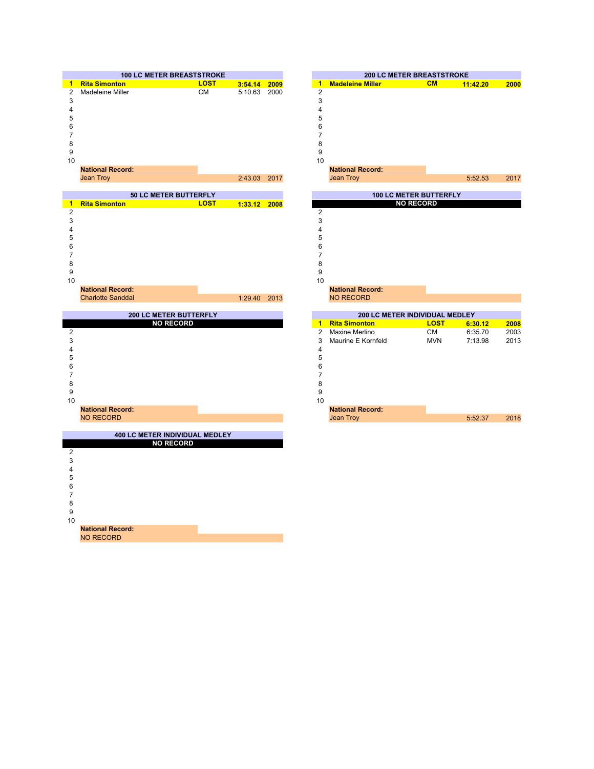## 100 LC METER BREASTSTROKE

| Place | Name | Team | Time | Year |
|---|---|---|---|---|
| **1** | **Rita Simonton** | **LOST** | **3:54.14** | **2009** |
| 2 | Madeleine Miller | CM | 5:10.63 | 2000 |
| 3 | | | | |
| 4 | | | | |
| 5 | | | | |
| 6 | | | | |
| 7 | | | | |
| 8 | | | | |
| 9 | | | | |
| 10 | | | | |

**National Record:**
Jean Troy 2:43.03 2017

## 200 LC METER BREASTSTROKE

| Place | Name | Team | Time | Year |
|---|---|---|---|---|
| **1** | **Madeleine Miller** | **CM** | **11:42.20** | **2000** |
| 2 | | | | |
| 3 | | | | |
| 4 | | | | |
| 5 | | | | |
| 6 | | | | |
| 7 | | | | |
| 8 | | | | |
| 9 | | | | |
| 10 | | | | |

**National Record:**
Jean Troy 5:52.53 2017

## 50 LC METER BUTTERFLY

| Place | Name | Team | Time | Year |
|---|---|---|---|---|
| **1** | **Rita Simonton** | **LOST** | **1:33.12** | **2008** |
| 2 | | | | |
| 3 | | | | |
| 4 | | | | |
| 5 | | | | |
| 6 | | | | |
| 7 | | | | |
| 8 | | | | |
| 9 | | | | |
| 10 | | | | |

**National Record:**
Charlotte Sanddal 1:29.40 2013

## 100 LC METER BUTTERFLY

**NO RECORD**

| Place | Name | Team | Time | Year |
|---|---|---|---|---|
| 2 | | | | |
| 3 | | | | |
| 4 | | | | |
| 5 | | | | |
| 6 | | | | |
| 7 | | | | |
| 8 | | | | |
| 9 | | | | |
| 10 | | | | |

**National Record:**
NO RECORD

## 200 LC METER BUTTERFLY

**NO RECORD**

| Place | Name | Team | Time | Year |
|---|---|---|---|---|
| 2 | | | | |
| 3 | | | | |
| 4 | | | | |
| 5 | | | | |
| 6 | | | | |
| 7 | | | | |
| 8 | | | | |
| 9 | | | | |
| 10 | | | | |

**National Record:**
NO RECORD

## 200 LC METER INDIVIDUAL MEDLEY

| Place | Name | Team | Time | Year |
|---|---|---|---|---|
| **1** | **Rita Simonton** | **LOST** | **6:30.12** | **2008** |
| 2 | Maxine Merlino | CM | 6:35.70 | 2003 |
| 3 | Maurine E Kornfeld | MVN | 7:13.98 | 2013 |
| 4 | | | | |
| 5 | | | | |
| 6 | | | | |
| 7 | | | | |
| 8 | | | | |
| 9 | | | | |
| 10 | | | | |

**National Record:**
Jean Troy 5:52.37 2018

## 400 LC METER INDIVIDUAL MEDLEY

**NO RECORD**

| Place | Name | Team | Time | Year |
|---|---|---|---|---|
| 2 | | | | |
| 3 | | | | |
| 4 | | | | |
| 5 | | | | |
| 6 | | | | |
| 7 | | | | |
| 8 | | | | |
| 9 | | | | |
| 10 | | | | |

**National Record:**
NO RECORD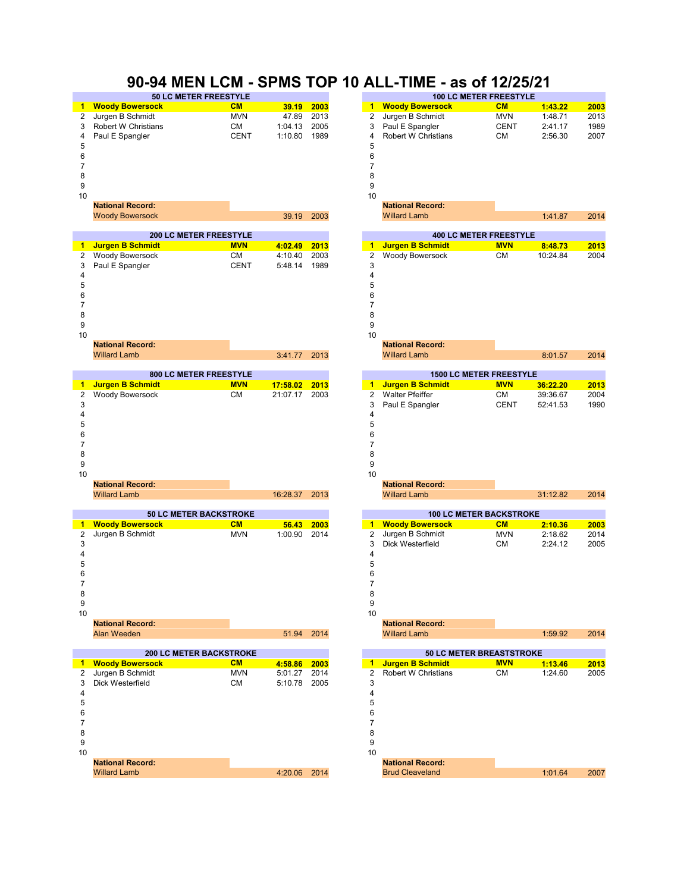# 90-94 MEN LCM - SPMS TOP 10 ALL-TIME - as of 12/25/21

## 50 LC METER FREESTYLE

| | Name | Club | Time | Year |
|---|---|---|---|---|
| 1 | **Woody Bowersock** | **CM** | **39.19** | **2003** |
| 2 | Jurgen B Schmidt | MVN | 47.89 | 2013 |
| 3 | Robert W Christians | CM | 1:04.13 | 2005 |
| 4 | Paul E Spangler | CENT | 1:10.80 | 1989 |
| 5 | | | | |
| 6 | | | | |
| 7 | | | | |
| 8 | | | | |
| 9 | | | | |
| 10 | | | | |
| | **National Record:** | | | |
| | Woody Bowersock | | 39.19 | 2003 |

## 100 LC METER FREESTYLE

| | Name | Club | Time | Year |
|---|---|---|---|---|
| 1 | **Woody Bowersock** | **CM** | **1:43.22** | **2003** |
| 2 | Jurgen B Schmidt | MVN | 1:48.71 | 2013 |
| 3 | Paul E Spangler | CENT | 2:41.17 | 1989 |
| 4 | Robert W Christians | CM | 2:56.30 | 2007 |
| 5 | | | | |
| 6 | | | | |
| 7 | | | | |
| 8 | | | | |
| 9 | | | | |
| 10 | | | | |
| | **National Record:** | | | |
| | Willard Lamb | | 1:41.87 | 2014 |

## 200 LC METER FREESTYLE

| | Name | Club | Time | Year |
|---|---|---|---|---|
| 1 | **Jurgen B Schmidt** | **MVN** | **4:02.49** | **2013** |
| 2 | Woody Bowersock | CM | 4:10.40 | 2003 |
| 3 | Paul E Spangler | CENT | 5:48.14 | 1989 |
| 4 | | | | |
| 5 | | | | |
| 6 | | | | |
| 7 | | | | |
| 8 | | | | |
| 9 | | | | |
| 10 | | | | |
| | **National Record:** | | | |
| | Willard Lamb | | 3:41.77 | 2013 |

## 400 LC METER FREESTYLE

| | Name | Club | Time | Year |
|---|---|---|---|---|
| 1 | **Jurgen B Schmidt** | **MVN** | **8:48.73** | **2013** |
| 2 | Woody Bowersock | CM | 10:24.84 | 2004 |
| 3 | | | | |
| 4 | | | | |
| 5 | | | | |
| 6 | | | | |
| 7 | | | | |
| 8 | | | | |
| 9 | | | | |
| 10 | | | | |
| | **National Record:** | | | |
| | Willard Lamb | | 8:01.57 | 2014 |

## 800 LC METER FREESTYLE

| | Name | Club | Time | Year |
|---|---|---|---|---|
| 1 | **Jurgen B Schmidt** | **MVN** | **17:58.02** | **2013** |
| 2 | Woody Bowersock | CM | 21:07.17 | 2003 |
| 3 | | | | |
| 4 | | | | |
| 5 | | | | |
| 6 | | | | |
| 7 | | | | |
| 8 | | | | |
| 9 | | | | |
| 10 | | | | |
| | **National Record:** | | | |
| | Willard Lamb | | 16:28.37 | 2013 |

## 1500 LC METER FREESTYLE

| | Name | Club | Time | Year |
|---|---|---|---|---|
| 1 | **Jurgen B Schmidt** | **MVN** | **36:22.20** | **2013** |
| 2 | Walter Pfeiffer | CM | 39:36.67 | 2004 |
| 3 | Paul E Spangler | CENT | 52:41.53 | 1990 |
| 4 | | | | |
| 5 | | | | |
| 6 | | | | |
| 7 | | | | |
| 8 | | | | |
| 9 | | | | |
| 10 | | | | |
| | **National Record:** | | | |
| | Willard Lamb | | 31:12.82 | 2014 |

## 50 LC METER BACKSTROKE

| | Name | Club | Time | Year |
|---|---|---|---|---|
| 1 | **Woody Bowersock** | **CM** | **56.43** | **2003** |
| 2 | Jurgen B Schmidt | MVN | 1:00.90 | 2014 |
| 3 | | | | |
| 4 | | | | |
| 5 | | | | |
| 6 | | | | |
| 7 | | | | |
| 8 | | | | |
| 9 | | | | |
| 10 | | | | |
| | **National Record:** | | | |
| | Alan Weeden | | 51.94 | 2014 |

## 100 LC METER BACKSTROKE

| | Name | Club | Time | Year |
|---|---|---|---|---|
| 1 | **Woody Bowersock** | **CM** | **2:10.36** | **2003** |
| 2 | Jurgen B Schmidt | MVN | 2:18.62 | 2014 |
| 3 | Dick Westerfield | CM | 2:24.12 | 2005 |
| 4 | | | | |
| 5 | | | | |
| 6 | | | | |
| 7 | | | | |
| 8 | | | | |
| 9 | | | | |
| 10 | | | | |
| | **National Record:** | | | |
| | Willard Lamb | | 1:59.92 | 2014 |

## 200 LC METER BACKSTROKE

| | Name | Club | Time | Year |
|---|---|---|---|---|
| 1 | **Woody Bowersock** | **CM** | **4:58.86** | **2003** |
| 2 | Jurgen B Schmidt | MVN | 5:01.27 | 2014 |
| 3 | Dick Westerfield | CM | 5:10.78 | 2005 |
| 4 | | | | |
| 5 | | | | |
| 6 | | | | |
| 7 | | | | |
| 8 | | | | |
| 9 | | | | |
| 10 | | | | |
| | **National Record:** | | | |
| | Willard Lamb | | 4:20.06 | 2014 |

## 50 LC METER BREASTSTROKE

| | Name | Club | Time | Year |
|---|---|---|---|---|
| 1 | **Jurgen B Schmidt** | **MVN** | **1:13.46** | **2013** |
| 2 | Robert W Christians | CM | 1:24.60 | 2005 |
| 3 | | | | |
| 4 | | | | |
| 5 | | | | |
| 6 | | | | |
| 7 | | | | |
| 8 | | | | |
| 9 | | | | |
| 10 | | | | |
| | **National Record:** | | | |
| | Brud Cleaveland | | 1:01.64 | 2007 |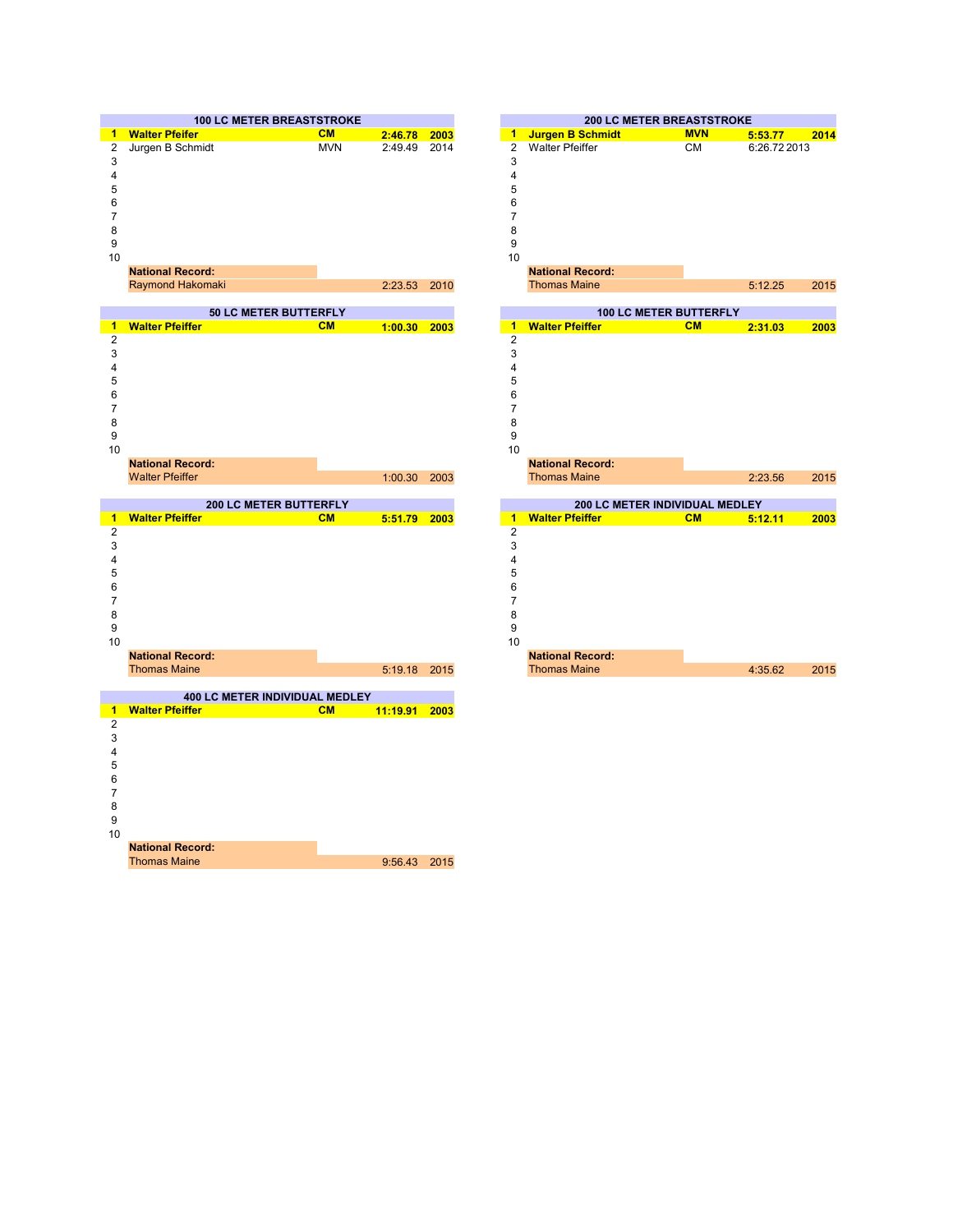### 100 LC METER BREASTSTROKE

| Place | Name | Team | Time | Year |
|---|---|---|---|---|
| **1** | **Walter Pfeifer** | **CM** | **2:46.78** | **2003** |
| 2 | Jurgen B Schmidt | MVN | 2:49.49 | 2014 |
| 3 | | | | |
| 4 | | | | |
| 5 | | | | |
| 6 | | | | |
| 7 | | | | |
| 8 | | | | |
| 9 | | | | |
| 10 | | | | |
| | **National Record:** | | | |
| | Raymond Hakomaki | | 2:23.53 | 2010 |

### 200 LC METER BREASTSTROKE

| Place | Name | Team | Time | Year |
|---|---|---|---|---|
| **1** | **Jurgen B Schmidt** | **MVN** | **5:53.77** | **2014** |
| 2 | Walter Pfeiffer | CM | 6:26.72 | 2013 |
| 3 | | | | |
| 4 | | | | |
| 5 | | | | |
| 6 | | | | |
| 7 | | | | |
| 8 | | | | |
| 9 | | | | |
| 10 | | | | |
| | **National Record:** | | | |
| | Thomas Maine | | 5:12.25 | 2015 |

### 50 LC METER BUTTERFLY

| Place | Name | Team | Time | Year |
|---|---|---|---|---|
| **1** | **Walter Pfeiffer** | **CM** | **1:00.30** | **2003** |
| 2 | | | | |
| 3 | | | | |
| 4 | | | | |
| 5 | | | | |
| 6 | | | | |
| 7 | | | | |
| 8 | | | | |
| 9 | | | | |
| 10 | | | | |
| | **National Record:** | | | |
| | Walter Pfeiffer | | 1:00.30 | 2003 |

### 100 LC METER BUTTERFLY

| Place | Name | Team | Time | Year |
|---|---|---|---|---|
| **1** | **Walter Pfeiffer** | **CM** | **2:31.03** | **2003** |
| 2 | | | | |
| 3 | | | | |
| 4 | | | | |
| 5 | | | | |
| 6 | | | | |
| 7 | | | | |
| 8 | | | | |
| 9 | | | | |
| 10 | | | | |
| | **National Record:** | | | |
| | Thomas Maine | | 2:23.56 | 2015 |

### 200 LC METER BUTTERFLY

| Place | Name | Team | Time | Year |
|---|---|---|---|---|
| **1** | **Walter Pfeiffer** | **CM** | **5:51.79** | **2003** |
| 2 | | | | |
| 3 | | | | |
| 4 | | | | |
| 5 | | | | |
| 6 | | | | |
| 7 | | | | |
| 8 | | | | |
| 9 | | | | |
| 10 | | | | |
| | **National Record:** | | | |
| | Thomas Maine | | 5:19.18 | 2015 |

### 200 LC METER INDIVIDUAL MEDLEY

| Place | Name | Team | Time | Year |
|---|---|---|---|---|
| **1** | **Walter Pfeiffer** | **CM** | **5:12.11** | **2003** |
| 2 | | | | |
| 3 | | | | |
| 4 | | | | |
| 5 | | | | |
| 6 | | | | |
| 7 | | | | |
| 8 | | | | |
| 9 | | | | |
| 10 | | | | |
| | **National Record:** | | | |
| | Thomas Maine | | 4:35.62 | 2015 |

### 400 LC METER INDIVIDUAL MEDLEY

| Place | Name | Team | Time | Year |
|---|---|---|---|---|
| **1** | **Walter Pfeiffer** | **CM** | **11:19.91** | **2003** |
| 2 | | | | |
| 3 | | | | |
| 4 | | | | |
| 5 | | | | |
| 6 | | | | |
| 7 | | | | |
| 8 | | | | |
| 9 | | | | |
| 10 | | | | |
| | **National Record:** | | | |
| | Thomas Maine | | 9:56.43 | 2015 |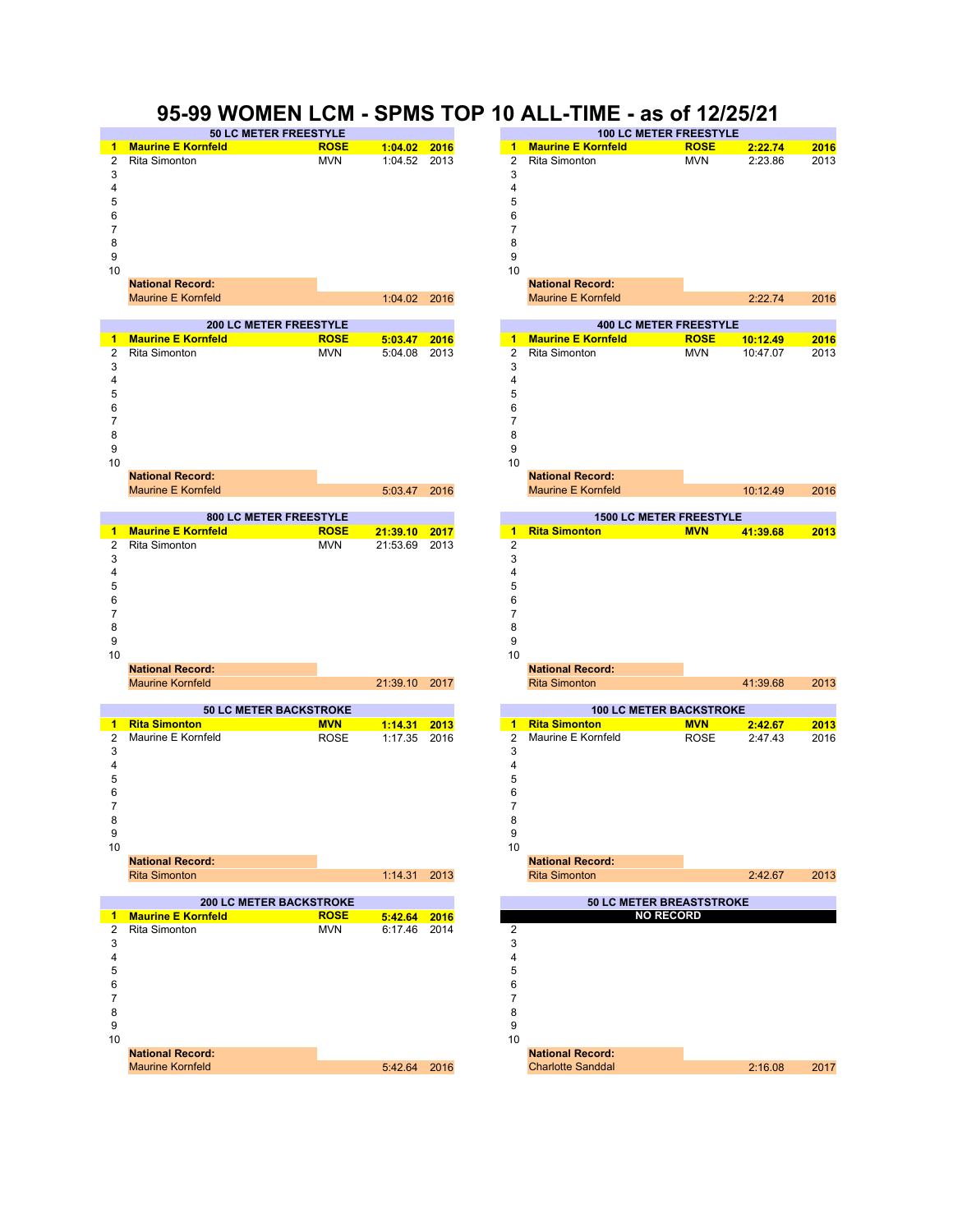# 95-99 WOMEN LCM - SPMS TOP 10 ALL-TIME - as of 12/25/21

## 50 LC METER FREESTYLE

| Rank | Name | Club | Time | Year |
|---|---|---|---|---|
| **1** | **Maurine E Kornfeld** | **ROSE** | **1:04.02** | **2016** |
| 2 | Rita Simonton | MVN | 1:04.52 | 2013 |
| 3 | | | | |
| 4 | | | | |
| 5 | | | | |
| 6 | | | | |
| 7 | | | | |
| 8 | | | | |
| 9 | | | | |
| 10 | | | | |

**National Record:** Maurine E Kornfeld 1:04.02 2016

## 100 LC METER FREESTYLE

| Rank | Name | Club | Time | Year |
|---|---|---|---|---|
| **1** | **Maurine E Kornfeld** | **ROSE** | **2:22.74** | **2016** |
| 2 | Rita Simonton | MVN | 2:23.86 | 2013 |
| 3 | | | | |
| 4 | | | | |
| 5 | | | | |
| 6 | | | | |
| 7 | | | | |
| 8 | | | | |
| 9 | | | | |
| 10 | | | | |

**National Record:** Maurine E Kornfeld 2:22.74 2016

## 200 LC METER FREESTYLE

| Rank | Name | Club | Time | Year |
|---|---|---|---|---|
| **1** | **Maurine E Kornfeld** | **ROSE** | **5:03.47** | **2016** |
| 2 | Rita Simonton | MVN | 5:04.08 | 2013 |
| 3 | | | | |
| 4 | | | | |
| 5 | | | | |
| 6 | | | | |
| 7 | | | | |
| 8 | | | | |
| 9 | | | | |
| 10 | | | | |

**National Record:** Maurine E Kornfeld 5:03.47 2016

## 400 LC METER FREESTYLE

| Rank | Name | Club | Time | Year |
|---|---|---|---|---|
| **1** | **Maurine E Kornfeld** | **ROSE** | **10:12.49** | **2016** |
| 2 | Rita Simonton | MVN | 10:47.07 | 2013 |
| 3 | | | | |
| 4 | | | | |
| 5 | | | | |
| 6 | | | | |
| 7 | | | | |
| 8 | | | | |
| 9 | | | | |
| 10 | | | | |

**National Record:** Maurine E Kornfeld 10:12.49 2016

## 800 LC METER FREESTYLE

| Rank | Name | Club | Time | Year |
|---|---|---|---|---|
| **1** | **Maurine E Kornfeld** | **ROSE** | **21:39.10** | **2017** |
| 2 | Rita Simonton | MVN | 21:53.69 | 2013 |
| 3 | | | | |
| 4 | | | | |
| 5 | | | | |
| 6 | | | | |
| 7 | | | | |
| 8 | | | | |
| 9 | | | | |
| 10 | | | | |

**National Record:** Maurine Kornfeld 21:39.10 2017

## 1500 LC METER FREESTYLE

| Rank | Name | Club | Time | Year |
|---|---|---|---|---|
| **1** | **Rita Simonton** | **MVN** | **41:39.68** | **2013** |
| 2 | | | | |
| 3 | | | | |
| 4 | | | | |
| 5 | | | | |
| 6 | | | | |
| 7 | | | | |
| 8 | | | | |
| 9 | | | | |
| 10 | | | | |

**National Record:** Rita Simonton 41:39.68 2013

## 50 LC METER BACKSTROKE

| Rank | Name | Club | Time | Year |
|---|---|---|---|---|
| **1** | **Rita Simonton** | **MVN** | **1:14.31** | **2013** |
| 2 | Maurine E Kornfeld | ROSE | 1:17.35 | 2016 |
| 3 | | | | |
| 4 | | | | |
| 5 | | | | |
| 6 | | | | |
| 7 | | | | |
| 8 | | | | |
| 9 | | | | |
| 10 | | | | |

**National Record:** Rita Simonton 1:14.31 2013

## 100 LC METER BACKSTROKE

| Rank | Name | Club | Time | Year |
|---|---|---|---|---|
| **1** | **Rita Simonton** | **MVN** | **2:42.67** | **2013** |
| 2 | Maurine E Kornfeld | ROSE | 2:47.43 | 2016 |
| 3 | | | | |
| 4 | | | | |
| 5 | | | | |
| 6 | | | | |
| 7 | | | | |
| 8 | | | | |
| 9 | | | | |
| 10 | | | | |

**National Record:** Rita Simonton 2:42.67 2013

## 200 LC METER BACKSTROKE

| Rank | Name | Club | Time | Year |
|---|---|---|---|---|
| **1** | **Maurine E Kornfeld** | **ROSE** | **5:42.64** | **2016** |
| 2 | Rita Simonton | MVN | 6:17.46 | 2014 |
| 3 | | | | |
| 4 | | | | |
| 5 | | | | |
| 6 | | | | |
| 7 | | | | |
| 8 | | | | |
| 9 | | | | |
| 10 | | | | |

**National Record:** Maurine Kornfeld 5:42.64 2016

## 50 LC METER BREASTSTROKE

**NO RECORD**

| Rank | Name | Club | Time | Year |
|---|---|---|---|---|
| 2 | | | | |
| 3 | | | | |
| 4 | | | | |
| 5 | | | | |
| 6 | | | | |
| 7 | | | | |
| 8 | | | | |
| 9 | | | | |
| 10 | | | | |

**National Record:** Charlotte Sanddal 2:16.08 2017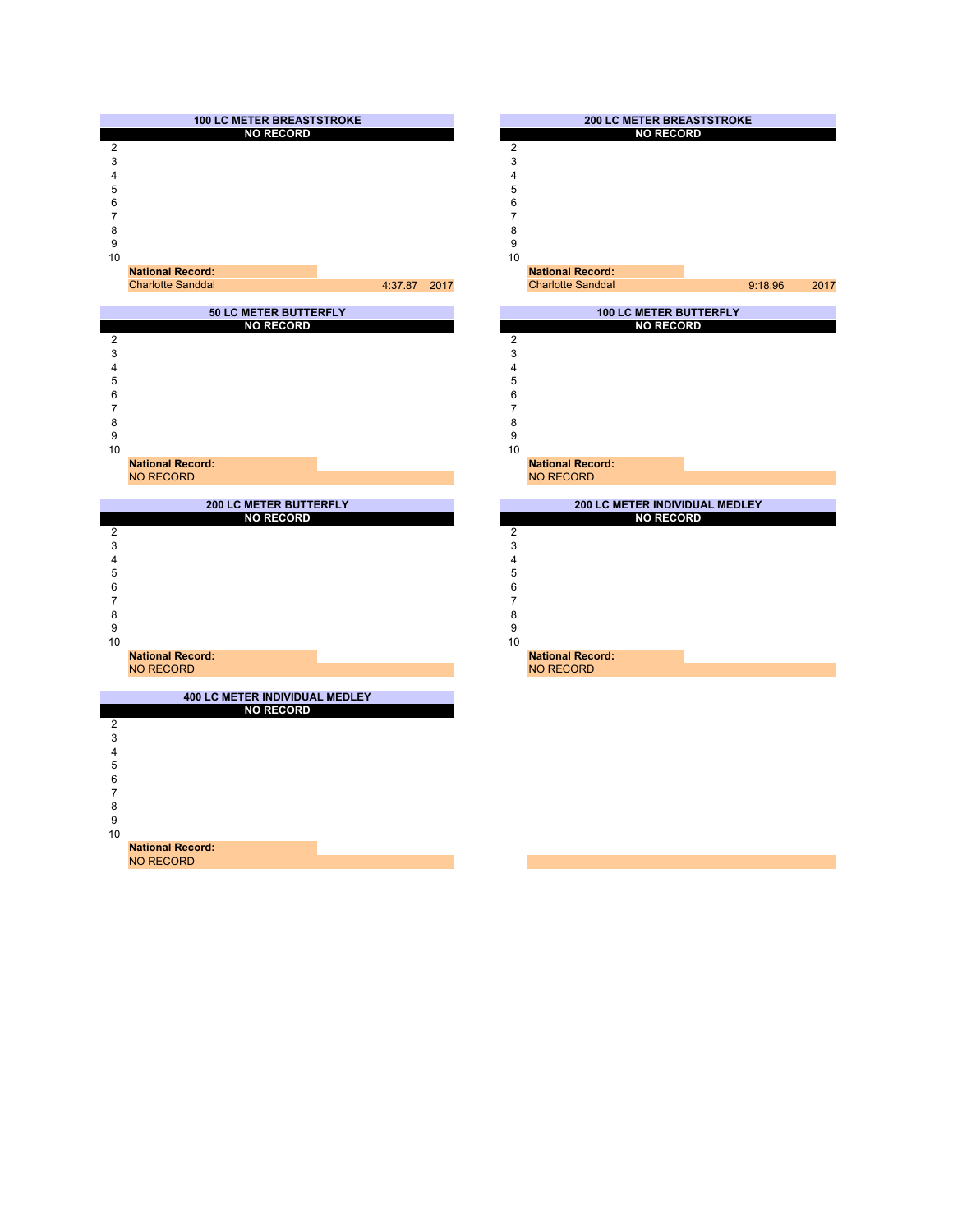## 100 LC METER BREASTSTROKE

| | NO RECORD | | |
|---|---|---|---|
| 2 | | | |
| 3 | | | |
| 4 | | | |
| 5 | | | |
| 6 | | | |
| 7 | | | |
| 8 | | | |
| 9 | | | |
| 10 | | | |
| | **National Record:** | | |
| | Charlotte Sanddal | 4:37.87 | 2017 |

## 200 LC METER BREASTSTROKE

| | NO RECORD | | |
|---|---|---|---|
| 2 | | | |
| 3 | | | |
| 4 | | | |
| 5 | | | |
| 6 | | | |
| 7 | | | |
| 8 | | | |
| 9 | | | |
| 10 | | | |
| | **National Record:** | | |
| | Charlotte Sanddal | 9:18.96 | 2017 |

## 50 LC METER BUTTERFLY

| | NO RECORD | | |
|---|---|---|---|
| 2 | | | |
| 3 | | | |
| 4 | | | |
| 5 | | | |
| 6 | | | |
| 7 | | | |
| 8 | | | |
| 9 | | | |
| 10 | | | |
| | **National Record:** | | |
| | NO RECORD | | |

## 100 LC METER BUTTERFLY

| | NO RECORD | | |
|---|---|---|---|
| 2 | | | |
| 3 | | | |
| 4 | | | |
| 5 | | | |
| 6 | | | |
| 7 | | | |
| 8 | | | |
| 9 | | | |
| 10 | | | |
| | **National Record:** | | |
| | NO RECORD | | |

## 200 LC METER BUTTERFLY

| | NO RECORD | | |
|---|---|---|---|
| 2 | | | |
| 3 | | | |
| 4 | | | |
| 5 | | | |
| 6 | | | |
| 7 | | | |
| 8 | | | |
| 9 | | | |
| 10 | | | |
| | **National Record:** | | |
| | NO RECORD | | |

## 200 LC METER INDIVIDUAL MEDLEY

| | NO RECORD | | |
|---|---|---|---|
| 2 | | | |
| 3 | | | |
| 4 | | | |
| 5 | | | |
| 6 | | | |
| 7 | | | |
| 8 | | | |
| 9 | | | |
| 10 | | | |
| | **National Record:** | | |
| | NO RECORD | | |

## 400 LC METER INDIVIDUAL MEDLEY

| | NO RECORD | | |
|---|---|---|---|
| 2 | | | |
| 3 | | | |
| 4 | | | |
| 5 | | | |
| 6 | | | |
| 7 | | | |
| 8 | | | |
| 9 | | | |
| 10 | | | |
| | **National Record:** | | |
| | NO RECORD | | |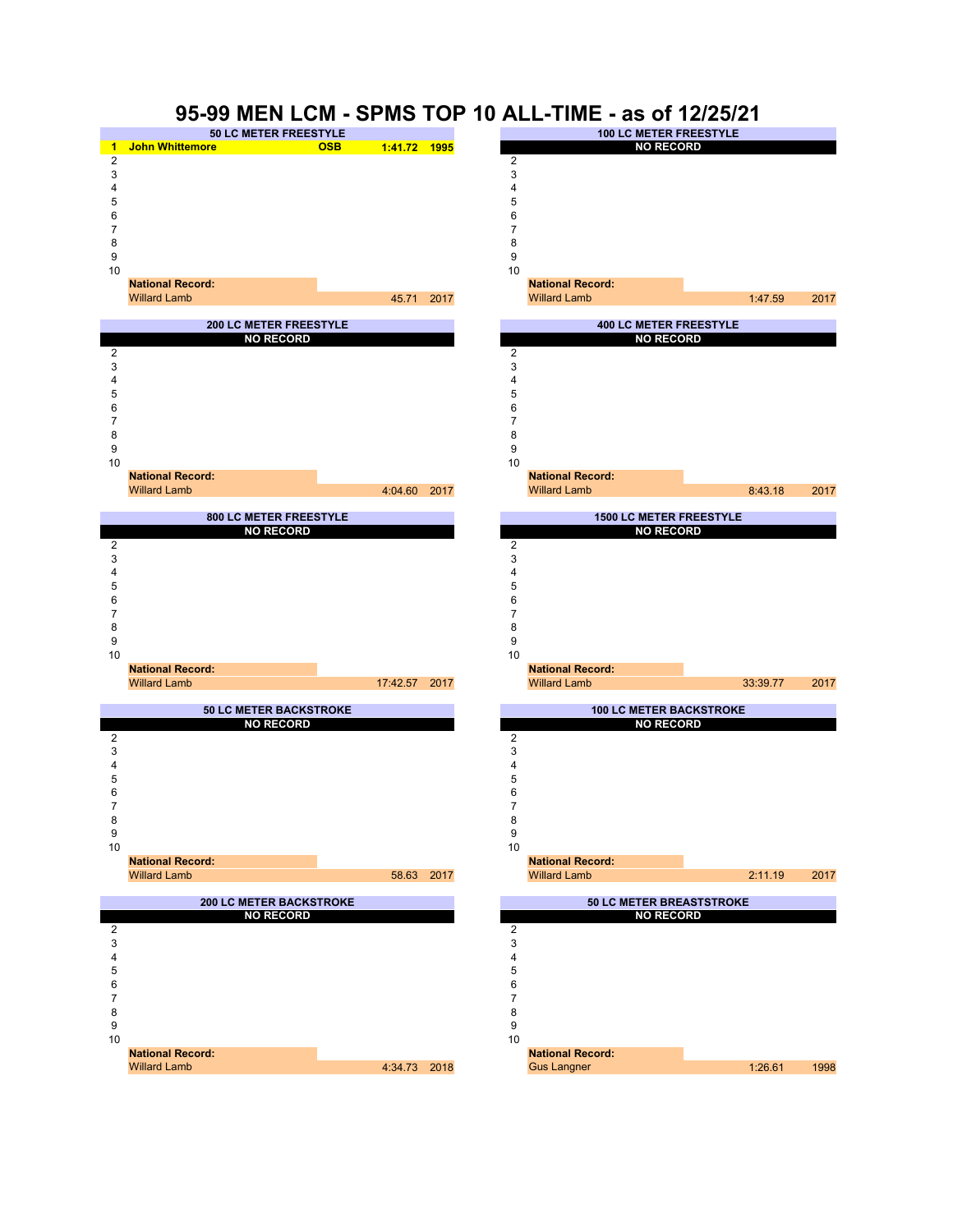# 95-99 MEN LCM - SPMS TOP 10 ALL-TIME - as of 12/25/21

## 50 LC METER FREESTYLE

| Rank | Name | Club | Time | Year |
|---|---|---|---|---|
| 1 | John Whittemore | OSB | 1:41.72 | 1995 |
| 2 | | | | |
| 3 | | | | |
| 4 | | | | |
| 5 | | | | |
| 6 | | | | |
| 7 | | | | |
| 8 | | | | |
| 9 | | | | |
| 10 | | | | |
| | **National Record:** | | | |
| | Willard Lamb | | 45.71 | 2017 |

## 100 LC METER FREESTYLE

| Rank | Name | Club | Time | Year |
|---|---|---|---|---|
| | NO RECORD | | | |
| 2 | | | | |
| 3 | | | | |
| 4 | | | | |
| 5 | | | | |
| 6 | | | | |
| 7 | | | | |
| 8 | | | | |
| 9 | | | | |
| 10 | | | | |
| | **National Record:** | | | |
| | Willard Lamb | | 1:47.59 | 2017 |

## 200 LC METER FREESTYLE

| Rank | Name | Club | Time | Year |
|---|---|---|---|---|
| | NO RECORD | | | |
| 2 | | | | |
| 3 | | | | |
| 4 | | | | |
| 5 | | | | |
| 6 | | | | |
| 7 | | | | |
| 8 | | | | |
| 9 | | | | |
| 10 | | | | |
| | **National Record:** | | | |
| | Willard Lamb | | 4:04.60 | 2017 |

## 400 LC METER FREESTYLE

| Rank | Name | Club | Time | Year |
|---|---|---|---|---|
| | NO RECORD | | | |
| 2 | | | | |
| 3 | | | | |
| 4 | | | | |
| 5 | | | | |
| 6 | | | | |
| 7 | | | | |
| 8 | | | | |
| 9 | | | | |
| 10 | | | | |
| | **National Record:** | | | |
| | Willard Lamb | | 8:43.18 | 2017 |

## 800 LC METER FREESTYLE

| Rank | Name | Club | Time | Year |
|---|---|---|---|---|
| | NO RECORD | | | |
| 2 | | | | |
| 3 | | | | |
| 4 | | | | |
| 5 | | | | |
| 6 | | | | |
| 7 | | | | |
| 8 | | | | |
| 9 | | | | |
| 10 | | | | |
| | **National Record:** | | | |
| | Willard Lamb | | 17:42.57 | 2017 |

## 1500 LC METER FREESTYLE

| Rank | Name | Club | Time | Year |
|---|---|---|---|---|
| | NO RECORD | | | |
| 2 | | | | |
| 3 | | | | |
| 4 | | | | |
| 5 | | | | |
| 6 | | | | |
| 7 | | | | |
| 8 | | | | |
| 9 | | | | |
| 10 | | | | |
| | **National Record:** | | | |
| | Willard Lamb | | 33:39.77 | 2017 |

## 50 LC METER BACKSTROKE

| Rank | Name | Club | Time | Year |
|---|---|---|---|---|
| | NO RECORD | | | |
| 2 | | | | |
| 3 | | | | |
| 4 | | | | |
| 5 | | | | |
| 6 | | | | |
| 7 | | | | |
| 8 | | | | |
| 9 | | | | |
| 10 | | | | |
| | **National Record:** | | | |
| | Willard Lamb | | 58.63 | 2017 |

## 100 LC METER BACKSTROKE

| Rank | Name | Club | Time | Year |
|---|---|---|---|---|
| | NO RECORD | | | |
| 2 | | | | |
| 3 | | | | |
| 4 | | | | |
| 5 | | | | |
| 6 | | | | |
| 7 | | | | |
| 8 | | | | |
| 9 | | | | |
| 10 | | | | |
| | **National Record:** | | | |
| | Willard Lamb | | 2:11.19 | 2017 |

## 200 LC METER BACKSTROKE

| Rank | Name | Club | Time | Year |
|---|---|---|---|---|
| | NO RECORD | | | |
| 2 | | | | |
| 3 | | | | |
| 4 | | | | |
| 5 | | | | |
| 6 | | | | |
| 7 | | | | |
| 8 | | | | |
| 9 | | | | |
| 10 | | | | |
| | **National Record:** | | | |
| | Willard Lamb | | 4:34.73 | 2018 |

## 50 LC METER BREASTSTROKE

| Rank | Name | Club | Time | Year |
|---|---|---|---|---|
| | NO RECORD | | | |
| 2 | | | | |
| 3 | | | | |
| 4 | | | | |
| 5 | | | | |
| 6 | | | | |
| 7 | | | | |
| 8 | | | | |
| 9 | | | | |
| 10 | | | | |
| | **National Record:** | | | |
| | Gus Langner | | 1:26.61 | 1998 |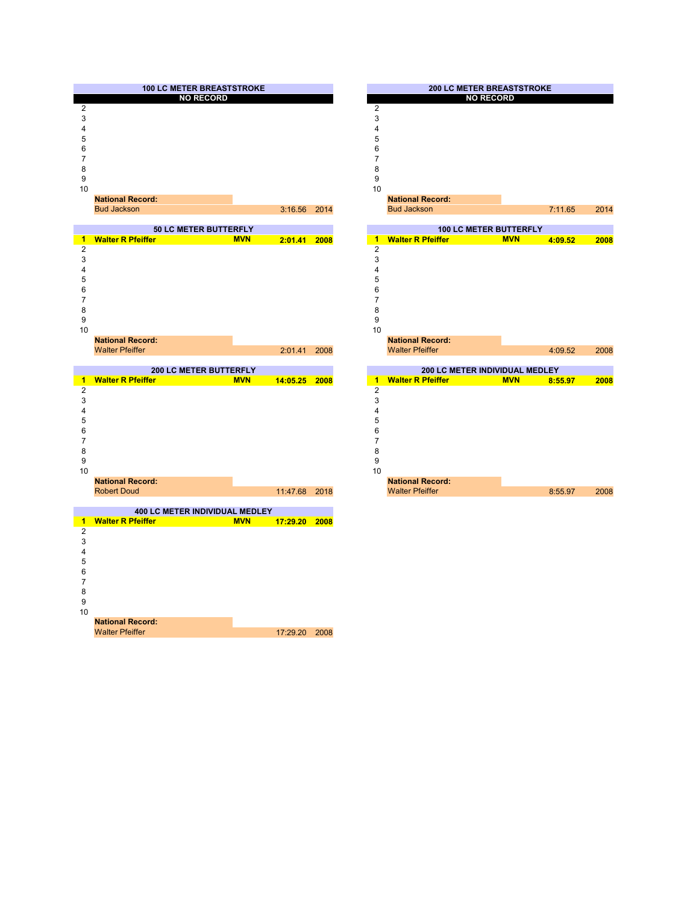## 100 LC METER BREASTSTROKE

| Place | Name | Club | Time | Year |
|---|---|---|---|---|
| NO RECORD | | | | |
| 2 | | | | |
| 3 | | | | |
| 4 | | | | |
| 5 | | | | |
| 6 | | | | |
| 7 | | | | |
| 8 | | | | |
| 9 | | | | |
| 10 | | | | |

**National Record:**
Bud Jackson 3:16.56 2014

## 200 LC METER BREASTSTROKE

| Place | Name | Club | Time | Year |
|---|---|---|---|---|
| NO RECORD | | | | |
| 2 | | | | |
| 3 | | | | |
| 4 | | | | |
| 5 | | | | |
| 6 | | | | |
| 7 | | | | |
| 8 | | | | |
| 9 | | | | |
| 10 | | | | |

**National Record:**
Bud Jackson 7:11.65 2014

## 50 LC METER BUTTERFLY

| Place | Name | Club | Time | Year |
|---|---|---|---|---|
| **1** | **Walter R Pfeiffer** | **MVN** | **2:01.41** | **2008** |
| 2 | | | | |
| 3 | | | | |
| 4 | | | | |
| 5 | | | | |
| 6 | | | | |
| 7 | | | | |
| 8 | | | | |
| 9 | | | | |
| 10 | | | | |

**National Record:**
Walter Pfeiffer 2:01.41 2008

## 100 LC METER BUTTERFLY

| Place | Name | Club | Time | Year |
|---|---|---|---|---|
| **1** | **Walter R Pfeiffer** | **MVN** | **4:09.52** | **2008** |
| 2 | | | | |
| 3 | | | | |
| 4 | | | | |
| 5 | | | | |
| 6 | | | | |
| 7 | | | | |
| 8 | | | | |
| 9 | | | | |
| 10 | | | | |

**National Record:**
Walter Pfeiffer 4:09.52 2008

## 200 LC METER BUTTERFLY

| Place | Name | Club | Time | Year |
|---|---|---|---|---|
| **1** | **Walter R Pfeiffer** | **MVN** | **14:05.25** | **2008** |
| 2 | | | | |
| 3 | | | | |
| 4 | | | | |
| 5 | | | | |
| 6 | | | | |
| 7 | | | | |
| 8 | | | | |
| 9 | | | | |
| 10 | | | | |

**National Record:**
Robert Doud 11:47.68 2018

## 200 LC METER INDIVIDUAL MEDLEY

| Place | Name | Club | Time | Year |
|---|---|---|---|---|
| **1** | **Walter R Pfeiffer** | **MVN** | **8:55.97** | **2008** |
| 2 | | | | |
| 3 | | | | |
| 4 | | | | |
| 5 | | | | |
| 6 | | | | |
| 7 | | | | |
| 8 | | | | |
| 9 | | | | |
| 10 | | | | |

**National Record:**
Walter Pfeiffer 8:55.97 2008

## 400 LC METER INDIVIDUAL MEDLEY

| Place | Name | Club | Time | Year |
|---|---|---|---|---|
| **1** | **Walter R Pfeiffer** | **MVN** | **17:29.20** | **2008** |
| 2 | | | | |
| 3 | | | | |
| 4 | | | | |
| 5 | | | | |
| 6 | | | | |
| 7 | | | | |
| 8 | | | | |
| 9 | | | | |
| 10 | | | | |

**National Record:**
Walter Pfeiffer 17:29.20 2008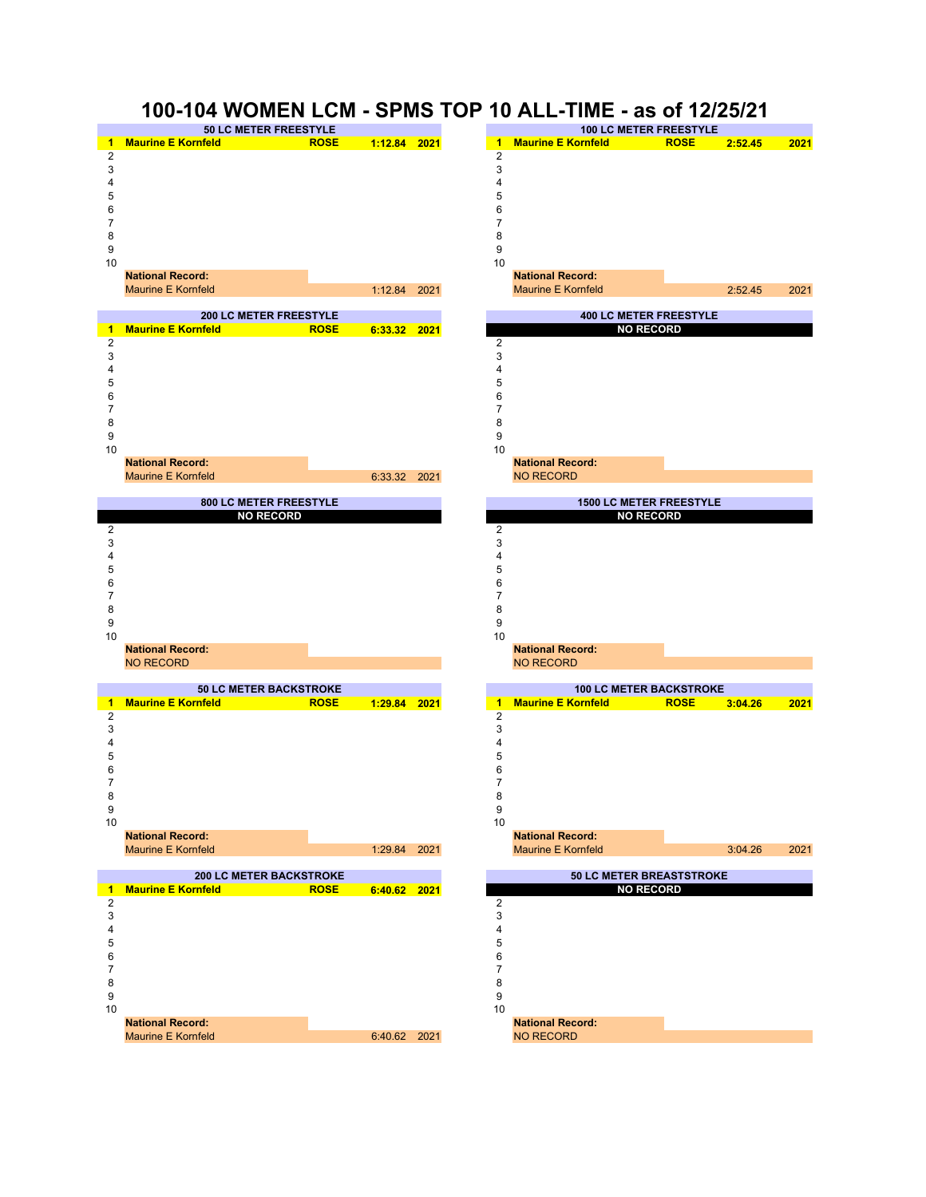# 100-104 WOMEN LCM - SPMS TOP 10 ALL-TIME - as of 12/25/21

### 50 LC METER FREESTYLE

| Rank | Name | Club | Time | Year |
|---|---|---|---|---|
| 1 | **Maurine E Kornfeld** | **ROSE** | **1:12.84** | **2021** |
| 2 | | | | |
| 3 | | | | |
| 4 | | | | |
| 5 | | | | |
| 6 | | | | |
| 7 | | | | |
| 8 | | | | |
| 9 | | | | |
| 10 | | | | |

**National Record:**
Maurine E Kornfeld 1:12.84 2021

### 100 LC METER FREESTYLE

| Rank | Name | Club | Time | Year |
|---|---|---|---|---|
| 1 | **Maurine E Kornfeld** | **ROSE** | **2:52.45** | **2021** |
| 2 | | | | |
| 3 | | | | |
| 4 | | | | |
| 5 | | | | |
| 6 | | | | |
| 7 | | | | |
| 8 | | | | |
| 9 | | | | |
| 10 | | | | |

**National Record:**
Maurine E Kornfeld 2:52.45 2021

### 200 LC METER FREESTYLE

| Rank | Name | Club | Time | Year |
|---|---|---|---|---|
| 1 | **Maurine E Kornfeld** | **ROSE** | **6:33.32** | **2021** |
| 2 | | | | |
| 3 | | | | |
| 4 | | | | |
| 5 | | | | |
| 6 | | | | |
| 7 | | | | |
| 8 | | | | |
| 9 | | | | |
| 10 | | | | |

**National Record:**
Maurine E Kornfeld 6:33.32 2021

### 400 LC METER FREESTYLE

**NO RECORD**

| Rank | Name | Club | Time | Year |
|---|---|---|---|---|
| 2 | | | | |
| 3 | | | | |
| 4 | | | | |
| 5 | | | | |
| 6 | | | | |
| 7 | | | | |
| 8 | | | | |
| 9 | | | | |
| 10 | | | | |

**National Record:**
NO RECORD

### 800 LC METER FREESTYLE

**NO RECORD**

| Rank | Name | Club | Time | Year |
|---|---|---|---|---|
| 2 | | | | |
| 3 | | | | |
| 4 | | | | |
| 5 | | | | |
| 6 | | | | |
| 7 | | | | |
| 8 | | | | |
| 9 | | | | |
| 10 | | | | |

**National Record:**
NO RECORD

### 1500 LC METER FREESTYLE

**NO RECORD**

| Rank | Name | Club | Time | Year |
|---|---|---|---|---|
| 2 | | | | |
| 3 | | | | |
| 4 | | | | |
| 5 | | | | |
| 6 | | | | |
| 7 | | | | |
| 8 | | | | |
| 9 | | | | |
| 10 | | | | |

**National Record:**
NO RECORD

### 50 LC METER BACKSTROKE

| Rank | Name | Club | Time | Year |
|---|---|---|---|---|
| 1 | **Maurine E Kornfeld** | **ROSE** | **1:29.84** | **2021** |
| 2 | | | | |
| 3 | | | | |
| 4 | | | | |
| 5 | | | | |
| 6 | | | | |
| 7 | | | | |
| 8 | | | | |
| 9 | | | | |
| 10 | | | | |

**National Record:**
Maurine E Kornfeld 1:29.84 2021

### 100 LC METER BACKSTROKE

| Rank | Name | Club | Time | Year |
|---|---|---|---|---|
| 1 | **Maurine E Kornfeld** | **ROSE** | **3:04.26** | **2021** |
| 2 | | | | |
| 3 | | | | |
| 4 | | | | |
| 5 | | | | |
| 6 | | | | |
| 7 | | | | |
| 8 | | | | |
| 9 | | | | |
| 10 | | | | |

**National Record:**
Maurine E Kornfeld 3:04.26 2021

### 200 LC METER BACKSTROKE

| Rank | Name | Club | Time | Year |
|---|---|---|---|---|
| 1 | **Maurine E Kornfeld** | **ROSE** | **6:40.62** | **2021** |
| 2 | | | | |
| 3 | | | | |
| 4 | | | | |
| 5 | | | | |
| 6 | | | | |
| 7 | | | | |
| 8 | | | | |
| 9 | | | | |
| 10 | | | | |

**National Record:**
Maurine E Kornfeld 6:40.62 2021

### 50 LC METER BREASTSTROKE

**NO RECORD**

| Rank | Name | Club | Time | Year |
|---|---|---|---|---|
| 2 | | | | |
| 3 | | | | |
| 4 | | | | |
| 5 | | | | |
| 6 | | | | |
| 7 | | | | |
| 8 | | | | |
| 9 | | | | |
| 10 | | | | |

**National Record:**
NO RECORD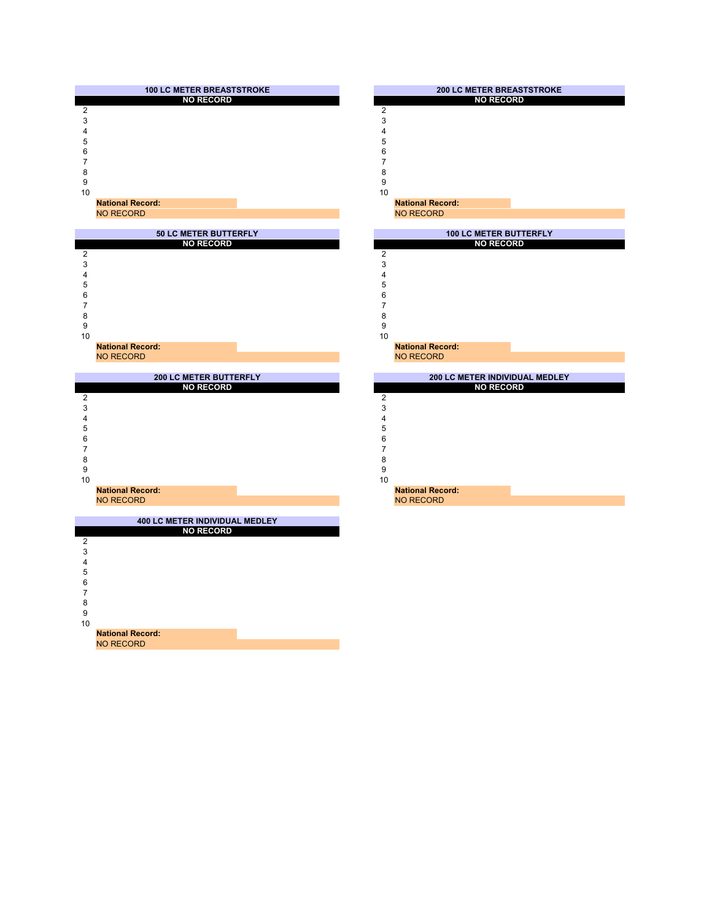| 100 LC METER BREASTSTROKE |
| --- |
| NO RECORD |
| 2 |
| 3 |
| 4 |
| 5 |
| 6 |
| 7 |
| 8 |
| 9 |
| 10 |
| **National Record:** |
| NO RECORD |

| 200 LC METER BREASTSTROKE |
| --- |
| NO RECORD |
| 2 |
| 3 |
| 4 |
| 5 |
| 6 |
| 7 |
| 8 |
| 9 |
| 10 |
| **National Record:** |
| NO RECORD |

| 50 LC METER BUTTERFLY |
| --- |
| NO RECORD |
| 2 |
| 3 |
| 4 |
| 5 |
| 6 |
| 7 |
| 8 |
| 9 |
| 10 |
| **National Record:** |
| NO RECORD |

| 100 LC METER BUTTERFLY |
| --- |
| NO RECORD |
| 2 |
| 3 |
| 4 |
| 5 |
| 6 |
| 7 |
| 8 |
| 9 |
| 10 |
| **National Record:** |
| NO RECORD |

| 200 LC METER BUTTERFLY |
| --- |
| NO RECORD |
| 2 |
| 3 |
| 4 |
| 5 |
| 6 |
| 7 |
| 8 |
| 9 |
| 10 |
| **National Record:** |
| NO RECORD |

| 200 LC METER INDIVIDUAL MEDLEY |
| --- |
| NO RECORD |
| 2 |
| 3 |
| 4 |
| 5 |
| 6 |
| 7 |
| 8 |
| 9 |
| 10 |
| **National Record:** |
| NO RECORD |

| 400 LC METER INDIVIDUAL MEDLEY |
| --- |
| NO RECORD |
| 2 |
| 3 |
| 4 |
| 5 |
| 6 |
| 7 |
| 8 |
| 9 |
| 10 |
| **National Record:** |
| NO RECORD |